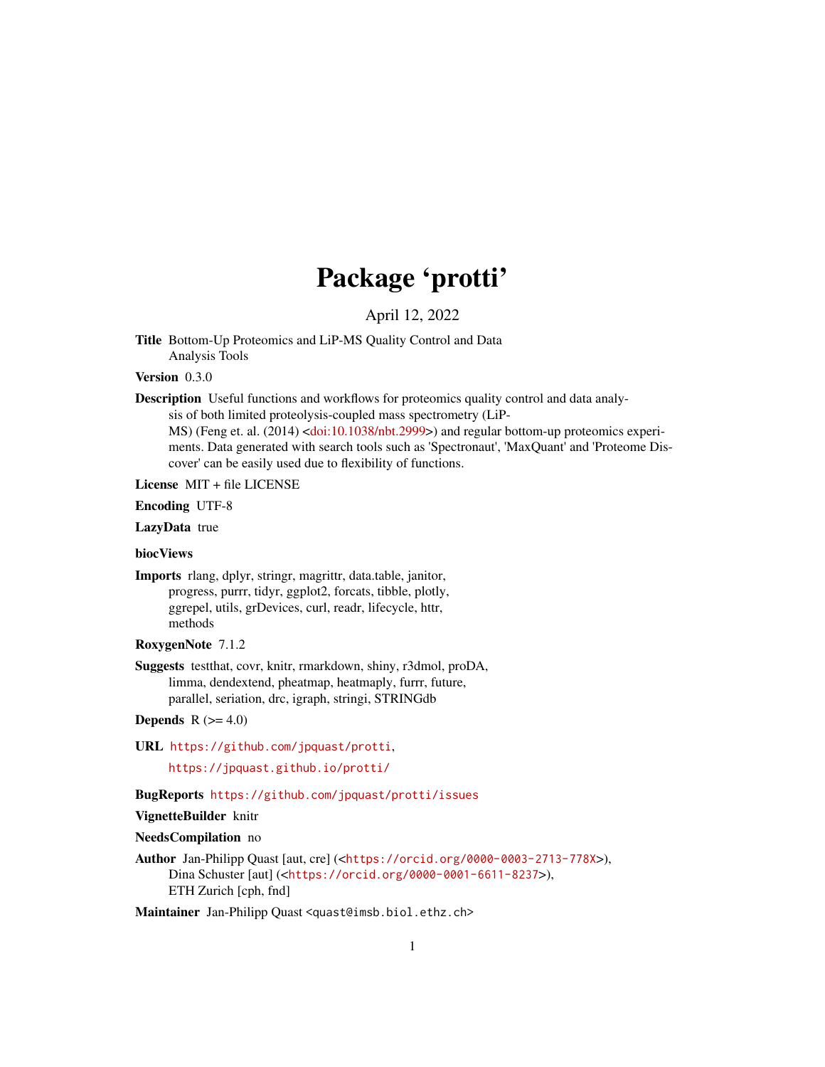# Package 'protti'

April 12, 2022

**Title** Bottom-Up Proteomics and LiP-MS Quality Control and Data Analysis Tools

**Version** 0.3.0

**Description** Useful functions and workflows for proteomics quality control and data analysis of both limited proteolysis-coupled mass spectrometry (LiP-MS) (Feng et. al. (2014) <doi:10.1038/nbt.2999>) and regular bottom-up proteomics experiments. Data generated with search tools such as 'Spectronaut', 'MaxQuant' and 'Proteome Discover' can be easily used due to flexibility of functions.

**License** MIT + file LICENSE

**Encoding** UTF-8

**LazyData** true

**biocViews**

**Imports** rlang, dplyr, stringr, magrittr, data.table, janitor, progress, purrr, tidyr, ggplot2, forcats, tibble, plotly, ggrepel, utils, grDevices, curl, readr, lifecycle, httr, methods

**RoxygenNote** 7.1.2

**Suggests** testthat, covr, knitr, rmarkdown, shiny, r3dmol, proDA, limma, dendextend, pheatmap, heatmaply, furrr, future, parallel, seriation, drc, igraph, stringi, STRINGdb

**Depends** R (>= 4.0)

**URL** https://github.com/jpquast/protti, https://jpquast.github.io/protti/

**BugReports** https://github.com/jpquast/protti/issues

**VignetteBuilder** knitr

**NeedsCompilation** no

**Author** Jan-Philipp Quast [aut, cre] (<https://orcid.org/0000-0003-2713-778X>), Dina Schuster [aut] (<https://orcid.org/0000-0001-6611-8237>), ETH Zurich [cph, fnd]

**Maintainer** Jan-Philipp Quast <quast@imsb.biol.ethz.ch>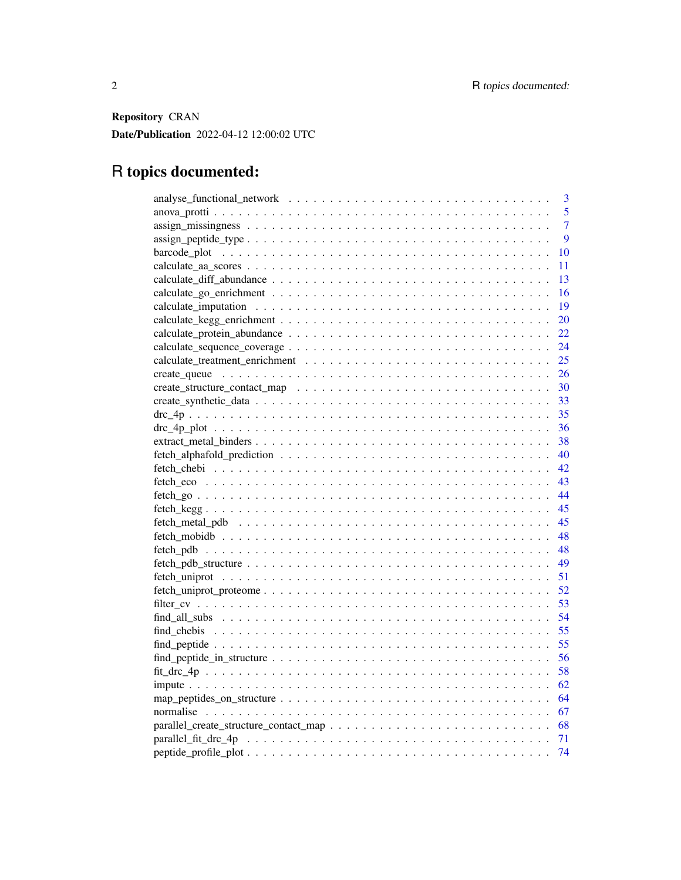**Repository** CRAN

**Date/Publication** 2022-04-12 12:00:02 UTC

# R topics documented:

| | |
|---|---|
| analyse_functional_network | 3 |
| anova_protti | 5 |
| assign_missingness | 7 |
| assign_peptide_type | 9 |
| barcode_plot | 10 |
| calculate_aa_scores | 11 |
| calculate_diff_abundance | 13 |
| calculate_go_enrichment | 16 |
| calculate_imputation | 19 |
| calculate_kegg_enrichment | 20 |
| calculate_protein_abundance | 22 |
| calculate_sequence_coverage | 24 |
| calculate_treatment_enrichment | 25 |
| create_queue | 26 |
| create_structure_contact_map | 30 |
| create_synthetic_data | 33 |
| drc_4p | 35 |
| drc_4p_plot | 36 |
| extract_metal_binders | 38 |
| fetch_alphafold_prediction | 40 |
| fetch_chebi | 42 |
| fetch_eco | 43 |
| fetch_go | 44 |
| fetch_kegg | 45 |
| fetch_metal_pdb | 45 |
| fetch_mobidb | 48 |
| fetch_pdb | 48 |
| fetch_pdb_structure | 49 |
| fetch_uniprot | 51 |
| fetch_uniprot_proteome | 52 |
| filter_cv | 53 |
| find_all_subs | 54 |
| find_chebis | 55 |
| find_peptide | 55 |
| find_peptide_in_structure | 56 |
| fit_drc_4p | 58 |
| impute | 62 |
| map_peptides_on_structure | 64 |
| normalise | 67 |
| parallel_create_structure_contact_map | 68 |
| parallel_fit_drc_4p | 71 |
| peptide_profile_plot | 74 |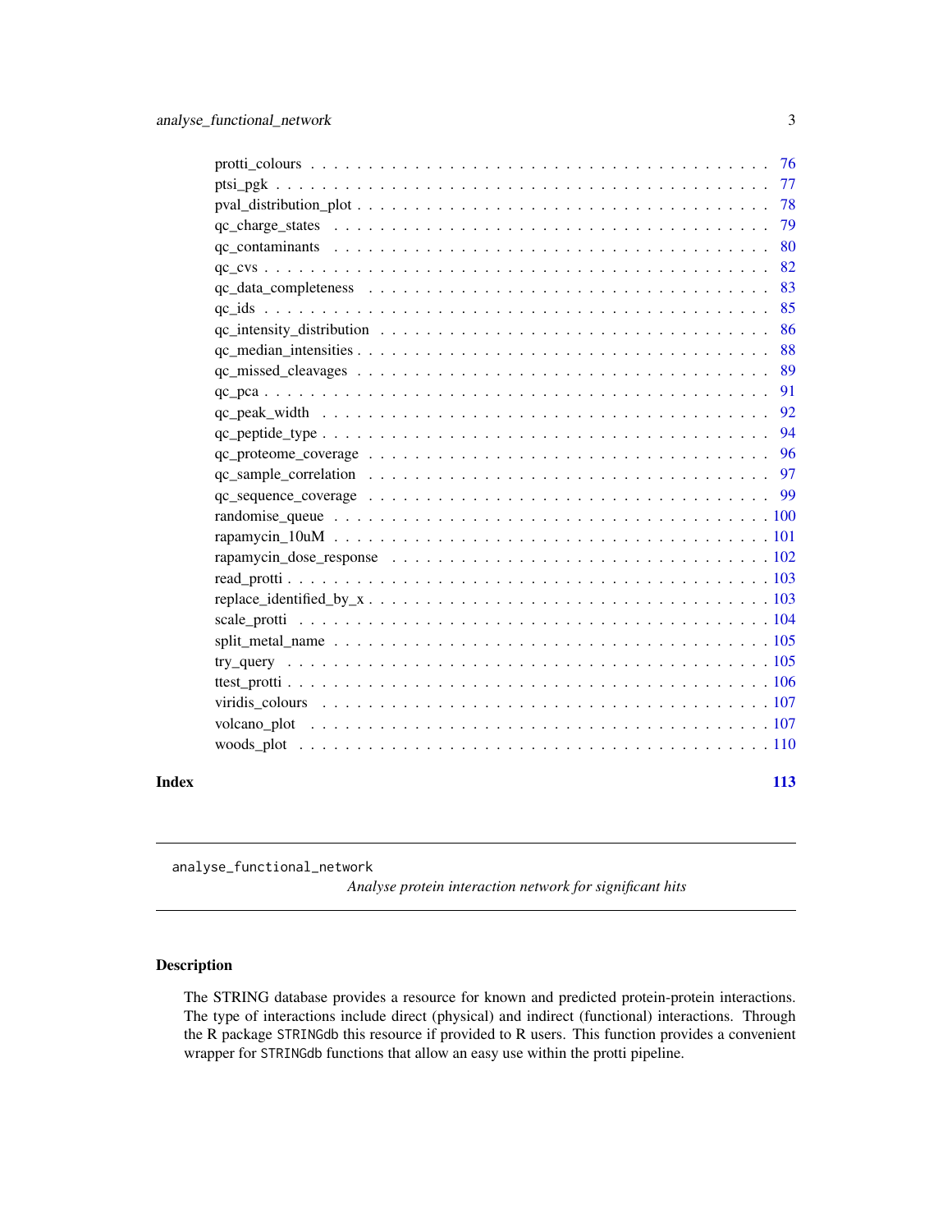protti_colours . . . . . . . . . . . . . . . . . . . . . . . . . . . . . . . . . . . . 76
ptsi_pgk . . . . . . . . . . . . . . . . . . . . . . . . . . . . . . . . . . . . . . . 77
pval_distribution_plot . . . . . . . . . . . . . . . . . . . . . . . . . . . . . . . . . 78
qc_charge_states . . . . . . . . . . . . . . . . . . . . . . . . . . . . . . . . . . . 79
qc_contaminants . . . . . . . . . . . . . . . . . . . . . . . . . . . . . . . . . . . 80
qc_cvs . . . . . . . . . . . . . . . . . . . . . . . . . . . . . . . . . . . . . . . . . 82
qc_data_completeness . . . . . . . . . . . . . . . . . . . . . . . . . . . . . . . . 83
qc_ids . . . . . . . . . . . . . . . . . . . . . . . . . . . . . . . . . . . . . . . . . 85
qc_intensity_distribution . . . . . . . . . . . . . . . . . . . . . . . . . . . . . . 86
qc_median_intensities . . . . . . . . . . . . . . . . . . . . . . . . . . . . . . . . 88
qc_missed_cleavages . . . . . . . . . . . . . . . . . . . . . . . . . . . . . . . . . 89
qc_pca . . . . . . . . . . . . . . . . . . . . . . . . . . . . . . . . . . . . . . . . . 91
qc_peak_width . . . . . . . . . . . . . . . . . . . . . . . . . . . . . . . . . . . . 92
qc_peptide_type . . . . . . . . . . . . . . . . . . . . . . . . . . . . . . . . . . . 94
qc_proteome_coverage . . . . . . . . . . . . . . . . . . . . . . . . . . . . . . . . 96
qc_sample_correlation . . . . . . . . . . . . . . . . . . . . . . . . . . . . . . . . 97
qc_sequence_coverage . . . . . . . . . . . . . . . . . . . . . . . . . . . . . . . . 99
randomise_queue . . . . . . . . . . . . . . . . . . . . . . . . . . . . . . . . . . . 100
rapamycin_10uM . . . . . . . . . . . . . . . . . . . . . . . . . . . . . . . . . . . 101
rapamycin_dose_response . . . . . . . . . . . . . . . . . . . . . . . . . . . . . . 102
read_protti . . . . . . . . . . . . . . . . . . . . . . . . . . . . . . . . . . . . . . 103
replace_identified_by_x . . . . . . . . . . . . . . . . . . . . . . . . . . . . . . . 103
scale_protti . . . . . . . . . . . . . . . . . . . . . . . . . . . . . . . . . . . . . 104
split_metal_name . . . . . . . . . . . . . . . . . . . . . . . . . . . . . . . . . . . 105
try_query . . . . . . . . . . . . . . . . . . . . . . . . . . . . . . . . . . . . . . . 105
ttest_protti . . . . . . . . . . . . . . . . . . . . . . . . . . . . . . . . . . . . . . 106
viridis_colours . . . . . . . . . . . . . . . . . . . . . . . . . . . . . . . . . . . . 107
volcano_plot . . . . . . . . . . . . . . . . . . . . . . . . . . . . . . . . . . . . . 107
woods_plot . . . . . . . . . . . . . . . . . . . . . . . . . . . . . . . . . . . . . . 110

**Index** **113**

---

`analyse_functional_network` *Analyse protein interaction network for significant hits*

---

## Description

The STRING database provides a resource for known and predicted protein-protein interactions. The type of interactions include direct (physical) and indirect (functional) interactions. Through the R package `STRINGdb` this resource if provided to R users. This function provides a convenient wrapper for `STRINGdb` functions that allow an easy use within the protti pipeline.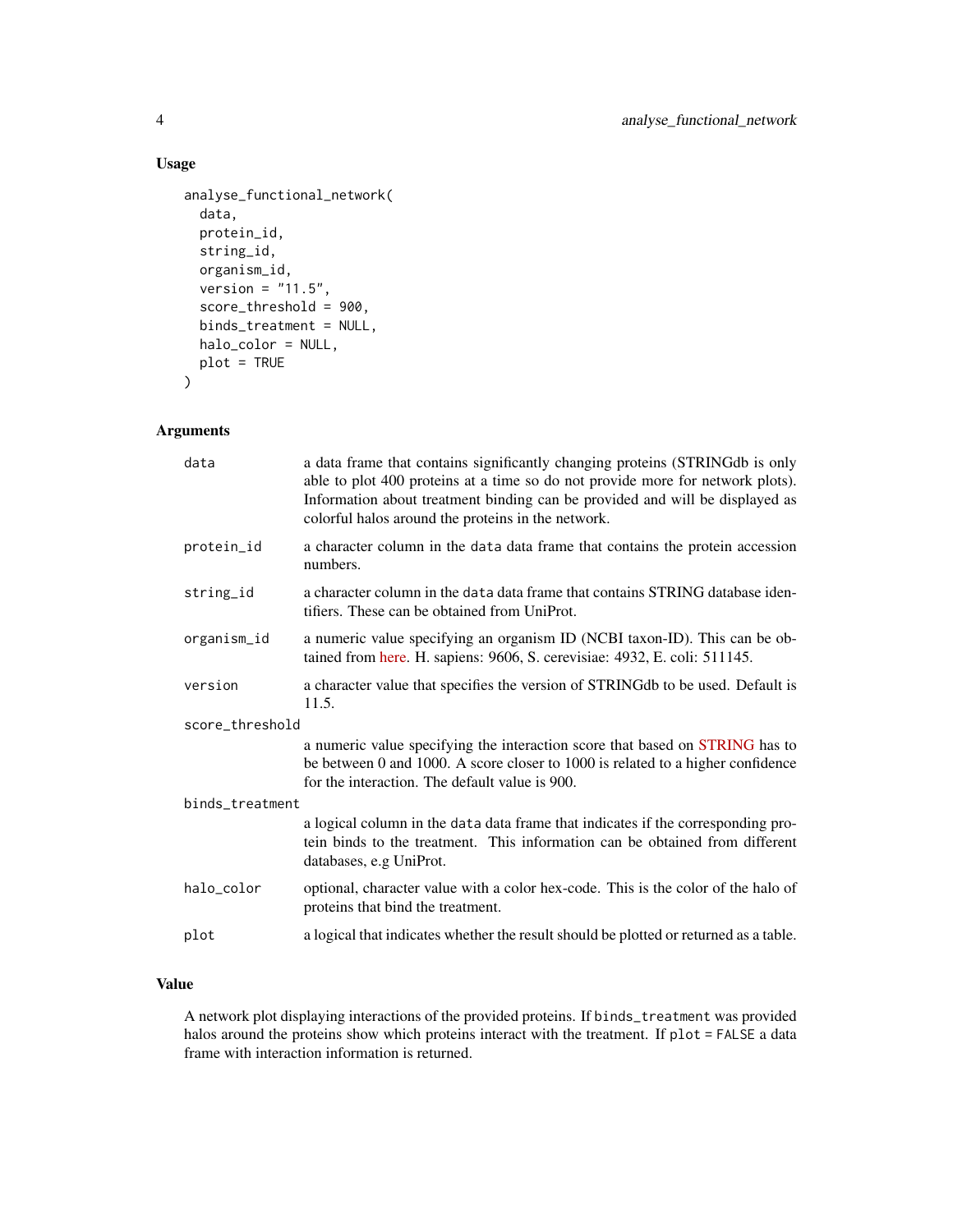## Usage

```
analyse_functional_network(
  data,
  protein_id,
  string_id,
  organism_id,
  version = "11.5",
  score_threshold = 900,
  binds_treatment = NULL,
  halo_color = NULL,
  plot = TRUE
)
```

## Arguments

- `data` — a data frame that contains significantly changing proteins (STRINGdb is only able to plot 400 proteins at a time so do not provide more for network plots). Information about treatment binding can be provided and will be displayed as colorful halos around the proteins in the network.
- `protein_id` — a character column in the `data` data frame that contains the protein accession numbers.
- `string_id` — a character column in the `data` data frame that contains STRING database identifiers. These can be obtained from UniProt.
- `organism_id` — a numeric value specifying an organism ID (NCBI taxon-ID). This can be obtained from here. H. sapiens: 9606, S. cerevisiae: 4932, E. coli: 511145.
- `version` — a character value that specifies the version of STRINGdb to be used. Default is 11.5.
- `score_threshold` — a numeric value specifying the interaction score that based on STRING has to be between 0 and 1000. A score closer to 1000 is related to a higher confidence for the interaction. The default value is 900.
- `binds_treatment` — a logical column in the `data` data frame that indicates if the corresponding protein binds to the treatment. This information can be obtained from different databases, e.g UniProt.
- `halo_color` — optional, character value with a color hex-code. This is the color of the halo of proteins that bind the treatment.
- `plot` — a logical that indicates whether the result should be plotted or returned as a table.

## Value

A network plot displaying interactions of the provided proteins. If `binds_treatment` was provided halos around the proteins show which proteins interact with the treatment. If `plot = FALSE` a data frame with interaction information is returned.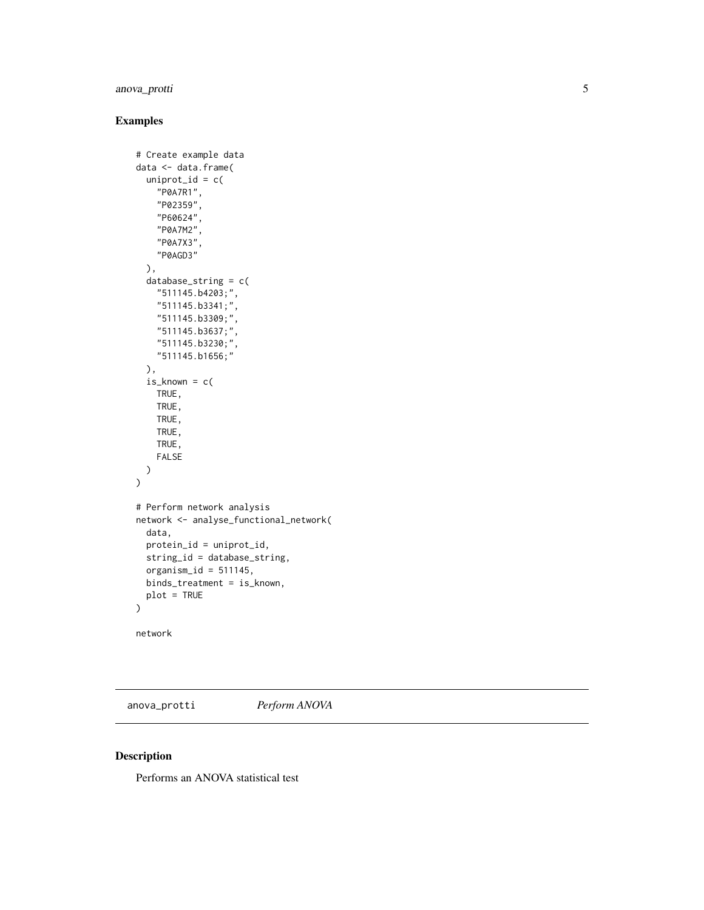## Examples

```
# Create example data
data <- data.frame(
  uniprot_id = c(
    "P0A7R1",
    "P02359",
    "P60624",
    "P0A7M2",
    "P0A7X3",
    "P0AGD3"
  ),
  database_string = c(
    "511145.b4203;",
    "511145.b3341;",
    "511145.b3309;",
    "511145.b3637;",
    "511145.b3230;",
    "511145.b1656;"
  ),
  is_known = c(
    TRUE,
    TRUE,
    TRUE,
    TRUE,
    TRUE,
    FALSE
  )
)

# Perform network analysis
network <- analyse_functional_network(
  data,
  protein_id = uniprot_id,
  string_id = database_string,
  organism_id = 511145,
  binds_treatment = is_known,
  plot = TRUE
)

network
```

---

anova_protti *Perform ANOVA*

---

## Description

Performs an ANOVA statistical test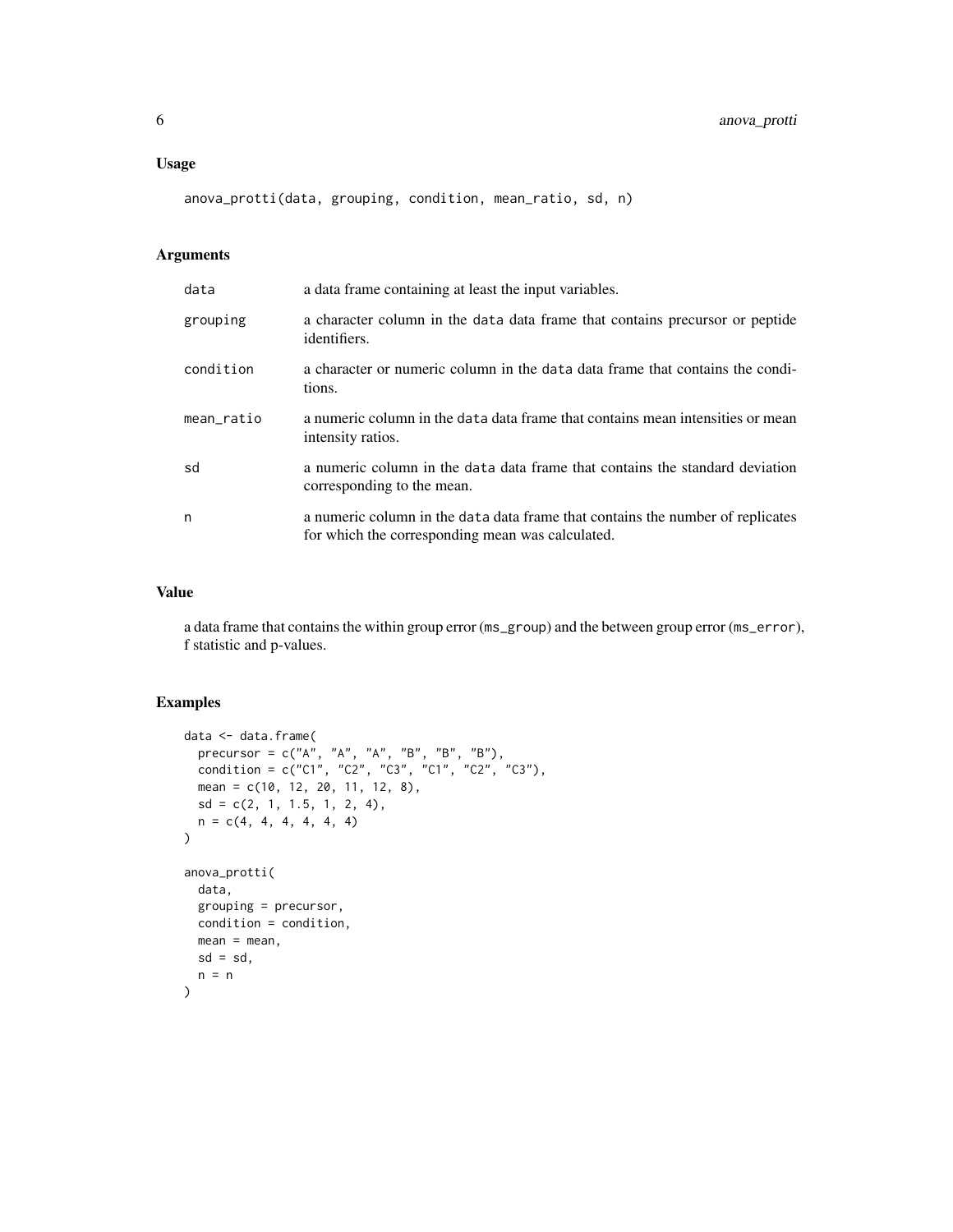## Usage

```
anova_protti(data, grouping, condition, mean_ratio, sd, n)
```

## Arguments

| | |
|---|---|
| data | a data frame containing at least the input variables. |
| grouping | a character column in the data data frame that contains precursor or peptide identifiers. |
| condition | a character or numeric column in the data data frame that contains the conditions. |
| mean_ratio | a numeric column in the data data frame that contains mean intensities or mean intensity ratios. |
| sd | a numeric column in the data data frame that contains the standard deviation corresponding to the mean. |
| n | a numeric column in the data data frame that contains the number of replicates for which the corresponding mean was calculated. |

## Value

a data frame that contains the within group error (ms_group) and the between group error (ms_error), f statistic and p-values.

## Examples

```
data <- data.frame(
  precursor = c("A", "A", "A", "B", "B", "B"),
  condition = c("C1", "C2", "C3", "C1", "C2", "C3"),
  mean = c(10, 12, 20, 11, 12, 8),
  sd = c(2, 1, 1.5, 1, 2, 4),
  n = c(4, 4, 4, 4, 4, 4)
)

anova_protti(
  data,
  grouping = precursor,
  condition = condition,
  mean = mean,
  sd = sd,
  n = n
)
```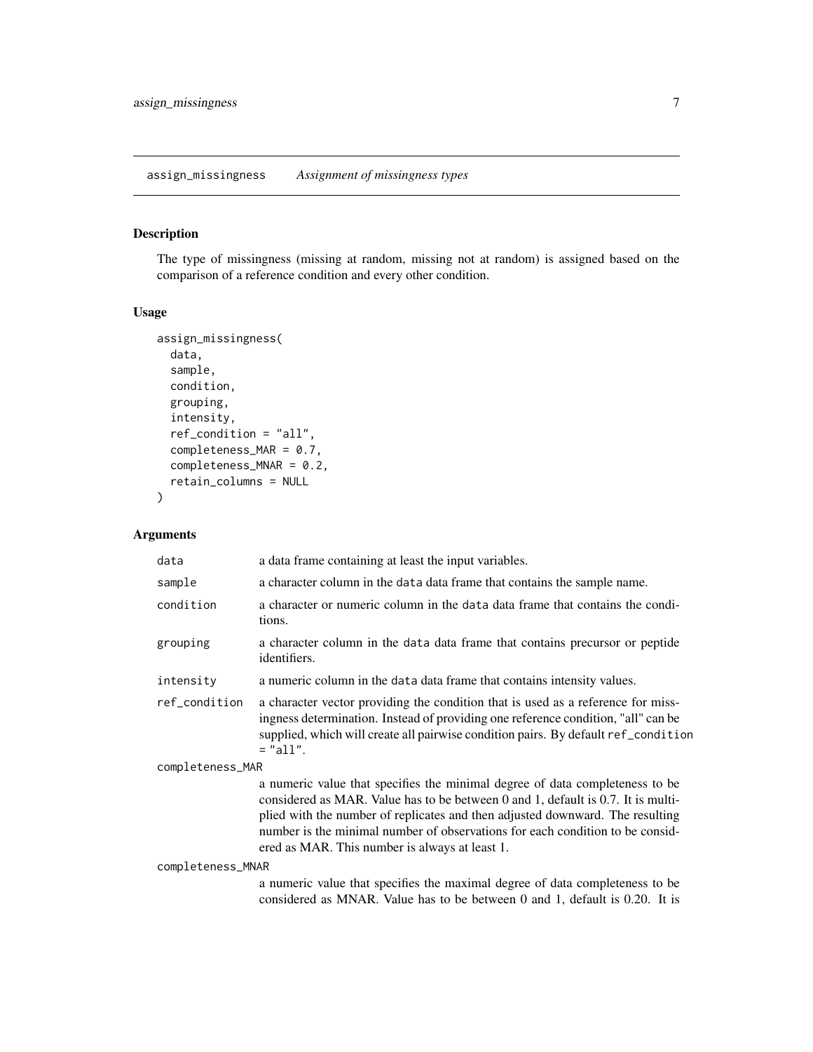## assign_missingness *Assignment of missingness types*

### Description

The type of missingness (missing at random, missing not at random) is assigned based on the comparison of a reference condition and every other condition.

### Usage

```
assign_missingness(
  data,
  sample,
  condition,
  grouping,
  intensity,
  ref_condition = "all",
  completeness_MAR = 0.7,
  completeness_MNAR = 0.2,
  retain_columns = NULL
)
```

### Arguments

| Argument | Description |
| --- | --- |
| `data` | a data frame containing at least the input variables. |
| `sample` | a character column in the `data` data frame that contains the sample name. |
| `condition` | a character or numeric column in the `data` data frame that contains the conditions. |
| `grouping` | a character column in the `data` data frame that contains precursor or peptide identifiers. |
| `intensity` | a numeric column in the `data` data frame that contains intensity values. |
| `ref_condition` | a character vector providing the condition that is used as a reference for missingness determination. Instead of providing one reference condition, "all" can be supplied, which will create all pairwise condition pairs. By default `ref_condition = "all"`. |
| `completeness_MAR` | a numeric value that specifies the minimal degree of data completeness to be considered as MAR. Value has to be between 0 and 1, default is 0.7. It is multiplied with the number of replicates and then adjusted downward. The resulting number is the minimal number of observations for each condition to be considered as MAR. This number is always at least 1. |
| `completeness_MNAR` | a numeric value that specifies the maximal degree of data completeness to be considered as MNAR. Value has to be between 0 and 1, default is 0.20. It is |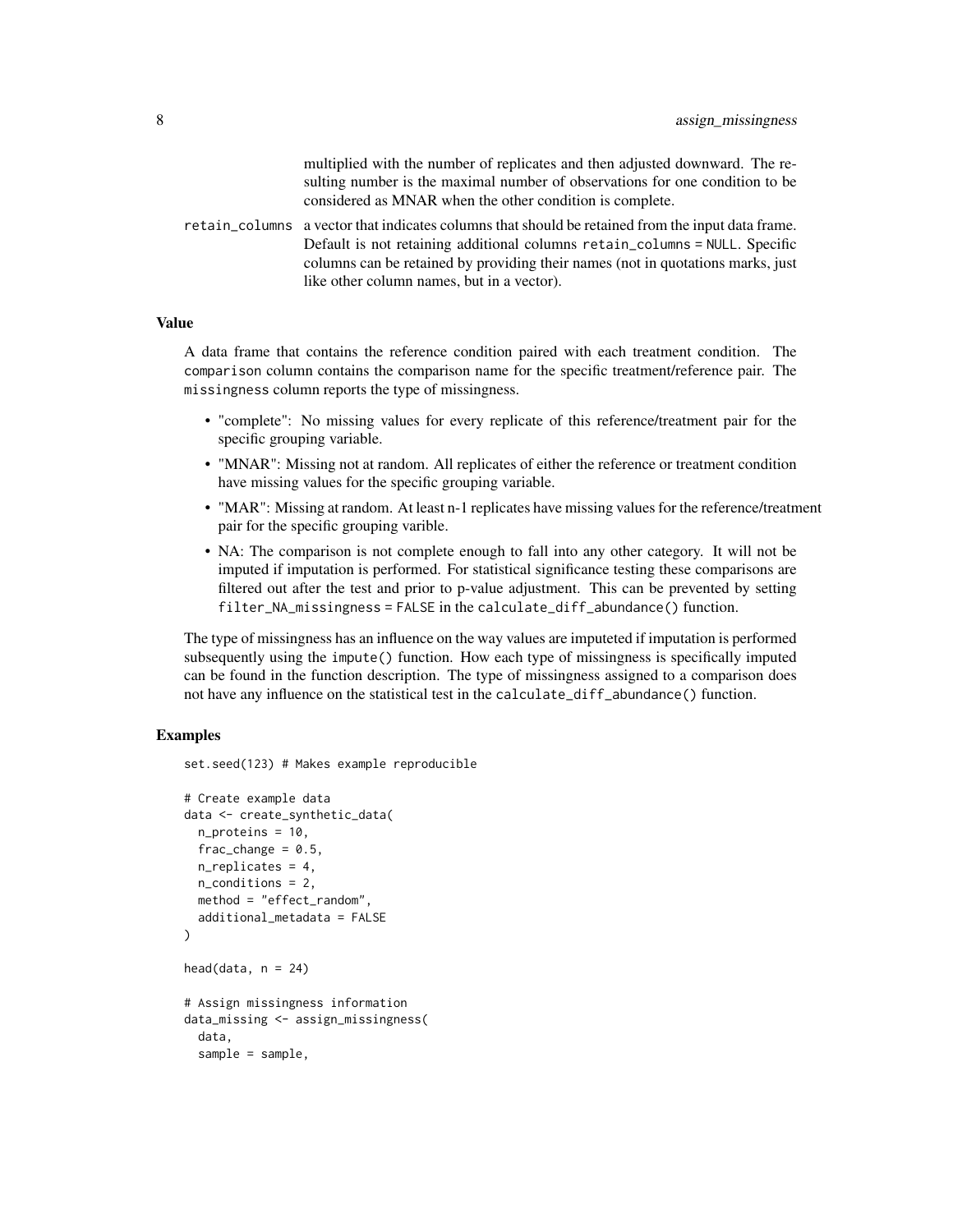multiplied with the number of replicates and then adjusted downward. The resulting number is the maximal number of observations for one condition to be considered as MNAR when the other condition is complete.

`retain_columns` a vector that indicates columns that should be retained from the input data frame. Default is not retaining additional columns `retain_columns = NULL`. Specific columns can be retained by providing their names (not in quotations marks, just like other column names, but in a vector).

### Value

A data frame that contains the reference condition paired with each treatment condition. The `comparison` column contains the comparison name for the specific treatment/reference pair. The `missingness` column reports the type of missingness.

- "complete": No missing values for every replicate of this reference/treatment pair for the specific grouping variable.
- "MNAR": Missing not at random. All replicates of either the reference or treatment condition have missing values for the specific grouping variable.
- "MAR": Missing at random. At least n-1 replicates have missing values for the reference/treatment pair for the specific grouping varible.
- NA: The comparison is not complete enough to fall into any other category. It will not be imputed if imputation is performed. For statistical significance testing these comparisons are filtered out after the test and prior to p-value adjustment. This can be prevented by setting `filter_NA_missingness = FALSE` in the `calculate_diff_abundance()` function.

The type of missingness has an influence on the way values are imputeted if imputation is performed subsequently using the `impute()` function. How each type of missingness is specifically imputed can be found in the function description. The type of missingness assigned to a comparison does not have any influence on the statistical test in the `calculate_diff_abundance()` function.

### Examples

```
set.seed(123) # Makes example reproducible

# Create example data
data <- create_synthetic_data(
  n_proteins = 10,
  frac_change = 0.5,
  n_replicates = 4,
  n_conditions = 2,
  method = "effect_random",
  additional_metadata = FALSE
)

head(data, n = 24)

# Assign missingness information
data_missing <- assign_missingness(
  data,
  sample = sample,
```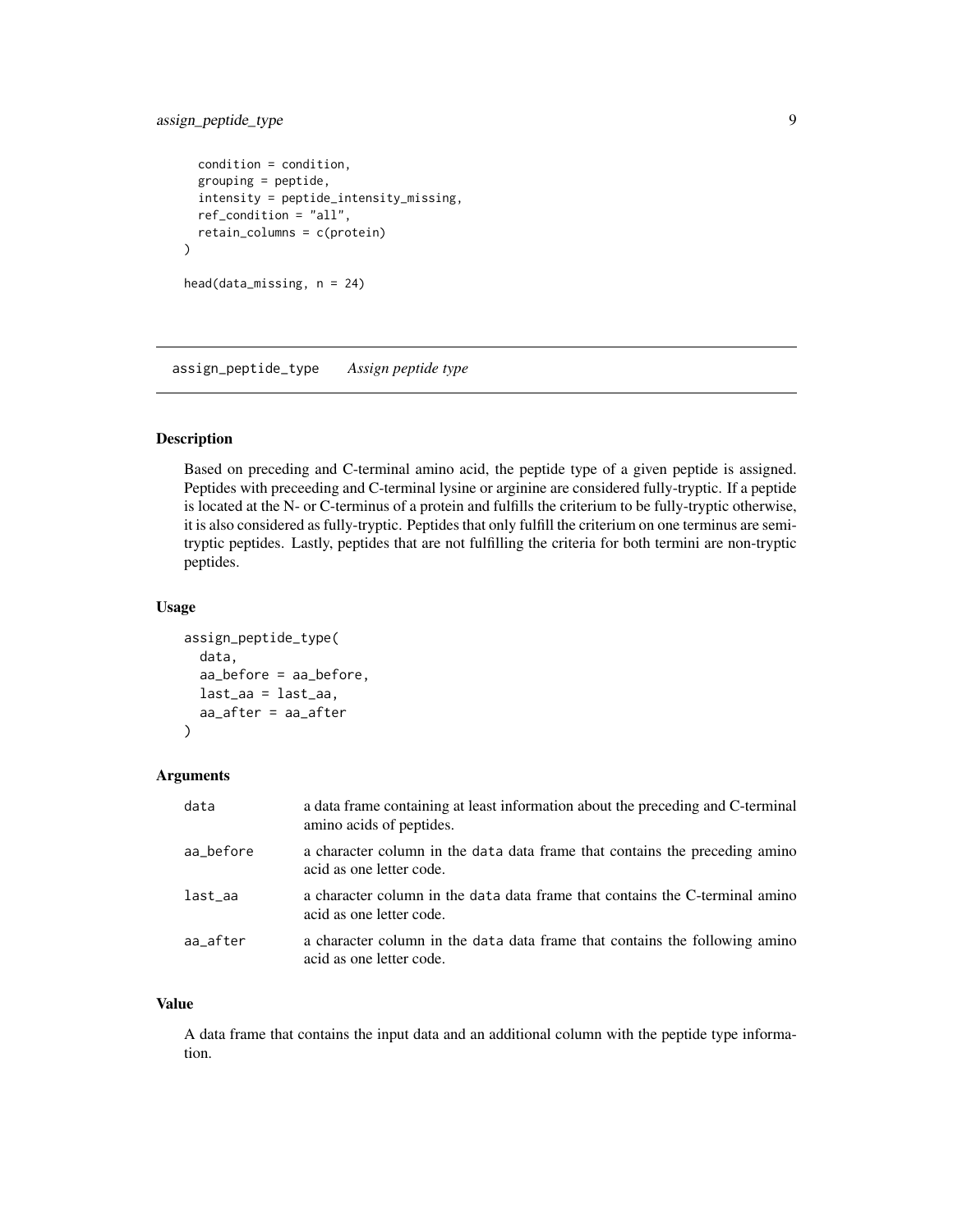```
  condition = condition,
  grouping = peptide,
  intensity = peptide_intensity_missing,
  ref_condition = "all",
  retain_columns = c(protein)
)

head(data_missing, n = 24)
```

## assign_peptide_type *Assign peptide type*

### Description

Based on preceding and C-terminal amino acid, the peptide type of a given peptide is assigned. Peptides with preceeding and C-terminal lysine or arginine are considered fully-tryptic. If a peptide is located at the N- or C-terminus of a protein and fulfills the criterium to be fully-tryptic otherwise, it is also considered as fully-tryptic. Peptides that only fulfill the criterium on one terminus are semi-tryptic peptides. Lastly, peptides that are not fulfilling the criteria for both termini are non-tryptic peptides.

### Usage

```
assign_peptide_type(
  data,
  aa_before = aa_before,
  last_aa = last_aa,
  aa_after = aa_after
)
```

### Arguments

| | |
|---|---|
| data | a data frame containing at least information about the preceding and C-terminal amino acids of peptides. |
| aa_before | a character column in the data data frame that contains the preceding amino acid as one letter code. |
| last_aa | a character column in the data data frame that contains the C-terminal amino acid as one letter code. |
| aa_after | a character column in the data data frame that contains the following amino acid as one letter code. |

### Value

A data frame that contains the input data and an additional column with the peptide type information.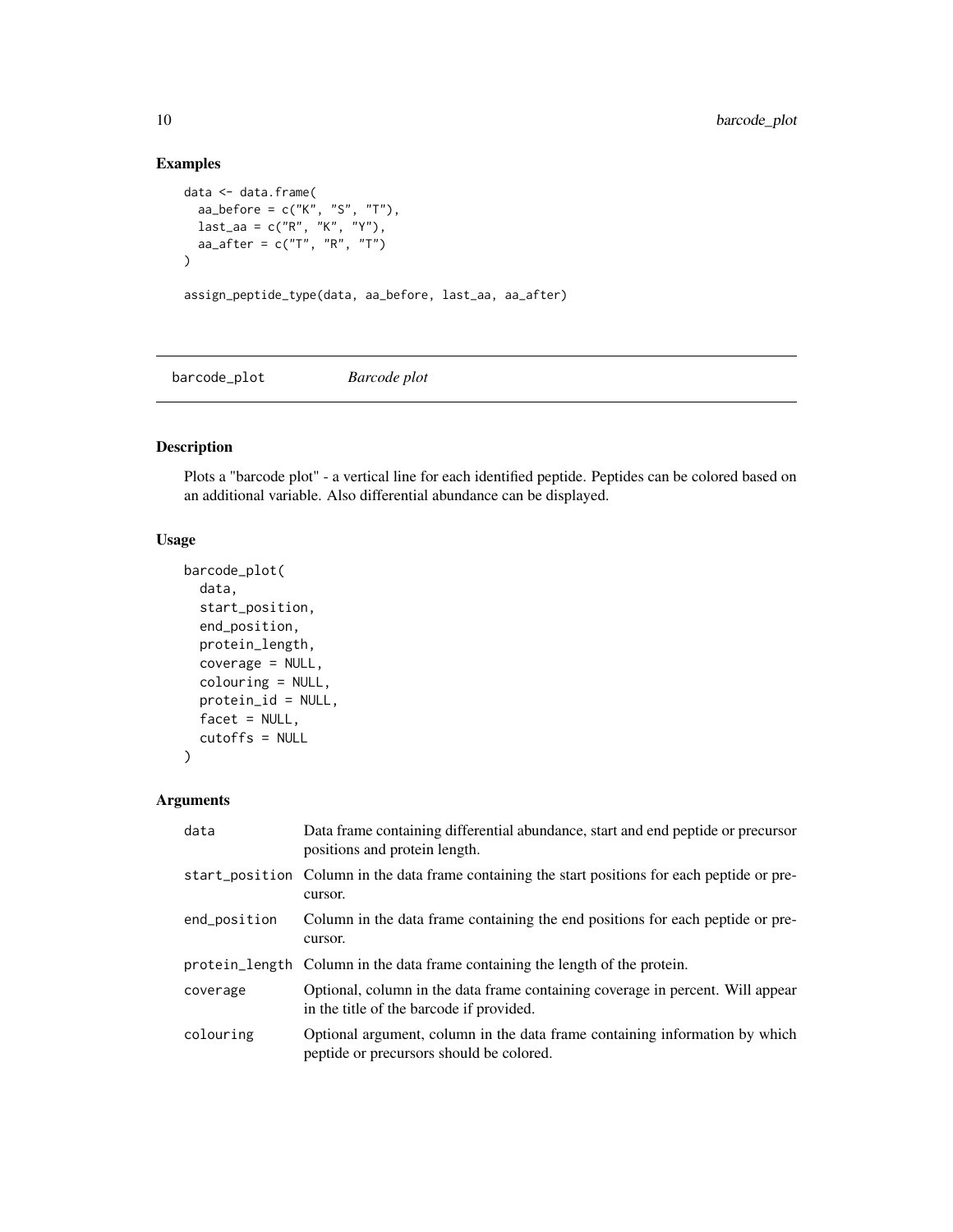## Examples

```
data <- data.frame(
  aa_before = c("K", "S", "T"),
  last_aa = c("R", "K", "Y"),
  aa_after = c("T", "R", "T")
)

assign_peptide_type(data, aa_before, last_aa, aa_after)
```

---

# barcode_plot *Barcode plot*

---

## Description

Plots a "barcode plot" - a vertical line for each identified peptide. Peptides can be colored based on an additional variable. Also differential abundance can be displayed.

## Usage

```
barcode_plot(
  data,
  start_position,
  end_position,
  protein_length,
  coverage = NULL,
  colouring = NULL,
  protein_id = NULL,
  facet = NULL,
  cutoffs = NULL
)
```

## Arguments

| | |
|---|---|
| `data` | Data frame containing differential abundance, start and end peptide or precursor positions and protein length. |
| `start_position` | Column in the data frame containing the start positions for each peptide or precursor. |
| `end_position` | Column in the data frame containing the end positions for each peptide or precursor. |
| `protein_length` | Column in the data frame containing the length of the protein. |
| `coverage` | Optional, column in the data frame containing coverage in percent. Will appear in the title of the barcode if provided. |
| `colouring` | Optional argument, column in the data frame containing information by which peptide or precursors should be colored. |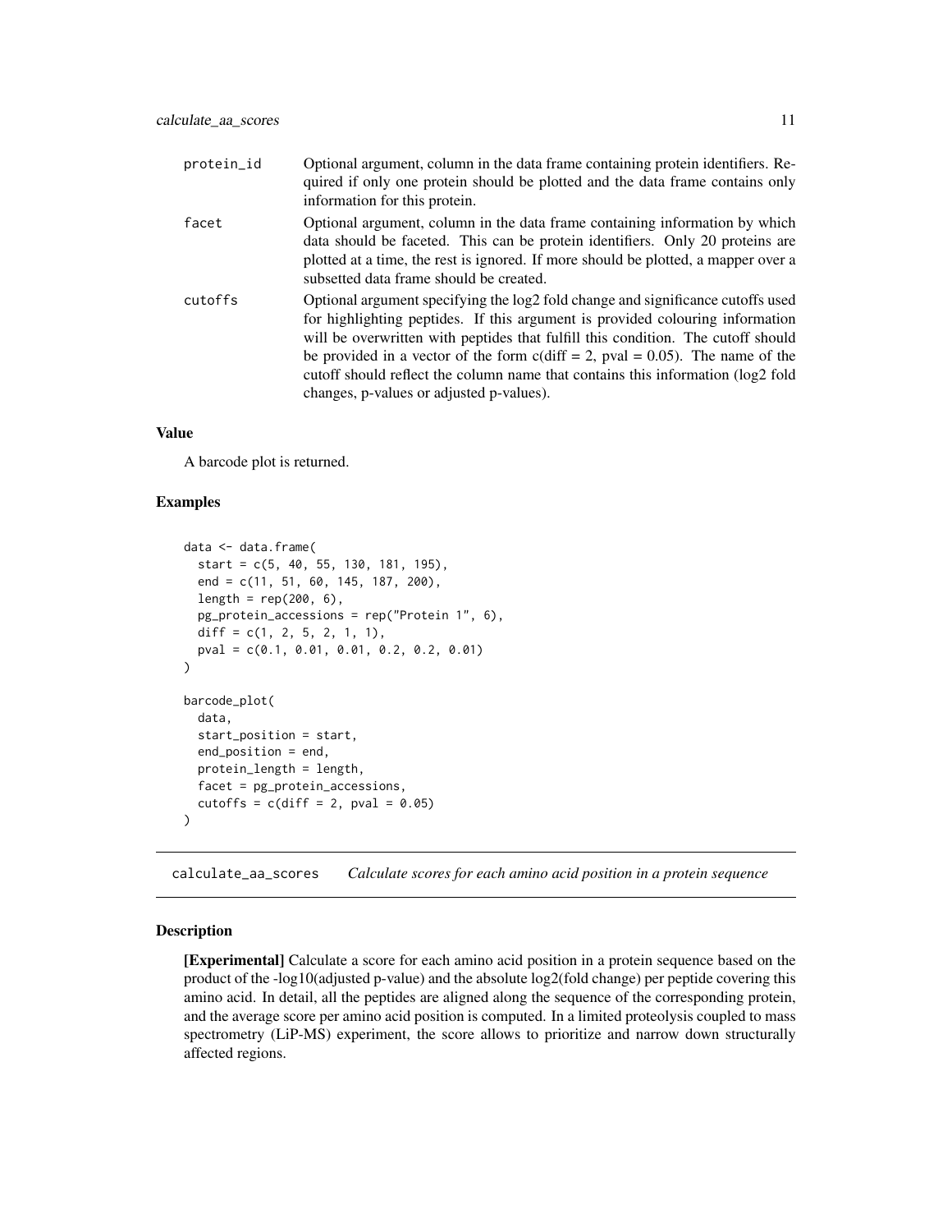| | |
|---|---|
| protein_id | Optional argument, column in the data frame containing protein identifiers. Required if only one protein should be plotted and the data frame contains only information for this protein. |
| facet | Optional argument, column in the data frame containing information by which data should be faceted. This can be protein identifiers. Only 20 proteins are plotted at a time, the rest is ignored. If more should be plotted, a mapper over a subsetted data frame should be created. |
| cutoffs | Optional argument specifying the log2 fold change and significance cutoffs used for highlighting peptides. If this argument is provided colouring information will be overwritten with peptides that fulfill this condition. The cutoff should be provided in a vector of the form c(diff = 2, pval = 0.05). The name of the cutoff should reflect the column name that contains this information (log2 fold changes, p-values or adjusted p-values). |

### Value

A barcode plot is returned.

### Examples

```
data <- data.frame(
  start = c(5, 40, 55, 130, 181, 195),
  end = c(11, 51, 60, 145, 187, 200),
  length = rep(200, 6),
  pg_protein_accessions = rep("Protein 1", 6),
  diff = c(1, 2, 5, 2, 1, 1),
  pval = c(0.1, 0.01, 0.01, 0.2, 0.2, 0.01)
)

barcode_plot(
  data,
  start_position = start,
  end_position = end,
  protein_length = length,
  facet = pg_protein_accessions,
  cutoffs = c(diff = 2, pval = 0.05)
)
```

---

## calculate_aa_scores *Calculate scores for each amino acid position in a protein sequence*

### Description

**[Experimental]** Calculate a score for each amino acid position in a protein sequence based on the product of the -log10(adjusted p-value) and the absolute log2(fold change) per peptide covering this amino acid. In detail, all the peptides are aligned along the sequence of the corresponding protein, and the average score per amino acid position is computed. In a limited proteolysis coupled to mass spectrometry (LiP-MS) experiment, the score allows to prioritize and narrow down structurally affected regions.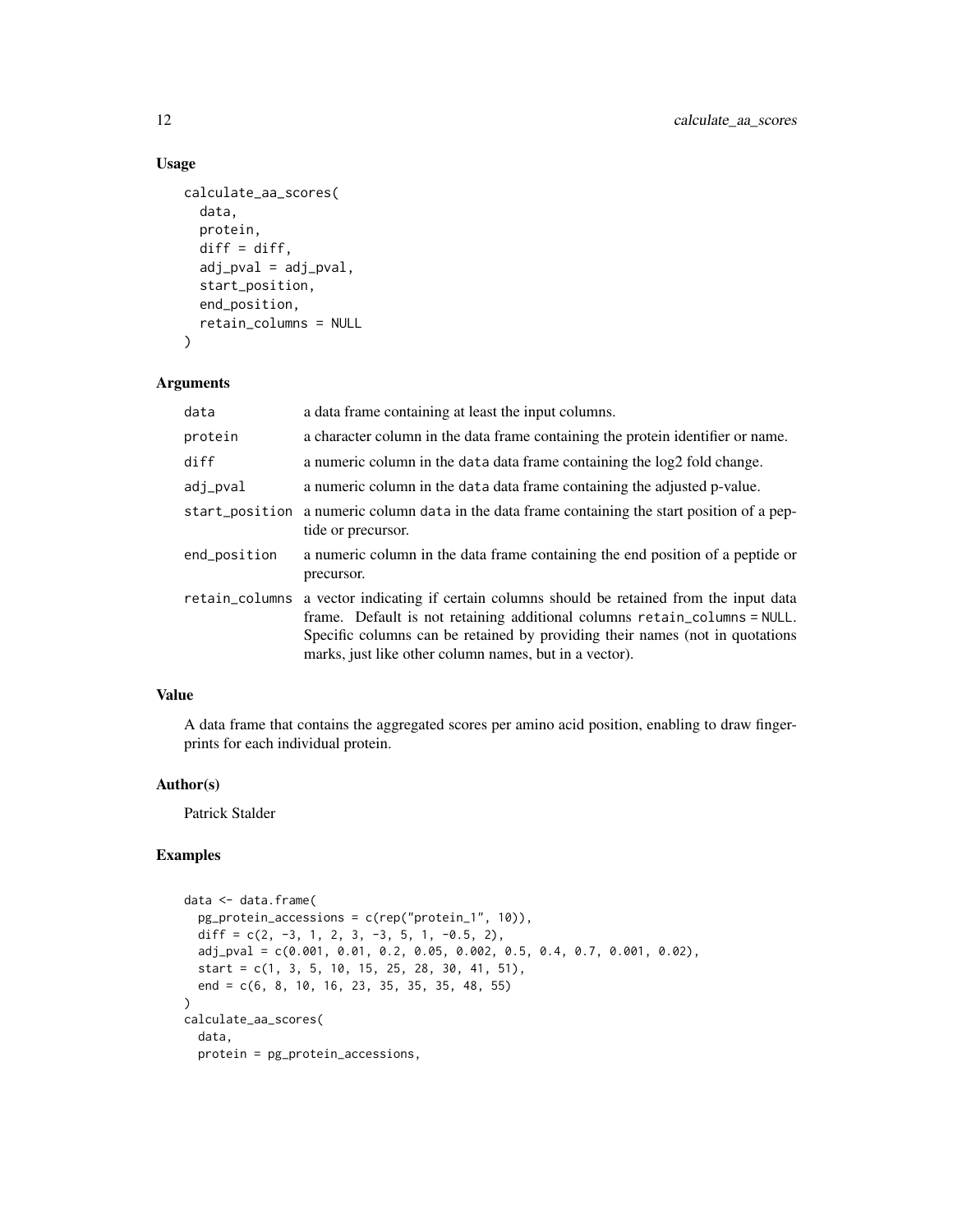## Usage

```
calculate_aa_scores(
  data,
  protein,
  diff = diff,
  adj_pval = adj_pval,
  start_position,
  end_position,
  retain_columns = NULL
)
```

## Arguments

| | |
|---|---|
| data | a data frame containing at least the input columns. |
| protein | a character column in the data frame containing the protein identifier or name. |
| diff | a numeric column in the data data frame containing the log2 fold change. |
| adj_pval | a numeric column in the data data frame containing the adjusted p-value. |
| start_position | a numeric column data in the data frame containing the start position of a peptide or precursor. |
| end_position | a numeric column in the data frame containing the end position of a peptide or precursor. |
| retain_columns | a vector indicating if certain columns should be retained from the input data frame. Default is not retaining additional columns retain_columns = NULL. Specific columns can be retained by providing their names (not in quotations marks, just like other column names, but in a vector). |

## Value

A data frame that contains the aggregated scores per amino acid position, enabling to draw fingerprints for each individual protein.

## Author(s)

Patrick Stalder

## Examples

```
data <- data.frame(
  pg_protein_accessions = c(rep("protein_1", 10)),
  diff = c(2, -3, 1, 2, 3, -3, 5, 1, -0.5, 2),
  adj_pval = c(0.001, 0.01, 0.2, 0.05, 0.002, 0.5, 0.4, 0.7, 0.001, 0.02),
  start = c(1, 3, 5, 10, 15, 25, 28, 30, 41, 51),
  end = c(6, 8, 10, 16, 23, 35, 35, 35, 48, 55)
)
calculate_aa_scores(
  data,
  protein = pg_protein_accessions,
```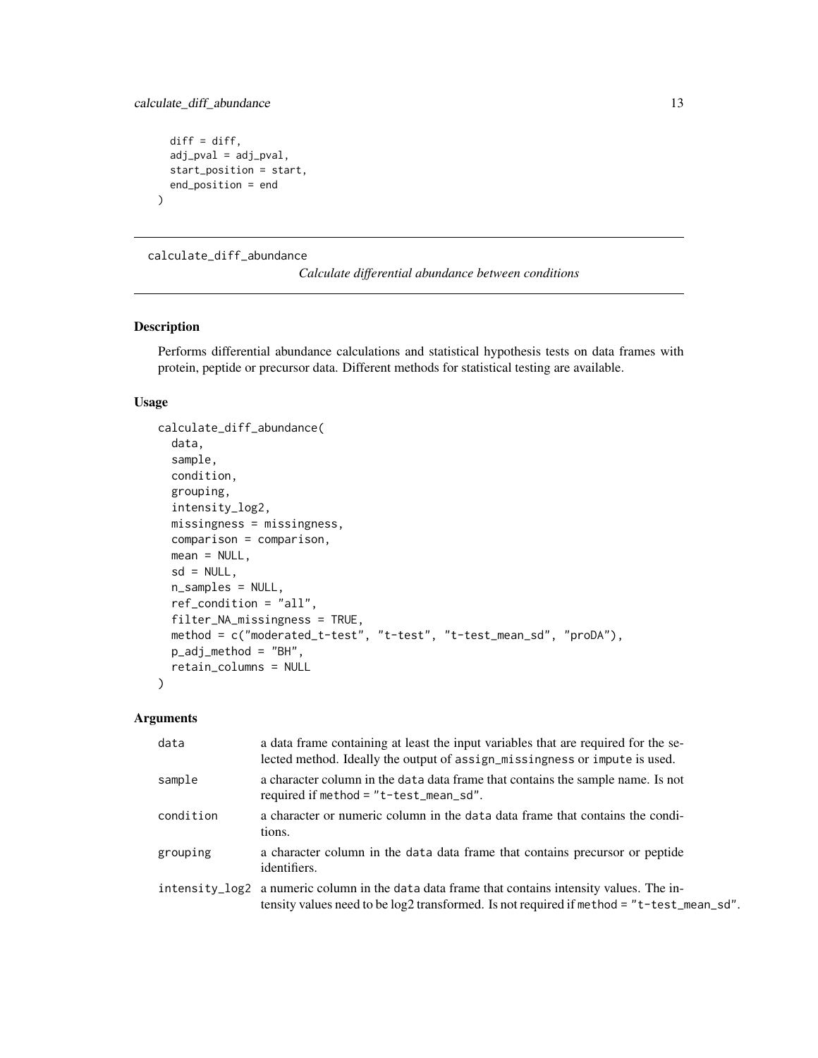```
  diff = diff,
  adj_pval = adj_pval,
  start_position = start,
  end_position = end
)
```

---

## calculate_diff_abundance

*Calculate differential abundance between conditions*

### Description

Performs differential abundance calculations and statistical hypothesis tests on data frames with protein, peptide or precursor data. Different methods for statistical testing are available.

### Usage

```
calculate_diff_abundance(
  data,
  sample,
  condition,
  grouping,
  intensity_log2,
  missingness = missingness,
  comparison = comparison,
  mean = NULL,
  sd = NULL,
  n_samples = NULL,
  ref_condition = "all",
  filter_NA_missingness = TRUE,
  method = c("moderated_t-test", "t-test", "t-test_mean_sd", "proDA"),
  p_adj_method = "BH",
  retain_columns = NULL
)
```

### Arguments

| | |
|---|---|
| `data` | a data frame containing at least the input variables that are required for the selected method. Ideally the output of `assign_missingness` or `impute` is used. |
| `sample` | a character column in the `data` data frame that contains the sample name. Is not required if `method = "t-test_mean_sd"`. |
| `condition` | a character or numeric column in the `data` data frame that contains the conditions. |
| `grouping` | a character column in the `data` data frame that contains precursor or peptide identifiers. |
| `intensity_log2` | a numeric column in the `data` data frame that contains intensity values. The intensity values need to be log2 transformed. Is not required if `method = "t-test_mean_sd"`. |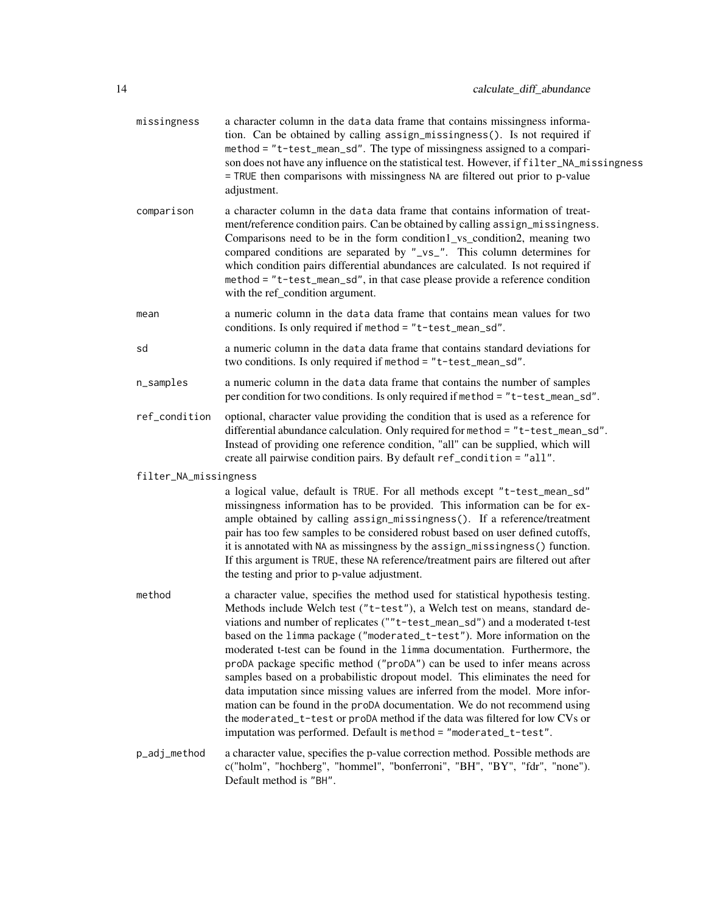missingness
: a character column in the `data` data frame that contains missingness information. Can be obtained by calling `assign_missingness()`. Is not required if `method = "t-test_mean_sd"`. The type of missingness assigned to a comparison does not have any influence on the statistical test. However, if `filter_NA_missingness = TRUE` then comparisons with missingness `NA` are filtered out prior to p-value adjustment.

comparison
: a character column in the `data` data frame that contains information of treatment/reference condition pairs. Can be obtained by calling `assign_missingness`. Comparisons need to be in the form condition1_vs_condition2, meaning two compared conditions are separated by `"_vs_"`. This column determines for which condition pairs differential abundances are calculated. Is not required if `method = "t-test_mean_sd"`, in that case please provide a reference condition with the ref_condition argument.

mean
: a numeric column in the `data` data frame that contains mean values for two conditions. Is only required if `method = "t-test_mean_sd"`.

sd
: a numeric column in the `data` data frame that contains standard deviations for two conditions. Is only required if `method = "t-test_mean_sd"`.

n_samples
: a numeric column in the `data` data frame that contains the number of samples per condition for two conditions. Is only required if `method = "t-test_mean_sd"`.

ref_condition
: optional, character value providing the condition that is used as a reference for differential abundance calculation. Only required for `method = "t-test_mean_sd"`. Instead of providing one reference condition, "all" can be supplied, which will create all pairwise condition pairs. By default `ref_condition = "all"`.

filter_NA_missingness
: a logical value, default is `TRUE`. For all methods except `"t-test_mean_sd"` missingness information has to be provided. This information can be for example obtained by calling `assign_missingness()`. If a reference/treatment pair has too few samples to be considered robust based on user defined cutoffs, it is annotated with `NA` as missingness by the `assign_missingness()` function. If this argument is `TRUE`, these `NA` reference/treatment pairs are filtered out after the testing and prior to p-value adjustment.

method
: a character value, specifies the method used for statistical hypothesis testing. Methods include Welch test (`"t-test"`), a Welch test on means, standard deviations and number of replicates (`""t-test_mean_sd"`) and a moderated t-test based on the `limma` package (`"moderated_t-test"`). More information on the moderated t-test can be found in the `limma` documentation. Furthermore, the `proDA` package specific method (`"proDA"`) can be used to infer means across samples based on a probabilistic dropout model. This eliminates the need for data imputation since missing values are inferred from the model. More information can be found in the `proDA` documentation. We do not recommend using the `moderated_t-test` or `proDA` method if the data was filtered for low CVs or imputation was performed. Default is `method = "moderated_t-test"`.

p_adj_method
: a character value, specifies the p-value correction method. Possible methods are c("holm", "hochberg", "hommel", "bonferroni", "BH", "BY", "fdr", "none"). Default method is `"BH"`.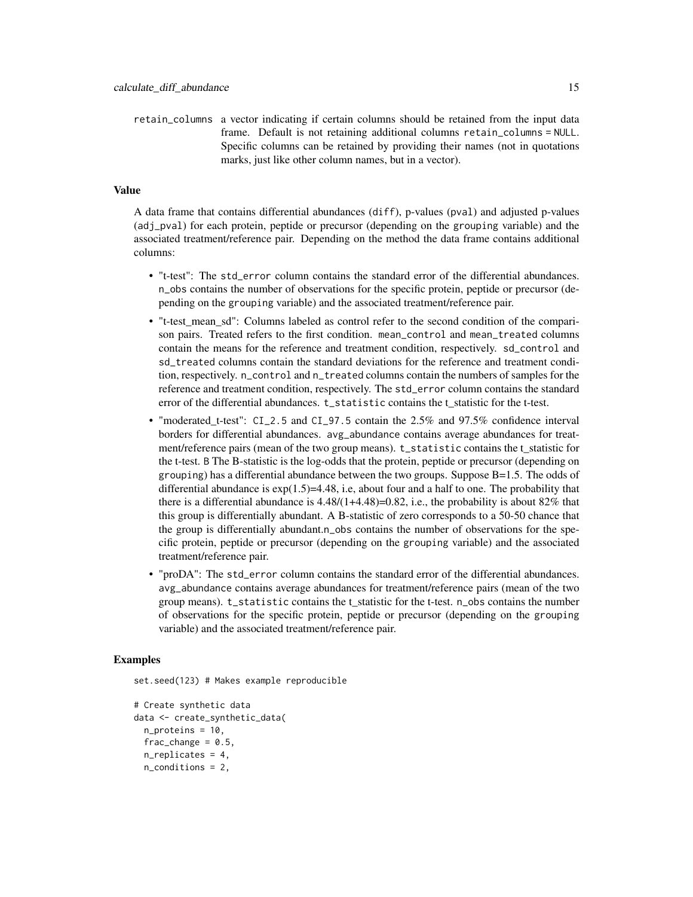retain_columns a vector indicating if certain columns should be retained from the input data frame. Default is not retaining additional columns `retain_columns = NULL`. Specific columns can be retained by providing their names (not in quotations marks, just like other column names, but in a vector).

### Value

A data frame that contains differential abundances (`diff`), p-values (`pval`) and adjusted p-values (`adj_pval`) for each protein, peptide or precursor (depending on the `grouping` variable) and the associated treatment/reference pair. Depending on the method the data frame contains additional columns:

- "t-test": The `std_error` column contains the standard error of the differential abundances. `n_obs` contains the number of observations for the specific protein, peptide or precursor (depending on the `grouping` variable) and the associated treatment/reference pair.
- "t-test_mean_sd": Columns labeled as control refer to the second condition of the comparison pairs. Treated refers to the first condition. `mean_control` and `mean_treated` columns contain the means for the reference and treatment condition, respectively. `sd_control` and `sd_treated` columns contain the standard deviations for the reference and treatment condition, respectively. `n_control` and `n_treated` columns contain the numbers of samples for the reference and treatment condition, respectively. The `std_error` column contains the standard error of the differential abundances. `t_statistic` contains the t_statistic for the t-test.
- "moderated_t-test": `CI_2.5` and `CI_97.5` contain the 2.5% and 97.5% confidence interval borders for differential abundances. `avg_abundance` contains average abundances for treatment/reference pairs (mean of the two group means). `t_statistic` contains the t_statistic for the t-test. `B` The B-statistic is the log-odds that the protein, peptide or precursor (depending on `grouping`) has a differential abundance between the two groups. Suppose B=1.5. The odds of differential abundance is exp(1.5)=4.48, i.e, about four and a half to one. The probability that there is a differential abundance is 4.48/(1+4.48)=0.82, i.e., the probability is about 82% that this group is differentially abundant. A B-statistic of zero corresponds to a 50-50 chance that the group is differentially abundant.`n_obs` contains the number of observations for the specific protein, peptide or precursor (depending on the `grouping` variable) and the associated treatment/reference pair.
- "proDA": The `std_error` column contains the standard error of the differential abundances. `avg_abundance` contains average abundances for treatment/reference pairs (mean of the two group means). `t_statistic` contains the t_statistic for the t-test. `n_obs` contains the number of observations for the specific protein, peptide or precursor (depending on the `grouping` variable) and the associated treatment/reference pair.

### Examples

```
set.seed(123) # Makes example reproducible

# Create synthetic data
data <- create_synthetic_data(
  n_proteins = 10,
  frac_change = 0.5,
  n_replicates = 4,
  n_conditions = 2,
```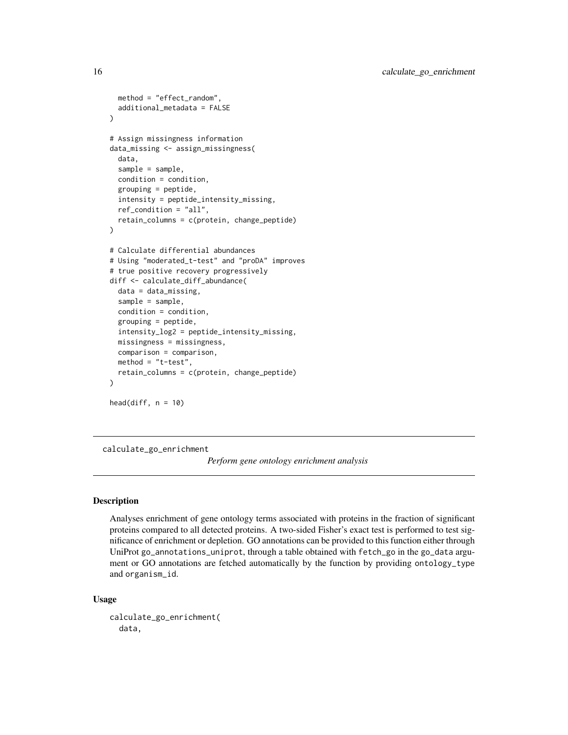```
  method = "effect_random",
  additional_metadata = FALSE
)

# Assign missingness information
data_missing <- assign_missingness(
  data,
  sample = sample,
  condition = condition,
  grouping = peptide,
  intensity = peptide_intensity_missing,
  ref_condition = "all",
  retain_columns = c(protein, change_peptide)
)

# Calculate differential abundances
# Using "moderated_t-test" and "proDA" improves
# true positive recovery progressively
diff <- calculate_diff_abundance(
  data = data_missing,
  sample = sample,
  condition = condition,
  grouping = peptide,
  intensity_log2 = peptide_intensity_missing,
  missingness = missingness,
  comparison = comparison,
  method = "t-test",
  retain_columns = c(protein, change_peptide)
)

head(diff, n = 10)
```

---

## calculate_go_enrichment

*Perform gene ontology enrichment analysis*

---

### Description

Analyses enrichment of gene ontology terms associated with proteins in the fraction of significant proteins compared to all detected proteins. A two-sided Fisher's exact test is performed to test significance of enrichment or depletion. GO annotations can be provided to this function either through UniProt `go_annotations_uniprot`, through a table obtained with `fetch_go` in the `go_data` argument or GO annotations are fetched automatically by the function by providing `ontology_type` and `organism_id`.

### Usage

```
calculate_go_enrichment(
  data,
```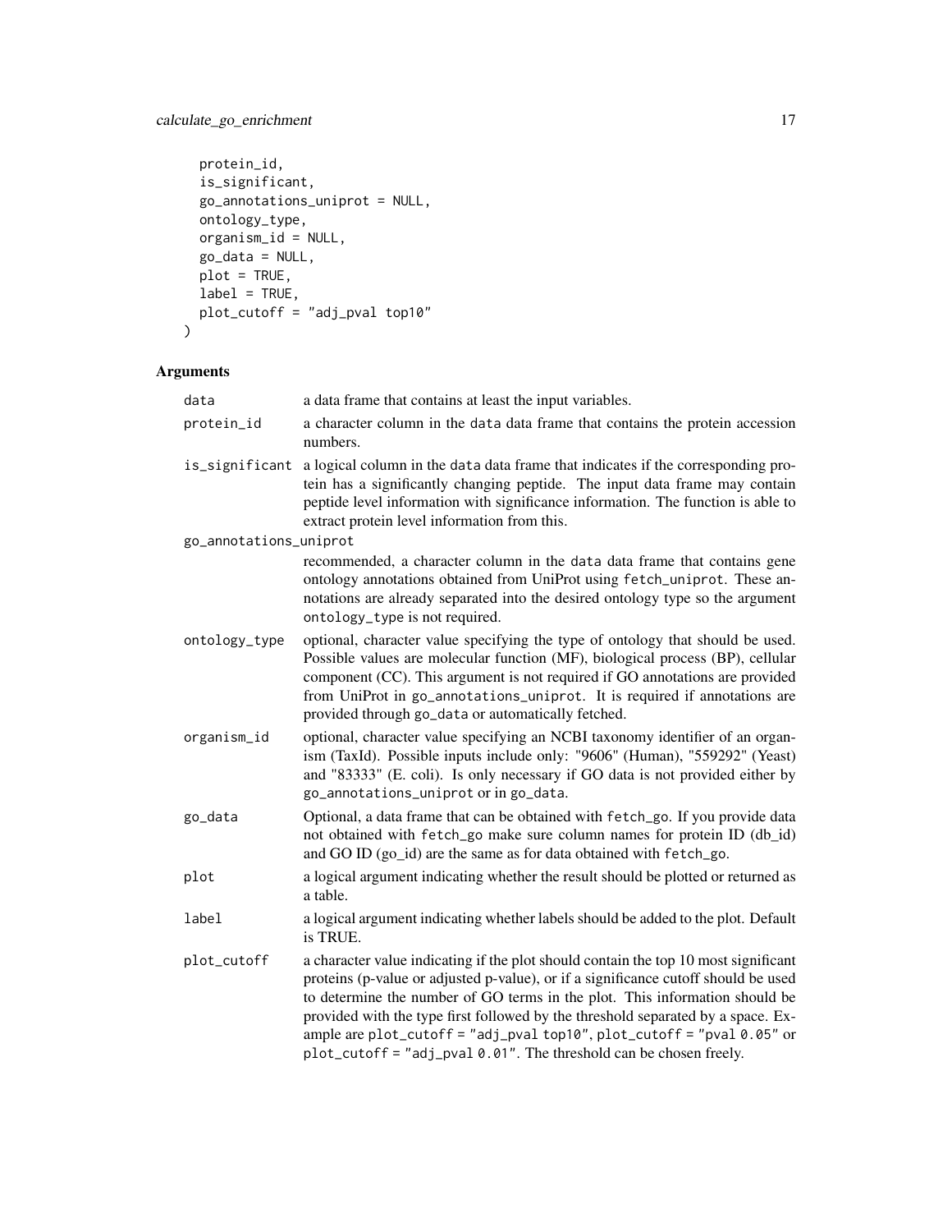```
  protein_id,
  is_significant,
  go_annotations_uniprot = NULL,
  ontology_type,
  organism_id = NULL,
  go_data = NULL,
  plot = TRUE,
  label = TRUE,
  plot_cutoff = "adj_pval top10"
)
```

## Arguments

| Argument | Description |
| --- | --- |
| `data` | a data frame that contains at least the input variables. |
| `protein_id` | a character column in the `data` data frame that contains the protein accession numbers. |
| `is_significant` | a logical column in the `data` data frame that indicates if the corresponding protein has a significantly changing peptide. The input data frame may contain peptide level information with significance information. The function is able to extract protein level information from this. |
| `go_annotations_uniprot` | recommended, a character column in the `data` data frame that contains gene ontology annotations obtained from UniProt using `fetch_uniprot`. These annotations are already separated into the desired ontology type so the argument `ontology_type` is not required. |
| `ontology_type` | optional, character value specifying the type of ontology that should be used. Possible values are molecular function (MF), biological process (BP), cellular component (CC). This argument is not required if GO annotations are provided from UniProt in `go_annotations_uniprot`. It is required if annotations are provided through `go_data` or automatically fetched. |
| `organism_id` | optional, character value specifying an NCBI taxonomy identifier of an organism (TaxId). Possible inputs include only: "9606" (Human), "559292" (Yeast) and "83333" (E. coli). Is only necessary if GO data is not provided either by `go_annotations_uniprot` or in `go_data`. |
| `go_data` | Optional, a data frame that can be obtained with `fetch_go`. If you provide data not obtained with `fetch_go` make sure column names for protein ID (db_id) and GO ID (go_id) are the same as for data obtained with `fetch_go`. |
| `plot` | a logical argument indicating whether the result should be plotted or returned as a table. |
| `label` | a logical argument indicating whether labels should be added to the plot. Default is TRUE. |
| `plot_cutoff` | a character value indicating if the plot should contain the top 10 most significant proteins (p-value or adjusted p-value), or if a significance cutoff should be used to determine the number of GO terms in the plot. This information should be provided with the type first followed by the threshold separated by a space. Example are `plot_cutoff = "adj_pval top10"`, `plot_cutoff = "pval 0.05"` or `plot_cutoff = "adj_pval 0.01"`. The threshold can be chosen freely. |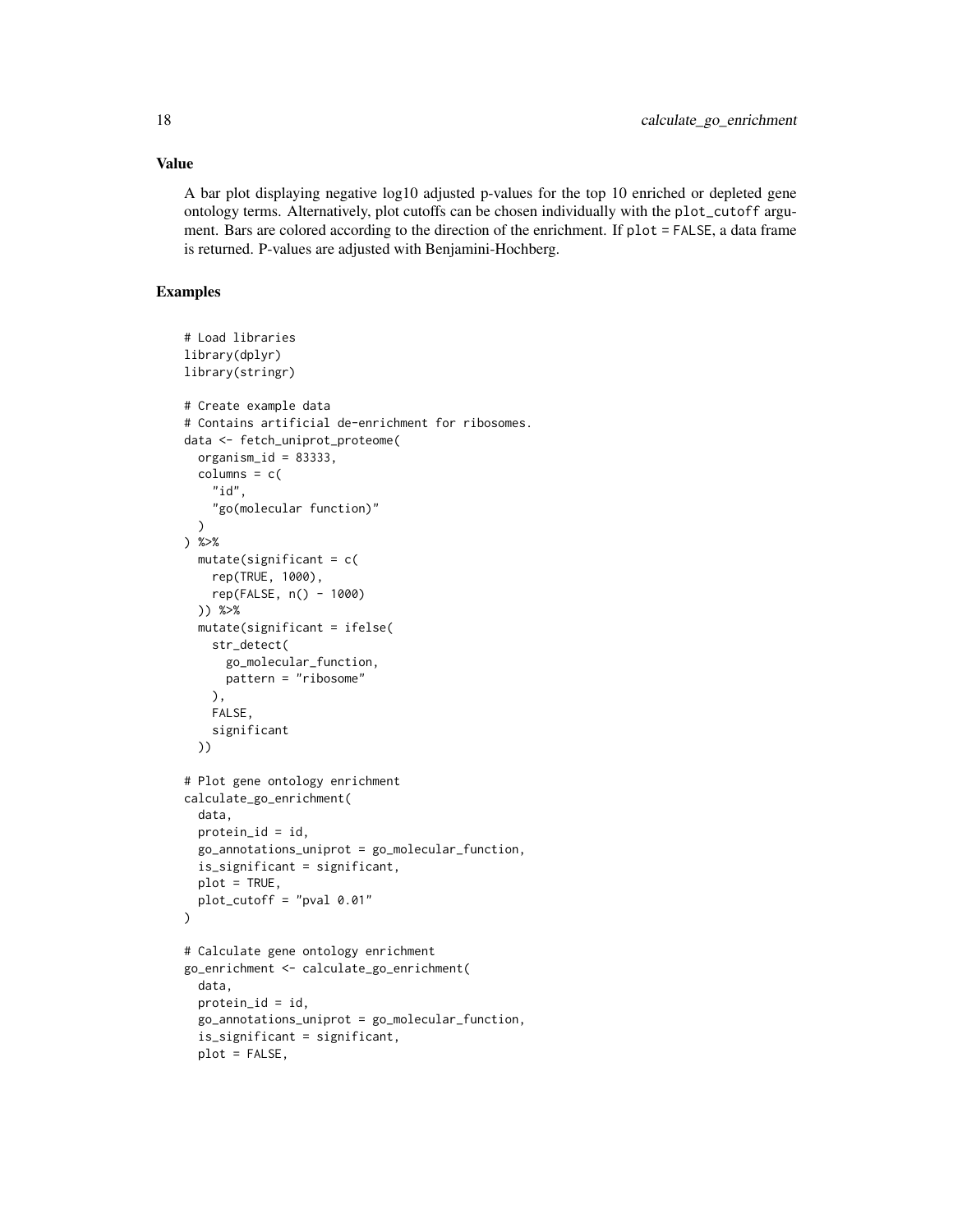## Value

A bar plot displaying negative log10 adjusted p-values for the top 10 enriched or depleted gene ontology terms. Alternatively, plot cutoffs can be chosen individually with the `plot_cutoff` argument. Bars are colored according to the direction of the enrichment. If `plot = FALSE`, a data frame is returned. P-values are adjusted with Benjamini-Hochberg.

## Examples

```
# Load libraries
library(dplyr)
library(stringr)

# Create example data
# Contains artificial de-enrichment for ribosomes.
data <- fetch_uniprot_proteome(
  organism_id = 83333,
  columns = c(
    "id",
    "go(molecular function)"
  )
) %>%
  mutate(significant = c(
    rep(TRUE, 1000),
    rep(FALSE, n() - 1000)
  )) %>%
  mutate(significant = ifelse(
    str_detect(
      go_molecular_function,
      pattern = "ribosome"
    ),
    FALSE,
    significant
  ))

# Plot gene ontology enrichment
calculate_go_enrichment(
  data,
  protein_id = id,
  go_annotations_uniprot = go_molecular_function,
  is_significant = significant,
  plot = TRUE,
  plot_cutoff = "pval 0.01"
)

# Calculate gene ontology enrichment
go_enrichment <- calculate_go_enrichment(
  data,
  protein_id = id,
  go_annotations_uniprot = go_molecular_function,
  is_significant = significant,
  plot = FALSE,
```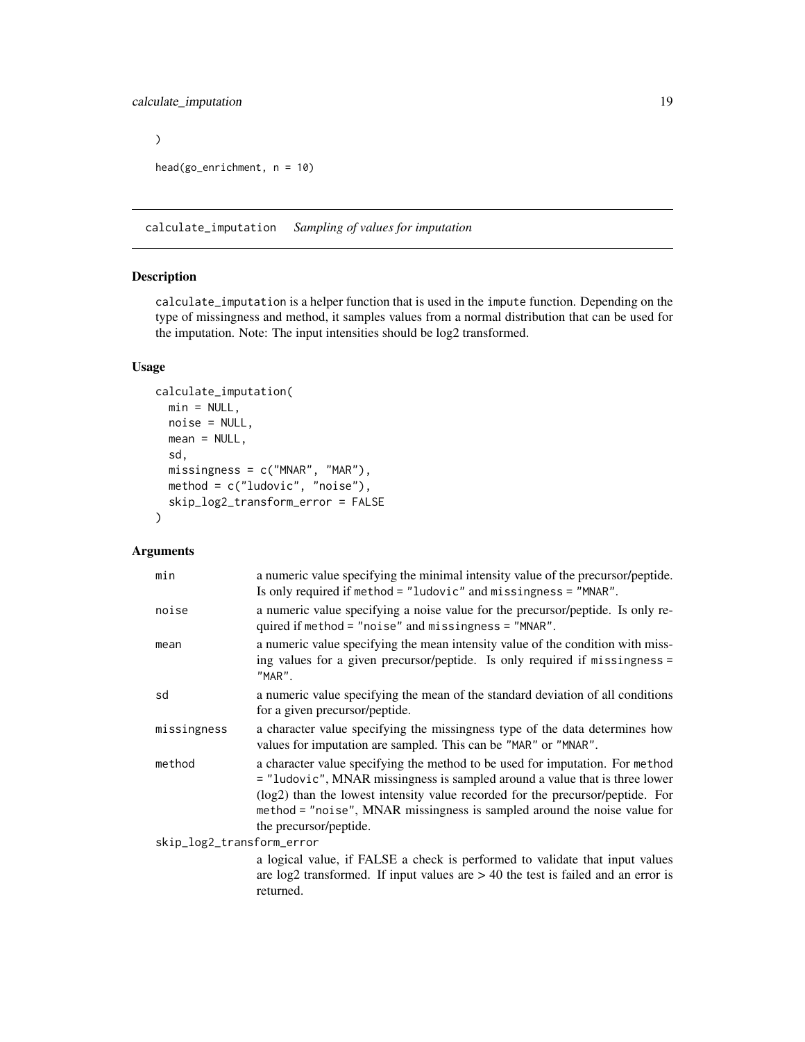```
)

head(go_enrichment, n = 10)
```

---

## calculate_imputation *Sampling of values for imputation*

### Description

calculate_imputation is a helper function that is used in the impute function. Depending on the type of missingness and method, it samples values from a normal distribution that can be used for the imputation. Note: The input intensities should be log2 transformed.

### Usage

```
calculate_imputation(
  min = NULL,
  noise = NULL,
  mean = NULL,
  sd,
  missingness = c("MNAR", "MAR"),
  method = c("ludovic", "noise"),
  skip_log2_transform_error = FALSE
)
```

### Arguments

| Argument | Description |
| --- | --- |
| min | a numeric value specifying the minimal intensity value of the precursor/peptide. Is only required if method = "ludovic" and missingness = "MNAR". |
| noise | a numeric value specifying a noise value for the precursor/peptide. Is only required if method = "noise" and missingness = "MNAR". |
| mean | a numeric value specifying the mean intensity value of the condition with missing values for a given precursor/peptide. Is only required if missingness = "MAR". |
| sd | a numeric value specifying the mean of the standard deviation of all conditions for a given precursor/peptide. |
| missingness | a character value specifying the missingness type of the data determines how values for imputation are sampled. This can be "MAR" or "MNAR". |
| method | a character value specifying the method to be used for imputation. For method = "ludovic", MNAR missingness is sampled around a value that is three lower (log2) than the lowest intensity value recorded for the precursor/peptide. For method = "noise", MNAR missingness is sampled around the noise value for the precursor/peptide. |
| skip_log2_transform_error | a logical value, if FALSE a check is performed to validate that input values are log2 transformed. If input values are > 40 the test is failed and an error is returned. |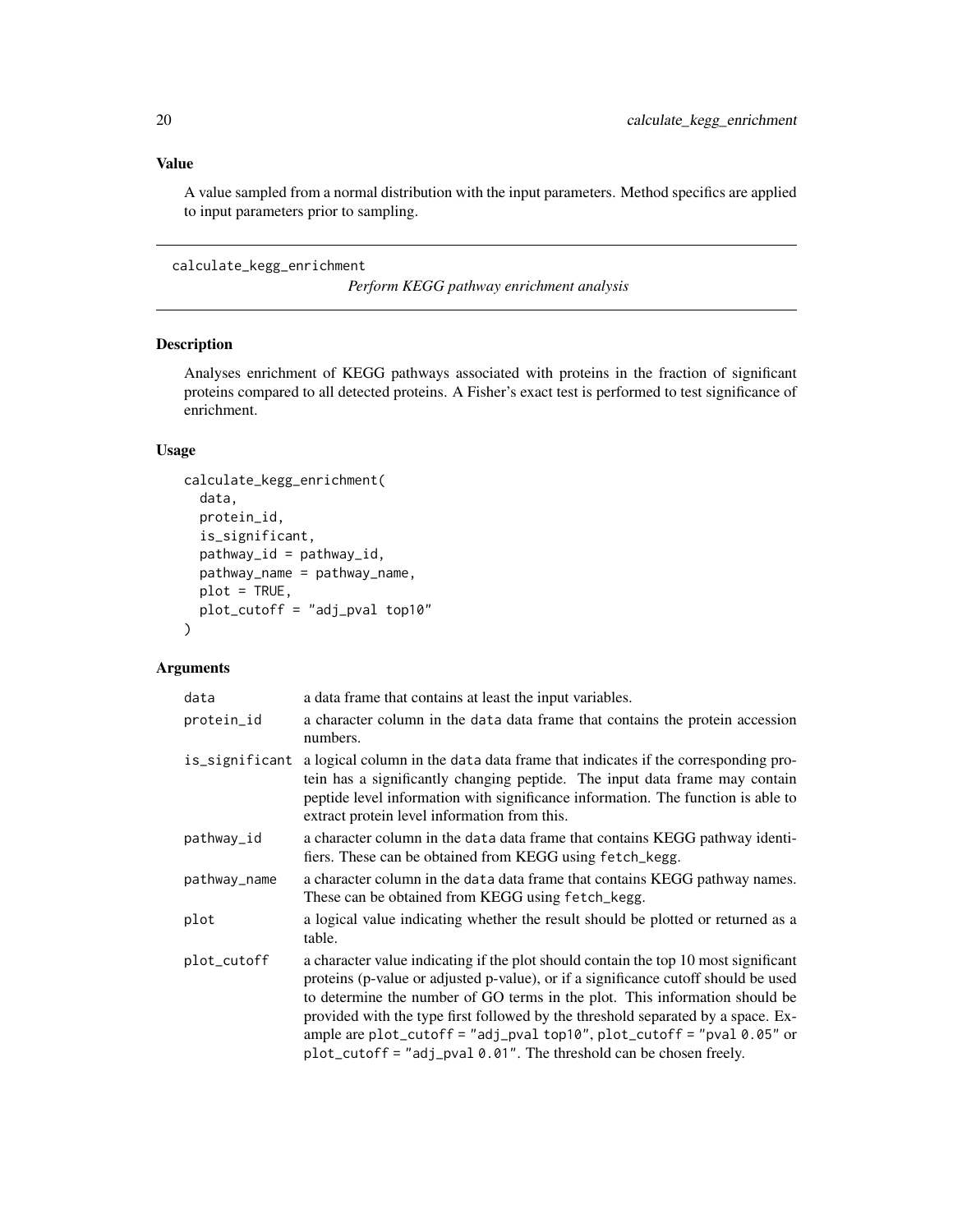### Value

A value sampled from a normal distribution with the input parameters. Method specifics are applied to input parameters prior to sampling.

---

## calculate_kegg_enrichment

*Perform KEGG pathway enrichment analysis*

---

### Description

Analyses enrichment of KEGG pathways associated with proteins in the fraction of significant proteins compared to all detected proteins. A Fisher's exact test is performed to test significance of enrichment.

### Usage

```
calculate_kegg_enrichment(
  data,
  protein_id,
  is_significant,
  pathway_id = pathway_id,
  pathway_name = pathway_name,
  plot = TRUE,
  plot_cutoff = "adj_pval top10"
)
```

### Arguments

| | |
|---|---|
| `data` | a data frame that contains at least the input variables. |
| `protein_id` | a character column in the `data` data frame that contains the protein accession numbers. |
| `is_significant` | a logical column in the `data` data frame that indicates if the corresponding protein has a significantly changing peptide. The input data frame may contain peptide level information with significance information. The function is able to extract protein level information from this. |
| `pathway_id` | a character column in the `data` data frame that contains KEGG pathway identifiers. These can be obtained from KEGG using `fetch_kegg`. |
| `pathway_name` | a character column in the `data` data frame that contains KEGG pathway names. These can be obtained from KEGG using `fetch_kegg`. |
| `plot` | a logical value indicating whether the result should be plotted or returned as a table. |
| `plot_cutoff` | a character value indicating if the plot should contain the top 10 most significant proteins (p-value or adjusted p-value), or if a significance cutoff should be used to determine the number of GO terms in the plot. This information should be provided with the type first followed by the threshold separated by a space. Example are `plot_cutoff = "adj_pval top10"`, `plot_cutoff = "pval 0.05"` or `plot_cutoff = "adj_pval 0.01"`. The threshold can be chosen freely. |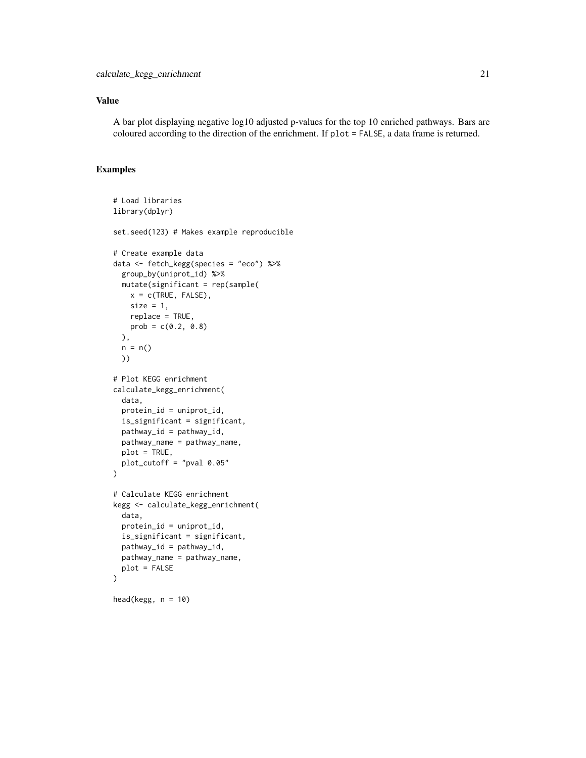## Value

A bar plot displaying negative log10 adjusted p-values for the top 10 enriched pathways. Bars are coloured according to the direction of the enrichment. If `plot = FALSE`, a data frame is returned.

## Examples

```
# Load libraries
library(dplyr)

set.seed(123) # Makes example reproducible

# Create example data
data <- fetch_kegg(species = "eco") %>%
  group_by(uniprot_id) %>%
  mutate(significant = rep(sample(
    x = c(TRUE, FALSE),
    size = 1,
    replace = TRUE,
    prob = c(0.2, 0.8)
  ),
  n = n()
  ))

# Plot KEGG enrichment
calculate_kegg_enrichment(
  data,
  protein_id = uniprot_id,
  is_significant = significant,
  pathway_id = pathway_id,
  pathway_name = pathway_name,
  plot = TRUE,
  plot_cutoff = "pval 0.05"
)

# Calculate KEGG enrichment
kegg <- calculate_kegg_enrichment(
  data,
  protein_id = uniprot_id,
  is_significant = significant,
  pathway_id = pathway_id,
  pathway_name = pathway_name,
  plot = FALSE
)

head(kegg, n = 10)
```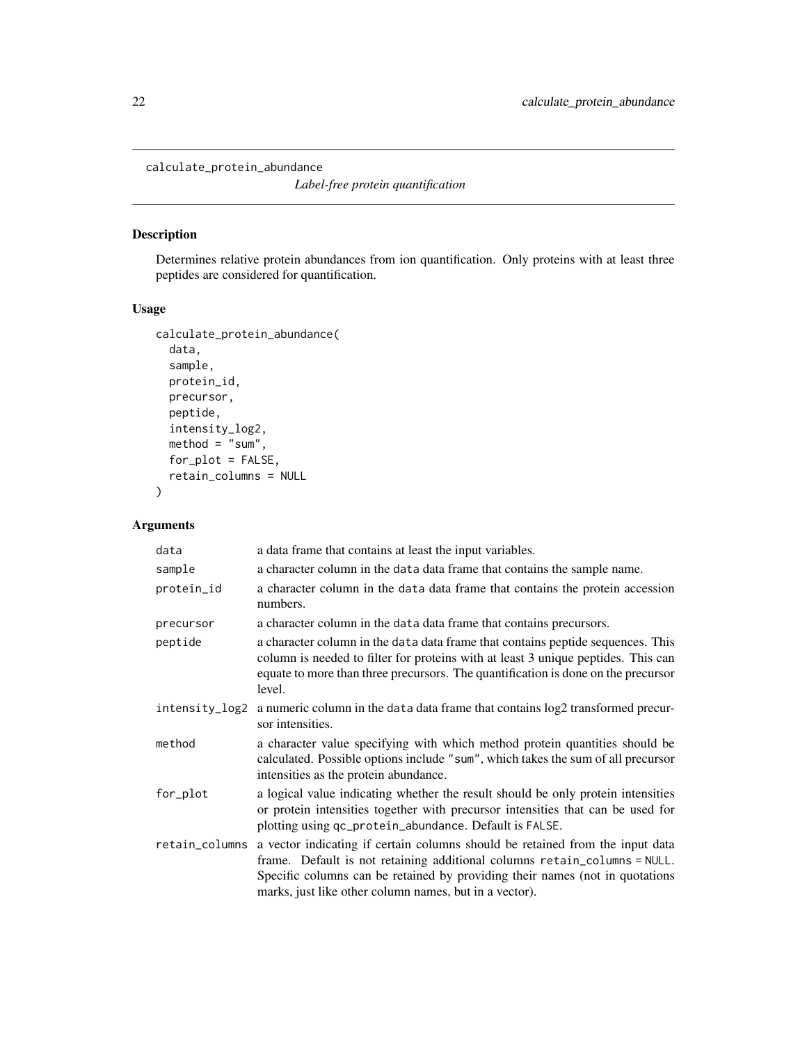# calculate_protein_abundance

*Label-free protein quantification*

## Description

Determines relative protein abundances from ion quantification. Only proteins with at least three peptides are considered for quantification.

## Usage

```
calculate_protein_abundance(
  data,
  sample,
  protein_id,
  precursor,
  peptide,
  intensity_log2,
  method = "sum",
  for_plot = FALSE,
  retain_columns = NULL
)
```

## Arguments

| | |
|---|---|
| `data` | a data frame that contains at least the input variables. |
| `sample` | a character column in the `data` data frame that contains the sample name. |
| `protein_id` | a character column in the `data` data frame that contains the protein accession numbers. |
| `precursor` | a character column in the `data` data frame that contains precursors. |
| `peptide` | a character column in the `data` data frame that contains peptide sequences. This column is needed to filter for proteins with at least 3 unique peptides. This can equate to more than three precursors. The quantification is done on the precursor level. |
| `intensity_log2` | a numeric column in the `data` data frame that contains log2 transformed precursor intensities. |
| `method` | a character value specifying with which method protein quantities should be calculated. Possible options include `"sum"`, which takes the sum of all precursor intensities as the protein abundance. |
| `for_plot` | a logical value indicating whether the result should be only protein intensities or protein intensities together with precursor intensities that can be used for plotting using `qc_protein_abundance`. Default is `FALSE`. |
| `retain_columns` | a vector indicating if certain columns should be retained from the input data frame. Default is not retaining additional columns `retain_columns = NULL`. Specific columns can be retained by providing their names (not in quotations marks, just like other column names, but in a vector). |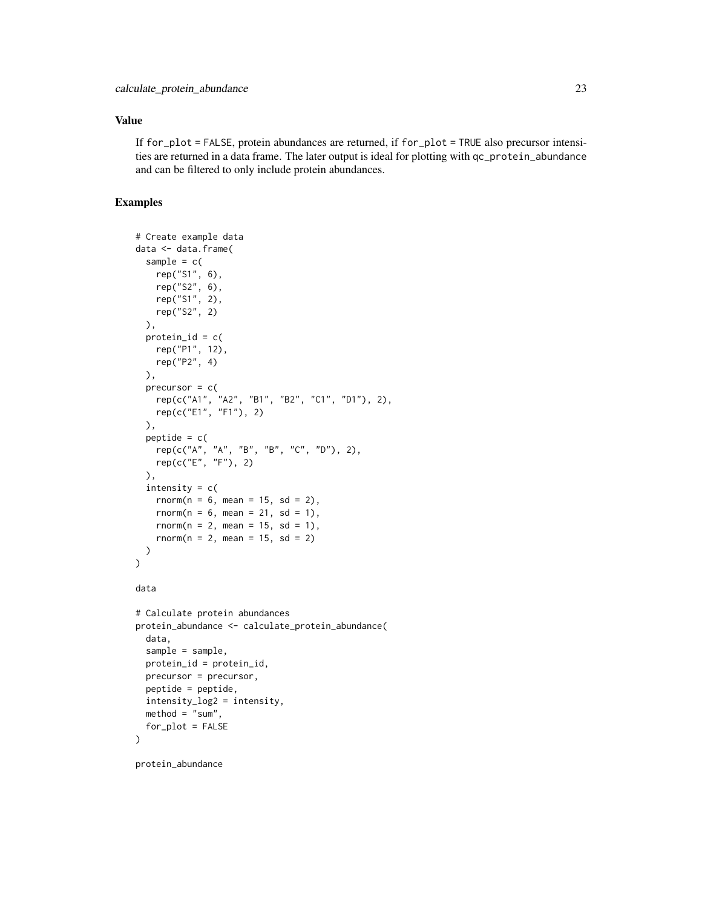## Value

If `for_plot = FALSE`, protein abundances are returned, if `for_plot = TRUE` also precursor intensities are returned in a data frame. The later output is ideal for plotting with `qc_protein_abundance` and can be filtered to only include protein abundances.

## Examples

```
# Create example data
data <- data.frame(
  sample = c(
    rep("S1", 6),
    rep("S2", 6),
    rep("S1", 2),
    rep("S2", 2)
  ),
  protein_id = c(
    rep("P1", 12),
    rep("P2", 4)
  ),
  precursor = c(
    rep(c("A1", "A2", "B1", "B2", "C1", "D1"), 2),
    rep(c("E1", "F1"), 2)
  ),
  peptide = c(
    rep(c("A", "A", "B", "B", "C", "D"), 2),
    rep(c("E", "F"), 2)
  ),
  intensity = c(
    rnorm(n = 6, mean = 15, sd = 2),
    rnorm(n = 6, mean = 21, sd = 1),
    rnorm(n = 2, mean = 15, sd = 1),
    rnorm(n = 2, mean = 15, sd = 2)
  )
)

data

# Calculate protein abundances
protein_abundance <- calculate_protein_abundance(
  data,
  sample = sample,
  protein_id = protein_id,
  precursor = precursor,
  peptide = peptide,
  intensity_log2 = intensity,
  method = "sum",
  for_plot = FALSE
)

protein_abundance
```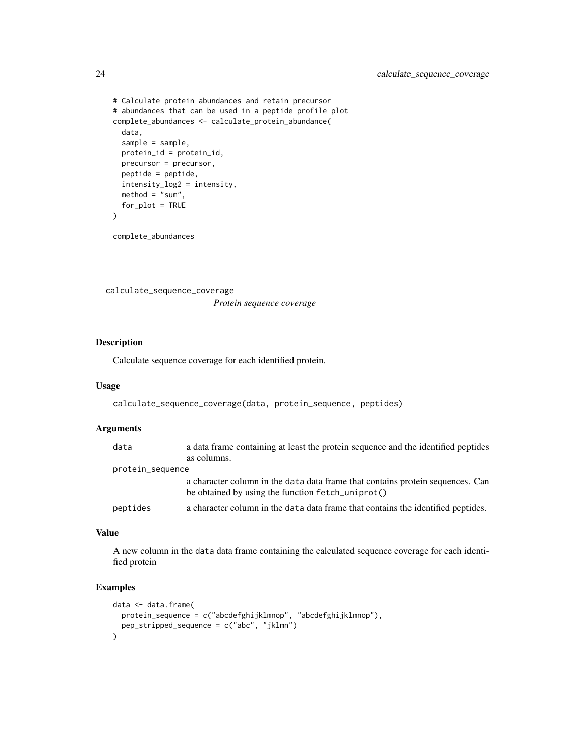```
# Calculate protein abundances and retain precursor
# abundances that can be used in a peptide profile plot
complete_abundances <- calculate_protein_abundance(
  data,
  sample = sample,
  protein_id = protein_id,
  precursor = precursor,
  peptide = peptide,
  intensity_log2 = intensity,
  method = "sum",
  for_plot = TRUE
)

complete_abundances
```

---

## calculate_sequence_coverage

*Protein sequence coverage*

---

### Description

Calculate sequence coverage for each identified protein.

### Usage

```
calculate_sequence_coverage(data, protein_sequence, peptides)
```

### Arguments

| Argument | Description |
| --- | --- |
| `data` | a data frame containing at least the protein sequence and the identified peptides as columns. |
| `protein_sequence` | a character column in the `data` data frame that contains protein sequences. Can be obtained by using the function `fetch_uniprot()` |
| `peptides` | a character column in the `data` data frame that contains the identified peptides. |

### Value

A new column in the `data` data frame containing the calculated sequence coverage for each identified protein

### Examples

```
data <- data.frame(
  protein_sequence = c("abcdefghijklmnop", "abcdefghijklmnop"),
  pep_stripped_sequence = c("abc", "jklmn")
)
```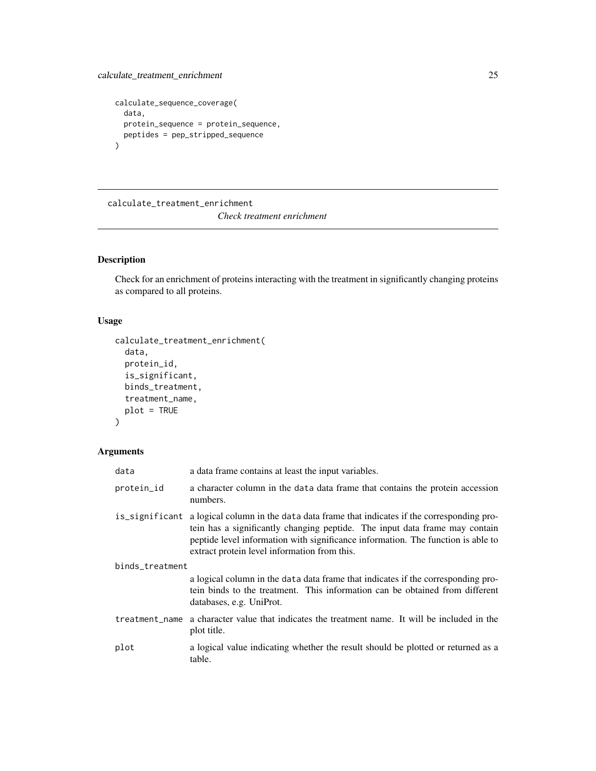```
calculate_sequence_coverage(
  data,
  protein_sequence = protein_sequence,
  peptides = pep_stripped_sequence
)
```

---

calculate_treatment_enrichment &nbsp;&nbsp;&nbsp;&nbsp; *Check treatment enrichment*

---

## Description

Check for an enrichment of proteins interacting with the treatment in significantly changing proteins as compared to all proteins.

## Usage

```
calculate_treatment_enrichment(
  data,
  protein_id,
  is_significant,
  binds_treatment,
  treatment_name,
  plot = TRUE
)
```

## Arguments

| | |
|---|---|
| data | a data frame contains at least the input variables. |
| protein_id | a character column in the data data frame that contains the protein accession numbers. |
| is_significant | a logical column in the data data frame that indicates if the corresponding protein has a significantly changing peptide. The input data frame may contain peptide level information with significance information. The function is able to extract protein level information from this. |
| binds_treatment | a logical column in the data data frame that indicates if the corresponding protein binds to the treatment. This information can be obtained from different databases, e.g. UniProt. |
| treatment_name | a character value that indicates the treatment name. It will be included in the plot title. |
| plot | a logical value indicating whether the result should be plotted or returned as a table. |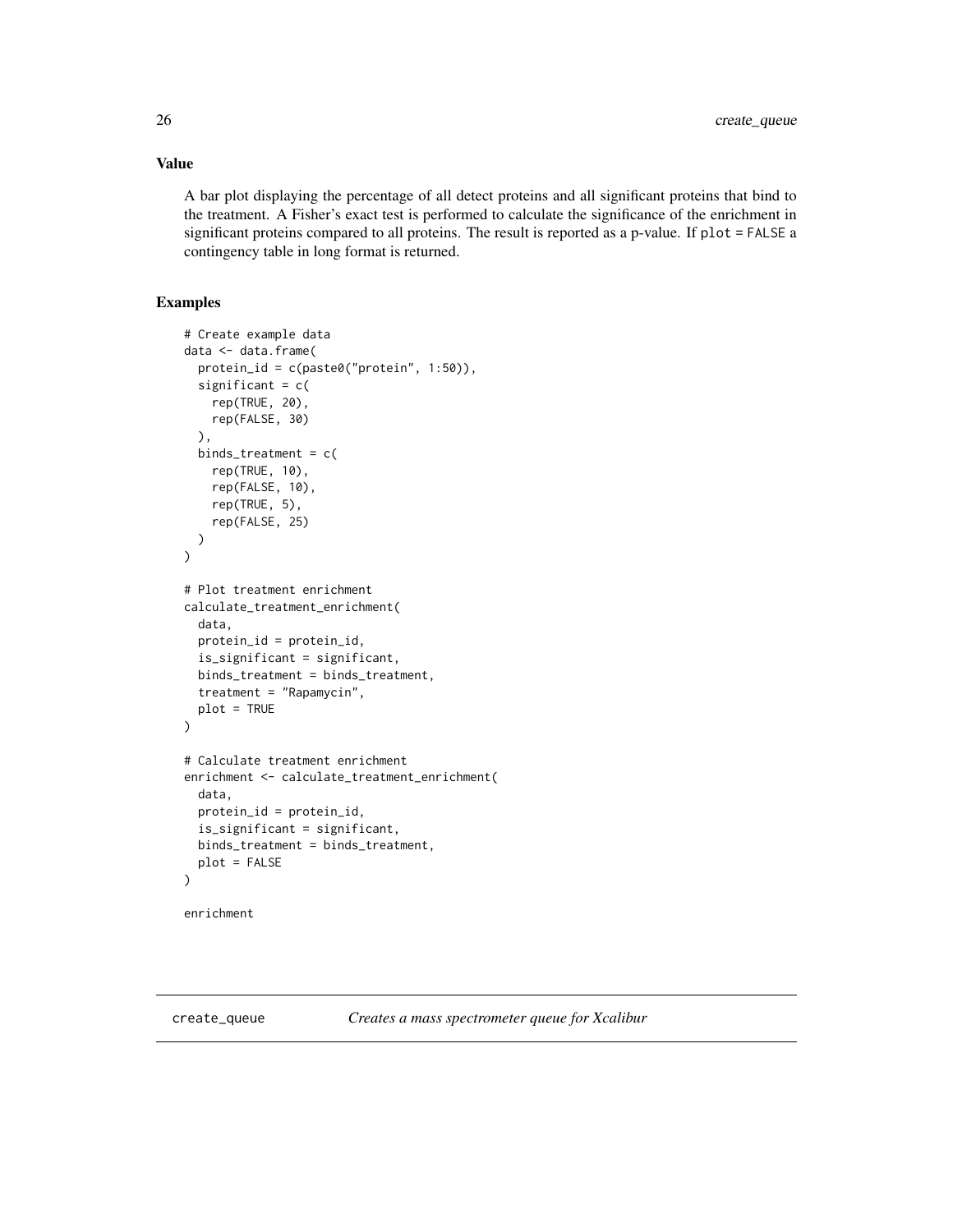### Value

A bar plot displaying the percentage of all detect proteins and all significant proteins that bind to the treatment. A Fisher's exact test is performed to calculate the significance of the enrichment in significant proteins compared to all proteins. The result is reported as a p-value. If `plot = FALSE` a contingency table in long format is returned.

### Examples

```
# Create example data
data <- data.frame(
  protein_id = c(paste0("protein", 1:50)),
  significant = c(
    rep(TRUE, 20),
    rep(FALSE, 30)
  ),
  binds_treatment = c(
    rep(TRUE, 10),
    rep(FALSE, 10),
    rep(TRUE, 5),
    rep(FALSE, 25)
  )
)

# Plot treatment enrichment
calculate_treatment_enrichment(
  data,
  protein_id = protein_id,
  is_significant = significant,
  binds_treatment = binds_treatment,
  treatment = "Rapamycin",
  plot = TRUE
)

# Calculate treatment enrichment
enrichment <- calculate_treatment_enrichment(
  data,
  protein_id = protein_id,
  is_significant = significant,
  binds_treatment = binds_treatment,
  plot = FALSE
)

enrichment
```

---

## create_queue *Creates a mass spectrometer queue for Xcalibur*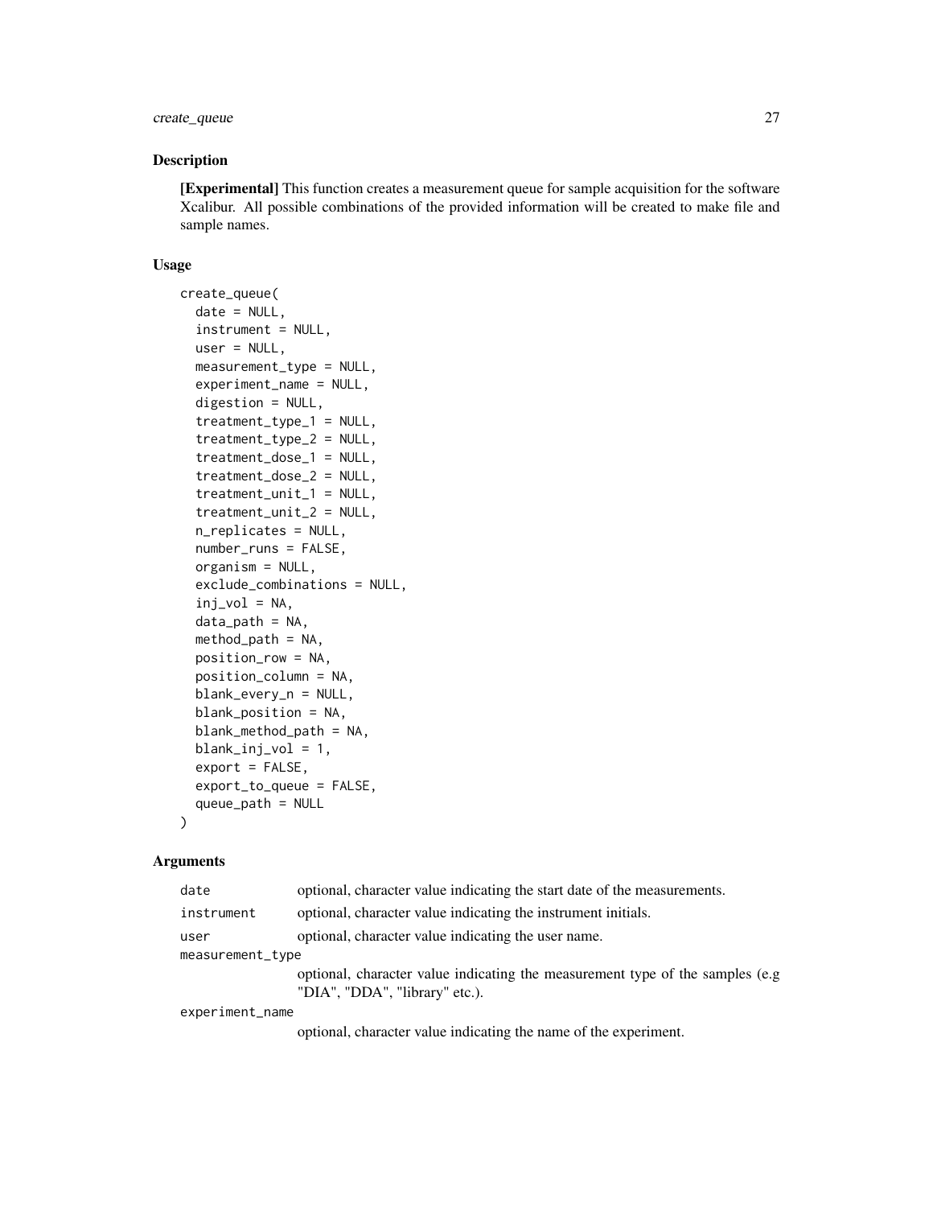## Description

**[Experimental]** This function creates a measurement queue for sample acquisition for the software Xcalibur. All possible combinations of the provided information will be created to make file and sample names.

## Usage

```
create_queue(
  date = NULL,
  instrument = NULL,
  user = NULL,
  measurement_type = NULL,
  experiment_name = NULL,
  digestion = NULL,
  treatment_type_1 = NULL,
  treatment_type_2 = NULL,
  treatment_dose_1 = NULL,
  treatment_dose_2 = NULL,
  treatment_unit_1 = NULL,
  treatment_unit_2 = NULL,
  n_replicates = NULL,
  number_runs = FALSE,
  organism = NULL,
  exclude_combinations = NULL,
  inj_vol = NA,
  data_path = NA,
  method_path = NA,
  position_row = NA,
  position_column = NA,
  blank_every_n = NULL,
  blank_position = NA,
  blank_method_path = NA,
  blank_inj_vol = 1,
  export = FALSE,
  export_to_queue = FALSE,
  queue_path = NULL
)
```

## Arguments

| | |
|---|---|
| `date` | optional, character value indicating the start date of the measurements. |
| `instrument` | optional, character value indicating the instrument initials. |
| `user` | optional, character value indicating the user name. |
| `measurement_type` | optional, character value indicating the measurement type of the samples (e.g "DIA", "DDA", "library" etc.). |
| `experiment_name` | optional, character value indicating the name of the experiment. |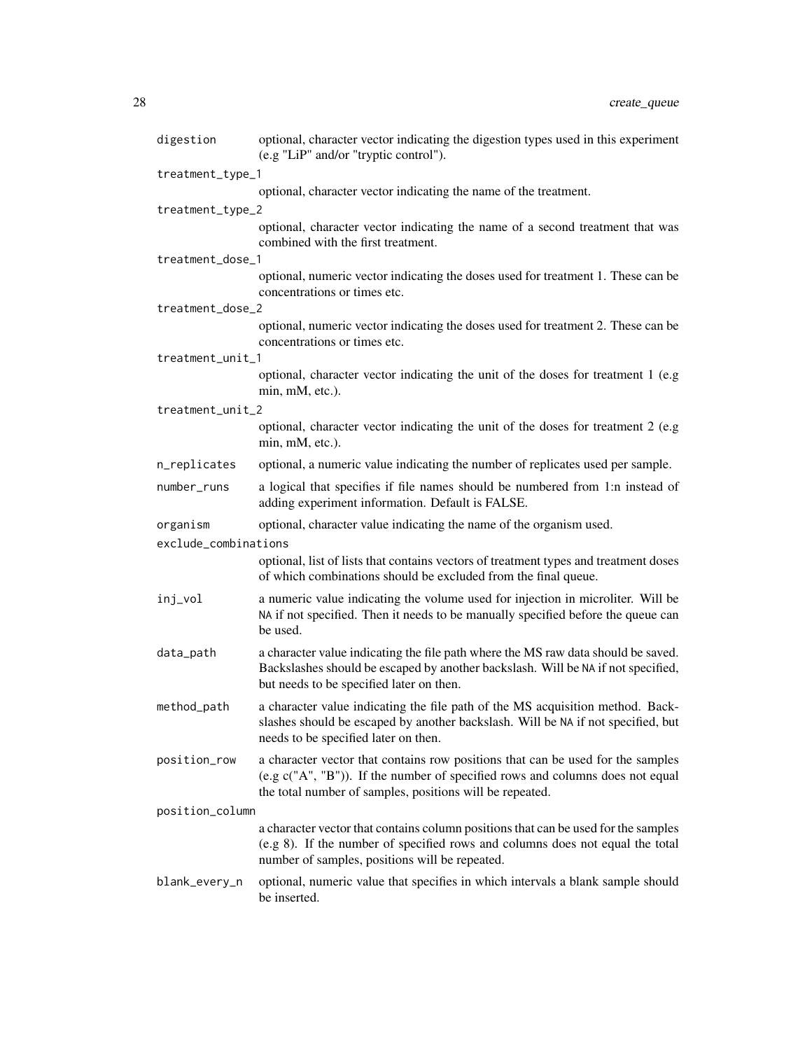| | |
|---|---|
| `digestion` | optional, character vector indicating the digestion types used in this experiment (e.g "LiP" and/or "tryptic control"). |
| `treatment_type_1` | optional, character vector indicating the name of the treatment. |
| `treatment_type_2` | optional, character vector indicating the name of a second treatment that was combined with the first treatment. |
| `treatment_dose_1` | optional, numeric vector indicating the doses used for treatment 1. These can be concentrations or times etc. |
| `treatment_dose_2` | optional, numeric vector indicating the doses used for treatment 2. These can be concentrations or times etc. |
| `treatment_unit_1` | optional, character vector indicating the unit of the doses for treatment 1 (e.g min, mM, etc.). |
| `treatment_unit_2` | optional, character vector indicating the unit of the doses for treatment 2 (e.g min, mM, etc.). |
| `n_replicates` | optional, a numeric value indicating the number of replicates used per sample. |
| `number_runs` | a logical that specifies if file names should be numbered from 1:n instead of adding experiment information. Default is FALSE. |
| `organism` | optional, character value indicating the name of the organism used. |
| `exclude_combinations` | optional, list of lists that contains vectors of treatment types and treatment doses of which combinations should be excluded from the final queue. |
| `inj_vol` | a numeric value indicating the volume used for injection in microliter. Will be `NA` if not specified. Then it needs to be manually specified before the queue can be used. |
| `data_path` | a character value indicating the file path where the MS raw data should be saved. Backslashes should be escaped by another backslash. Will be `NA` if not specified, but needs to be specified later on then. |
| `method_path` | a character value indicating the file path of the MS acquisition method. Backslashes should be escaped by another backslash. Will be `NA` if not specified, but needs to be specified later on then. |
| `position_row` | a character vector that contains row positions that can be used for the samples (e.g c("A", "B")). If the number of specified rows and columns does not equal the total number of samples, positions will be repeated. |
| `position_column` | a character vector that contains column positions that can be used for the samples (e.g 8). If the number of specified rows and columns does not equal the total number of samples, positions will be repeated. |
| `blank_every_n` | optional, numeric value that specifies in which intervals a blank sample should be inserted. |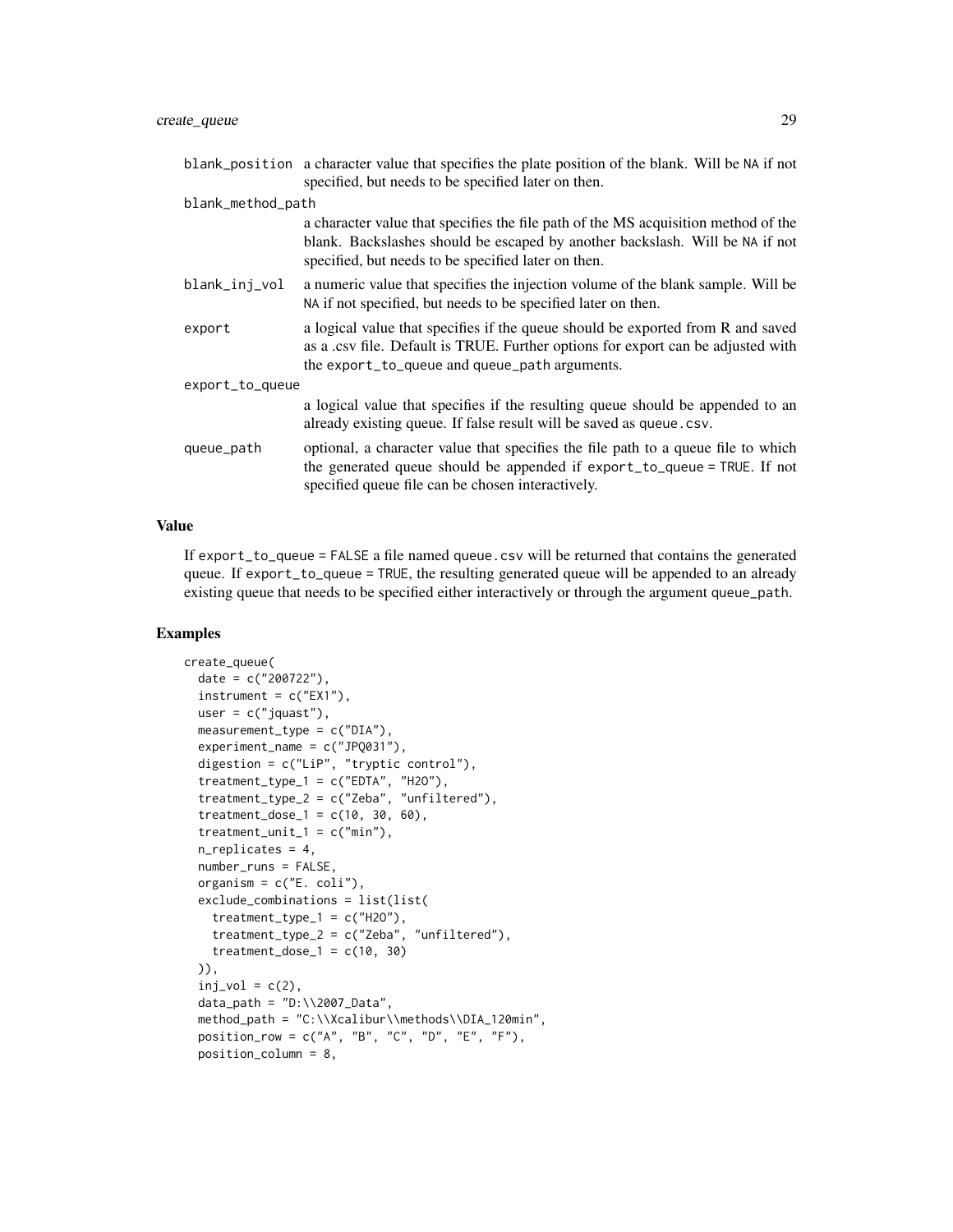blank_position a character value that specifies the plate position of the blank. Will be NA if not specified, but needs to be specified later on then.

blank_method_path
a character value that specifies the file path of the MS acquisition method of the blank. Backslashes should be escaped by another backslash. Will be NA if not specified, but needs to be specified later on then.

blank_inj_vol a numeric value that specifies the injection volume of the blank sample. Will be NA if not specified, but needs to be specified later on then.

export a logical value that specifies if the queue should be exported from R and saved as a .csv file. Default is TRUE. Further options for export can be adjusted with the export_to_queue and queue_path arguments.

export_to_queue
a logical value that specifies if the resulting queue should be appended to an already existing queue. If false result will be saved as queue.csv.

queue_path optional, a character value that specifies the file path to a queue file to which the generated queue should be appended if export_to_queue = TRUE. If not specified queue file can be chosen interactively.

## Value

If export_to_queue = FALSE a file named queue.csv will be returned that contains the generated queue. If export_to_queue = TRUE, the resulting generated queue will be appended to an already existing queue that needs to be specified either interactively or through the argument queue_path.

## Examples

```
create_queue(
  date = c("200722"),
  instrument = c("EX1"),
  user = c("jquast"),
  measurement_type = c("DIA"),
  experiment_name = c("JPQ031"),
  digestion = c("LiP", "tryptic control"),
  treatment_type_1 = c("EDTA", "H2O"),
  treatment_type_2 = c("Zeba", "unfiltered"),
  treatment_dose_1 = c(10, 30, 60),
  treatment_unit_1 = c("min"),
  n_replicates = 4,
  number_runs = FALSE,
  organism = c("E. coli"),
  exclude_combinations = list(list(
    treatment_type_1 = c("H2O"),
    treatment_type_2 = c("Zeba", "unfiltered"),
    treatment_dose_1 = c(10, 30)
  )),
  inj_vol = c(2),
  data_path = "D:\\2007_Data",
  method_path = "C:\\Xcalibur\\methods\\DIA_120min",
  position_row = c("A", "B", "C", "D", "E", "F"),
  position_column = 8,
```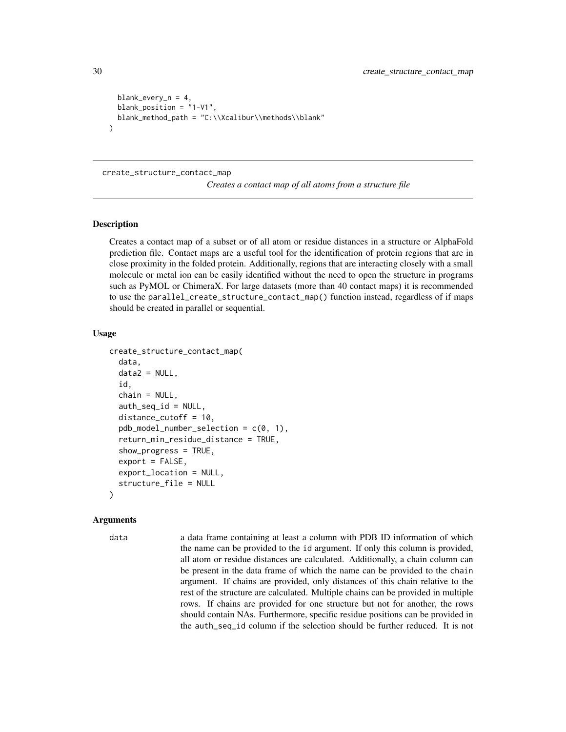```
  blank_every_n = 4,
  blank_position = "1-V1",
  blank_method_path = "C:\\Xcalibur\\methods\\blank"
)
```

---

## create_structure_contact_map

*Creates a contact map of all atoms from a structure file*

---

### Description

Creates a contact map of a subset or of all atom or residue distances in a structure or AlphaFold prediction file. Contact maps are a useful tool for the identification of protein regions that are in close proximity in the folded protein. Additionally, regions that are interacting closely with a small molecule or metal ion can be easily identified without the need to open the structure in programs such as PyMOL or ChimeraX. For large datasets (more than 40 contact maps) it is recommended to use the `parallel_create_structure_contact_map()` function instead, regardless of if maps should be created in parallel or sequential.

### Usage

```
create_structure_contact_map(
  data,
  data2 = NULL,
  id,
  chain = NULL,
  auth_seq_id = NULL,
  distance_cutoff = 10,
  pdb_model_number_selection = c(0, 1),
  return_min_residue_distance = TRUE,
  show_progress = TRUE,
  export = FALSE,
  export_location = NULL,
  structure_file = NULL
)
```

### Arguments

`data` a data frame containing at least a column with PDB ID information of which the name can be provided to the `id` argument. If only this column is provided, all atom or residue distances are calculated. Additionally, a chain column can be present in the data frame of which the name can be provided to the `chain` argument. If chains are provided, only distances of this chain relative to the rest of the structure are calculated. Multiple chains can be provided in multiple rows. If chains are provided for one structure but not for another, the rows should contain NAs. Furthermore, specific residue positions can be provided in the `auth_seq_id` column if the selection should be further reduced. It is not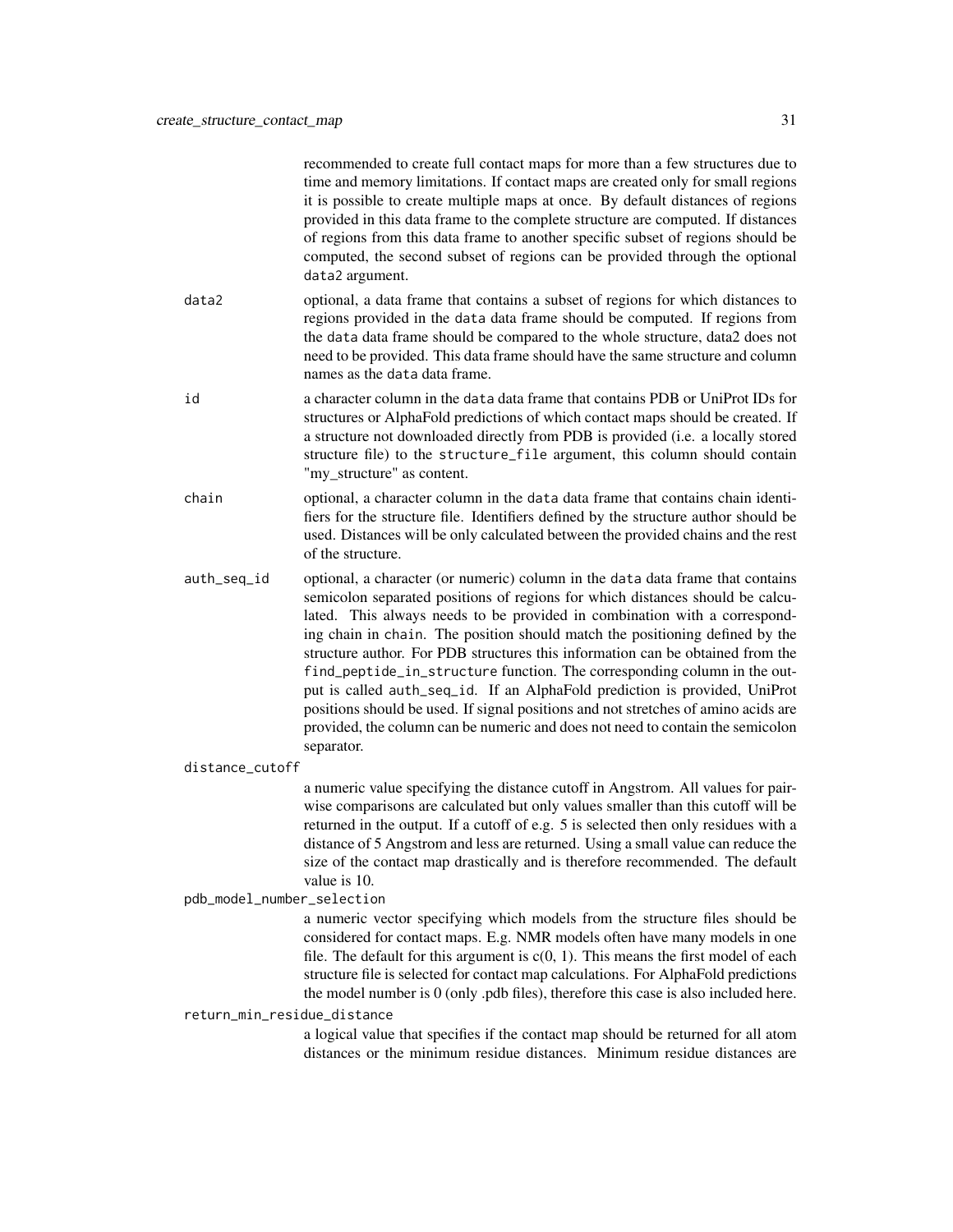recommended to create full contact maps for more than a few structures due to time and memory limitations. If contact maps are created only for small regions it is possible to create multiple maps at once. By default distances of regions provided in this data frame to the complete structure are computed. If distances of regions from this data frame to another specific subset of regions should be computed, the second subset of regions can be provided through the optional `data2` argument.

`data2`
: optional, a data frame that contains a subset of regions for which distances to regions provided in the `data` data frame should be computed. If regions from the `data` data frame should be compared to the whole structure, data2 does not need to be provided. This data frame should have the same structure and column names as the `data` data frame.

`id`
: a character column in the `data` data frame that contains PDB or UniProt IDs for structures or AlphaFold predictions of which contact maps should be created. If a structure not downloaded directly from PDB is provided (i.e. a locally stored structure file) to the `structure_file` argument, this column should contain "my_structure" as content.

`chain`
: optional, a character column in the `data` data frame that contains chain identifiers for the structure file. Identifiers defined by the structure author should be used. Distances will be only calculated between the provided chains and the rest of the structure.

`auth_seq_id`
: optional, a character (or numeric) column in the `data` data frame that contains semicolon separated positions of regions for which distances should be calculated. This always needs to be provided in combination with a corresponding chain in `chain`. The position should match the positioning defined by the structure author. For PDB structures this information can be obtained from the `find_peptide_in_structure` function. The corresponding column in the output is called `auth_seq_id`. If an AlphaFold prediction is provided, UniProt positions should be used. If signal positions and not stretches of amino acids are provided, the column can be numeric and does not need to contain the semicolon separator.

`distance_cutoff`
: a numeric value specifying the distance cutoff in Angstrom. All values for pairwise comparisons are calculated but only values smaller than this cutoff will be returned in the output. If a cutoff of e.g. 5 is selected then only residues with a distance of 5 Angstrom and less are returned. Using a small value can reduce the size of the contact map drastically and is therefore recommended. The default value is 10.

`pdb_model_number_selection`
: a numeric vector specifying which models from the structure files should be considered for contact maps. E.g. NMR models often have many models in one file. The default for this argument is c(0, 1). This means the first model of each structure file is selected for contact map calculations. For AlphaFold predictions the model number is 0 (only .pdb files), therefore this case is also included here.

`return_min_residue_distance`
: a logical value that specifies if the contact map should be returned for all atom distances or the minimum residue distances. Minimum residue distances are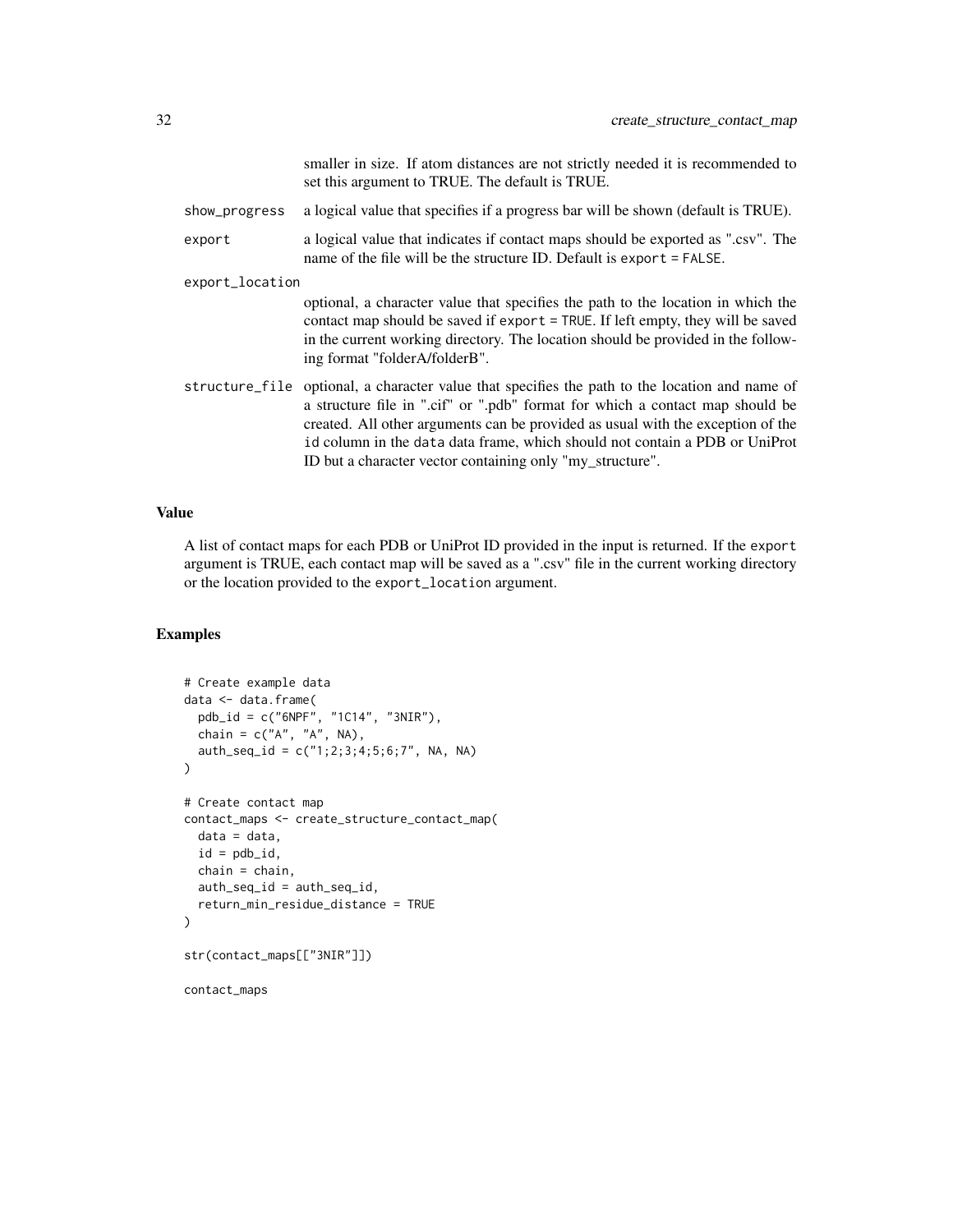smaller in size. If atom distances are not strictly needed it is recommended to set this argument to TRUE. The default is TRUE.

`show_progress` a logical value that specifies if a progress bar will be shown (default is TRUE).

`export` a logical value that indicates if contact maps should be exported as ".csv". The name of the file will be the structure ID. Default is `export = FALSE`.

`export_location` optional, a character value that specifies the path to the location in which the contact map should be saved if `export = TRUE`. If left empty, they will be saved in the current working directory. The location should be provided in the following format "folderA/folderB".

`structure_file` optional, a character value that specifies the path to the location and name of a structure file in ".cif" or ".pdb" format for which a contact map should be created. All other arguments can be provided as usual with the exception of the `id` column in the `data` data frame, which should not contain a PDB or UniProt ID but a character vector containing only "my_structure".

## Value

A list of contact maps for each PDB or UniProt ID provided in the input is returned. If the `export` argument is TRUE, each contact map will be saved as a ".csv" file in the current working directory or the location provided to the `export_location` argument.

## Examples

```
# Create example data
data <- data.frame(
  pdb_id = c("6NPF", "1C14", "3NIR"),
  chain = c("A", "A", NA),
  auth_seq_id = c("1;2;3;4;5;6;7", NA, NA)
)

# Create contact map
contact_maps <- create_structure_contact_map(
  data = data,
  id = pdb_id,
  chain = chain,
  auth_seq_id = auth_seq_id,
  return_min_residue_distance = TRUE
)

str(contact_maps[["3NIR"]])

contact_maps
```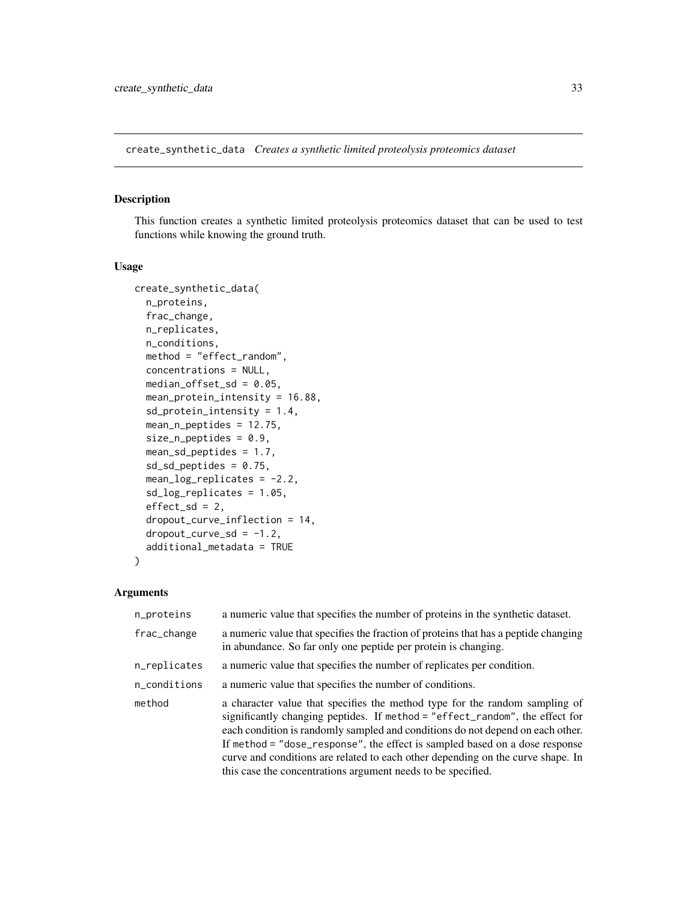## create_synthetic_data *Creates a synthetic limited proteolysis proteomics dataset*

### Description

This function creates a synthetic limited proteolysis proteomics dataset that can be used to test functions while knowing the ground truth.

### Usage

```
create_synthetic_data(
  n_proteins,
  frac_change,
  n_replicates,
  n_conditions,
  method = "effect_random",
  concentrations = NULL,
  median_offset_sd = 0.05,
  mean_protein_intensity = 16.88,
  sd_protein_intensity = 1.4,
  mean_n_peptides = 12.75,
  size_n_peptides = 0.9,
  mean_sd_peptides = 1.7,
  sd_sd_peptides = 0.75,
  mean_log_replicates = -2.2,
  sd_log_replicates = 1.05,
  effect_sd = 2,
  dropout_curve_inflection = 14,
  dropout_curve_sd = -1.2,
  additional_metadata = TRUE
)
```

### Arguments

| | |
|---|---|
| `n_proteins` | a numeric value that specifies the number of proteins in the synthetic dataset. |
| `frac_change` | a numeric value that specifies the fraction of proteins that has a peptide changing in abundance. So far only one peptide per protein is changing. |
| `n_replicates` | a numeric value that specifies the number of replicates per condition. |
| `n_conditions` | a numeric value that specifies the number of conditions. |
| `method` | a character value that specifies the method type for the random sampling of significantly changing peptides. If `method = "effect_random"`, the effect for each condition is randomly sampled and conditions do not depend on each other. If `method = "dose_response"`, the effect is sampled based on a dose response curve and conditions are related to each other depending on the curve shape. In this case the concentrations argument needs to be specified. |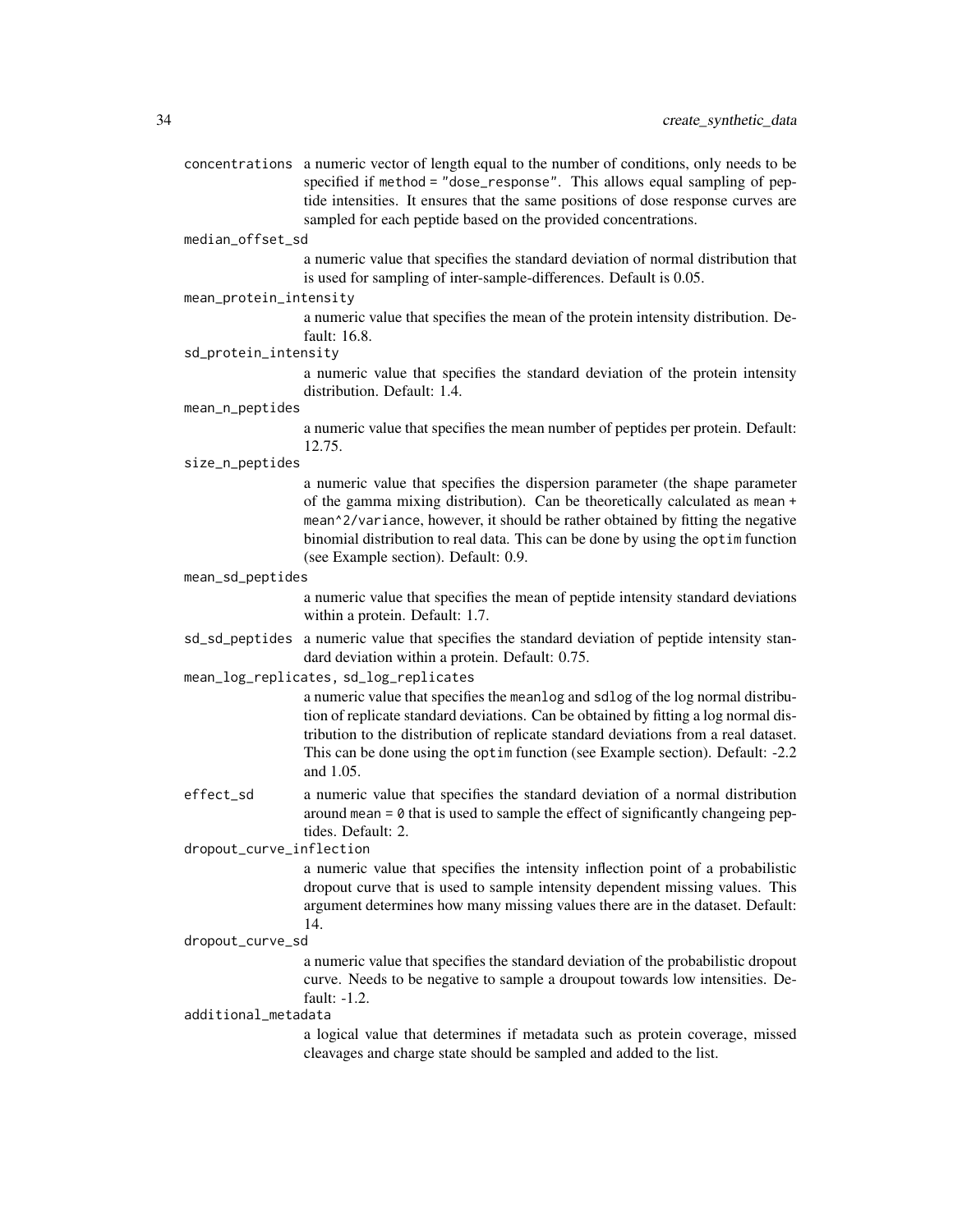`concentrations` a numeric vector of length equal to the number of conditions, only needs to be specified if `method = "dose_response"`. This allows equal sampling of peptide intensities. It ensures that the same positions of dose response curves are sampled for each peptide based on the provided concentrations.

`median_offset_sd`
a numeric value that specifies the standard deviation of normal distribution that is used for sampling of inter-sample-differences. Default is 0.05.

`mean_protein_intensity`
a numeric value that specifies the mean of the protein intensity distribution. Default: 16.8.

`sd_protein_intensity`
a numeric value that specifies the standard deviation of the protein intensity distribution. Default: 1.4.

`mean_n_peptides`
a numeric value that specifies the mean number of peptides per protein. Default: 12.75.

`size_n_peptides`
a numeric value that specifies the dispersion parameter (the shape parameter of the gamma mixing distribution). Can be theoretically calculated as `mean + mean^2/variance`, however, it should be rather obtained by fitting the negative binomial distribution to real data. This can be done by using the `optim` function (see Example section). Default: 0.9.

`mean_sd_peptides`
a numeric value that specifies the mean of peptide intensity standard deviations within a protein. Default: 1.7.

`sd_sd_peptides` a numeric value that specifies the standard deviation of peptide intensity standard deviation within a protein. Default: 0.75.

`mean_log_replicates, sd_log_replicates`
a numeric value that specifies the `meanlog` and `sdlog` of the log normal distribution of replicate standard deviations. Can be obtained by fitting a log normal distribution to the distribution of replicate standard deviations from a real dataset. This can be done using the `optim` function (see Example section). Default: -2.2 and 1.05.

`effect_sd` a numeric value that specifies the standard deviation of a normal distribution around `mean = 0` that is used to sample the effect of significantly changeing peptides. Default: 2.

`dropout_curve_inflection`
a numeric value that specifies the intensity inflection point of a probabilistic dropout curve that is used to sample intensity dependent missing values. This argument determines how many missing values there are in the dataset. Default: 14.

`dropout_curve_sd`
a numeric value that specifies the standard deviation of the probabilistic dropout curve. Needs to be negative to sample a droupout towards low intensities. Default: -1.2.

`additional_metadata`
a logical value that determines if metadata such as protein coverage, missed cleavages and charge state should be sampled and added to the list.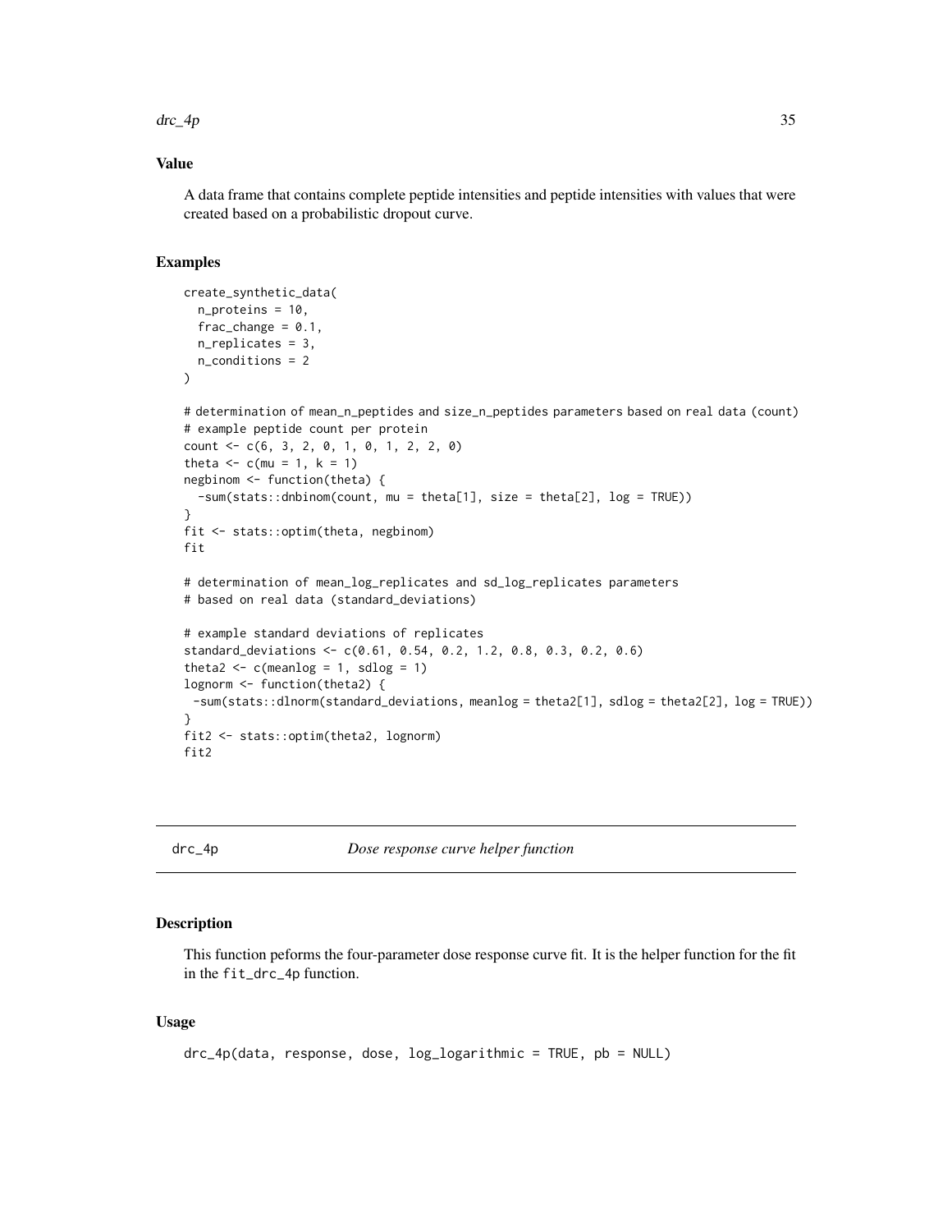### Value

A data frame that contains complete peptide intensities and peptide intensities with values that were created based on a probabilistic dropout curve.

### Examples

```
create_synthetic_data(
  n_proteins = 10,
  frac_change = 0.1,
  n_replicates = 3,
  n_conditions = 2
)

# determination of mean_n_peptides and size_n_peptides parameters based on real data (count)
# example peptide count per protein
count <- c(6, 3, 2, 0, 1, 0, 1, 2, 2, 0)
theta <- c(mu = 1, k = 1)
negbinom <- function(theta) {
  -sum(stats::dnbinom(count, mu = theta[1], size = theta[2], log = TRUE))
}
fit <- stats::optim(theta, negbinom)
fit

# determination of mean_log_replicates and sd_log_replicates parameters
# based on real data (standard_deviations)

# example standard deviations of replicates
standard_deviations <- c(0.61, 0.54, 0.2, 1.2, 0.8, 0.3, 0.2, 0.6)
theta2 <- c(meanlog = 1, sdlog = 1)
lognorm <- function(theta2) {
 -sum(stats::dlnorm(standard_deviations, meanlog = theta2[1], sdlog = theta2[2], log = TRUE))
}
fit2 <- stats::optim(theta2, lognorm)
fit2
```

---

## drc_4p — *Dose response curve helper function*

---

### Description

This function peforms the four-parameter dose response curve fit. It is the helper function for the fit in the `fit_drc_4p` function.

### Usage

```
drc_4p(data, response, dose, log_logarithmic = TRUE, pb = NULL)
```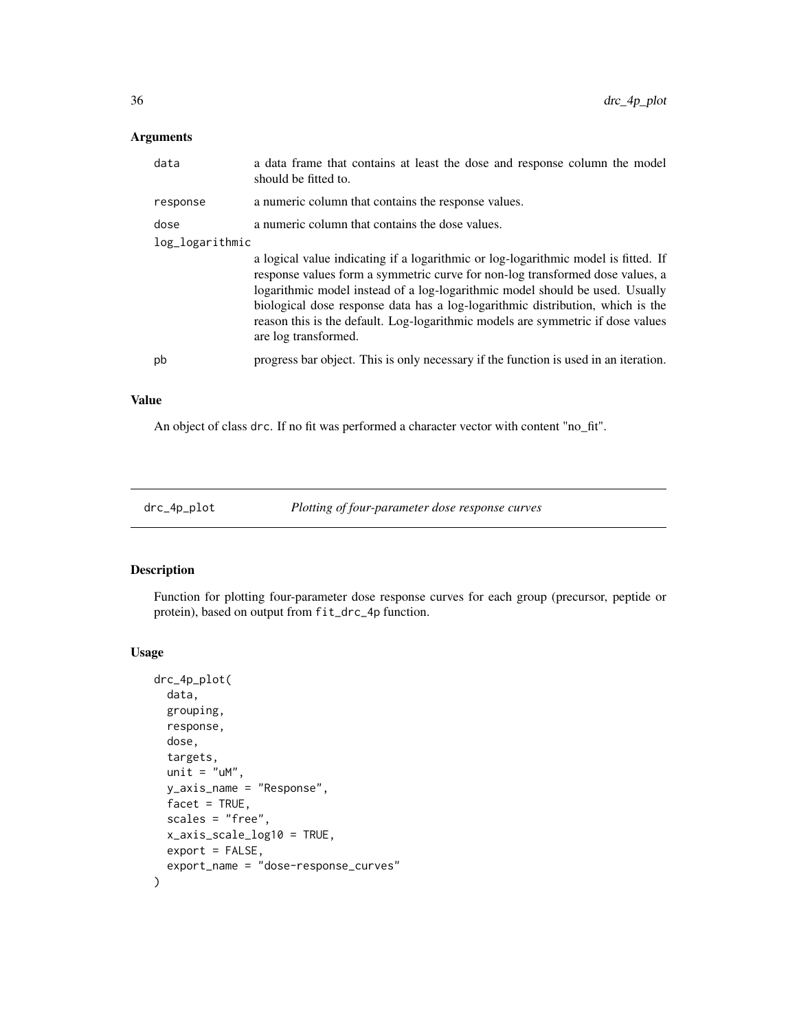### Arguments

| | |
|---|---|
| `data` | a data frame that contains at least the dose and response column the model should be fitted to. |
| `response` | a numeric column that contains the response values. |
| `dose` | a numeric column that contains the dose values. |
| `log_logarithmic` | a logical value indicating if a logarithmic or log-logarithmic model is fitted. If response values form a symmetric curve for non-log transformed dose values, a logarithmic model instead of a log-logarithmic model should be used. Usually biological dose response data has a log-logarithmic distribution, which is the reason this is the default. Log-logarithmic models are symmetric if dose values are log transformed. |
| `pb` | progress bar object. This is only necessary if the function is used in an iteration. |

### Value

An object of class `drc`. If no fit was performed a character vector with content "no_fit".

---

## `drc_4p_plot` *Plotting of four-parameter dose response curves*

### Description

Function for plotting four-parameter dose response curves for each group (precursor, peptide or protein), based on output from `fit_drc_4p` function.

### Usage

```
drc_4p_plot(
  data,
  grouping,
  response,
  dose,
  targets,
  unit = "uM",
  y_axis_name = "Response",
  facet = TRUE,
  scales = "free",
  x_axis_scale_log10 = TRUE,
  export = FALSE,
  export_name = "dose-response_curves"
)
```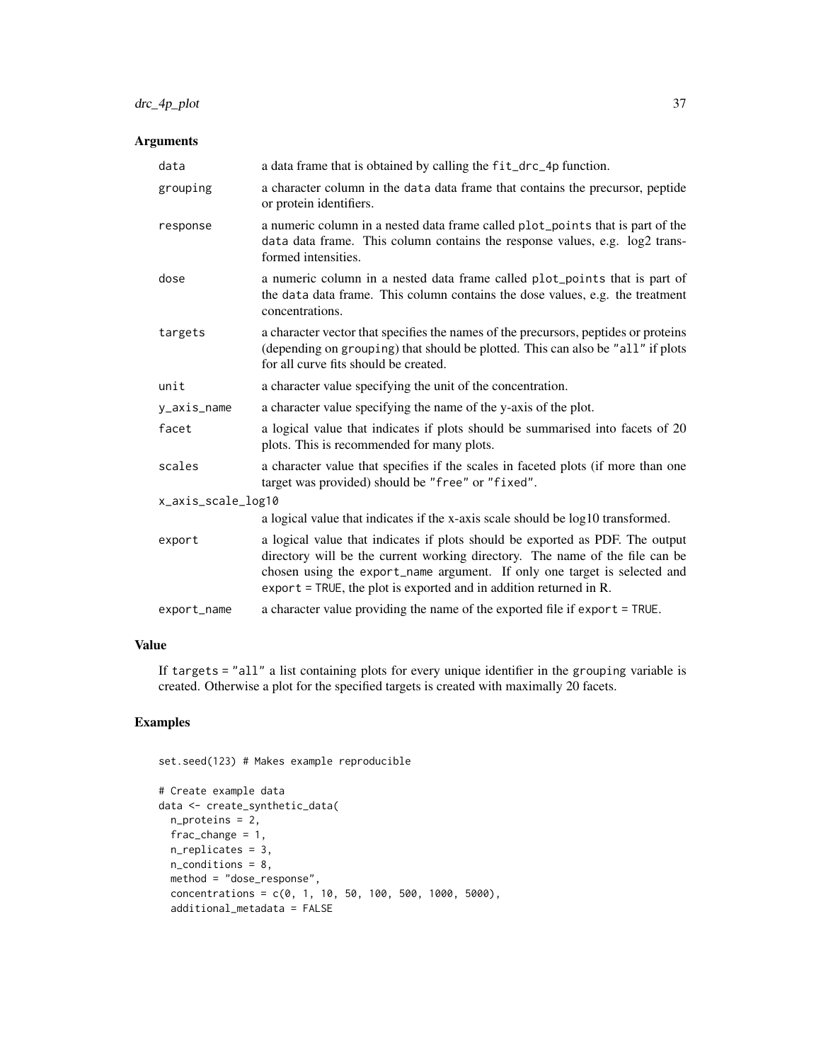## Arguments

| | |
|---|---|
| `data` | a data frame that is obtained by calling the `fit_drc_4p` function. |
| `grouping` | a character column in the `data` data frame that contains the precursor, peptide or protein identifiers. |
| `response` | a numeric column in a nested data frame called `plot_points` that is part of the `data` data frame. This column contains the response values, e.g. log2 transformed intensities. |
| `dose` | a numeric column in a nested data frame called `plot_points` that is part of the `data` data frame. This column contains the dose values, e.g. the treatment concentrations. |
| `targets` | a character vector that specifies the names of the precursors, peptides or proteins (depending on `grouping`) that should be plotted. This can also be `"all"` if plots for all curve fits should be created. |
| `unit` | a character value specifying the unit of the concentration. |
| `y_axis_name` | a character value specifying the name of the y-axis of the plot. |
| `facet` | a logical value that indicates if plots should be summarised into facets of 20 plots. This is recommended for many plots. |
| `scales` | a character value that specifies if the scales in faceted plots (if more than one target was provided) should be `"free"` or `"fixed"`. |
| `x_axis_scale_log10` | a logical value that indicates if the x-axis scale should be log10 transformed. |
| `export` | a logical value that indicates if plots should be exported as PDF. The output directory will be the current working directory. The name of the file can be chosen using the `export_name` argument. If only one target is selected and `export = TRUE`, the plot is exported and in addition returned in R. |
| `export_name` | a character value providing the name of the exported file if `export = TRUE`. |

## Value

If `targets = "all"` a list containing plots for every unique identifier in the `grouping` variable is created. Otherwise a plot for the specified targets is created with maximally 20 facets.

## Examples

```
set.seed(123) # Makes example reproducible

# Create example data
data <- create_synthetic_data(
  n_proteins = 2,
  frac_change = 1,
  n_replicates = 3,
  n_conditions = 8,
  method = "dose_response",
  concentrations = c(0, 1, 10, 50, 100, 500, 1000, 5000),
  additional_metadata = FALSE
```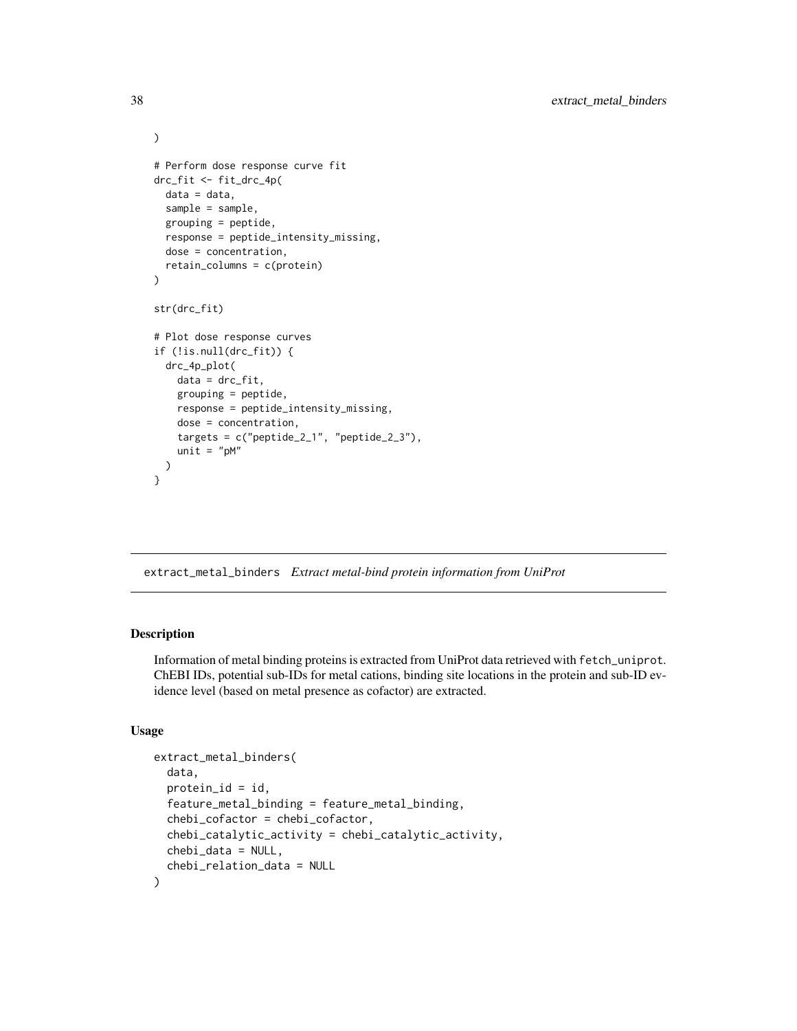```
)

# Perform dose response curve fit
drc_fit <- fit_drc_4p(
  data = data,
  sample = sample,
  grouping = peptide,
  response = peptide_intensity_missing,
  dose = concentration,
  retain_columns = c(protein)
)

str(drc_fit)

# Plot dose response curves
if (!is.null(drc_fit)) {
  drc_4p_plot(
    data = drc_fit,
    grouping = peptide,
    response = peptide_intensity_missing,
    dose = concentration,
    targets = c("peptide_2_1", "peptide_2_3"),
    unit = "pM"
  )
}
```

---

## extract_metal_binders *Extract metal-bind protein information from UniProt*

### Description

Information of metal binding proteins is extracted from UniProt data retrieved with `fetch_uniprot`. ChEBI IDs, potential sub-IDs for metal cations, binding site locations in the protein and sub-ID evidence level (based on metal presence as cofactor) are extracted.

### Usage

```
extract_metal_binders(
  data,
  protein_id = id,
  feature_metal_binding = feature_metal_binding,
  chebi_cofactor = chebi_cofactor,
  chebi_catalytic_activity = chebi_catalytic_activity,
  chebi_data = NULL,
  chebi_relation_data = NULL
)
```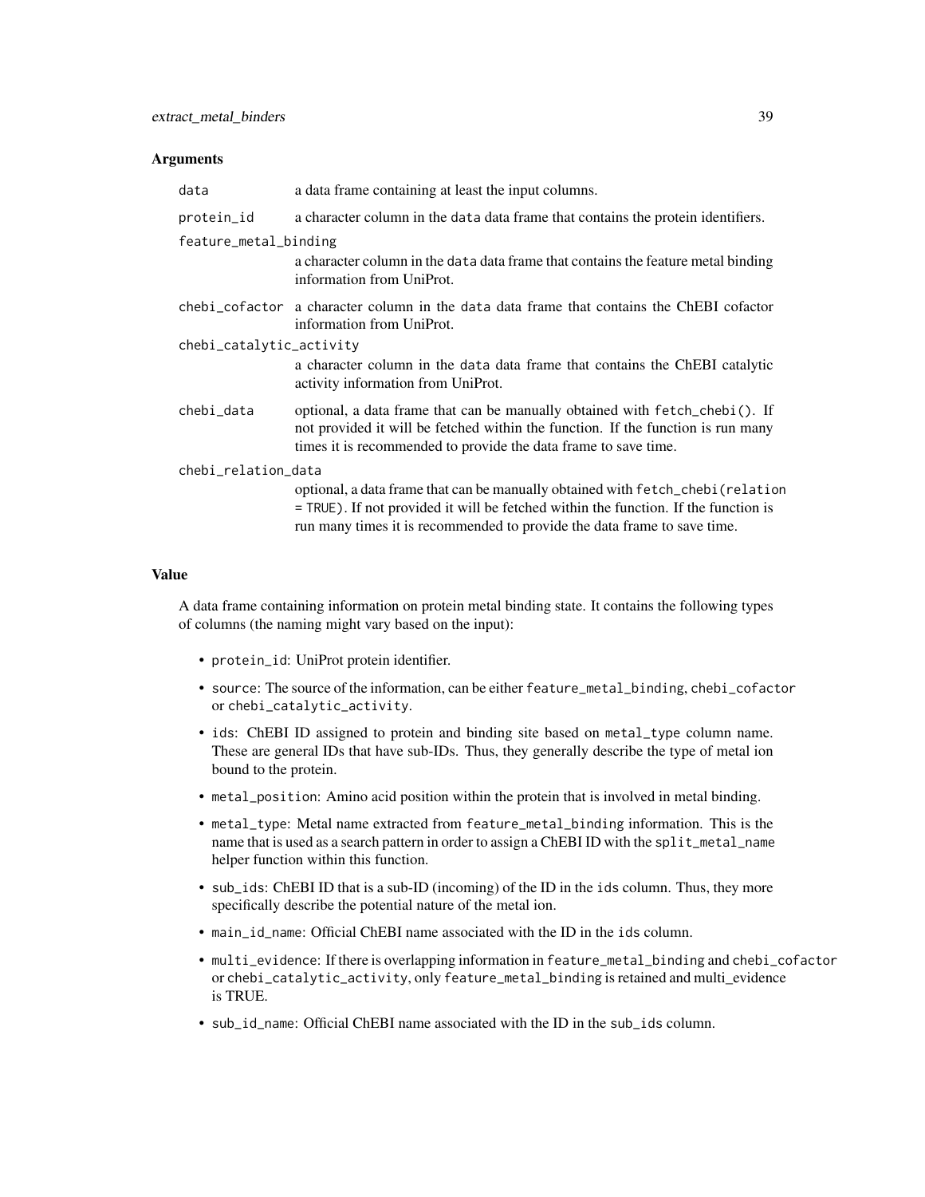## Arguments

- `data` a data frame containing at least the input columns.
- `protein_id` a character column in the `data` data frame that contains the protein identifiers.
- `feature_metal_binding` a character column in the `data` data frame that contains the feature metal binding information from UniProt.
- `chebi_cofactor` a character column in the `data` data frame that contains the ChEBI cofactor information from UniProt.
- `chebi_catalytic_activity` a character column in the `data` data frame that contains the ChEBI catalytic activity information from UniProt.
- `chebi_data` optional, a data frame that can be manually obtained with `fetch_chebi()`. If not provided it will be fetched within the function. If the function is run many times it is recommended to provide the data frame to save time.
- `chebi_relation_data` optional, a data frame that can be manually obtained with `fetch_chebi(relation = TRUE)`. If not provided it will be fetched within the function. If the function is run many times it is recommended to provide the data frame to save time.

## Value

A data frame containing information on protein metal binding state. It contains the following types of columns (the naming might vary based on the input):

- `protein_id`: UniProt protein identifier.
- `source`: The source of the information, can be either `feature_metal_binding`, `chebi_cofactor` or `chebi_catalytic_activity`.
- `ids`: ChEBI ID assigned to protein and binding site based on `metal_type` column name. These are general IDs that have sub-IDs. Thus, they generally describe the type of metal ion bound to the protein.
- `metal_position`: Amino acid position within the protein that is involved in metal binding.
- `metal_type`: Metal name extracted from `feature_metal_binding` information. This is the name that is used as a search pattern in order to assign a ChEBI ID with the `split_metal_name` helper function within this function.
- `sub_ids`: ChEBI ID that is a sub-ID (incoming) of the ID in the `ids` column. Thus, they more specifically describe the potential nature of the metal ion.
- `main_id_name`: Official ChEBI name associated with the ID in the `ids` column.
- `multi_evidence`: If there is overlapping information in `feature_metal_binding` and `chebi_cofactor` or `chebi_catalytic_activity`, only `feature_metal_binding` is retained and multi_evidence is TRUE.
- `sub_id_name`: Official ChEBI name associated with the ID in the `sub_ids` column.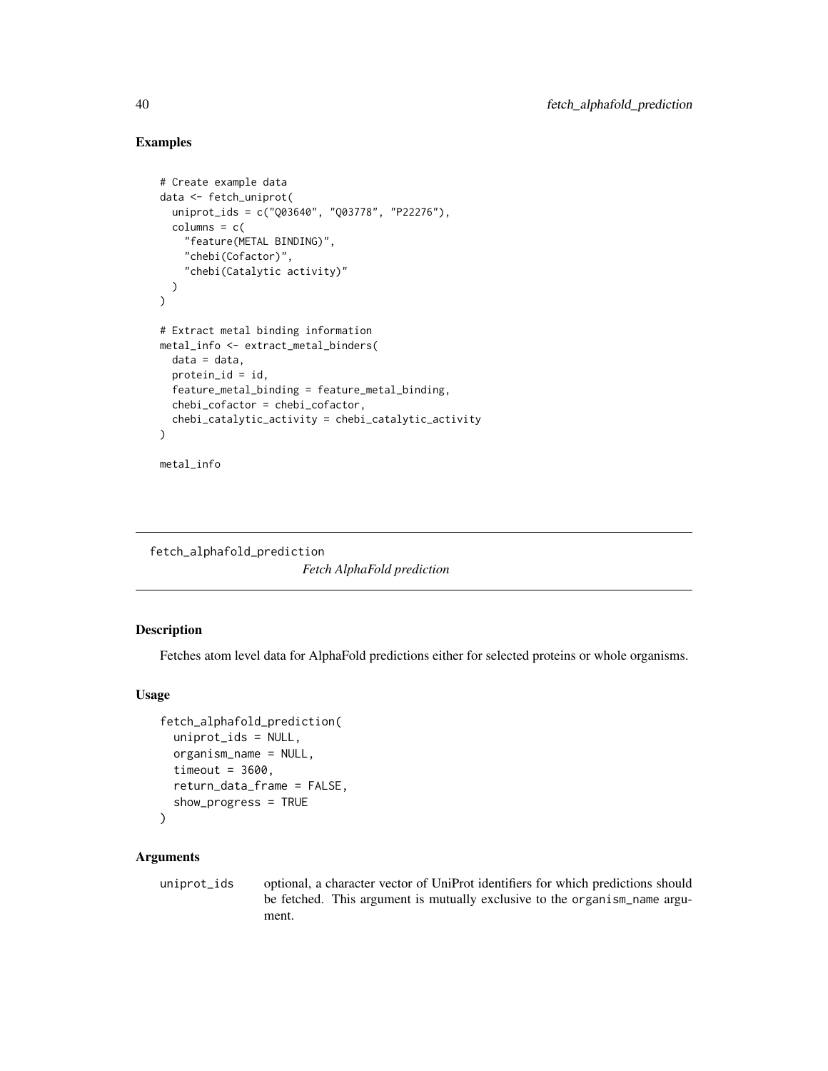## Examples

```
# Create example data
data <- fetch_uniprot(
  uniprot_ids = c("Q03640", "Q03778", "P22276"),
  columns = c(
    "feature(METAL BINDING)",
    "chebi(Cofactor)",
    "chebi(Catalytic activity)"
  )
)

# Extract metal binding information
metal_info <- extract_metal_binders(
  data = data,
  protein_id = id,
  feature_metal_binding = feature_metal_binding,
  chebi_cofactor = chebi_cofactor,
  chebi_catalytic_activity = chebi_catalytic_activity
)

metal_info
```

---

# fetch_alphafold_prediction

*Fetch AlphaFold prediction*

---

## Description

Fetches atom level data for AlphaFold predictions either for selected proteins or whole organisms.

## Usage

```
fetch_alphafold_prediction(
  uniprot_ids = NULL,
  organism_name = NULL,
  timeout = 3600,
  return_data_frame = FALSE,
  show_progress = TRUE
)
```

## Arguments

| | |
|---|---|
| uniprot_ids | optional, a character vector of UniProt identifiers for which predictions should be fetched. This argument is mutually exclusive to the organism_name argument. |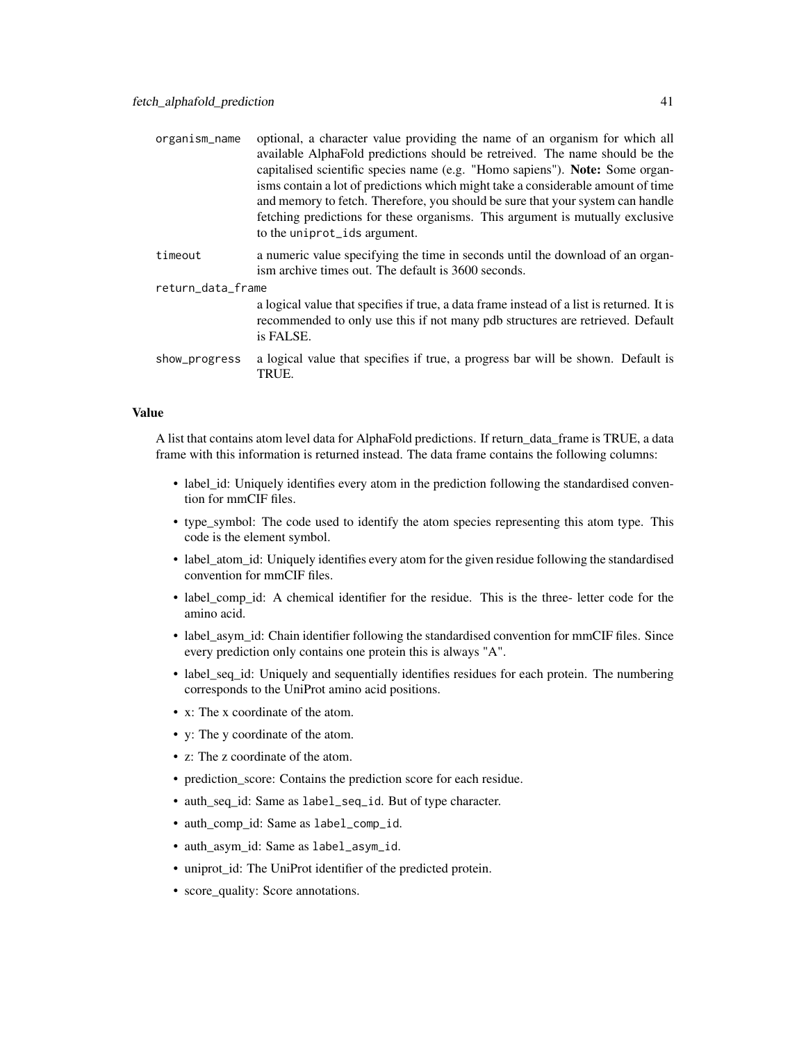| | |
|---|---|
| organism_name | optional, a character value providing the name of an organism for which all available AlphaFold predictions should be retreived. The name should be the capitalised scientific species name (e.g. "Homo sapiens"). **Note:** Some organisms contain a lot of predictions which might take a considerable amount of time and memory to fetch. Therefore, you should be sure that your system can handle fetching predictions for these organisms. This argument is mutually exclusive to the `uniprot_ids` argument. |
| timeout | a numeric value specifying the time in seconds until the download of an organism archive times out. The default is 3600 seconds. |
| return_data_frame | a logical value that specifies if true, a data frame instead of a list is returned. It is recommended to only use this if not many pdb structures are retrieved. Default is FALSE. |
| show_progress | a logical value that specifies if true, a progress bar will be shown. Default is TRUE. |

## Value

A list that contains atom level data for AlphaFold predictions. If return_data_frame is TRUE, a data frame with this information is returned instead. The data frame contains the following columns:

- label_id: Uniquely identifies every atom in the prediction following the standardised convention for mmCIF files.
- type_symbol: The code used to identify the atom species representing this atom type. This code is the element symbol.
- label_atom_id: Uniquely identifies every atom for the given residue following the standardised convention for mmCIF files.
- label_comp_id: A chemical identifier for the residue. This is the three- letter code for the amino acid.
- label_asym_id: Chain identifier following the standardised convention for mmCIF files. Since every prediction only contains one protein this is always "A".
- label_seq_id: Uniquely and sequentially identifies residues for each protein. The numbering corresponds to the UniProt amino acid positions.
- x: The x coordinate of the atom.
- y: The y coordinate of the atom.
- z: The z coordinate of the atom.
- prediction_score: Contains the prediction score for each residue.
- auth_seq_id: Same as `label_seq_id`. But of type character.
- auth_comp_id: Same as `label_comp_id`.
- auth_asym_id: Same as `label_asym_id`.
- uniprot_id: The UniProt identifier of the predicted protein.
- score_quality: Score annotations.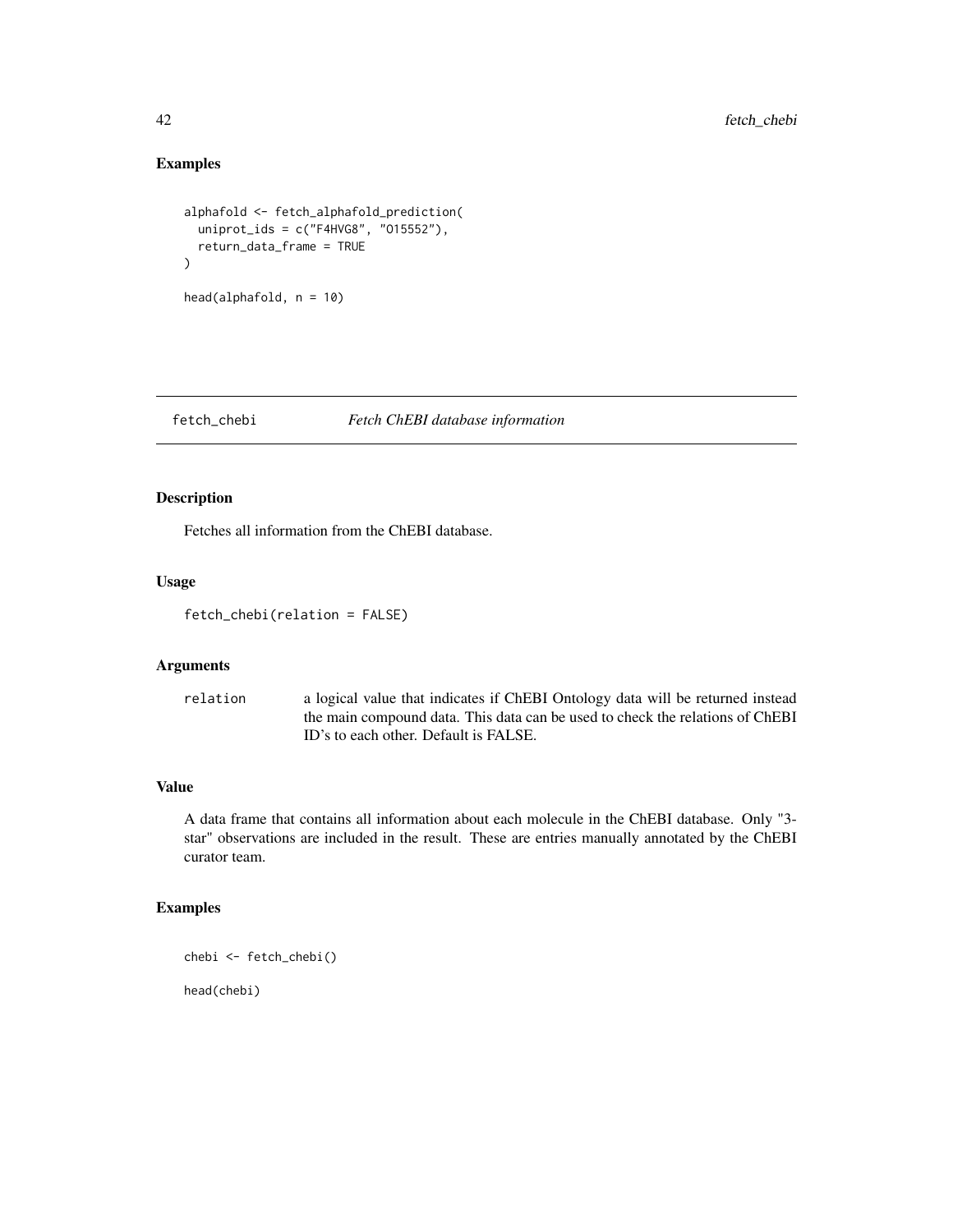## Examples

```
alphafold <- fetch_alphafold_prediction(
  uniprot_ids = c("F4HVG8", "O15552"),
  return_data_frame = TRUE
)

head(alphafold, n = 10)
```

---

# fetch_chebi *Fetch ChEBI database information*

## Description

Fetches all information from the ChEBI database.

## Usage

```
fetch_chebi(relation = FALSE)
```

## Arguments

| | |
|---|---|
| relation | a logical value that indicates if ChEBI Ontology data will be returned instead the main compound data. This data can be used to check the relations of ChEBI ID's to each other. Default is FALSE. |

## Value

A data frame that contains all information about each molecule in the ChEBI database. Only "3-star" observations are included in the result. These are entries manually annotated by the ChEBI curator team.

## Examples

```
chebi <- fetch_chebi()

head(chebi)
```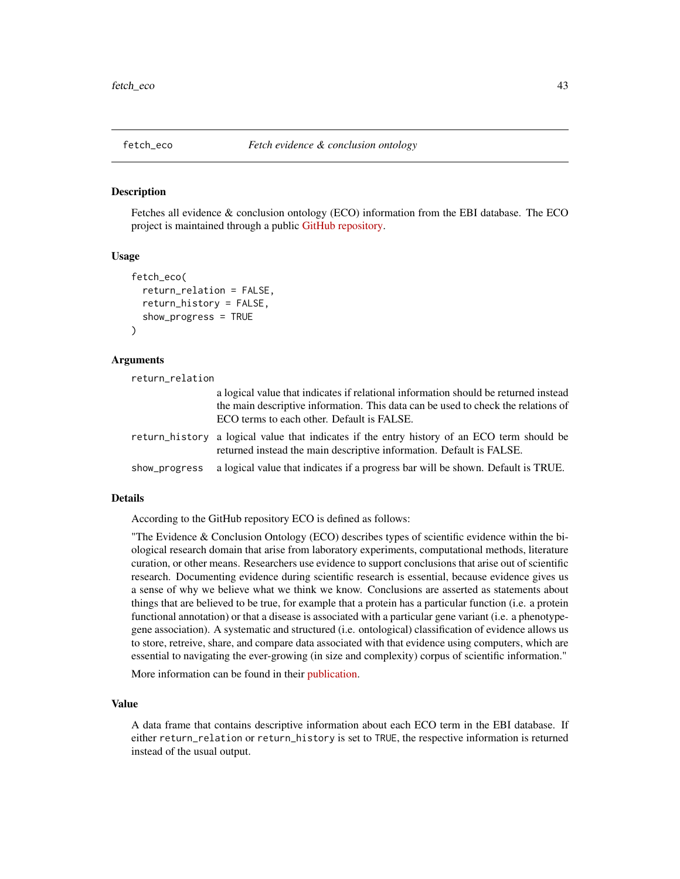## fetch_eco — *Fetch evidence & conclusion ontology*

### Description

Fetches all evidence & conclusion ontology (ECO) information from the EBI database. The ECO project is maintained through a public GitHub repository.

### Usage

```
fetch_eco(
  return_relation = FALSE,
  return_history = FALSE,
  show_progress = TRUE
)
```

### Arguments

| | |
|---|---|
| return_relation | a logical value that indicates if relational information should be returned instead the main descriptive information. This data can be used to check the relations of ECO terms to each other. Default is FALSE. |
| return_history | a logical value that indicates if the entry history of an ECO term should be returned instead the main descriptive information. Default is FALSE. |
| show_progress | a logical value that indicates if a progress bar will be shown. Default is TRUE. |

### Details

According to the GitHub repository ECO is defined as follows:

"The Evidence & Conclusion Ontology (ECO) describes types of scientific evidence within the biological research domain that arise from laboratory experiments, computational methods, literature curation, or other means. Researchers use evidence to support conclusions that arise out of scientific research. Documenting evidence during scientific research is essential, because evidence gives us a sense of why we believe what we think we know. Conclusions are asserted as statements about things that are believed to be true, for example that a protein has a particular function (i.e. a protein functional annotation) or that a disease is associated with a particular gene variant (i.e. a phenotype-gene association). A systematic and structured (i.e. ontological) classification of evidence allows us to store, retreive, share, and compare data associated with that evidence using computers, which are essential to navigating the ever-growing (in size and complexity) corpus of scientific information."

More information can be found in their publication.

### Value

A data frame that contains descriptive information about each ECO term in the EBI database. If either `return_relation` or `return_history` is set to `TRUE`, the respective information is returned instead of the usual output.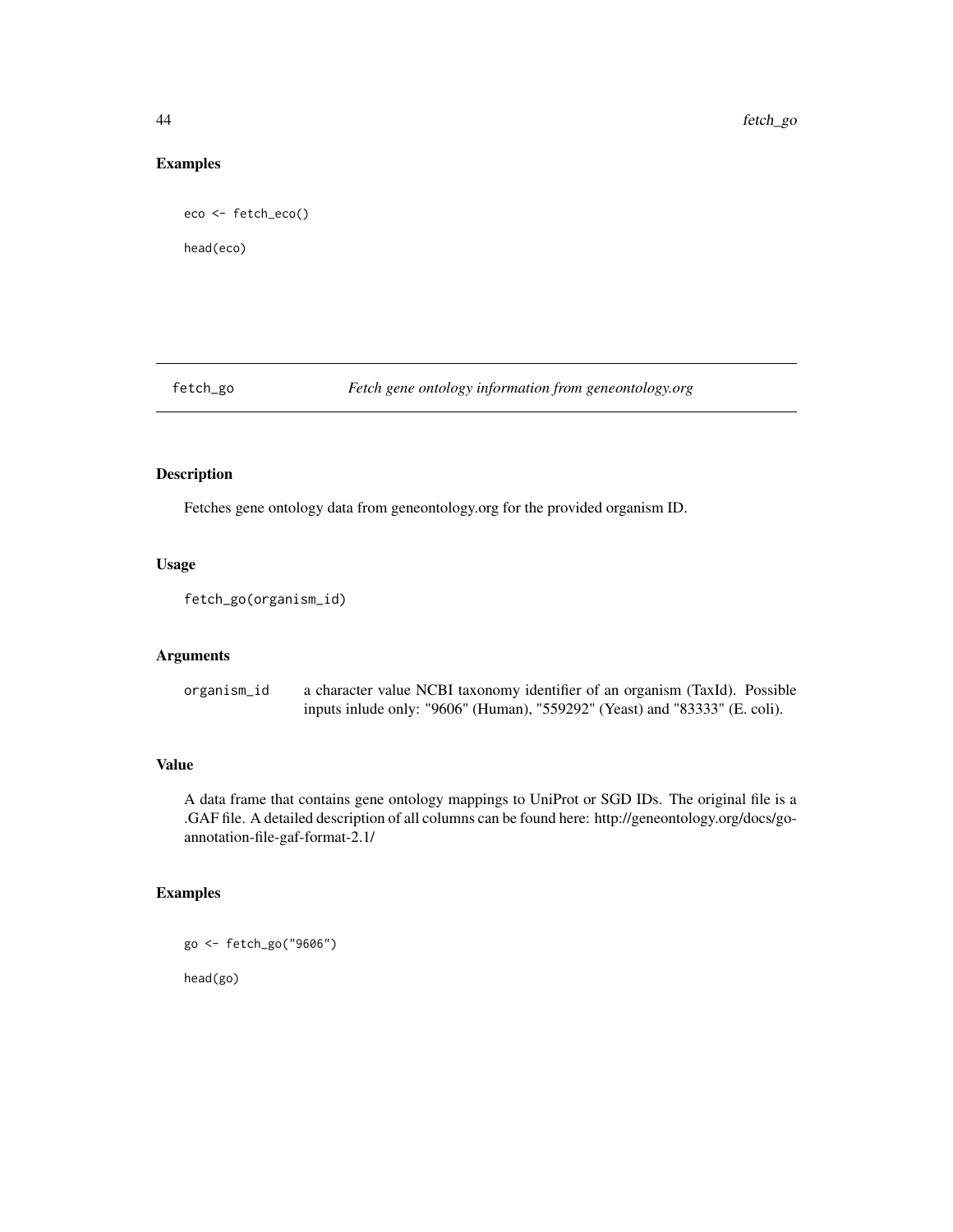## Examples

```
eco <- fetch_eco()

head(eco)
```

---

## fetch_go &emsp; *Fetch gene ontology information from geneontology.org*

---

### Description

Fetches gene ontology data from geneontology.org for the provided organism ID.

### Usage

```
fetch_go(organism_id)
```

### Arguments

| | |
|---|---|
| `organism_id` | a character value NCBI taxonomy identifier of an organism (TaxId). Possible inputs inlude only: "9606" (Human), "559292" (Yeast) and "83333" (E. coli). |

### Value

A data frame that contains gene ontology mappings to UniProt or SGD IDs. The original file is a .GAF file. A detailed description of all columns can be found here: http://geneontology.org/docs/go-annotation-file-gaf-format-2.1/

### Examples

```
go <- fetch_go("9606")

head(go)
```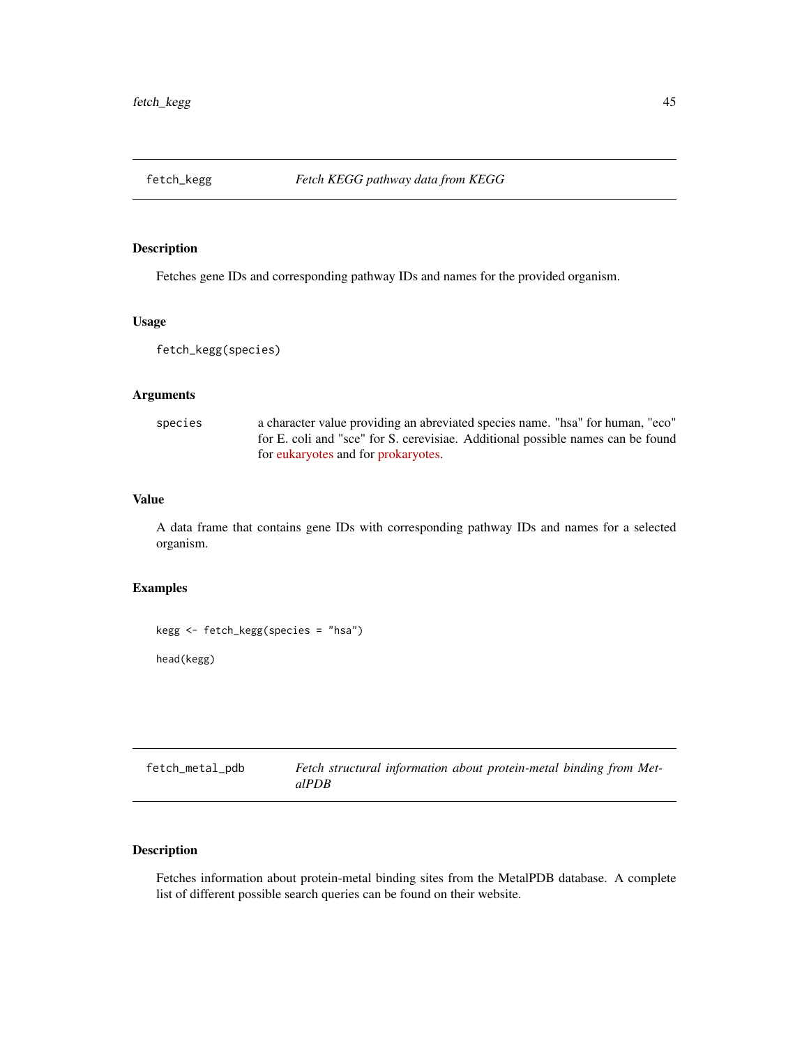## fetch_kegg — *Fetch KEGG pathway data from KEGG*

### Description

Fetches gene IDs and corresponding pathway IDs and names for the provided organism.

### Usage

```
fetch_kegg(species)
```

### Arguments

| | |
|---|---|
| species | a character value providing an abreviated species name. "hsa" for human, "eco" for E. coli and "sce" for S. cerevisiae. Additional possible names can be found for eukaryotes and for prokaryotes. |

### Value

A data frame that contains gene IDs with corresponding pathway IDs and names for a selected organism.

### Examples

```
kegg <- fetch_kegg(species = "hsa")

head(kegg)
```

## fetch_metal_pdb — *Fetch structural information about protein-metal binding from MetalPDB*

### Description

Fetches information about protein-metal binding sites from the MetalPDB database. A complete list of different possible search queries can be found on their website.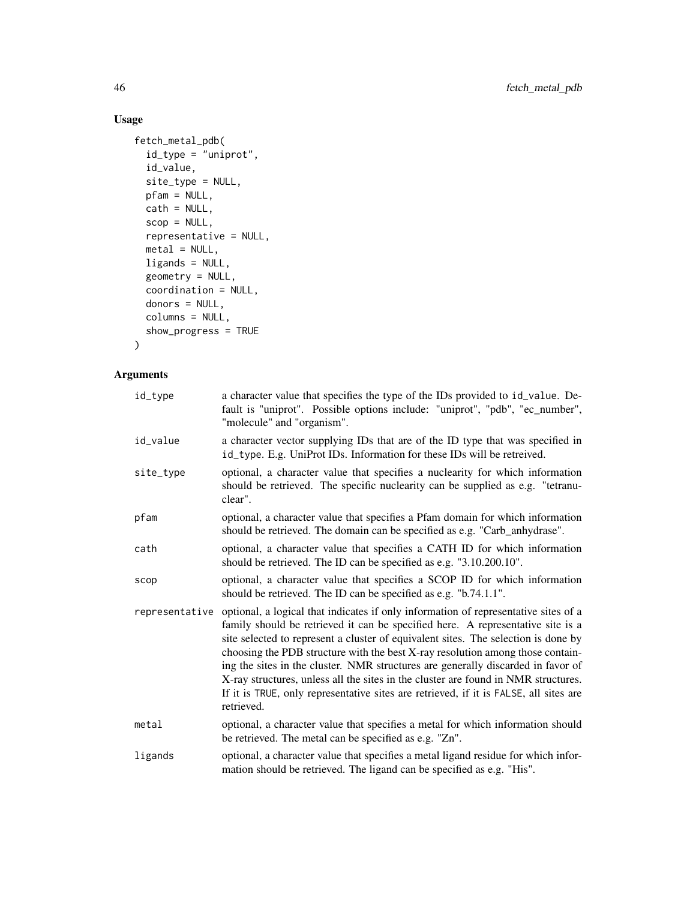## Usage

```
fetch_metal_pdb(
  id_type = "uniprot",
  id_value,
  site_type = NULL,
  pfam = NULL,
  cath = NULL,
  scop = NULL,
  representative = NULL,
  metal = NULL,
  ligands = NULL,
  geometry = NULL,
  coordination = NULL,
  donors = NULL,
  columns = NULL,
  show_progress = TRUE
)
```

## Arguments

| | |
|---|---|
| id_type | a character value that specifies the type of the IDs provided to id_value. Default is "uniprot". Possible options include: "uniprot", "pdb", "ec_number", "molecule" and "organism". |
| id_value | a character vector supplying IDs that are of the ID type that was specified in id_type. E.g. UniProt IDs. Information for these IDs will be retreived. |
| site_type | optional, a character value that specifies a nuclearity for which information should be retrieved. The specific nuclearity can be supplied as e.g. "tetranuclear". |
| pfam | optional, a character value that specifies a Pfam domain for which information should be retrieved. The domain can be specified as e.g. "Carb_anhydrase". |
| cath | optional, a character value that specifies a CATH ID for which information should be retrieved. The ID can be specified as e.g. "3.10.200.10". |
| scop | optional, a character value that specifies a SCOP ID for which information should be retrieved. The ID can be specified as e.g. "b.74.1.1". |
| representative | optional, a logical that indicates if only information of representative sites of a family should be retrieved it can be specified here. A representative site is a site selected to represent a cluster of equivalent sites. The selection is done by choosing the PDB structure with the best X-ray resolution among those containing the sites in the cluster. NMR structures are generally discarded in favor of X-ray structures, unless all the sites in the cluster are found in NMR structures. If it is TRUE, only representative sites are retrieved, if it is FALSE, all sites are retrieved. |
| metal | optional, a character value that specifies a metal for which information should be retrieved. The metal can be specified as e.g. "Zn". |
| ligands | optional, a character value that specifies a metal ligand residue for which information should be retrieved. The ligand can be specified as e.g. "His". |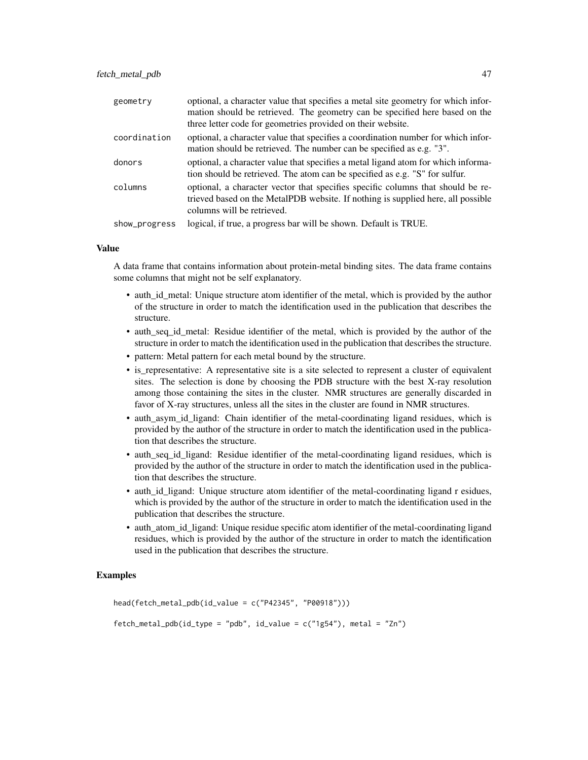| | |
|---|---|
| geometry | optional, a character value that specifies a metal site geometry for which information should be retrieved. The geometry can be specified here based on the three letter code for geometries provided on their website. |
| coordination | optional, a character value that specifies a coordination number for which information should be retrieved. The number can be specified as e.g. "3". |
| donors | optional, a character value that specifies a metal ligand atom for which information should be retrieved. The atom can be specified as e.g. "S" for sulfur. |
| columns | optional, a character vector that specifies specific columns that should be retrieved based on the MetalPDB website. If nothing is supplied here, all possible columns will be retrieved. |
| show_progress | logical, if true, a progress bar will be shown. Default is TRUE. |

## Value

A data frame that contains information about protein-metal binding sites. The data frame contains some columns that might not be self explanatory.

- auth_id_metal: Unique structure atom identifier of the metal, which is provided by the author of the structure in order to match the identification used in the publication that describes the structure.
- auth_seq_id_metal: Residue identifier of the metal, which is provided by the author of the structure in order to match the identification used in the publication that describes the structure.
- pattern: Metal pattern for each metal bound by the structure.
- is_representative: A representative site is a site selected to represent a cluster of equivalent sites. The selection is done by choosing the PDB structure with the best X-ray resolution among those containing the sites in the cluster. NMR structures are generally discarded in favor of X-ray structures, unless all the sites in the cluster are found in NMR structures.
- auth_asym_id_ligand: Chain identifier of the metal-coordinating ligand residues, which is provided by the author of the structure in order to match the identification used in the publication that describes the structure.
- auth_seq_id_ligand: Residue identifier of the metal-coordinating ligand residues, which is provided by the author of the structure in order to match the identification used in the publication that describes the structure.
- auth_id_ligand: Unique structure atom identifier of the metal-coordinating ligand r esidues, which is provided by the author of the structure in order to match the identification used in the publication that describes the structure.
- auth_atom_id_ligand: Unique residue specific atom identifier of the metal-coordinating ligand residues, which is provided by the author of the structure in order to match the identification used in the publication that describes the structure.

## Examples

```
head(fetch_metal_pdb(id_value = c("P42345", "P00918")))

fetch_metal_pdb(id_type = "pdb", id_value = c("1g54"), metal = "Zn")
```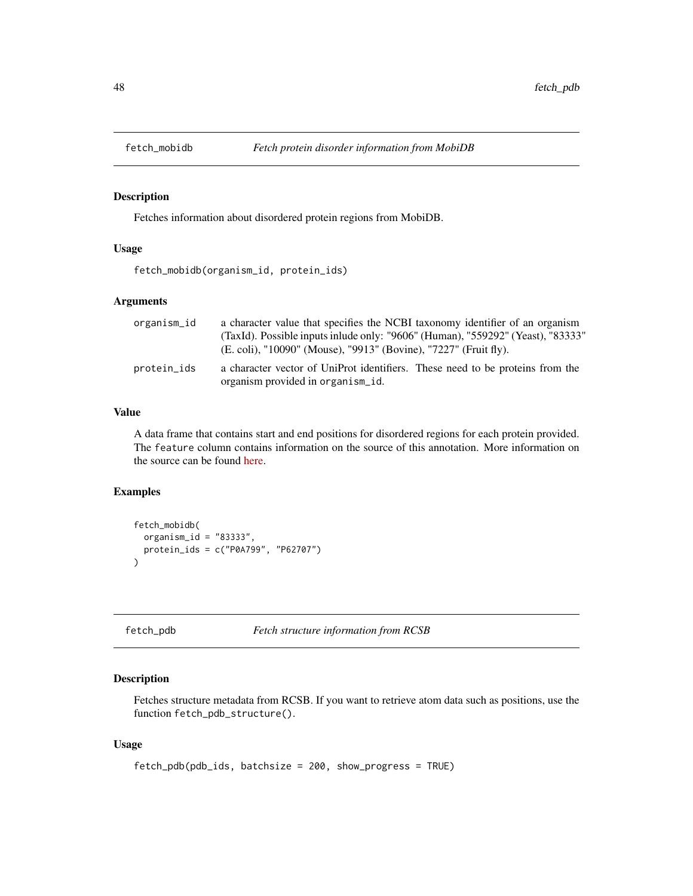## fetch_mobidb *Fetch protein disorder information from MobiDB*

### Description

Fetches information about disordered protein regions from MobiDB.

### Usage

```
fetch_mobidb(organism_id, protein_ids)
```

### Arguments

| | |
|---|---|
| organism_id | a character value that specifies the NCBI taxonomy identifier of an organism (TaxId). Possible inputs inlude only: "9606" (Human), "559292" (Yeast), "83333" (E. coli), "10090" (Mouse), "9913" (Bovine), "7227" (Fruit fly). |
| protein_ids | a character vector of UniProt identifiers. These need to be proteins from the organism provided in organism_id. |

### Value

A data frame that contains start and end positions for disordered regions for each protein provided. The feature column contains information on the source of this annotation. More information on the source can be found here.

### Examples

```
fetch_mobidb(
  organism_id = "83333",
  protein_ids = c("P0A799", "P62707")
)
```

## fetch_pdb *Fetch structure information from RCSB*

### Description

Fetches structure metadata from RCSB. If you want to retrieve atom data such as positions, use the function fetch_pdb_structure().

### Usage

```
fetch_pdb(pdb_ids, batchsize = 200, show_progress = TRUE)
```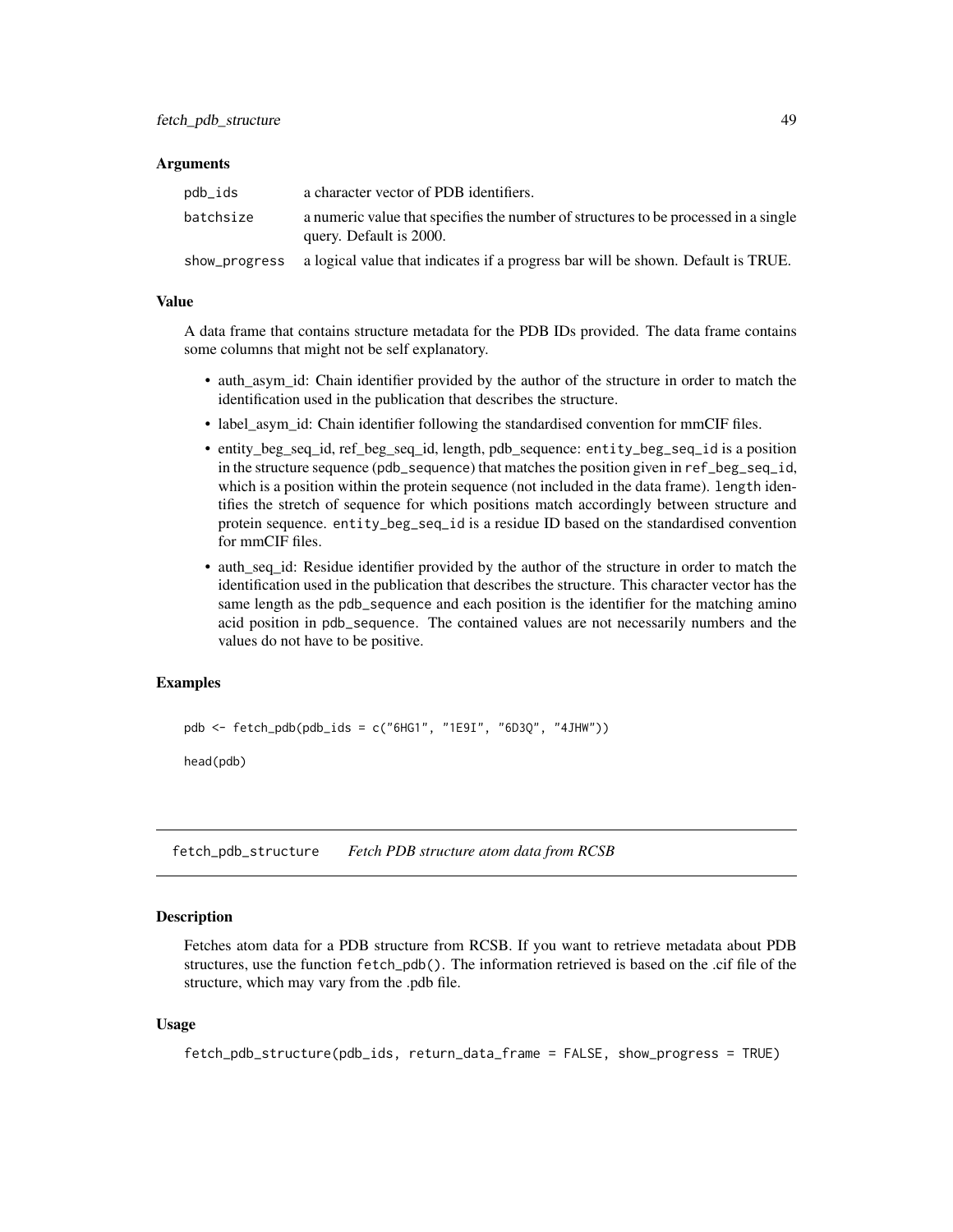### Arguments

| | |
|---|---|
| `pdb_ids` | a character vector of PDB identifiers. |
| `batchsize` | a numeric value that specifies the number of structures to be processed in a single query. Default is 2000. |
| `show_progress` | a logical value that indicates if a progress bar will be shown. Default is TRUE. |

### Value

A data frame that contains structure metadata for the PDB IDs provided. The data frame contains some columns that might not be self explanatory.

- auth_asym_id: Chain identifier provided by the author of the structure in order to match the identification used in the publication that describes the structure.
- label_asym_id: Chain identifier following the standardised convention for mmCIF files.
- entity_beg_seq_id, ref_beg_seq_id, length, pdb_sequence: `entity_beg_seq_id` is a position in the structure sequence (`pdb_sequence`) that matches the position given in `ref_beg_seq_id`, which is a position within the protein sequence (not included in the data frame). `length` identifies the stretch of sequence for which positions match accordingly between structure and protein sequence. `entity_beg_seq_id` is a residue ID based on the standardised convention for mmCIF files.
- auth_seq_id: Residue identifier provided by the author of the structure in order to match the identification used in the publication that describes the structure. This character vector has the same length as the `pdb_sequence` and each position is the identifier for the matching amino acid position in `pdb_sequence`. The contained values are not necessarily numbers and the values do not have to be positive.

### Examples

```
pdb <- fetch_pdb(pdb_ids = c("6HG1", "1E9I", "6D3Q", "4JHW"))

head(pdb)
```

---

## `fetch_pdb_structure` *Fetch PDB structure atom data from RCSB*

### Description

Fetches atom data for a PDB structure from RCSB. If you want to retrieve metadata about PDB structures, use the function `fetch_pdb()`. The information retrieved is based on the .cif file of the structure, which may vary from the .pdb file.

### Usage

```
fetch_pdb_structure(pdb_ids, return_data_frame = FALSE, show_progress = TRUE)
```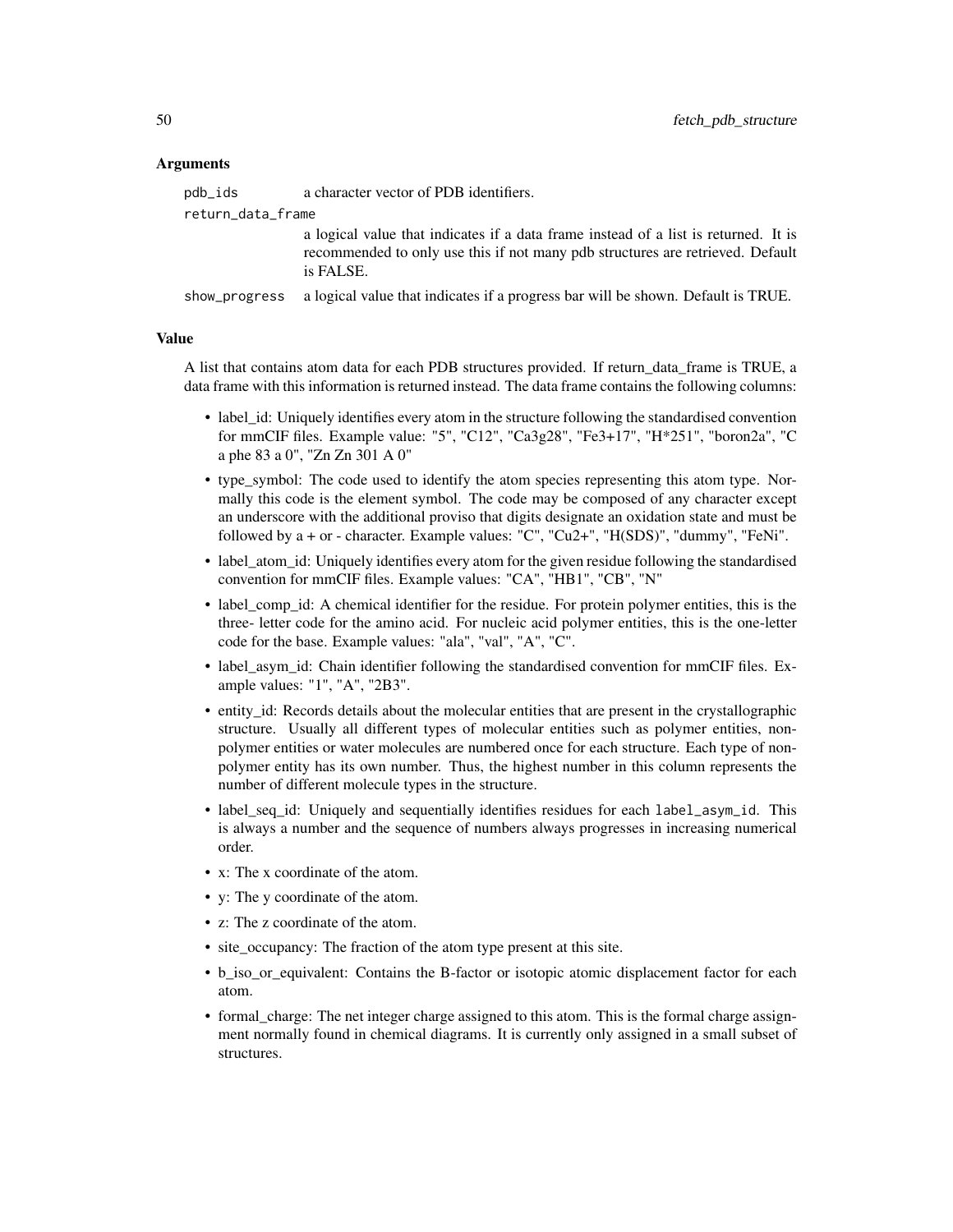### Arguments

- **pdb_ids**: a character vector of PDB identifiers.
- **return_data_frame**: a logical value that indicates if a data frame instead of a list is returned. It is recommended to only use this if not many pdb structures are retrieved. Default is FALSE.
- **show_progress**: a logical value that indicates if a progress bar will be shown. Default is TRUE.

### Value

A list that contains atom data for each PDB structures provided. If return_data_frame is TRUE, a data frame with this information is returned instead. The data frame contains the following columns:

- label_id: Uniquely identifies every atom in the structure following the standardised convention for mmCIF files. Example value: "5", "C12", "Ca3g28", "Fe3+17", "H*251", "boron2a", "C a phe 83 a 0", "Zn Zn 301 A 0"
- type_symbol: The code used to identify the atom species representing this atom type. Normally this code is the element symbol. The code may be composed of any character except an underscore with the additional proviso that digits designate an oxidation state and must be followed by a + or - character. Example values: "C", "Cu2+", "H(SDS)", "dummy", "FeNi".
- label_atom_id: Uniquely identifies every atom for the given residue following the standardised convention for mmCIF files. Example values: "CA", "HB1", "CB", "N"
- label_comp_id: A chemical identifier for the residue. For protein polymer entities, this is the three- letter code for the amino acid. For nucleic acid polymer entities, this is the one-letter code for the base. Example values: "ala", "val", "A", "C".
- label_asym_id: Chain identifier following the standardised convention for mmCIF files. Example values: "1", "A", "2B3".
- entity_id: Records details about the molecular entities that are present in the crystallographic structure. Usually all different types of molecular entities such as polymer entities, non-polymer entities or water molecules are numbered once for each structure. Each type of non-polymer entity has its own number. Thus, the highest number in this column represents the number of different molecule types in the structure.
- label_seq_id: Uniquely and sequentially identifies residues for each `label_asym_id`. This is always a number and the sequence of numbers always progresses in increasing numerical order.
- x: The x coordinate of the atom.
- y: The y coordinate of the atom.
- z: The z coordinate of the atom.
- site_occupancy: The fraction of the atom type present at this site.
- b_iso_or_equivalent: Contains the B-factor or isotopic atomic displacement factor for each atom.
- formal_charge: The net integer charge assigned to this atom. This is the formal charge assignment normally found in chemical diagrams. It is currently only assigned in a small subset of structures.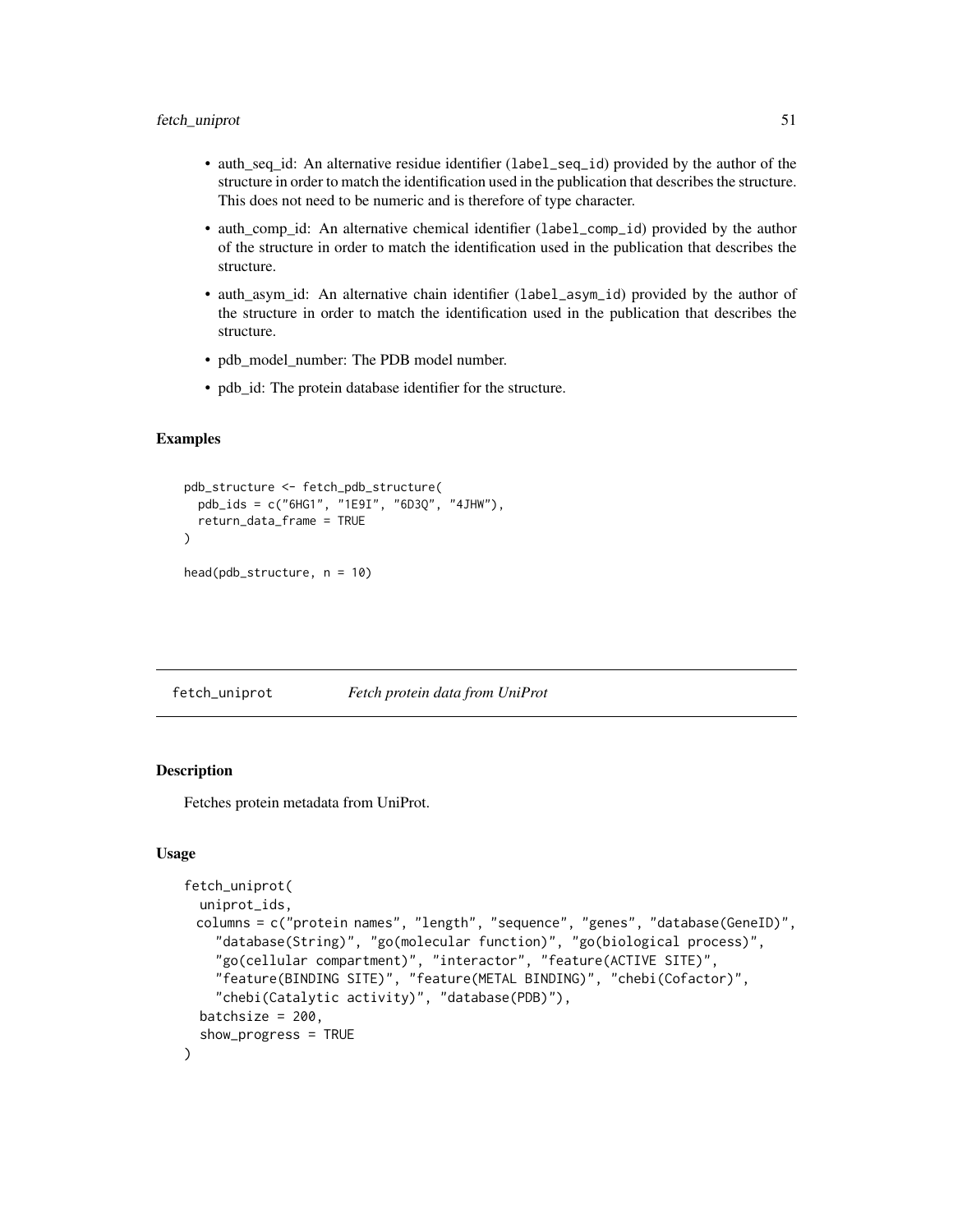- auth_seq_id: An alternative residue identifier (`label_seq_id`) provided by the author of the structure in order to match the identification used in the publication that describes the structure. This does not need to be numeric and is therefore of type character.
- auth_comp_id: An alternative chemical identifier (`label_comp_id`) provided by the author of the structure in order to match the identification used in the publication that describes the structure.
- auth_asym_id: An alternative chain identifier (`label_asym_id`) provided by the author of the structure in order to match the identification used in the publication that describes the structure.
- pdb_model_number: The PDB model number.
- pdb_id: The protein database identifier for the structure.

### Examples

```
pdb_structure <- fetch_pdb_structure(
  pdb_ids = c("6HG1", "1E9I", "6D3Q", "4JHW"),
  return_data_frame = TRUE
)

head(pdb_structure, n = 10)
```

---

## fetch_uniprot    *Fetch protein data from UniProt*

### Description

Fetches protein metadata from UniProt.

### Usage

```
fetch_uniprot(
  uniprot_ids,
  columns = c("protein names", "length", "sequence", "genes", "database(GeneID)",
    "database(String)", "go(molecular function)", "go(biological process)",
    "go(cellular compartment)", "interactor", "feature(ACTIVE SITE)",
    "feature(BINDING SITE)", "feature(METAL BINDING)", "chebi(Cofactor)",
    "chebi(Catalytic activity)", "database(PDB)"),
  batchsize = 200,
  show_progress = TRUE
)
```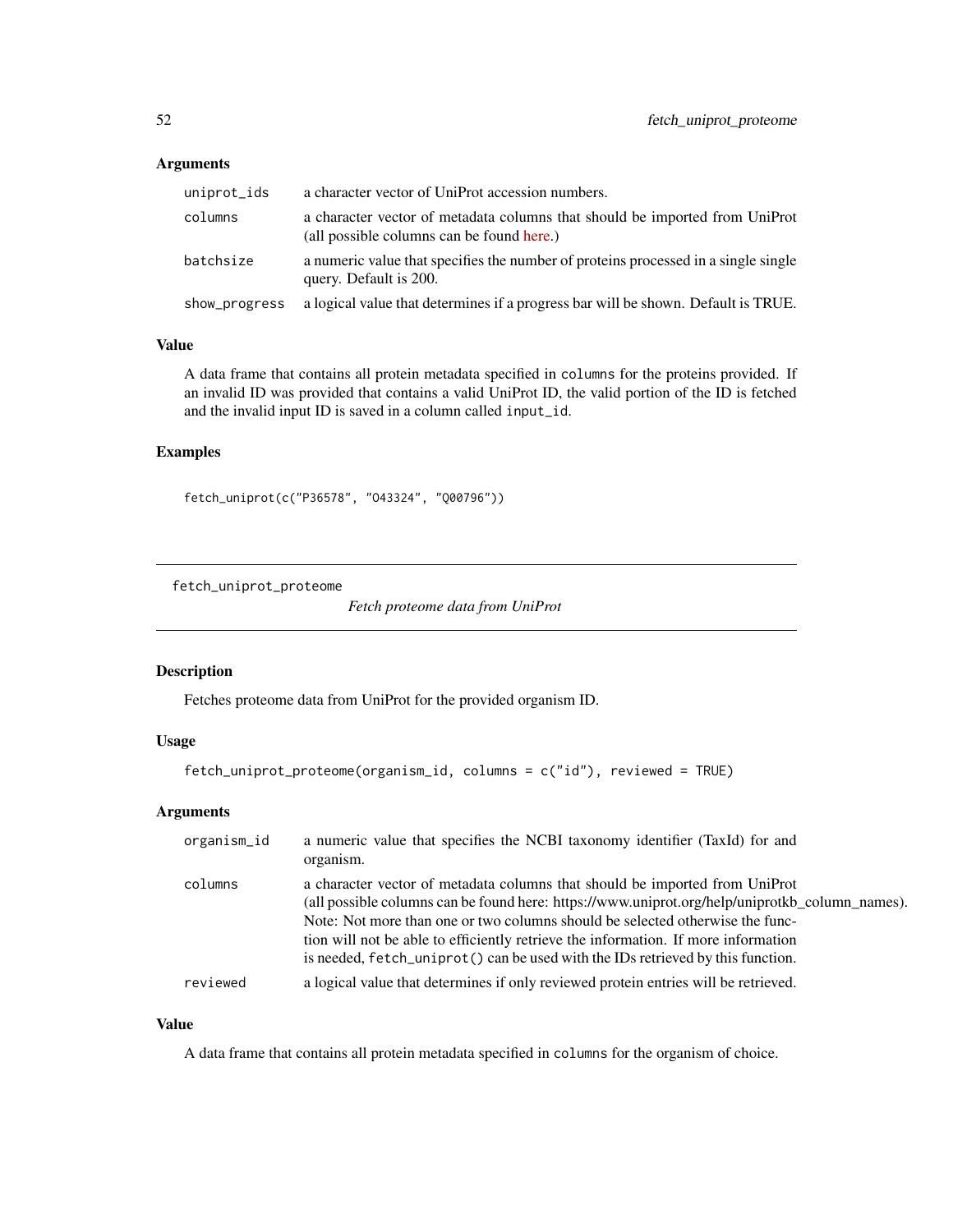### Arguments

| | |
|---|---|
| `uniprot_ids` | a character vector of UniProt accession numbers. |
| `columns` | a character vector of metadata columns that should be imported from UniProt (all possible columns can be found here.) |
| `batchsize` | a numeric value that specifies the number of proteins processed in a single single query. Default is 200. |
| `show_progress` | a logical value that determines if a progress bar will be shown. Default is TRUE. |

### Value

A data frame that contains all protein metadata specified in `columns` for the proteins provided. If an invalid ID was provided that contains a valid UniProt ID, the valid portion of the ID is fetched and the invalid input ID is saved in a column called `input_id`.

### Examples

```
fetch_uniprot(c("P36578", "O43324", "Q00796"))
```

---

## fetch_uniprot_proteome    *Fetch proteome data from UniProt*

---

### Description

Fetches proteome data from UniProt for the provided organism ID.

### Usage

```
fetch_uniprot_proteome(organism_id, columns = c("id"), reviewed = TRUE)
```

### Arguments

| | |
|---|---|
| `organism_id` | a numeric value that specifies the NCBI taxonomy identifier (TaxId) for and organism. |
| `columns` | a character vector of metadata columns that should be imported from UniProt (all possible columns can be found here: https://www.uniprot.org/help/uniprotkb_column_names). Note: Not more than one or two columns should be selected otherwise the function will not be able to efficiently retrieve the information. If more information is needed, `fetch_uniprot()` can be used with the IDs retrieved by this function. |
| `reviewed` | a logical value that determines if only reviewed protein entries will be retrieved. |

### Value

A data frame that contains all protein metadata specified in `columns` for the organism of choice.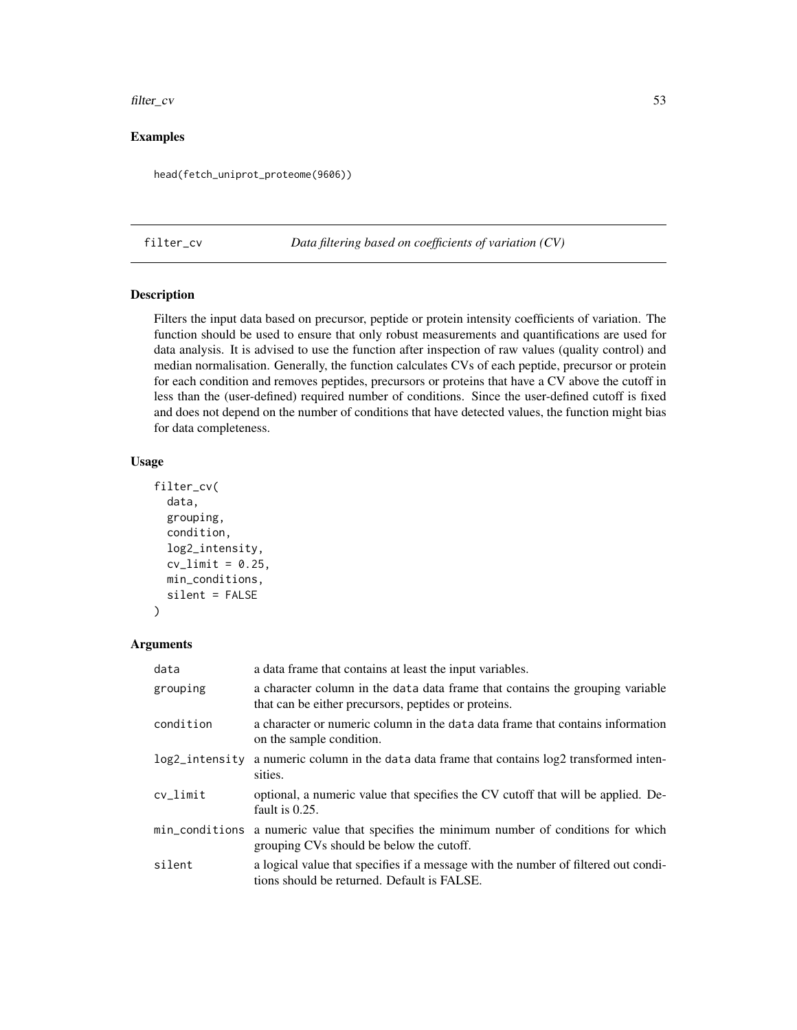### Examples

```
head(fetch_uniprot_proteome(9606))
```

---

## filter_cv    *Data filtering based on coefficients of variation (CV)*

### Description

Filters the input data based on precursor, peptide or protein intensity coefficients of variation. The function should be used to ensure that only robust measurements and quantifications are used for data analysis. It is advised to use the function after inspection of raw values (quality control) and median normalisation. Generally, the function calculates CVs of each peptide, precursor or protein for each condition and removes peptides, precursors or proteins that have a CV above the cutoff in less than the (user-defined) required number of conditions. Since the user-defined cutoff is fixed and does not depend on the number of conditions that have detected values, the function might bias for data completeness.

### Usage

```
filter_cv(
  data,
  grouping,
  condition,
  log2_intensity,
  cv_limit = 0.25,
  min_conditions,
  silent = FALSE
)
```

### Arguments

| | |
|---|---|
| data | a data frame that contains at least the input variables. |
| grouping | a character column in the data data frame that contains the grouping variable that can be either precursors, peptides or proteins. |
| condition | a character or numeric column in the data data frame that contains information on the sample condition. |
| log2_intensity | a numeric column in the data data frame that contains log2 transformed intensities. |
| cv_limit | optional, a numeric value that specifies the CV cutoff that will be applied. Default is 0.25. |
| min_conditions | a numeric value that specifies the minimum number of conditions for which grouping CVs should be below the cutoff. |
| silent | a logical value that specifies if a message with the number of filtered out conditions should be returned. Default is FALSE. |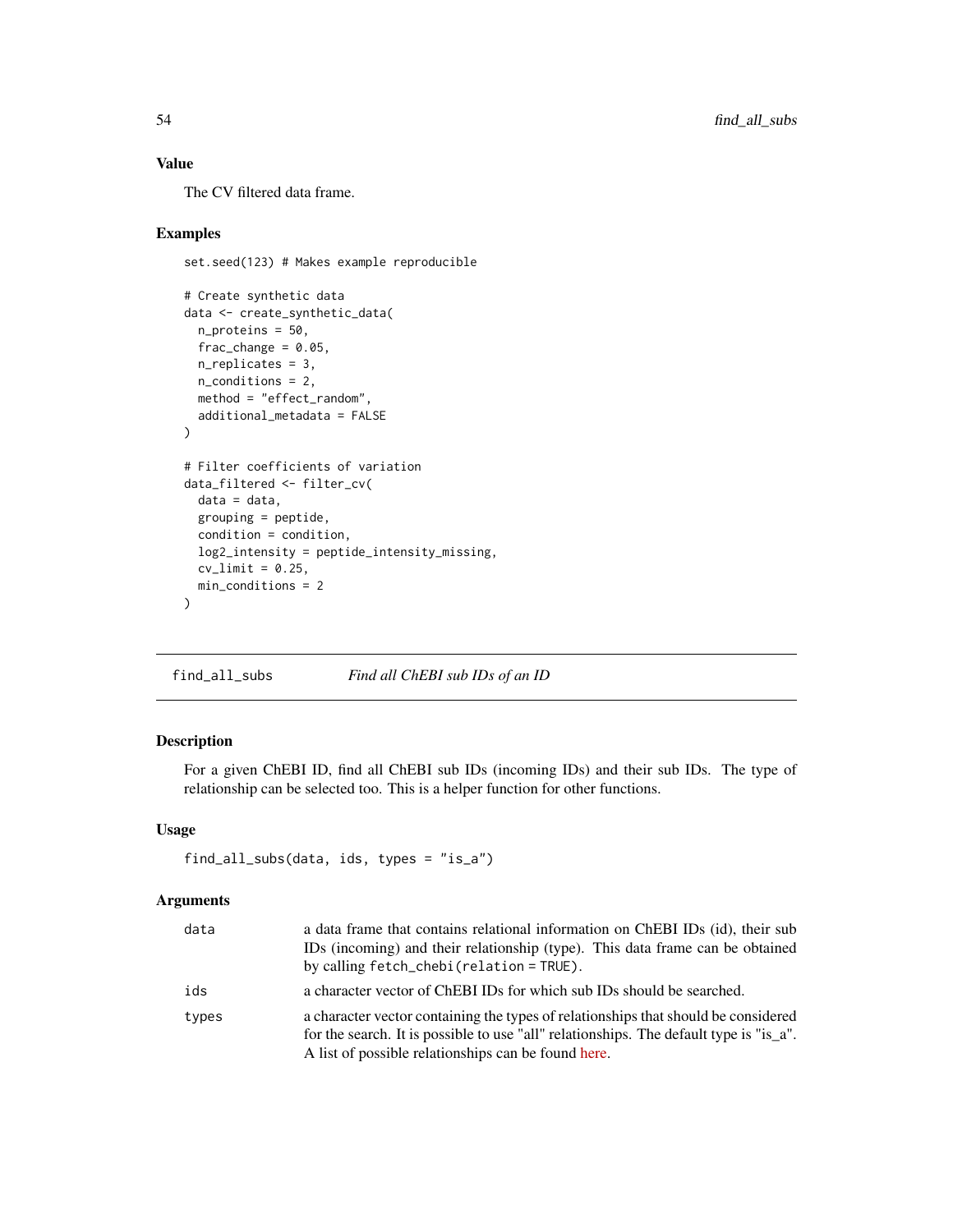## Value

The CV filtered data frame.

## Examples

```
set.seed(123) # Makes example reproducible

# Create synthetic data
data <- create_synthetic_data(
  n_proteins = 50,
  frac_change = 0.05,
  n_replicates = 3,
  n_conditions = 2,
  method = "effect_random",
  additional_metadata = FALSE
)

# Filter coefficients of variation
data_filtered <- filter_cv(
  data = data,
  grouping = peptide,
  condition = condition,
  log2_intensity = peptide_intensity_missing,
  cv_limit = 0.25,
  min_conditions = 2
)
```

---

# find_all_subs *Find all ChEBI sub IDs of an ID*

---

## Description

For a given ChEBI ID, find all ChEBI sub IDs (incoming IDs) and their sub IDs. The type of relationship can be selected too. This is a helper function for other functions.

## Usage

```
find_all_subs(data, ids, types = "is_a")
```

## Arguments

| | |
|---|---|
| data | a data frame that contains relational information on ChEBI IDs (id), their sub IDs (incoming) and their relationship (type). This data frame can be obtained by calling `fetch_chebi(relation = TRUE)`. |
| ids | a character vector of ChEBI IDs for which sub IDs should be searched. |
| types | a character vector containing the types of relationships that should be considered for the search. It is possible to use "all" relationships. The default type is "is_a". A list of possible relationships can be found here. |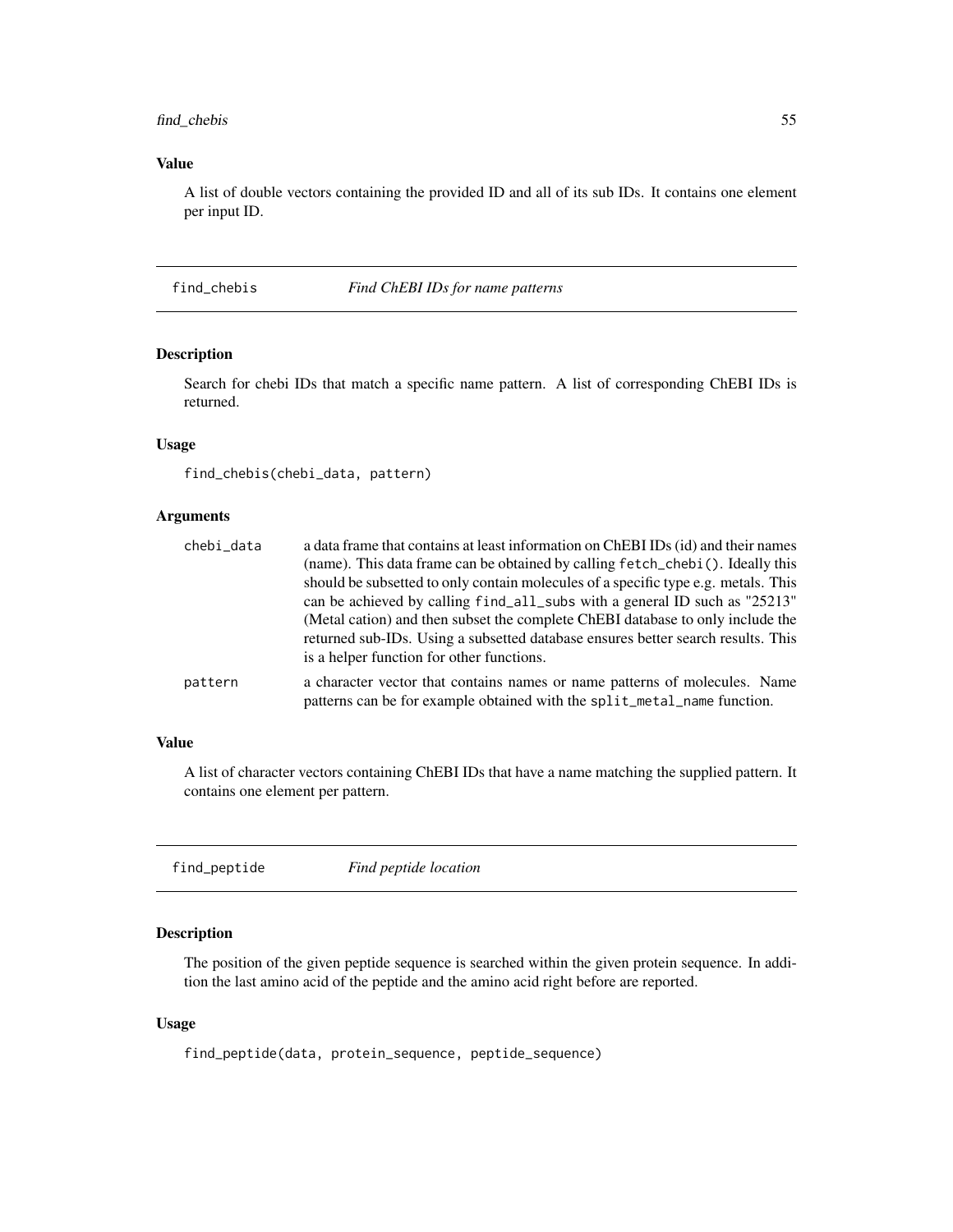### Value

A list of double vectors containing the provided ID and all of its sub IDs. It contains one element per input ID.

---

## find_chebis — *Find ChEBI IDs for name patterns*

### Description

Search for chebi IDs that match a specific name pattern. A list of corresponding ChEBI IDs is returned.

### Usage

```
find_chebis(chebi_data, pattern)
```

### Arguments

| | |
|---|---|
| chebi_data | a data frame that contains at least information on ChEBI IDs (id) and their names (name). This data frame can be obtained by calling `fetch_chebi()`. Ideally this should be subsetted to only contain molecules of a specific type e.g. metals. This can be achieved by calling `find_all_subs` with a general ID such as "25213" (Metal cation) and then subset the complete ChEBI database to only include the returned sub-IDs. Using a subsetted database ensures better search results. This is a helper function for other functions. |
| pattern | a character vector that contains names or name patterns of molecules. Name patterns can be for example obtained with the `split_metal_name` function. |

### Value

A list of character vectors containing ChEBI IDs that have a name matching the supplied pattern. It contains one element per pattern.

---

## find_peptide — *Find peptide location*

### Description

The position of the given peptide sequence is searched within the given protein sequence. In addition the last amino acid of the peptide and the amino acid right before are reported.

### Usage

```
find_peptide(data, protein_sequence, peptide_sequence)
```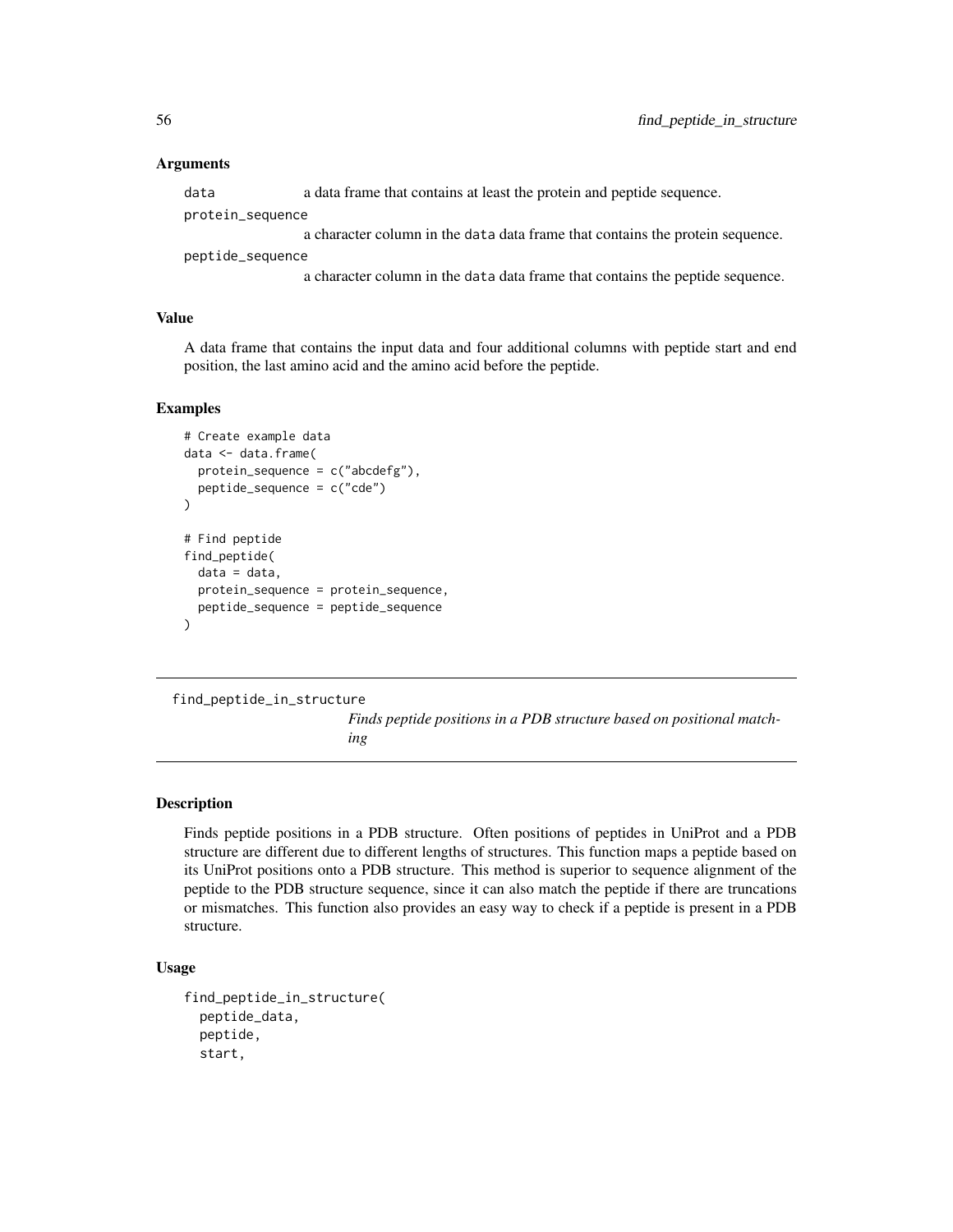### Arguments

data — a data frame that contains at least the protein and peptide sequence.

protein_sequence — a character column in the data data frame that contains the protein sequence.

peptide_sequence — a character column in the data data frame that contains the peptide sequence.

### Value

A data frame that contains the input data and four additional columns with peptide start and end position, the last amino acid and the amino acid before the peptide.

### Examples

```
# Create example data
data <- data.frame(
  protein_sequence = c("abcdefg"),
  peptide_sequence = c("cde")
)

# Find peptide
find_peptide(
  data = data,
  protein_sequence = protein_sequence,
  peptide_sequence = peptide_sequence
)
```

---

## find_peptide_in_structure

*Finds peptide positions in a PDB structure based on positional matching*

---

### Description

Finds peptide positions in a PDB structure. Often positions of peptides in UniProt and a PDB structure are different due to different lengths of structures. This function maps a peptide based on its UniProt positions onto a PDB structure. This method is superior to sequence alignment of the peptide to the PDB structure sequence, since it can also match the peptide if there are truncations or mismatches. This function also provides an easy way to check if a peptide is present in a PDB structure.

### Usage

```
find_peptide_in_structure(
  peptide_data,
  peptide,
  start,
```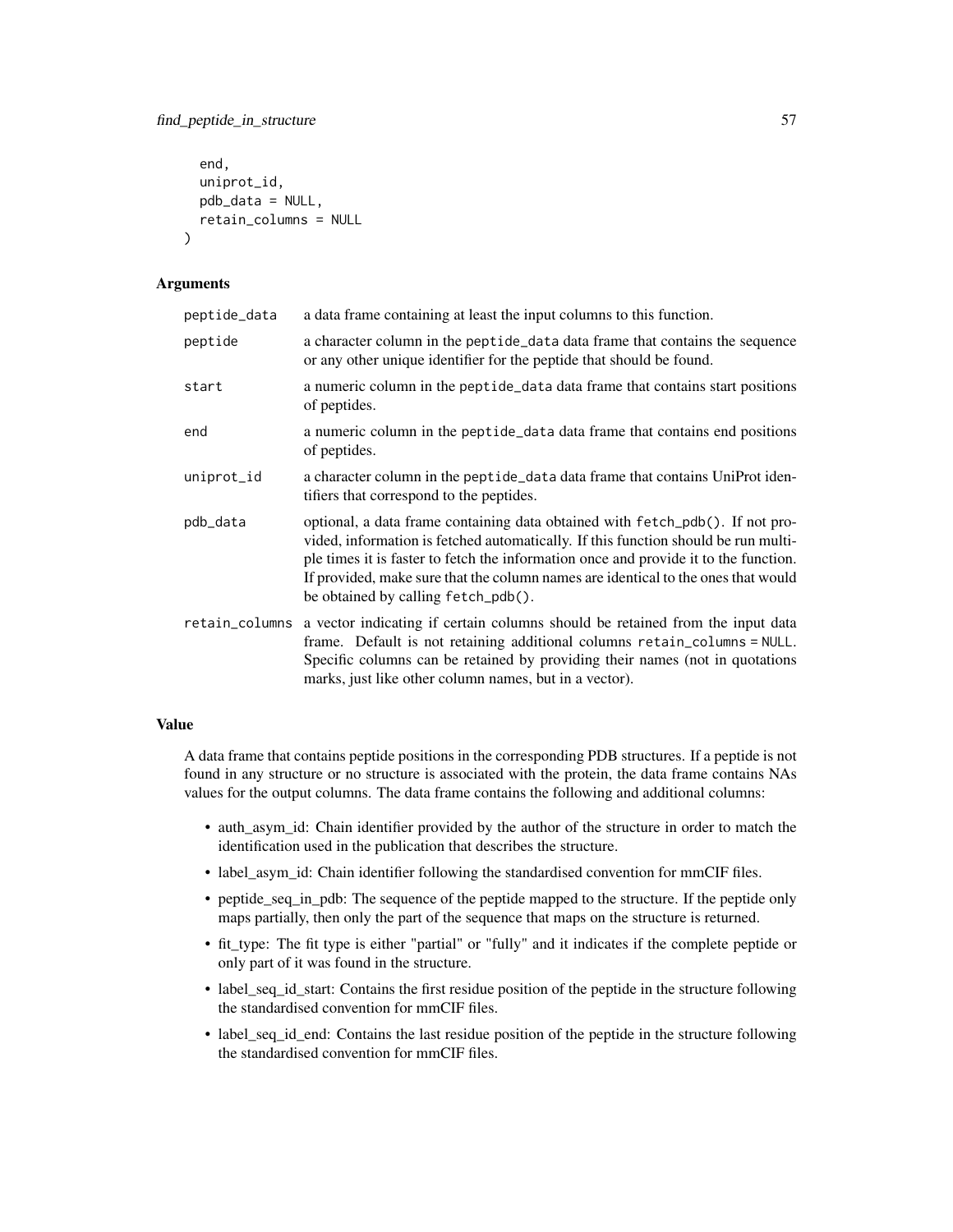```
  end,
  uniprot_id,
  pdb_data = NULL,
  retain_columns = NULL
)
```

## Arguments

| | |
|---|---|
| peptide_data | a data frame containing at least the input columns to this function. |
| peptide | a character column in the peptide_data data frame that contains the sequence or any other unique identifier for the peptide that should be found. |
| start | a numeric column in the peptide_data data frame that contains start positions of peptides. |
| end | a numeric column in the peptide_data data frame that contains end positions of peptides. |
| uniprot_id | a character column in the peptide_data data frame that contains UniProt identifiers that correspond to the peptides. |
| pdb_data | optional, a data frame containing data obtained with fetch_pdb(). If not provided, information is fetched automatically. If this function should be run multiple times it is faster to fetch the information once and provide it to the function. If provided, make sure that the column names are identical to the ones that would be obtained by calling fetch_pdb(). |
| retain_columns | a vector indicating if certain columns should be retained from the input data frame. Default is not retaining additional columns retain_columns = NULL. Specific columns can be retained by providing their names (not in quotations marks, just like other column names, but in a vector). |

## Value

A data frame that contains peptide positions in the corresponding PDB structures. If a peptide is not found in any structure or no structure is associated with the protein, the data frame contains NAs values for the output columns. The data frame contains the following and additional columns:

- auth_asym_id: Chain identifier provided by the author of the structure in order to match the identification used in the publication that describes the structure.
- label_asym_id: Chain identifier following the standardised convention for mmCIF files.
- peptide_seq_in_pdb: The sequence of the peptide mapped to the structure. If the peptide only maps partially, then only the part of the sequence that maps on the structure is returned.
- fit_type: The fit type is either "partial" or "fully" and it indicates if the complete peptide or only part of it was found in the structure.
- label_seq_id_start: Contains the first residue position of the peptide in the structure following the standardised convention for mmCIF files.
- label_seq_id_end: Contains the last residue position of the peptide in the structure following the standardised convention for mmCIF files.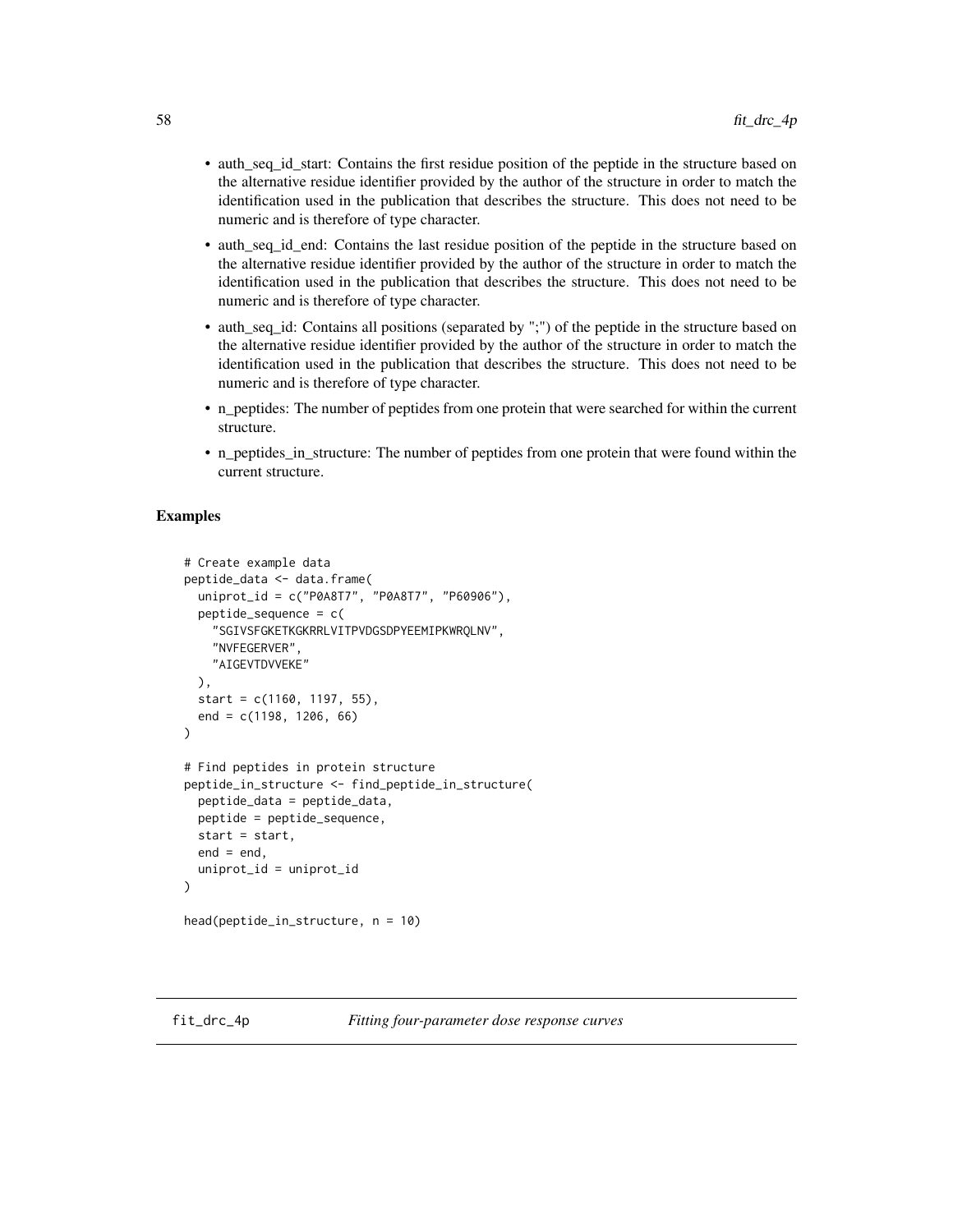- auth_seq_id_start: Contains the first residue position of the peptide in the structure based on the alternative residue identifier provided by the author of the structure in order to match the identification used in the publication that describes the structure. This does not need to be numeric and is therefore of type character.
- auth_seq_id_end: Contains the last residue position of the peptide in the structure based on the alternative residue identifier provided by the author of the structure in order to match the identification used in the publication that describes the structure. This does not need to be numeric and is therefore of type character.
- auth_seq_id: Contains all positions (separated by ";") of the peptide in the structure based on the alternative residue identifier provided by the author of the structure in order to match the identification used in the publication that describes the structure. This does not need to be numeric and is therefore of type character.
- n_peptides: The number of peptides from one protein that were searched for within the current structure.
- n_peptides_in_structure: The number of peptides from one protein that were found within the current structure.

## Examples

```
# Create example data
peptide_data <- data.frame(
  uniprot_id = c("P0A8T7", "P0A8T7", "P60906"),
  peptide_sequence = c(
    "SGIVSFGKETKGKRRLVITPVDGSDPYEEMIPKWRQLNV",
    "NVFEGERVER",
    "AIGEVTDVVEKE"
  ),
  start = c(1160, 1197, 55),
  end = c(1198, 1206, 66)
)

# Find peptides in protein structure
peptide_in_structure <- find_peptide_in_structure(
  peptide_data = peptide_data,
  peptide = peptide_sequence,
  start = start,
  end = end,
  uniprot_id = uniprot_id
)

head(peptide_in_structure, n = 10)
```

# fit_drc_4p — *Fitting four-parameter dose response curves*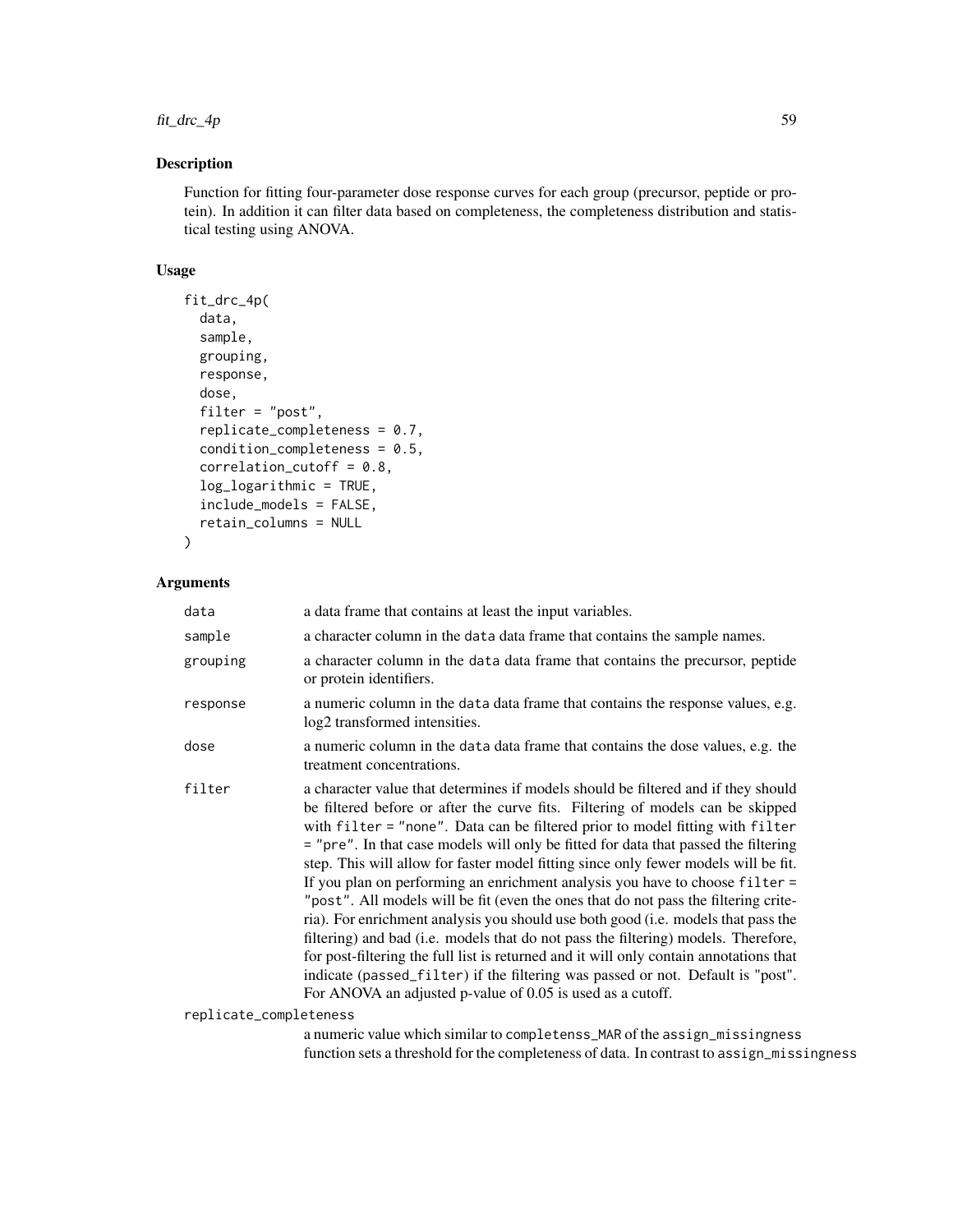## Description

Function for fitting four-parameter dose response curves for each group (precursor, peptide or protein). In addition it can filter data based on completeness, the completeness distribution and statistical testing using ANOVA.

## Usage

```
fit_drc_4p(
  data,
  sample,
  grouping,
  response,
  dose,
  filter = "post",
  replicate_completeness = 0.7,
  condition_completeness = 0.5,
  correlation_cutoff = 0.8,
  log_logarithmic = TRUE,
  include_models = FALSE,
  retain_columns = NULL
)
```

## Arguments

`data` a data frame that contains at least the input variables.

`sample` a character column in the `data` data frame that contains the sample names.

`grouping` a character column in the `data` data frame that contains the precursor, peptide or protein identifiers.

`response` a numeric column in the `data` data frame that contains the response values, e.g. log2 transformed intensities.

`dose` a numeric column in the `data` data frame that contains the dose values, e.g. the treatment concentrations.

`filter` a character value that determines if models should be filtered and if they should be filtered before or after the curve fits. Filtering of models can be skipped with `filter = "none"`. Data can be filtered prior to model fitting with `filter = "pre"`. In that case models will only be fitted for data that passed the filtering step. This will allow for faster model fitting since only fewer models will be fit. If you plan on performing an enrichment analysis you have to choose `filter = "post"`. All models will be fit (even the ones that do not pass the filtering criteria). For enrichment analysis you should use both good (i.e. models that pass the filtering) and bad (i.e. models that do not pass the filtering) models. Therefore, for post-filtering the full list is returned and it will only contain annotations that indicate (`passed_filter`) if the filtering was passed or not. Default is "post". For ANOVA an adjusted p-value of 0.05 is used as a cutoff.

`replicate_completeness` a numeric value which similar to `completenss_MAR` of the `assign_missingness` function sets a threshold for the completeness of data. In contrast to `assign_missingness`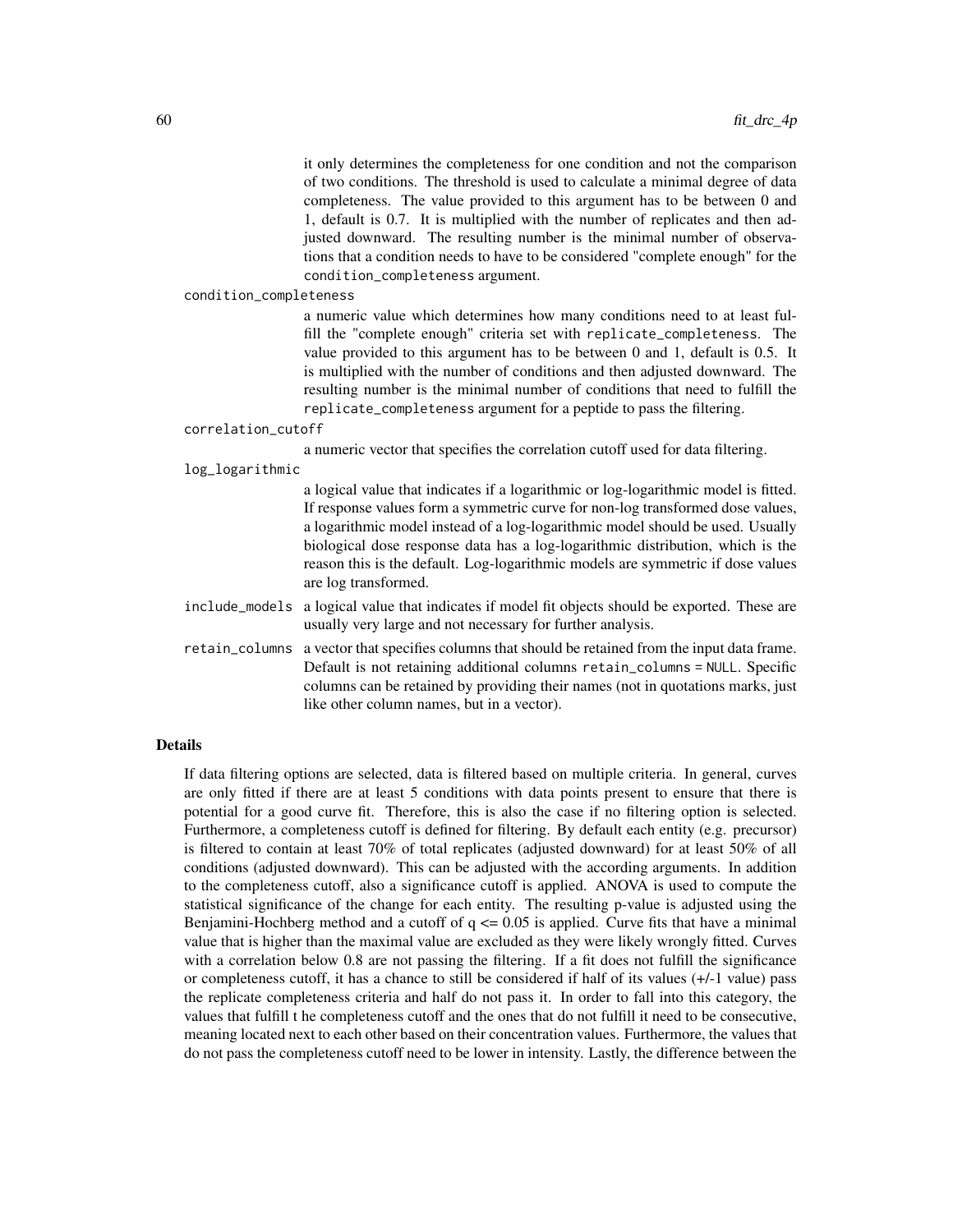it only determines the completeness for one condition and not the comparison of two conditions. The threshold is used to calculate a minimal degree of data completeness. The value provided to this argument has to be between 0 and 1, default is 0.7. It is multiplied with the number of replicates and then adjusted downward. The resulting number is the minimal number of observations that a condition needs to have to be considered "complete enough" for the `condition_completeness` argument.

`condition_completeness`
: a numeric value which determines how many conditions need to at least fulfill the "complete enough" criteria set with `replicate_completeness`. The value provided to this argument has to be between 0 and 1, default is 0.5. It is multiplied with the number of conditions and then adjusted downward. The resulting number is the minimal number of conditions that need to fulfill the `replicate_completeness` argument for a peptide to pass the filtering.

`correlation_cutoff`
: a numeric vector that specifies the correlation cutoff used for data filtering.

`log_logarithmic`
: a logical value that indicates if a logarithmic or log-logarithmic model is fitted. If response values form a symmetric curve for non-log transformed dose values, a logarithmic model instead of a log-logarithmic model should be used. Usually biological dose response data has a log-logarithmic distribution, which is the reason this is the default. Log-logarithmic models are symmetric if dose values are log transformed.

`include_models`
: a logical value that indicates if model fit objects should be exported. These are usually very large and not necessary for further analysis.

`retain_columns`
: a vector that specifies columns that should be retained from the input data frame. Default is not retaining additional columns `retain_columns = NULL`. Specific columns can be retained by providing their names (not in quotations marks, just like other column names, but in a vector).

## Details

If data filtering options are selected, data is filtered based on multiple criteria. In general, curves are only fitted if there are at least 5 conditions with data points present to ensure that there is potential for a good curve fit. Therefore, this is also the case if no filtering option is selected. Furthermore, a completeness cutoff is defined for filtering. By default each entity (e.g. precursor) is filtered to contain at least 70% of total replicates (adjusted downward) for at least 50% of all conditions (adjusted downward). This can be adjusted with the according arguments. In addition to the completeness cutoff, also a significance cutoff is applied. ANOVA is used to compute the statistical significance of the change for each entity. The resulting p-value is adjusted using the Benjamini-Hochberg method and a cutoff of $q <= 0.05$ is applied. Curve fits that have a minimal value that is higher than the maximal value are excluded as they were likely wrongly fitted. Curves with a correlation below 0.8 are not passing the filtering. If a fit does not fulfill the significance or completeness cutoff, it has a chance to still be considered if half of its values (+/-1 value) pass the replicate completeness criteria and half do not pass it. In order to fall into this category, the values that fulfill t he completeness cutoff and the ones that do not fulfill it need to be consecutive, meaning located next to each other based on their concentration values. Furthermore, the values that do not pass the completeness cutoff need to be lower in intensity. Lastly, the difference between the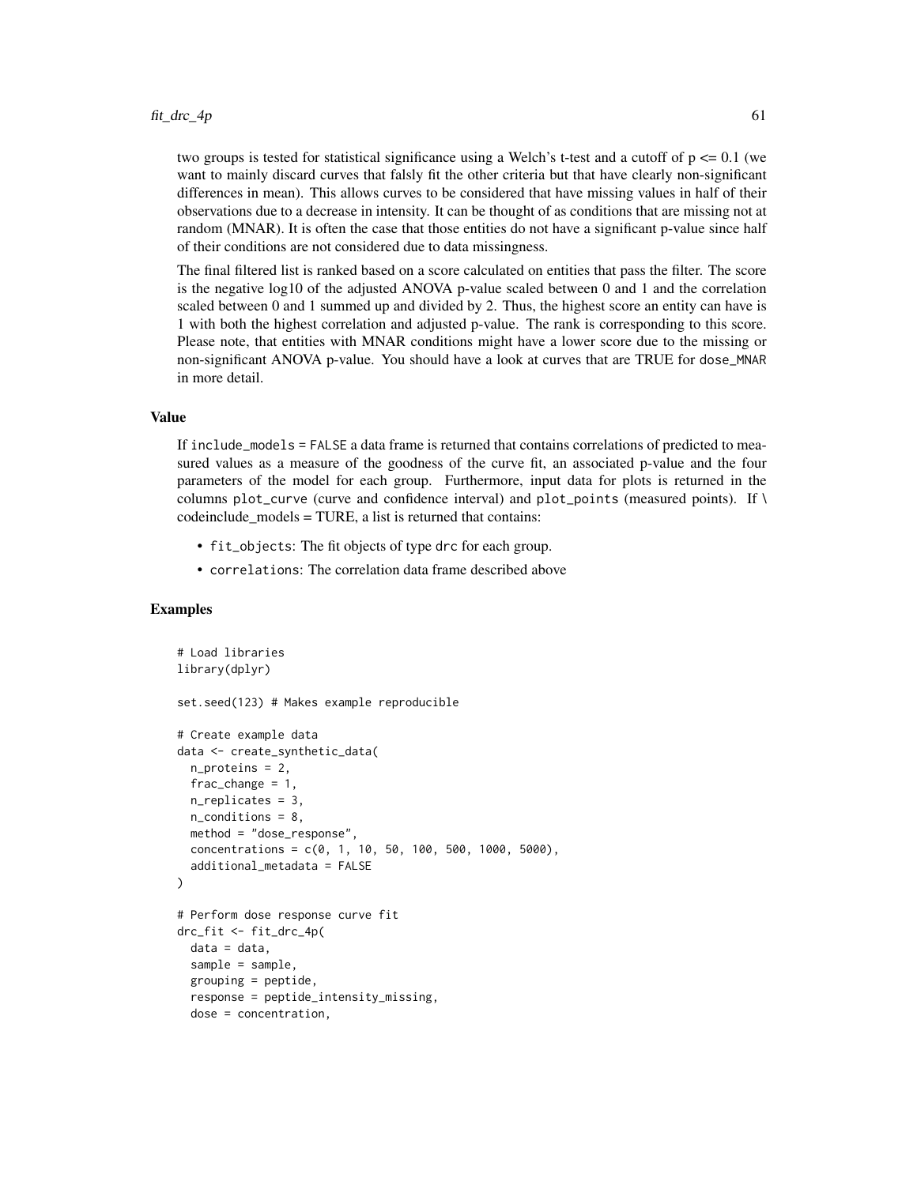two groups is tested for statistical significance using a Welch's t-test and a cutoff of $p <= 0.1$ (we want to mainly discard curves that falsly fit the other criteria but that have clearly non-significant differences in mean). This allows curves to be considered that have missing values in half of their observations due to a decrease in intensity. It can be thought of as conditions that are missing not at random (MNAR). It is often the case that those entities do not have a significant p-value since half of their conditions are not considered due to data missingness.

The final filtered list is ranked based on a score calculated on entities that pass the filter. The score is the negative log10 of the adjusted ANOVA p-value scaled between 0 and 1 and the correlation scaled between 0 and 1 summed up and divided by 2. Thus, the highest score an entity can have is 1 with both the highest correlation and adjusted p-value. The rank is corresponding to this score. Please note, that entities with MNAR conditions might have a lower score due to the missing or non-significant ANOVA p-value. You should have a look at curves that are TRUE for `dose_MNAR` in more detail.

### Value

If `include_models = FALSE` a data frame is returned that contains correlations of predicted to measured values as a measure of the goodness of the curve fit, an associated p-value and the four parameters of the model for each group. Furthermore, input data for plots is returned in the columns `plot_curve` (curve and confidence interval) and `plot_points` (measured points). If \ codeinclude_models = TURE, a list is returned that contains:

- `fit_objects`: The fit objects of type `drc` for each group.
- `correlations`: The correlation data frame described above

### Examples

```
# Load libraries
library(dplyr)

set.seed(123) # Makes example reproducible

# Create example data
data <- create_synthetic_data(
  n_proteins = 2,
  frac_change = 1,
  n_replicates = 3,
  n_conditions = 8,
  method = "dose_response",
  concentrations = c(0, 1, 10, 50, 100, 500, 1000, 5000),
  additional_metadata = FALSE
)

# Perform dose response curve fit
drc_fit <- fit_drc_4p(
  data = data,
  sample = sample,
  grouping = peptide,
  response = peptide_intensity_missing,
  dose = concentration,
```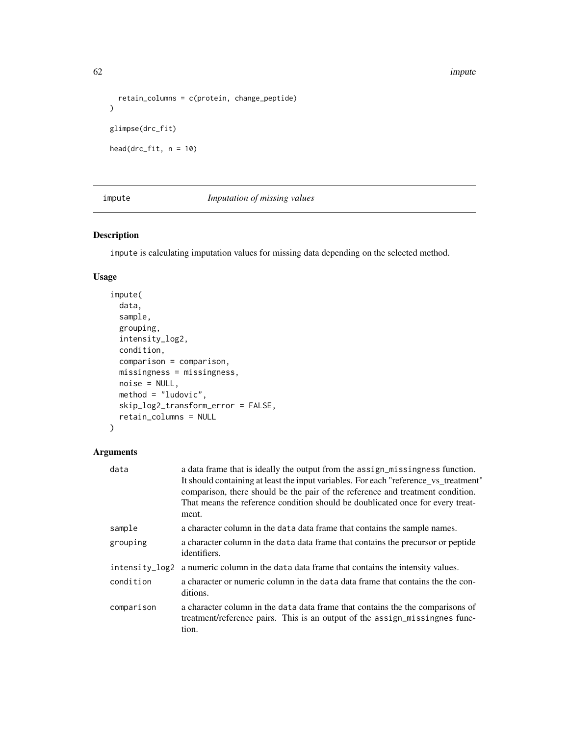```
  retain_columns = c(protein, change_peptide)
)

glimpse(drc_fit)

head(drc_fit, n = 10)
```

---

`impute` *Imputation of missing values*

---

## Description

`impute` is calculating imputation values for missing data depending on the selected method.

## Usage

```
impute(
  data,
  sample,
  grouping,
  intensity_log2,
  condition,
  comparison = comparison,
  missingness = missingness,
  noise = NULL,
  method = "ludovic",
  skip_log2_transform_error = FALSE,
  retain_columns = NULL
)
```

## Arguments

| | |
|---|---|
| `data` | a data frame that is ideally the output from the `assign_missingness` function. It should containing at least the input variables. For each "reference_vs_treatment" comparison, there should be the pair of the reference and treatment condition. That means the reference condition should be doublicated once for every treatment. |
| `sample` | a character column in the `data` data frame that contains the sample names. |
| `grouping` | a character column in the `data` data frame that contains the precursor or peptide identifiers. |
| `intensity_log2` | a numeric column in the `data` data frame that contains the intensity values. |
| `condition` | a character or numeric column in the `data` data frame that contains the the conditions. |
| `comparison` | a character column in the `data` data frame that contains the the comparisons of treatment/reference pairs. This is an output of the `assign_missingnes` function. |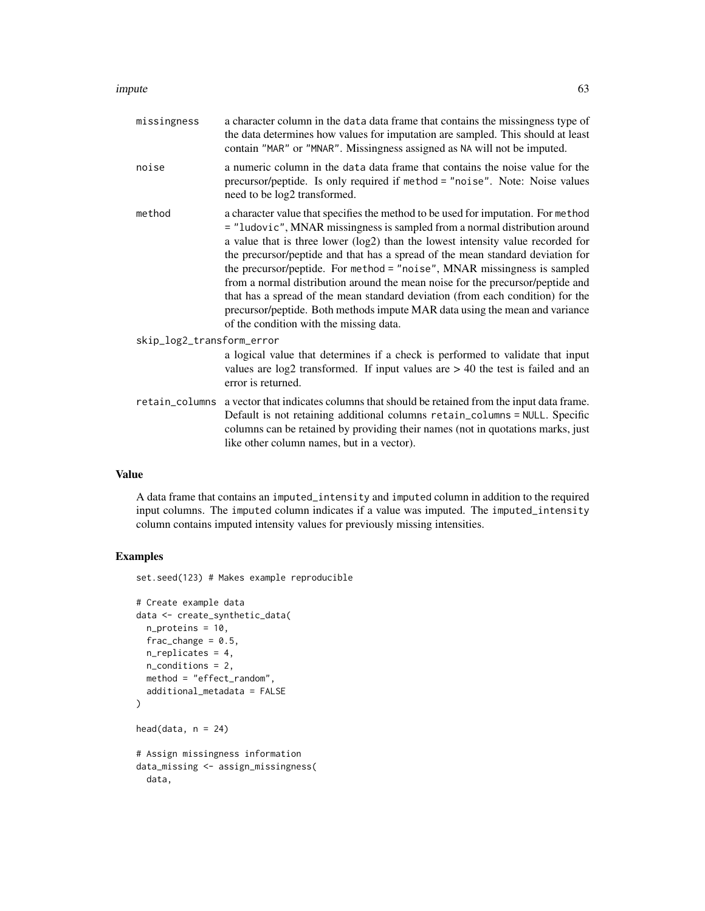missingness
: a character column in the `data` data frame that contains the missingness type of the data determines how values for imputation are sampled. This should at least contain `"MAR"` or `"MNAR"`. Missingness assigned as `NA` will not be imputed.

noise
: a numeric column in the `data` data frame that contains the noise value for the precursor/peptide. Is only required if `method = "noise"`. Note: Noise values need to be log2 transformed.

method
: a character value that specifies the method to be used for imputation. For `method = "ludovic"`, MNAR missingness is sampled from a normal distribution around a value that is three lower (log2) than the lowest intensity value recorded for the precursor/peptide and that has a spread of the mean standard deviation for the precursor/peptide. For `method = "noise"`, MNAR missingness is sampled from a normal distribution around the mean noise for the precursor/peptide and that has a spread of the mean standard deviation (from each condition) for the precursor/peptide. Both methods impute MAR data using the mean and variance of the condition with the missing data.

skip_log2_transform_error
: a logical value that determines if a check is performed to validate that input values are log2 transformed. If input values are > 40 the test is failed and an error is returned.

retain_columns
: a vector that indicates columns that should be retained from the input data frame. Default is not retaining additional columns `retain_columns = NULL`. Specific columns can be retained by providing their names (not in quotations marks, just like other column names, but in a vector).

## Value

A data frame that contains an `imputed_intensity` and `imputed` column in addition to the required input columns. The `imputed` column indicates if a value was imputed. The `imputed_intensity` column contains imputed intensity values for previously missing intensities.

## Examples

```
set.seed(123) # Makes example reproducible

# Create example data
data <- create_synthetic_data(
  n_proteins = 10,
  frac_change = 0.5,
  n_replicates = 4,
  n_conditions = 2,
  method = "effect_random",
  additional_metadata = FALSE
)

head(data, n = 24)

# Assign missingness information
data_missing <- assign_missingness(
  data,
```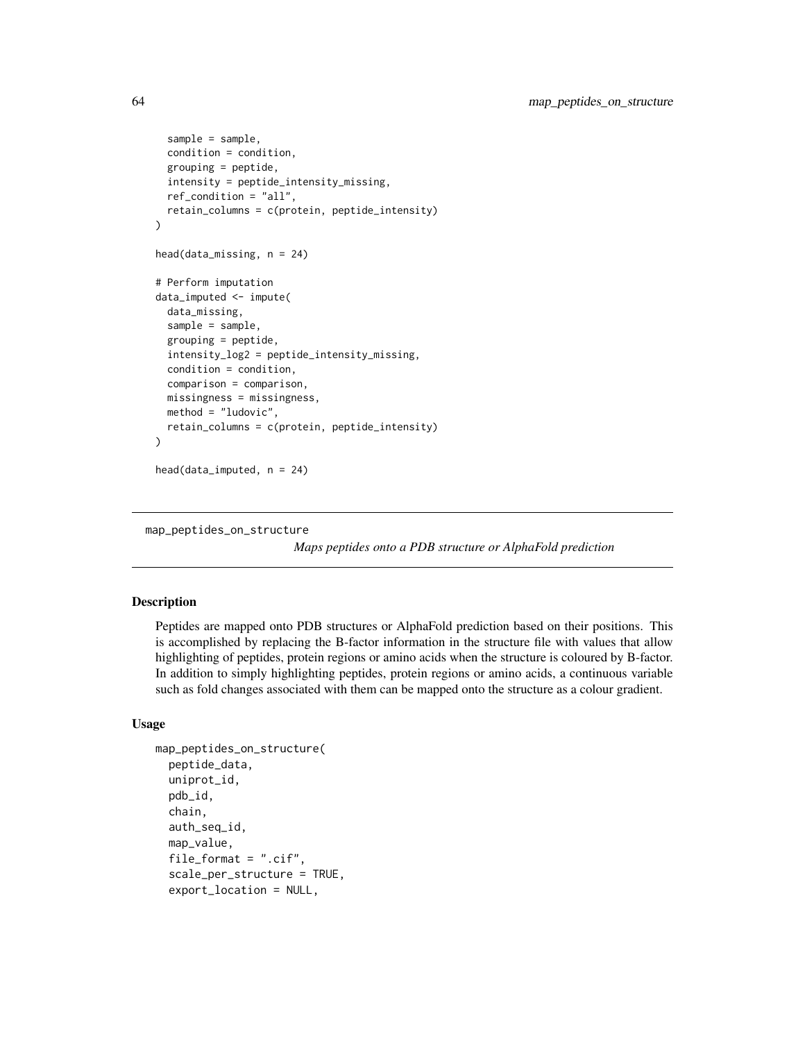```
  sample = sample,
  condition = condition,
  grouping = peptide,
  intensity = peptide_intensity_missing,
  ref_condition = "all",
  retain_columns = c(protein, peptide_intensity)
)

head(data_missing, n = 24)

# Perform imputation
data_imputed <- impute(
  data_missing,
  sample = sample,
  grouping = peptide,
  intensity_log2 = peptide_intensity_missing,
  condition = condition,
  comparison = comparison,
  missingness = missingness,
  method = "ludovic",
  retain_columns = c(protein, peptide_intensity)
)

head(data_imputed, n = 24)
```

---

## map_peptides_on_structure

*Maps peptides onto a PDB structure or AlphaFold prediction*

---

### Description

Peptides are mapped onto PDB structures or AlphaFold prediction based on their positions. This is accomplished by replacing the B-factor information in the structure file with values that allow highlighting of peptides, protein regions or amino acids when the structure is coloured by B-factor. In addition to simply highlighting peptides, protein regions or amino acids, a continuous variable such as fold changes associated with them can be mapped onto the structure as a colour gradient.

### Usage

```
map_peptides_on_structure(
  peptide_data,
  uniprot_id,
  pdb_id,
  chain,
  auth_seq_id,
  map_value,
  file_format = ".cif",
  scale_per_structure = TRUE,
  export_location = NULL,
```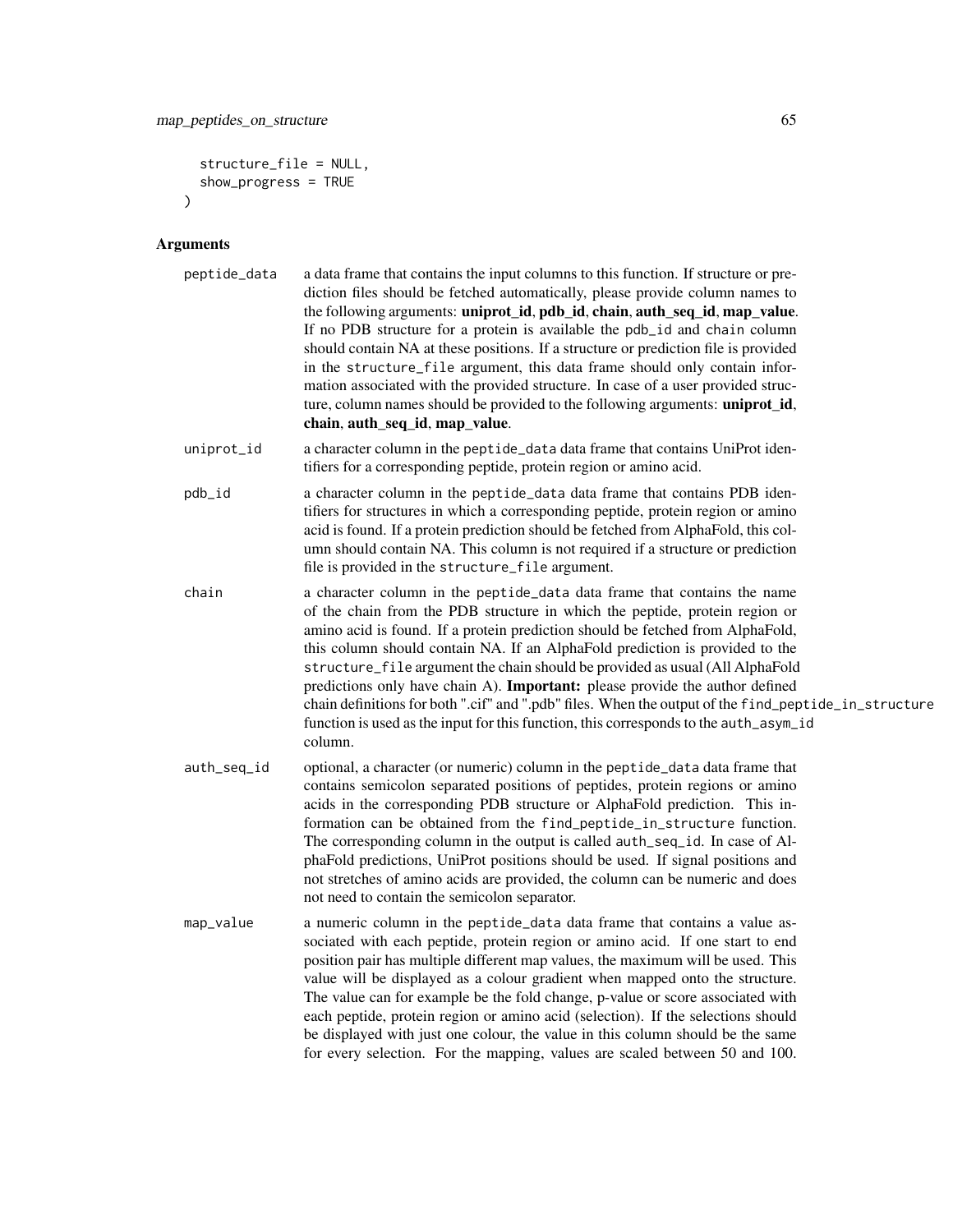```
  structure_file = NULL,
  show_progress = TRUE
)
```

## Arguments

**peptide_data** a data frame that contains the input columns to this function. If structure or prediction files should be fetched automatically, please provide column names to the following arguments: **uniprot_id**, **pdb_id**, **chain**, **auth_seq_id**, **map_value**. If no PDB structure for a protein is available the pdb_id and chain column should contain NA at these positions. If a structure or prediction file is provided in the structure_file argument, this data frame should only contain information associated with the provided structure. In case of a user provided structure, column names should be provided to the following arguments: **uniprot_id**, **chain**, **auth_seq_id**, **map_value**.

**uniprot_id** a character column in the peptide_data data frame that contains UniProt identifiers for a corresponding peptide, protein region or amino acid.

**pdb_id** a character column in the peptide_data data frame that contains PDB identifiers for structures in which a corresponding peptide, protein region or amino acid is found. If a protein prediction should be fetched from AlphaFold, this column should contain NA. This column is not required if a structure or prediction file is provided in the structure_file argument.

**chain** a character column in the peptide_data data frame that contains the name of the chain from the PDB structure in which the peptide, protein region or amino acid is found. If a protein prediction should be fetched from AlphaFold, this column should contain NA. If an AlphaFold prediction is provided to the structure_file argument the chain should be provided as usual (All AlphaFold predictions only have chain A). **Important:** please provide the author defined chain definitions for both ".cif" and ".pdb" files. When the output of the find_peptide_in_structure function is used as the input for this function, this corresponds to the auth_asym_id column.

**auth_seq_id** optional, a character (or numeric) column in the peptide_data data frame that contains semicolon separated positions of peptides, protein regions or amino acids in the corresponding PDB structure or AlphaFold prediction. This information can be obtained from the find_peptide_in_structure function. The corresponding column in the output is called auth_seq_id. In case of AlphaFold predictions, UniProt positions should be used. If signal positions and not stretches of amino acids are provided, the column can be numeric and does not need to contain the semicolon separator.

**map_value** a numeric column in the peptide_data data frame that contains a value associated with each peptide, protein region or amino acid. If one start to end position pair has multiple different map values, the maximum will be used. This value will be displayed as a colour gradient when mapped onto the structure. The value can for example be the fold change, p-value or score associated with each peptide, protein region or amino acid (selection). If the selections should be displayed with just one colour, the value in this column should be the same for every selection. For the mapping, values are scaled between 50 and 100.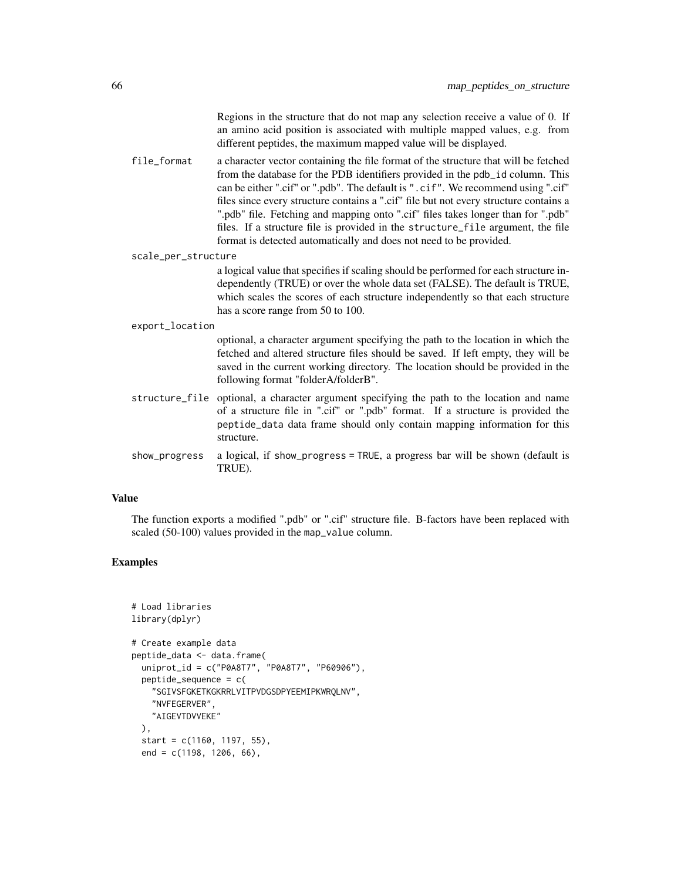Regions in the structure that do not map any selection receive a value of 0. If an amino acid position is associated with multiple mapped values, e.g. from different peptides, the maximum mapped value will be displayed.

`file_format` a character vector containing the file format of the structure that will be fetched from the database for the PDB identifiers provided in the `pdb_id` column. This can be either ".cif" or ".pdb". The default is `".cif"`. We recommend using ".cif" files since every structure contains a ".cif" file but not every structure contains a ".pdb" file. Fetching and mapping onto ".cif" files takes longer than for ".pdb" files. If a structure file is provided in the `structure_file` argument, the file format is detected automatically and does not need to be provided.

`scale_per_structure` a logical value that specifies if scaling should be performed for each structure independently (TRUE) or over the whole data set (FALSE). The default is TRUE, which scales the scores of each structure independently so that each structure has a score range from 50 to 100.

`export_location` optional, a character argument specifying the path to the location in which the fetched and altered structure files should be saved. If left empty, they will be saved in the current working directory. The location should be provided in the following format "folderA/folderB".

`structure_file` optional, a character argument specifying the path to the location and name of a structure file in ".cif" or ".pdb" format. If a structure is provided the `peptide_data` data frame should only contain mapping information for this structure.

`show_progress` a logical, if `show_progress = TRUE`, a progress bar will be shown (default is TRUE).

### Value

The function exports a modified ".pdb" or ".cif" structure file. B-factors have been replaced with scaled (50-100) values provided in the `map_value` column.

### Examples

```
# Load libraries
library(dplyr)

# Create example data
peptide_data <- data.frame(
  uniprot_id = c("P0A8T7", "P0A8T7", "P60906"),
  peptide_sequence = c(
    "SGIVSFGKETKGKRRLVITPVDGSDPYEEMIPKWRQLNV",
    "NVFEGERVER",
    "AIGEVTDVVEKE"
  ),
  start = c(1160, 1197, 55),
  end = c(1198, 1206, 66),
```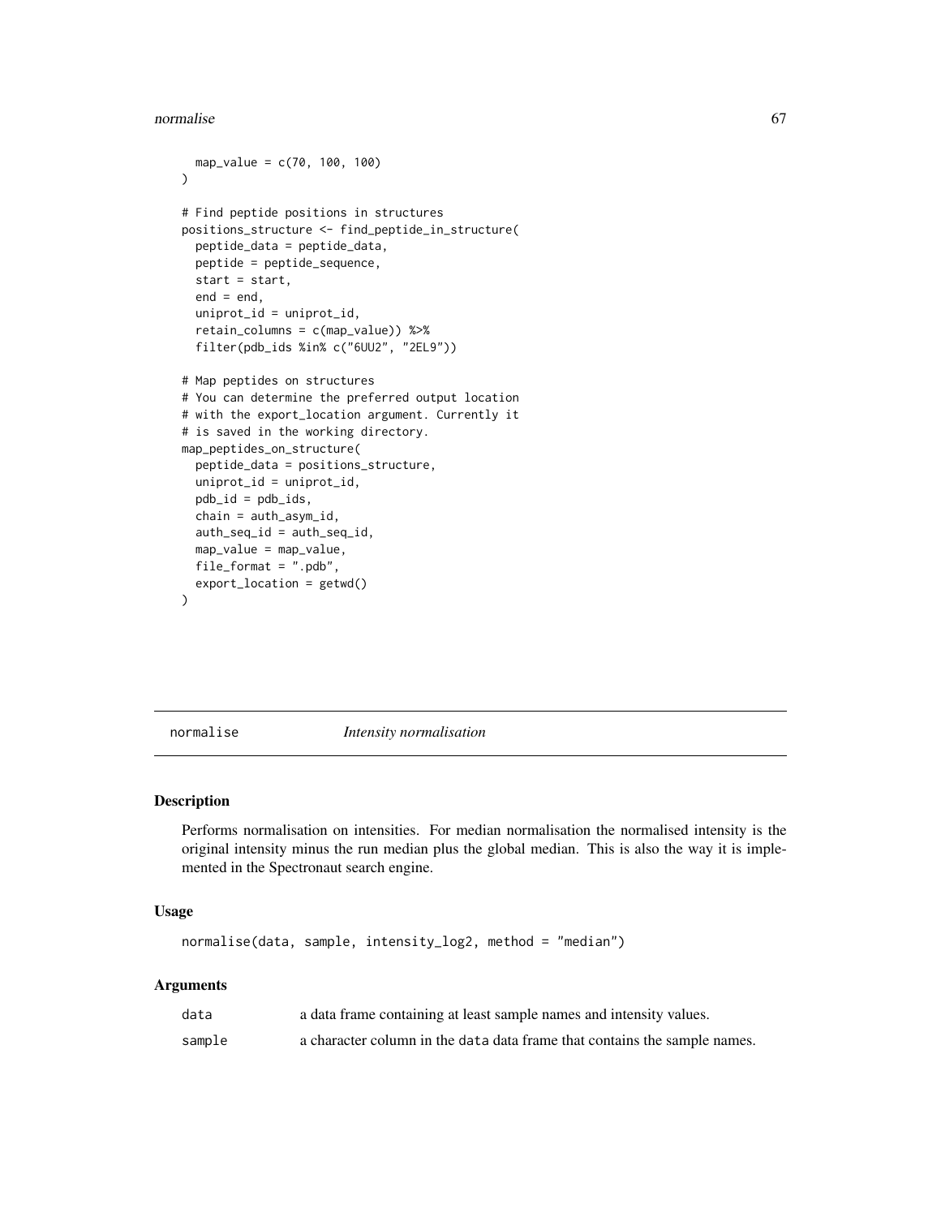```
  map_value = c(70, 100, 100)
)

# Find peptide positions in structures
positions_structure <- find_peptide_in_structure(
  peptide_data = peptide_data,
  peptide = peptide_sequence,
  start = start,
  end = end,
  uniprot_id = uniprot_id,
  retain_columns = c(map_value)) %>%
  filter(pdb_ids %in% c("6UU2", "2EL9"))

# Map peptides on structures
# You can determine the preferred output location
# with the export_location argument. Currently it
# is saved in the working directory.
map_peptides_on_structure(
  peptide_data = positions_structure,
  uniprot_id = uniprot_id,
  pdb_id = pdb_ids,
  chain = auth_asym_id,
  auth_seq_id = auth_seq_id,
  map_value = map_value,
  file_format = ".pdb",
  export_location = getwd()
)
```

## normalise *Intensity normalisation*

### Description

Performs normalisation on intensities. For median normalisation the normalised intensity is the original intensity minus the run median plus the global median. This is also the way it is implemented in the Spectronaut search engine.

### Usage

```
normalise(data, sample, intensity_log2, method = "median")
```

### Arguments

| | |
|---|---|
| data | a data frame containing at least sample names and intensity values. |
| sample | a character column in the data data frame that contains the sample names. |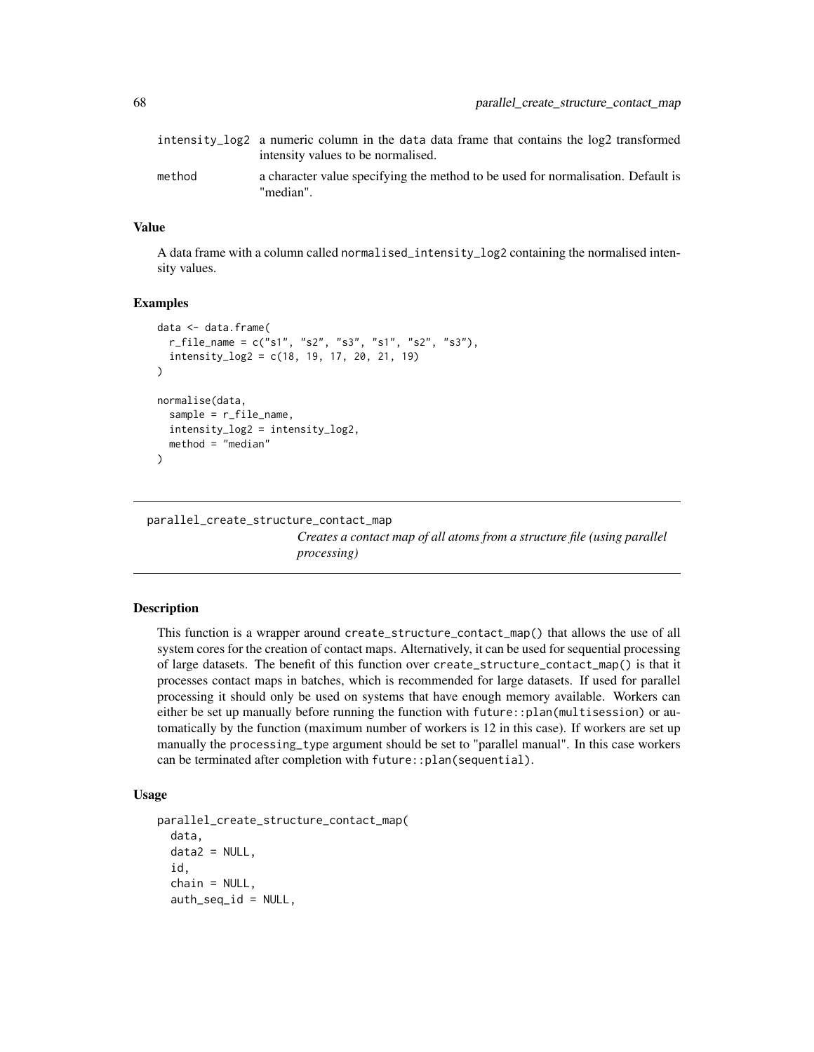| | |
|---|---|
| intensity_log2 | a numeric column in the data data frame that contains the log2 transformed intensity values to be normalised. |
| method | a character value specifying the method to be used for normalisation. Default is "median". |

### Value

A data frame with a column called normalised_intensity_log2 containing the normalised intensity values.

### Examples

```
data <- data.frame(
  r_file_name = c("s1", "s2", "s3", "s1", "s2", "s3"),
  intensity_log2 = c(18, 19, 17, 20, 21, 19)
)

normalise(data,
  sample = r_file_name,
  intensity_log2 = intensity_log2,
  method = "median"
)
```

---

## parallel_create_structure_contact_map

*Creates a contact map of all atoms from a structure file (using parallel processing)*

---

### Description

This function is a wrapper around create_structure_contact_map() that allows the use of all system cores for the creation of contact maps. Alternatively, it can be used for sequential processing of large datasets. The benefit of this function over create_structure_contact_map() is that it processes contact maps in batches, which is recommended for large datasets. If used for parallel processing it should only be used on systems that have enough memory available. Workers can either be set up manually before running the function with future::plan(multisession) or automatically by the function (maximum number of workers is 12 in this case). If workers are set up manually the processing_type argument should be set to "parallel manual". In this case workers can be terminated after completion with future::plan(sequential).

### Usage

```
parallel_create_structure_contact_map(
  data,
  data2 = NULL,
  id,
  chain = NULL,
  auth_seq_id = NULL,
```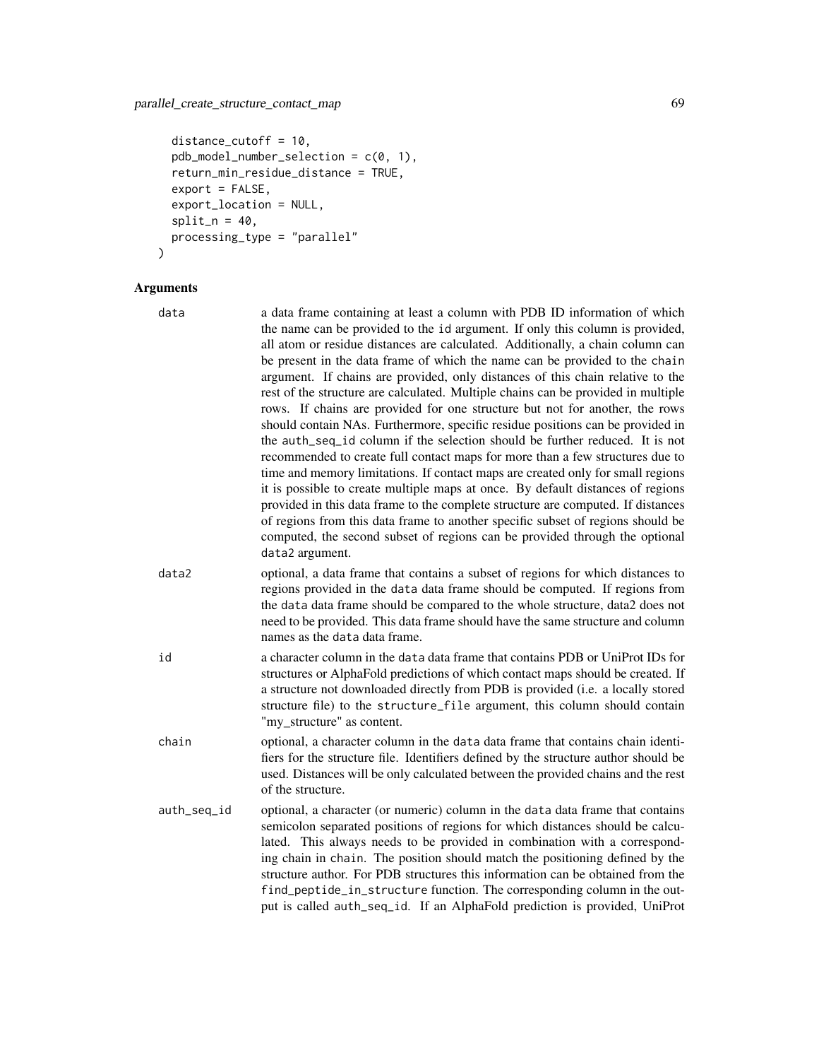```
  distance_cutoff = 10,
  pdb_model_number_selection = c(0, 1),
  return_min_residue_distance = TRUE,
  export = FALSE,
  export_location = NULL,
  split_n = 40,
  processing_type = "parallel"
)
```

## Arguments

**data** a data frame containing at least a column with PDB ID information of which the name can be provided to the `id` argument. If only this column is provided, all atom or residue distances are calculated. Additionally, a chain column can be present in the data frame of which the name can be provided to the `chain` argument. If chains are provided, only distances of this chain relative to the rest of the structure are calculated. Multiple chains can be provided in multiple rows. If chains are provided for one structure but not for another, the rows should contain NAs. Furthermore, specific residue positions can be provided in the `auth_seq_id` column if the selection should be further reduced. It is not recommended to create full contact maps for more than a few structures due to time and memory limitations. If contact maps are created only for small regions it is possible to create multiple maps at once. By default distances of regions provided in this data frame to the complete structure are computed. If distances of regions from this data frame to another specific subset of regions should be computed, the second subset of regions can be provided through the optional `data2` argument.

**data2** optional, a data frame that contains a subset of regions for which distances to regions provided in the `data` data frame should be computed. If regions from the `data` data frame should be compared to the whole structure, data2 does not need to be provided. This data frame should have the same structure and column names as the `data` data frame.

**id** a character column in the `data` data frame that contains PDB or UniProt IDs for structures or AlphaFold predictions of which contact maps should be created. If a structure not downloaded directly from PDB is provided (i.e. a locally stored structure file) to the `structure_file` argument, this column should contain "my_structure" as content.

**chain** optional, a character column in the `data` data frame that contains chain identifiers for the structure file. Identifiers defined by the structure author should be used. Distances will be only calculated between the provided chains and the rest of the structure.

**auth_seq_id** optional, a character (or numeric) column in the `data` data frame that contains semicolon separated positions of regions for which distances should be calculated. This always needs to be provided in combination with a corresponding chain in `chain`. The position should match the positioning defined by the structure author. For PDB structures this information can be obtained from the `find_peptide_in_structure` function. The corresponding column in the output is called `auth_seq_id`. If an AlphaFold prediction is provided, UniProt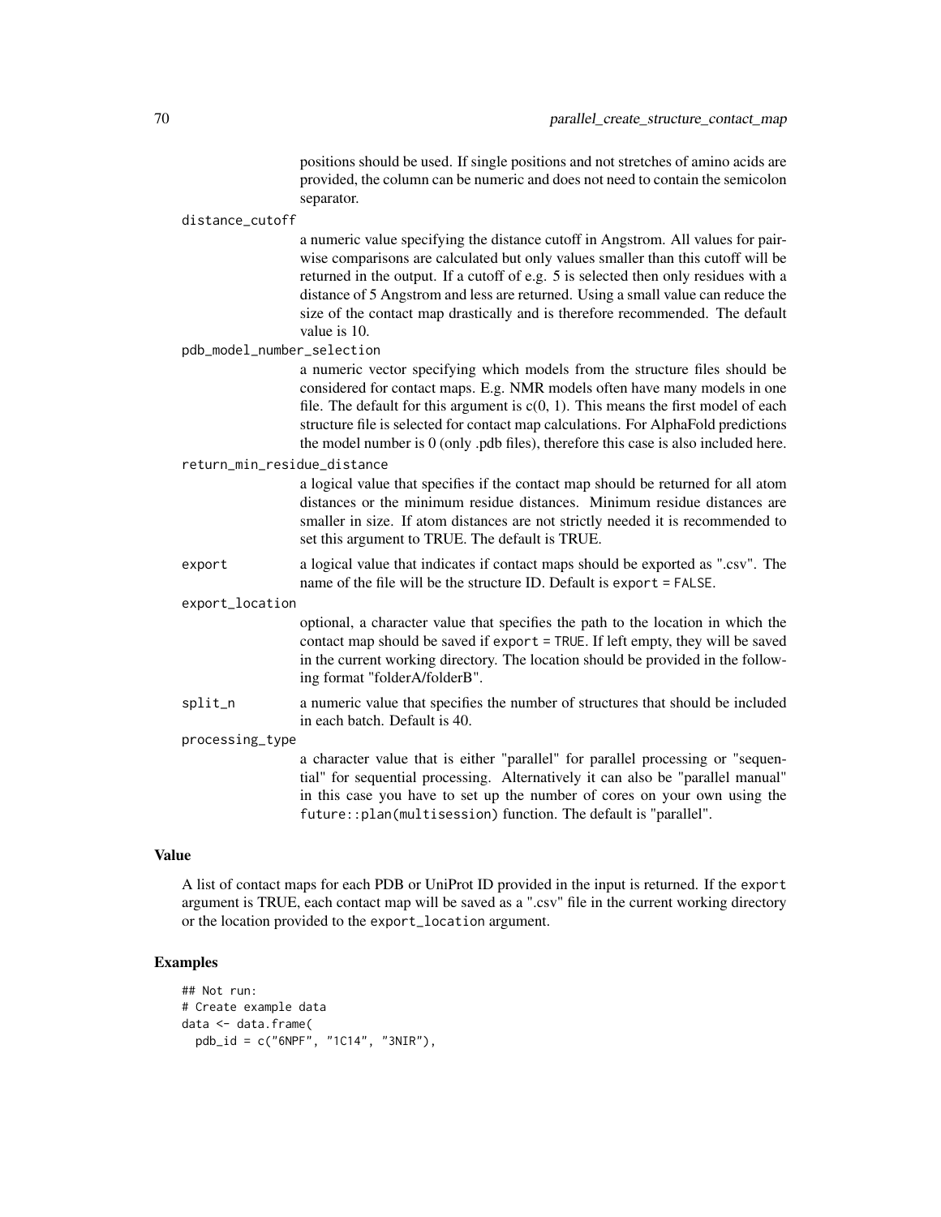positions should be used. If single positions and not stretches of amino acids are provided, the column can be numeric and does not need to contain the semicolon separator.

`distance_cutoff`
: a numeric value specifying the distance cutoff in Angstrom. All values for pairwise comparisons are calculated but only values smaller than this cutoff will be returned in the output. If a cutoff of e.g. 5 is selected then only residues with a distance of 5 Angstrom and less are returned. Using a small value can reduce the size of the contact map drastically and is therefore recommended. The default value is 10.

`pdb_model_number_selection`
: a numeric vector specifying which models from the structure files should be considered for contact maps. E.g. NMR models often have many models in one file. The default for this argument is c(0, 1). This means the first model of each structure file is selected for contact map calculations. For AlphaFold predictions the model number is 0 (only .pdb files), therefore this case is also included here.

`return_min_residue_distance`
: a logical value that specifies if the contact map should be returned for all atom distances or the minimum residue distances. Minimum residue distances are smaller in size. If atom distances are not strictly needed it is recommended to set this argument to TRUE. The default is TRUE.

`export`
: a logical value that indicates if contact maps should be exported as ".csv". The name of the file will be the structure ID. Default is `export = FALSE`.

`export_location`
: optional, a character value that specifies the path to the location in which the contact map should be saved if `export = TRUE`. If left empty, they will be saved in the current working directory. The location should be provided in the following format "folderA/folderB".

`split_n`
: a numeric value that specifies the number of structures that should be included in each batch. Default is 40.

`processing_type`
: a character value that is either "parallel" for parallel processing or "sequential" for sequential processing. Alternatively it can also be "parallel manual" in this case you have to set up the number of cores on your own using the `future::plan(multisession)` function. The default is "parallel".

## Value

A list of contact maps for each PDB or UniProt ID provided in the input is returned. If the `export` argument is TRUE, each contact map will be saved as a ".csv" file in the current working directory or the location provided to the `export_location` argument.

## Examples

```
## Not run:
# Create example data
data <- data.frame(
  pdb_id = c("6NPF", "1C14", "3NIR"),
```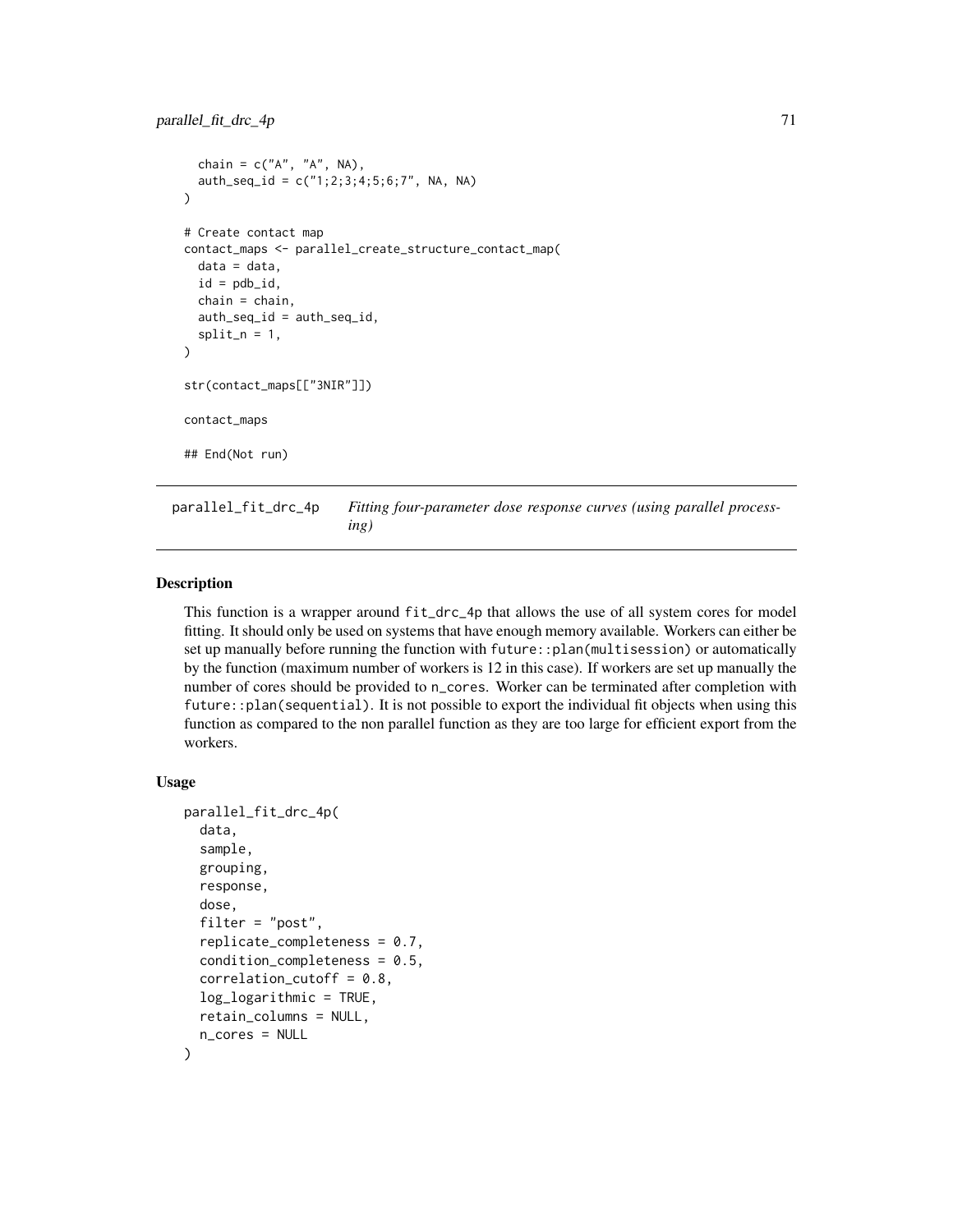```
  chain = c("A", "A", NA),
  auth_seq_id = c("1;2;3;4;5;6;7", NA, NA)
)

# Create contact map
contact_maps <- parallel_create_structure_contact_map(
  data = data,
  id = pdb_id,
  chain = chain,
  auth_seq_id = auth_seq_id,
  split_n = 1,
)

str(contact_maps[["3NIR"]])

contact_maps

## End(Not run)
```

## parallel_fit_drc_4p — *Fitting four-parameter dose response curves (using parallel processing)*

### Description

This function is a wrapper around `fit_drc_4p` that allows the use of all system cores for model fitting. It should only be used on systems that have enough memory available. Workers can either be set up manually before running the function with `future::plan(multisession)` or automatically by the function (maximum number of workers is 12 in this case). If workers are set up manually the number of cores should be provided to `n_cores`. Worker can be terminated after completion with `future::plan(sequential)`. It is not possible to export the individual fit objects when using this function as compared to the non parallel function as they are too large for efficient export from the workers.

### Usage

```
parallel_fit_drc_4p(
  data,
  sample,
  grouping,
  response,
  dose,
  filter = "post",
  replicate_completeness = 0.7,
  condition_completeness = 0.5,
  correlation_cutoff = 0.8,
  log_logarithmic = TRUE,
  retain_columns = NULL,
  n_cores = NULL
)
```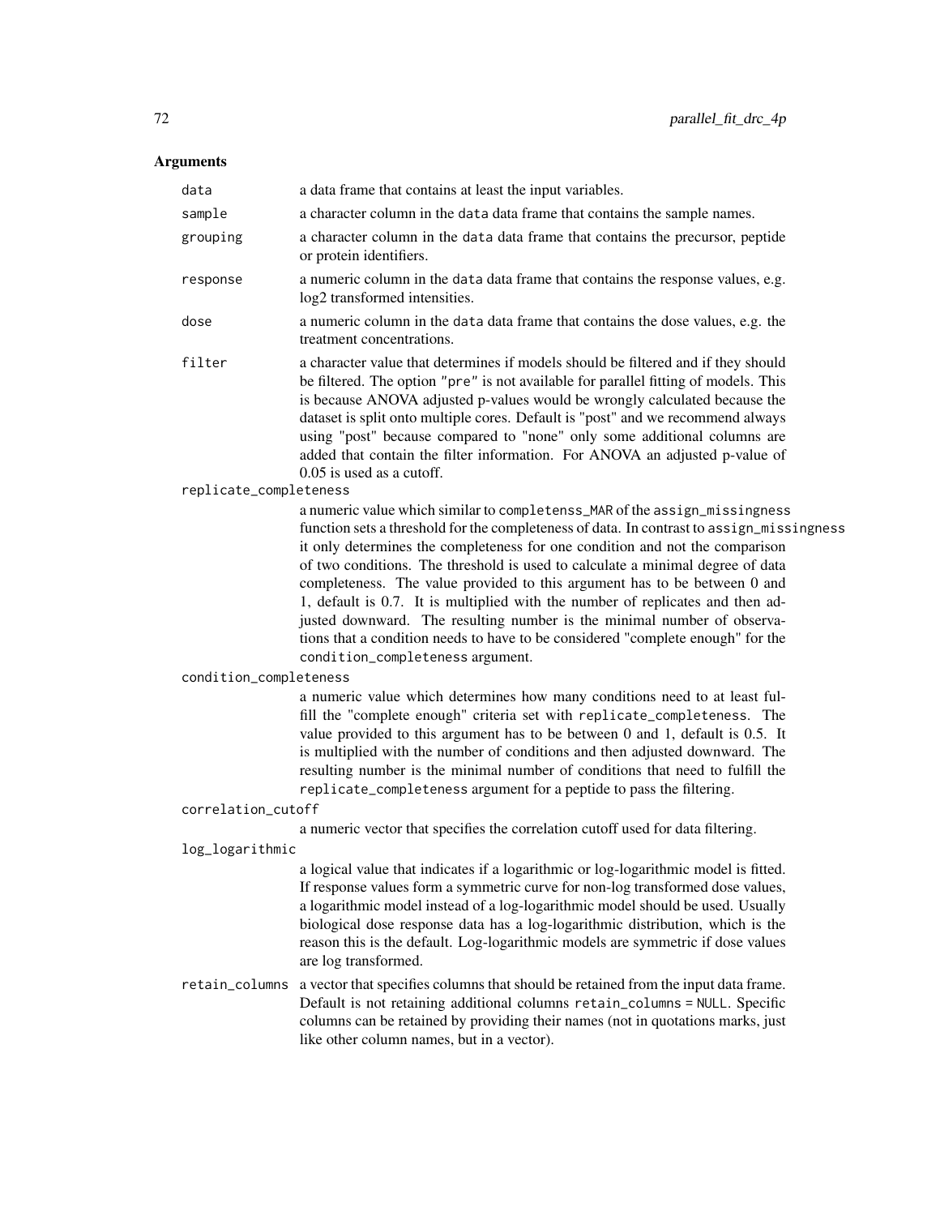## Arguments

**data**
a data frame that contains at least the input variables.

**sample**
a character column in the data data frame that contains the sample names.

**grouping**
a character column in the data data frame that contains the precursor, peptide or protein identifiers.

**response**
a numeric column in the data data frame that contains the response values, e.g. log2 transformed intensities.

**dose**
a numeric column in the data data frame that contains the dose values, e.g. the treatment concentrations.

**filter**
a character value that determines if models should be filtered and if they should be filtered. The option "pre" is not available for parallel fitting of models. This is because ANOVA adjusted p-values would be wrongly calculated because the dataset is split onto multiple cores. Default is "post" and we recommend always using "post" because compared to "none" only some additional columns are added that contain the filter information. For ANOVA an adjusted p-value of 0.05 is used as a cutoff.

**replicate_completeness**
a numeric value which similar to completenss_MAR of the assign_missingness function sets a threshold for the completeness of data. In contrast to assign_missingness it only determines the completeness for one condition and not the comparison of two conditions. The threshold is used to calculate a minimal degree of data completeness. The value provided to this argument has to be between 0 and 1, default is 0.7. It is multiplied with the number of replicates and then adjusted downward. The resulting number is the minimal number of observations that a condition needs to have to be considered "complete enough" for the condition_completeness argument.

**condition_completeness**
a numeric value which determines how many conditions need to at least fulfill the "complete enough" criteria set with replicate_completeness. The value provided to this argument has to be between 0 and 1, default is 0.5. It is multiplied with the number of conditions and then adjusted downward. The resulting number is the minimal number of conditions that need to fulfill the replicate_completeness argument for a peptide to pass the filtering.

**correlation_cutoff**
a numeric vector that specifies the correlation cutoff used for data filtering.

**log_logarithmic**
a logical value that indicates if a logarithmic or log-logarithmic model is fitted. If response values form a symmetric curve for non-log transformed dose values, a logarithmic model instead of a log-logarithmic model should be used. Usually biological dose response data has a log-logarithmic distribution, which is the reason this is the default. Log-logarithmic models are symmetric if dose values are log transformed.

**retain_columns**
a vector that specifies columns that should be retained from the input data frame. Default is not retaining additional columns retain_columns = NULL. Specific columns can be retained by providing their names (not in quotations marks, just like other column names, but in a vector).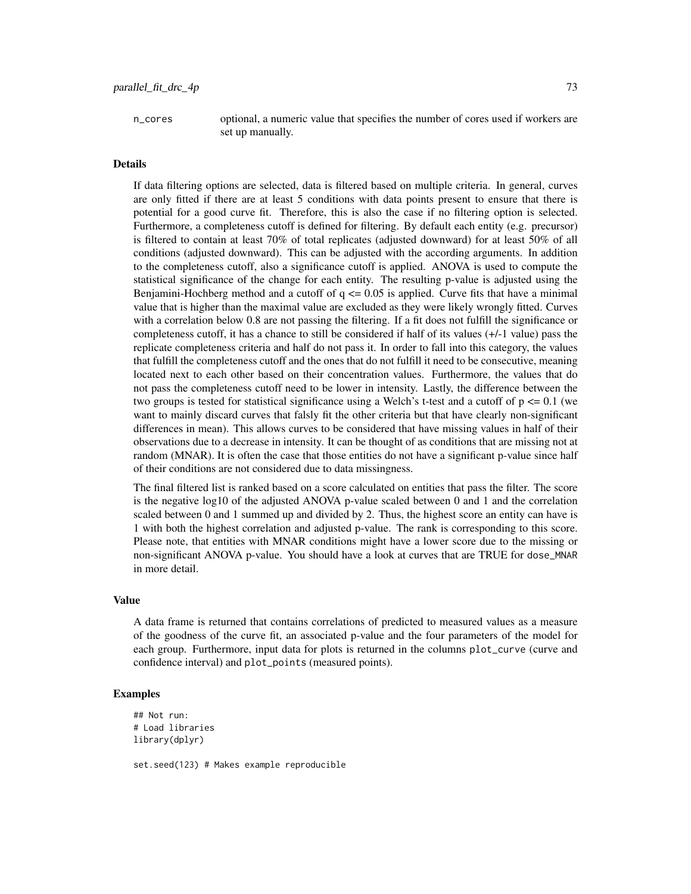n_cores    optional, a numeric value that specifies the number of cores used if workers are set up manually.

### Details

If data filtering options are selected, data is filtered based on multiple criteria. In general, curves are only fitted if there are at least 5 conditions with data points present to ensure that there is potential for a good curve fit. Therefore, this is also the case if no filtering option is selected. Furthermore, a completeness cutoff is defined for filtering. By default each entity (e.g. precursor) is filtered to contain at least 70% of total replicates (adjusted downward) for at least 50% of all conditions (adjusted downward). This can be adjusted with the according arguments. In addition to the completeness cutoff, also a significance cutoff is applied. ANOVA is used to compute the statistical significance of the change for each entity. The resulting p-value is adjusted using the Benjamini-Hochberg method and a cutoff of $q <= 0.05$ is applied. Curve fits that have a minimal value that is higher than the maximal value are excluded as they were likely wrongly fitted. Curves with a correlation below 0.8 are not passing the filtering. If a fit does not fulfill the significance or completeness cutoff, it has a chance to still be considered if half of its values (+/-1 value) pass the replicate completeness criteria and half do not pass it. In order to fall into this category, the values that fulfill the completeness cutoff and the ones that do not fulfill it need to be consecutive, meaning located next to each other based on their concentration values. Furthermore, the values that do not pass the completeness cutoff need to be lower in intensity. Lastly, the difference between the two groups is tested for statistical significance using a Welch's t-test and a cutoff of $p <= 0.1$ (we want to mainly discard curves that falsly fit the other criteria but that have clearly non-significant differences in mean). This allows curves to be considered that have missing values in half of their observations due to a decrease in intensity. It can be thought of as conditions that are missing not at random (MNAR). It is often the case that those entities do not have a significant p-value since half of their conditions are not considered due to data missingness.

The final filtered list is ranked based on a score calculated on entities that pass the filter. The score is the negative log10 of the adjusted ANOVA p-value scaled between 0 and 1 and the correlation scaled between 0 and 1 summed up and divided by 2. Thus, the highest score an entity can have is 1 with both the highest correlation and adjusted p-value. The rank is corresponding to this score. Please note, that entities with MNAR conditions might have a lower score due to the missing or non-significant ANOVA p-value. You should have a look at curves that are TRUE for `dose_MNAR` in more detail.

### Value

A data frame is returned that contains correlations of predicted to measured values as a measure of the goodness of the curve fit, an associated p-value and the four parameters of the model for each group. Furthermore, input data for plots is returned in the columns `plot_curve` (curve and confidence interval) and `plot_points` (measured points).

### Examples

```
## Not run:
# Load libraries
library(dplyr)

set.seed(123) # Makes example reproducible
```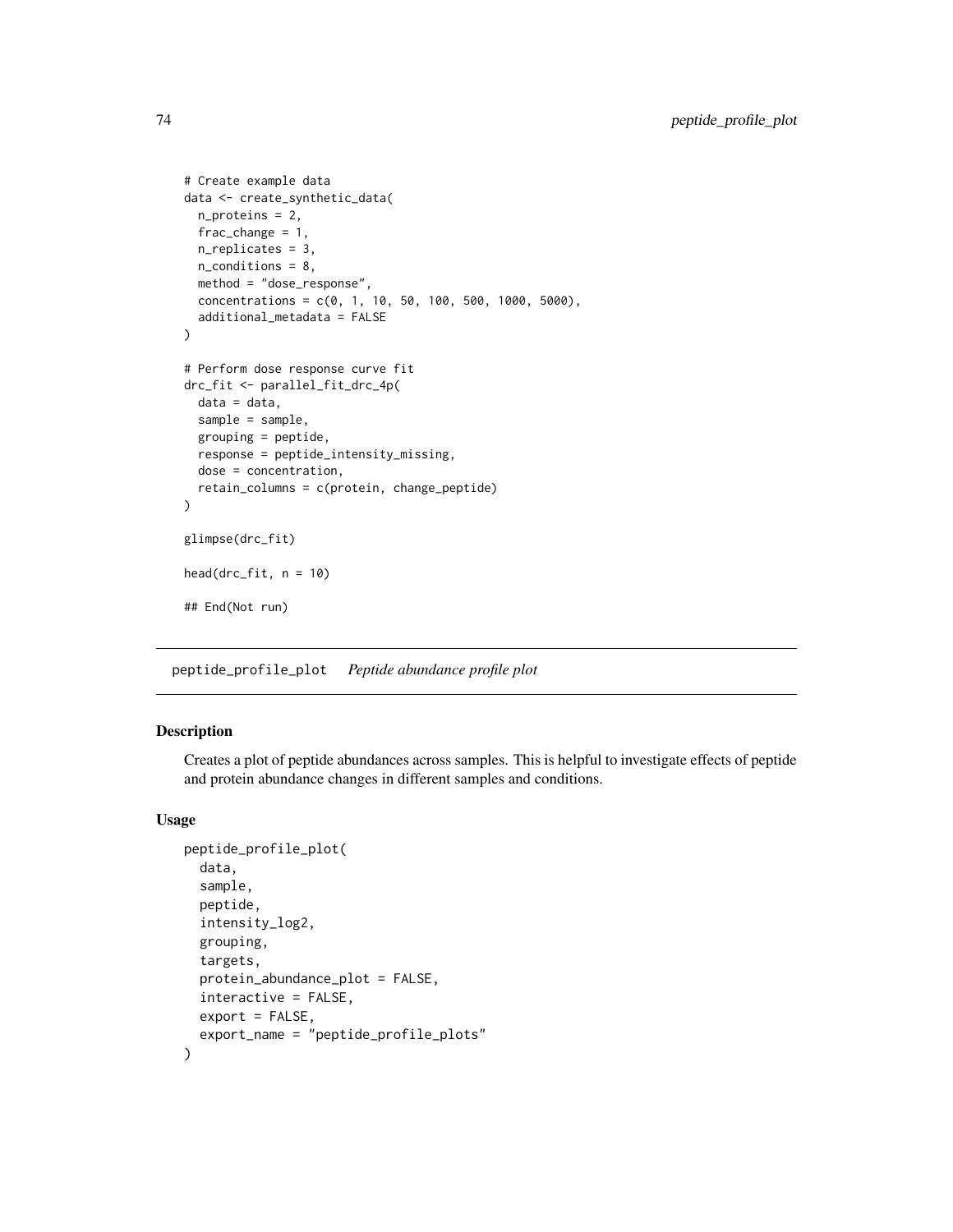```
# Create example data
data <- create_synthetic_data(
  n_proteins = 2,
  frac_change = 1,
  n_replicates = 3,
  n_conditions = 8,
  method = "dose_response",
  concentrations = c(0, 1, 10, 50, 100, 500, 1000, 5000),
  additional_metadata = FALSE
)

# Perform dose response curve fit
drc_fit <- parallel_fit_drc_4p(
  data = data,
  sample = sample,
  grouping = peptide,
  response = peptide_intensity_missing,
  dose = concentration,
  retain_columns = c(protein, change_peptide)
)

glimpse(drc_fit)

head(drc_fit, n = 10)

## End(Not run)
```

---

## peptide_profile_plot    *Peptide abundance profile plot*

---

### Description

Creates a plot of peptide abundances across samples. This is helpful to investigate effects of peptide and protein abundance changes in different samples and conditions.

### Usage

```
peptide_profile_plot(
  data,
  sample,
  peptide,
  intensity_log2,
  grouping,
  targets,
  protein_abundance_plot = FALSE,
  interactive = FALSE,
  export = FALSE,
  export_name = "peptide_profile_plots"
)
```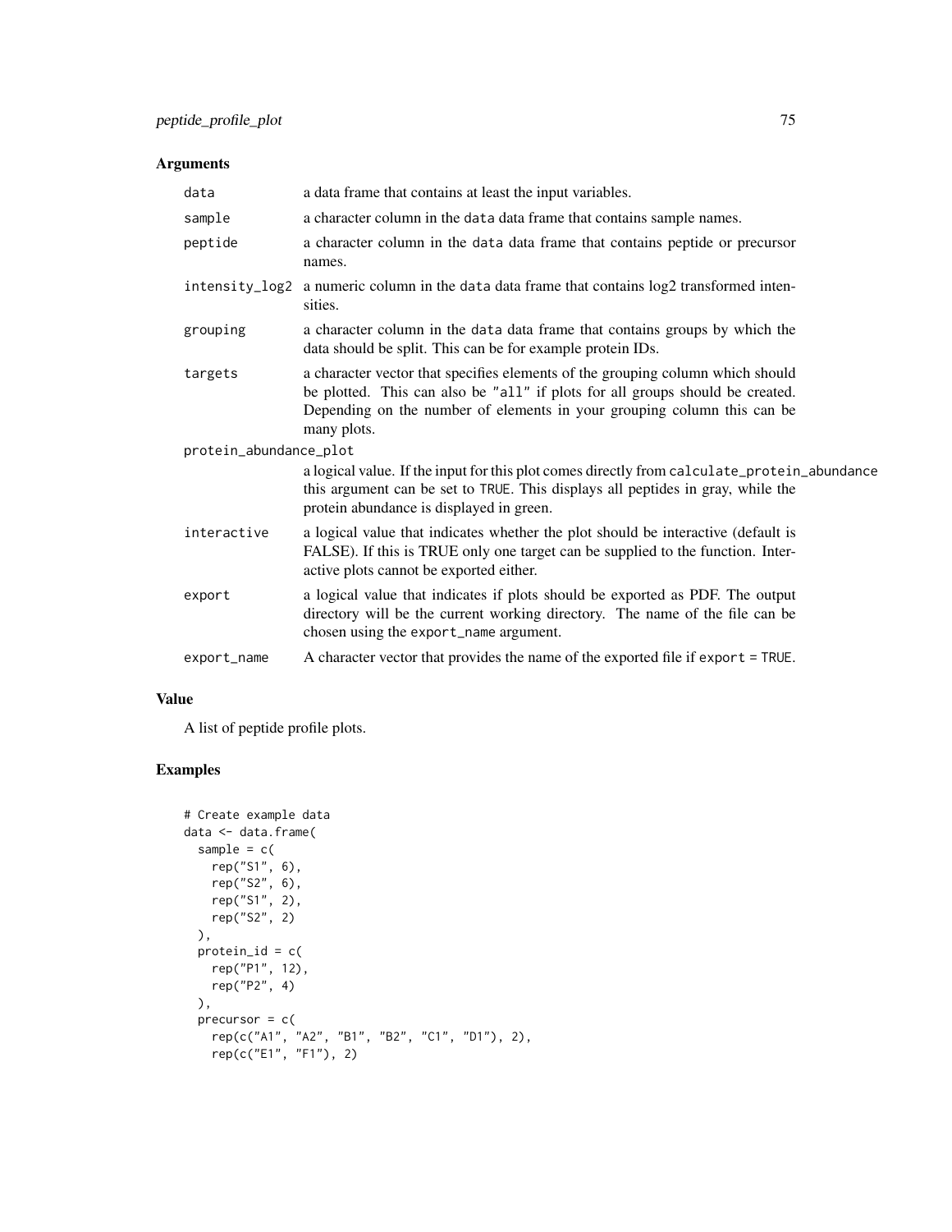## Arguments

| | |
|---|---|
| `data` | a data frame that contains at least the input variables. |
| `sample` | a character column in the `data` data frame that contains sample names. |
| `peptide` | a character column in the `data` data frame that contains peptide or precursor names. |
| `intensity_log2` | a numeric column in the `data` data frame that contains log2 transformed intensities. |
| `grouping` | a character column in the `data` data frame that contains groups by which the data should be split. This can be for example protein IDs. |
| `targets` | a character vector that specifies elements of the grouping column which should be plotted. This can also be `"all"` if plots for all groups should be created. Depending on the number of elements in your grouping column this can be many plots. |
| `protein_abundance_plot` | a logical value. If the input for this plot comes directly from `calculate_protein_abundance` this argument can be set to `TRUE`. This displays all peptides in gray, while the protein abundance is displayed in green. |
| `interactive` | a logical value that indicates whether the plot should be interactive (default is FALSE). If this is TRUE only one target can be supplied to the function. Interactive plots cannot be exported either. |
| `export` | a logical value that indicates if plots should be exported as PDF. The output directory will be the current working directory. The name of the file can be chosen using the `export_name` argument. |
| `export_name` | A character vector that provides the name of the exported file if `export = TRUE`. |

## Value

A list of peptide profile plots.

## Examples

```
# Create example data
data <- data.frame(
  sample = c(
    rep("S1", 6),
    rep("S2", 6),
    rep("S1", 2),
    rep("S2", 2)
  ),
  protein_id = c(
    rep("P1", 12),
    rep("P2", 4)
  ),
  precursor = c(
    rep(c("A1", "A2", "B1", "B2", "C1", "D1"), 2),
    rep(c("E1", "F1"), 2)
```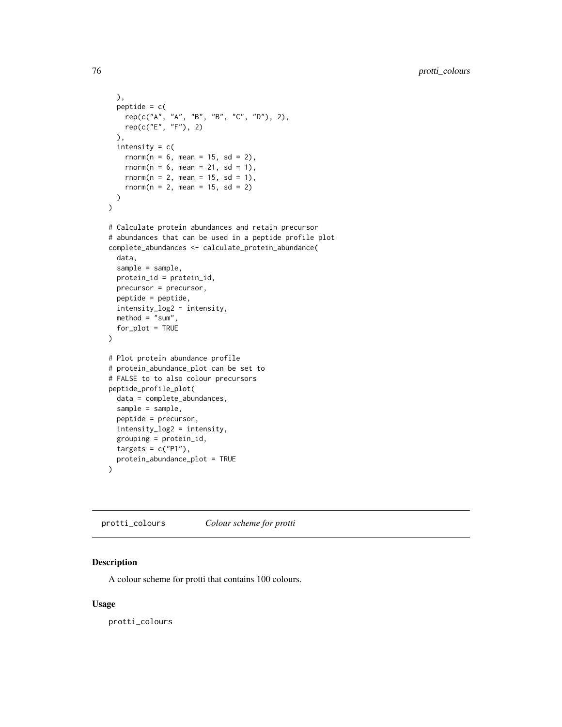```
  ),
  peptide = c(
    rep(c("A", "A", "B", "B", "C", "D"), 2),
    rep(c("E", "F"), 2)
  ),
  intensity = c(
    rnorm(n = 6, mean = 15, sd = 2),
    rnorm(n = 6, mean = 21, sd = 1),
    rnorm(n = 2, mean = 15, sd = 1),
    rnorm(n = 2, mean = 15, sd = 2)
  )
)

# Calculate protein abundances and retain precursor
# abundances that can be used in a peptide profile plot
complete_abundances <- calculate_protein_abundance(
  data,
  sample = sample,
  protein_id = protein_id,
  precursor = precursor,
  peptide = peptide,
  intensity_log2 = intensity,
  method = "sum",
  for_plot = TRUE
)

# Plot protein abundance profile
# protein_abundance_plot can be set to
# FALSE to to also colour precursors
peptide_profile_plot(
  data = complete_abundances,
  sample = sample,
  peptide = precursor,
  intensity_log2 = intensity,
  grouping = protein_id,
  targets = c("P1"),
  protein_abundance_plot = TRUE
)
```

---

## protti_colours — *Colour scheme for protti*

### Description

A colour scheme for protti that contains 100 colours.

### Usage

```
protti_colours
```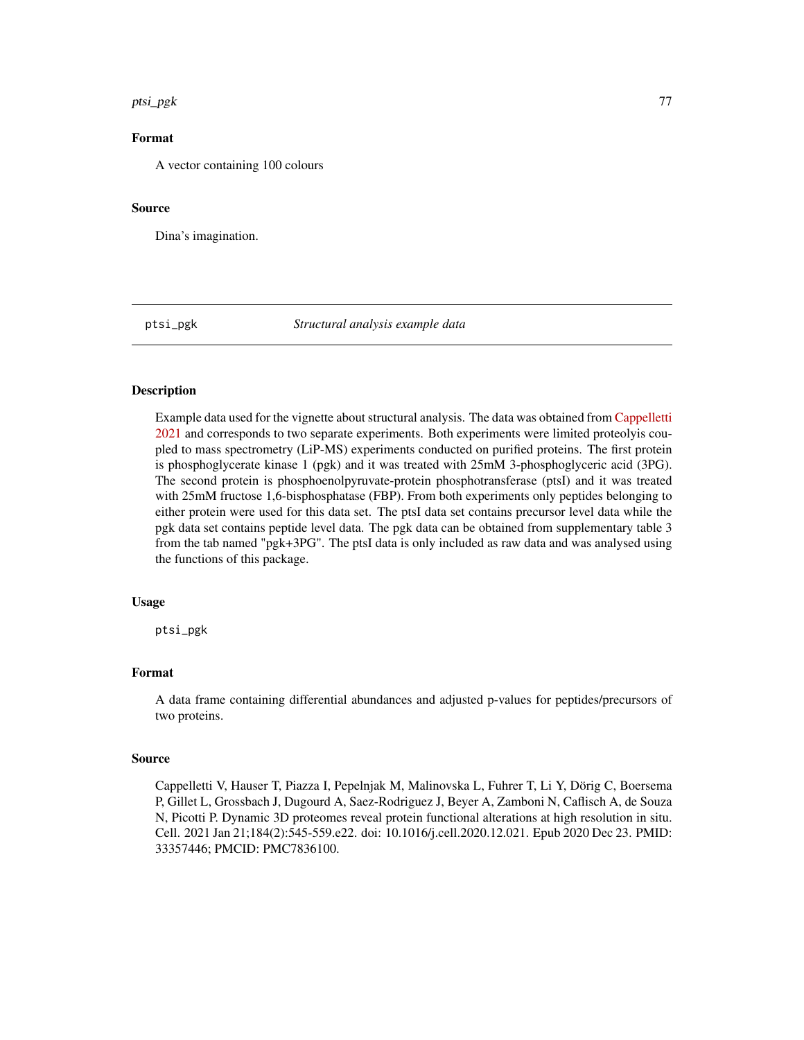### Format

A vector containing 100 colours

### Source

Dina's imagination.

---

## ptsi_pgk *Structural analysis example data*

### Description

Example data used for the vignette about structural analysis. The data was obtained from Cappelletti 2021 and corresponds to two separate experiments. Both experiments were limited proteolyis coupled to mass spectrometry (LiP-MS) experiments conducted on purified proteins. The first protein is phosphoglycerate kinase 1 (pgk) and it was treated with 25mM 3-phosphoglyceric acid (3PG). The second protein is phosphoenolpyruvate-protein phosphotransferase (ptsI) and it was treated with 25mM fructose 1,6-bisphosphatase (FBP). From both experiments only peptides belonging to either protein were used for this data set. The ptsI data set contains precursor level data while the pgk data set contains peptide level data. The pgk data can be obtained from supplementary table 3 from the tab named "pgk+3PG". The ptsI data is only included as raw data and was analysed using the functions of this package.

### Usage

```
ptsi_pgk
```

### Format

A data frame containing differential abundances and adjusted p-values for peptides/precursors of two proteins.

### Source

Cappelletti V, Hauser T, Piazza I, Pepelnjak M, Malinovska L, Fuhrer T, Li Y, Dörig C, Boersema P, Gillet L, Grossbach J, Dugourd A, Saez-Rodriguez J, Beyer A, Zamboni N, Caflisch A, de Souza N, Picotti P. Dynamic 3D proteomes reveal protein functional alterations at high resolution in situ. Cell. 2021 Jan 21;184(2):545-559.e22. doi: 10.1016/j.cell.2020.12.021. Epub 2020 Dec 23. PMID: 33357446; PMCID: PMC7836100.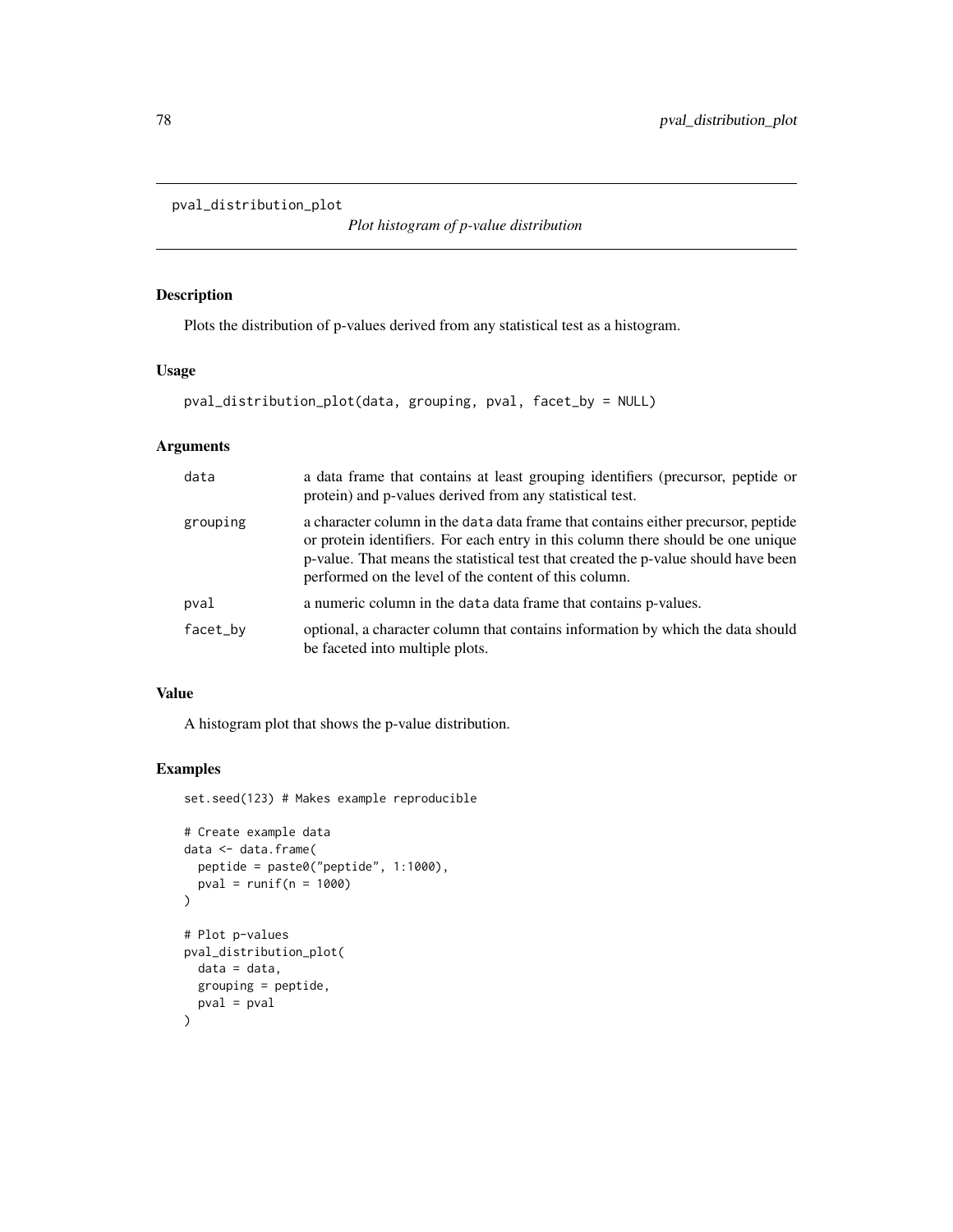`pval_distribution_plot`

*Plot histogram of p-value distribution*

## Description

Plots the distribution of p-values derived from any statistical test as a histogram.

## Usage

```
pval_distribution_plot(data, grouping, pval, facet_by = NULL)
```

## Arguments

| | |
|---|---|
| data | a data frame that contains at least grouping identifiers (precursor, peptide or protein) and p-values derived from any statistical test. |
| grouping | a character column in the `data` data frame that contains either precursor, peptide or protein identifiers. For each entry in this column there should be one unique p-value. That means the statistical test that created the p-value should have been performed on the level of the content of this column. |
| pval | a numeric column in the `data` data frame that contains p-values. |
| facet_by | optional, a character column that contains information by which the data should be faceted into multiple plots. |

## Value

A histogram plot that shows the p-value distribution.

## Examples

```
set.seed(123) # Makes example reproducible

# Create example data
data <- data.frame(
  peptide = paste0("peptide", 1:1000),
  pval = runif(n = 1000)
)

# Plot p-values
pval_distribution_plot(
  data = data,
  grouping = peptide,
  pval = pval
)
```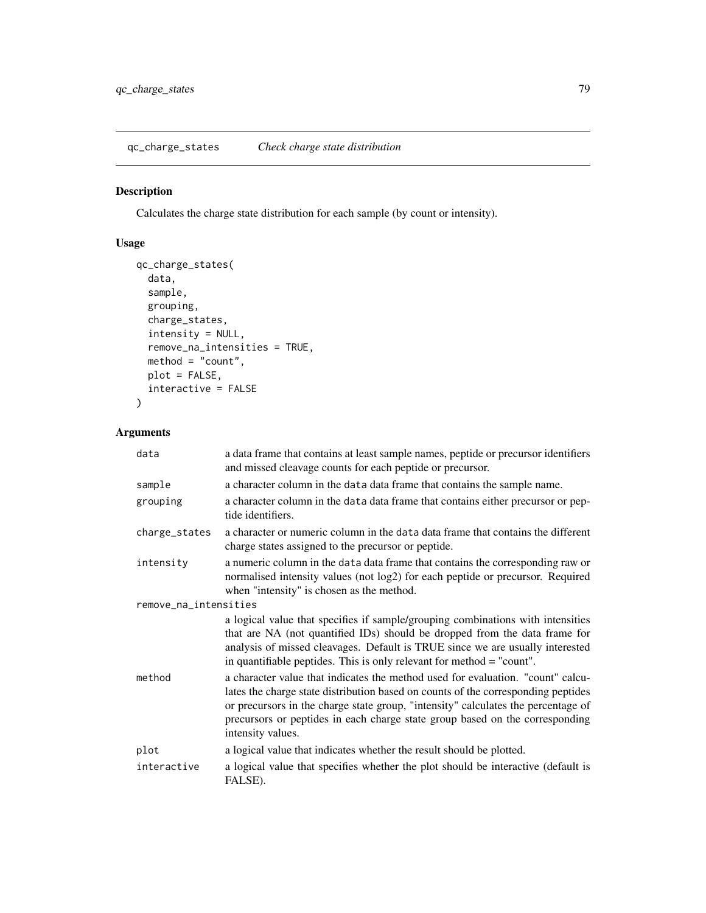## qc_charge_states *Check charge state distribution*

### Description

Calculates the charge state distribution for each sample (by count or intensity).

### Usage

```
qc_charge_states(
  data,
  sample,
  grouping,
  charge_states,
  intensity = NULL,
  remove_na_intensities = TRUE,
  method = "count",
  plot = FALSE,
  interactive = FALSE
)
```

### Arguments

| Argument | Description |
|---|---|
| data | a data frame that contains at least sample names, peptide or precursor identifiers and missed cleavage counts for each peptide or precursor. |
| sample | a character column in the data data frame that contains the sample name. |
| grouping | a character column in the data data frame that contains either precursor or peptide identifiers. |
| charge_states | a character or numeric column in the data data frame that contains the different charge states assigned to the precursor or peptide. |
| intensity | a numeric column in the data data frame that contains the corresponding raw or normalised intensity values (not log2) for each peptide or precursor. Required when "intensity" is chosen as the method. |
| remove_na_intensities | a logical value that specifies if sample/grouping combinations with intensities that are NA (not quantified IDs) should be dropped from the data frame for analysis of missed cleavages. Default is TRUE since we are usually interested in quantifiable peptides. This is only relevant for method = "count". |
| method | a character value that indicates the method used for evaluation. "count" calculates the charge state distribution based on counts of the corresponding peptides or precursors in the charge state group, "intensity" calculates the percentage of precursors or peptides in each charge state group based on the corresponding intensity values. |
| plot | a logical value that indicates whether the result should be plotted. |
| interactive | a logical value that specifies whether the plot should be interactive (default is FALSE). |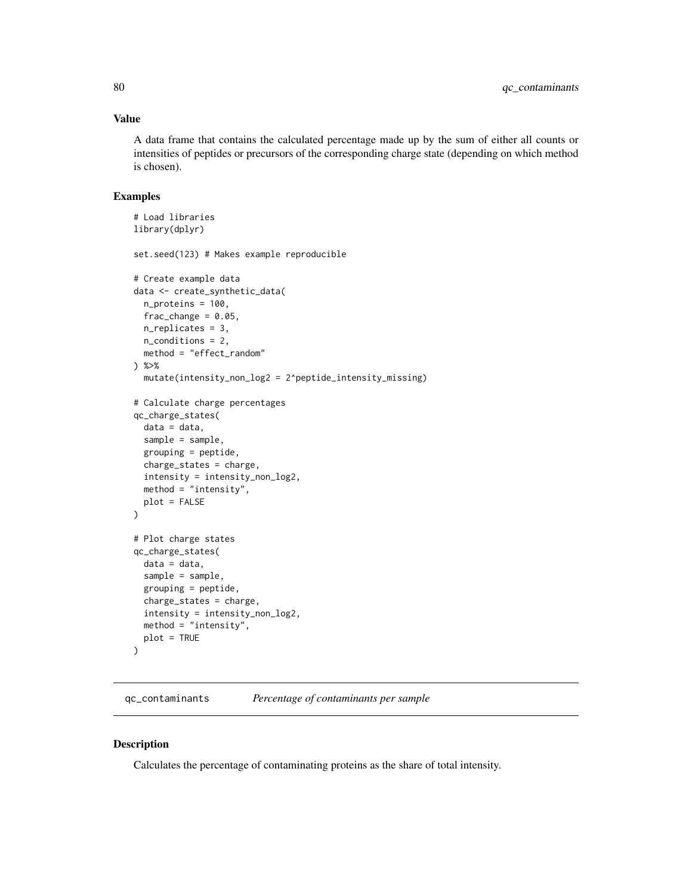## Value

A data frame that contains the calculated percentage made up by the sum of either all counts or intensities of peptides or precursors of the corresponding charge state (depending on which method is chosen).

## Examples

```
# Load libraries
library(dplyr)

set.seed(123) # Makes example reproducible

# Create example data
data <- create_synthetic_data(
  n_proteins = 100,
  frac_change = 0.05,
  n_replicates = 3,
  n_conditions = 2,
  method = "effect_random"
) %>%
  mutate(intensity_non_log2 = 2^peptide_intensity_missing)

# Calculate charge percentages
qc_charge_states(
  data = data,
  sample = sample,
  grouping = peptide,
  charge_states = charge,
  intensity = intensity_non_log2,
  method = "intensity",
  plot = FALSE
)

# Plot charge states
qc_charge_states(
  data = data,
  sample = sample,
  grouping = peptide,
  charge_states = charge,
  intensity = intensity_non_log2,
  method = "intensity",
  plot = TRUE
)
```

---

# qc_contaminants *Percentage of contaminants per sample*

## Description

Calculates the percentage of contaminating proteins as the share of total intensity.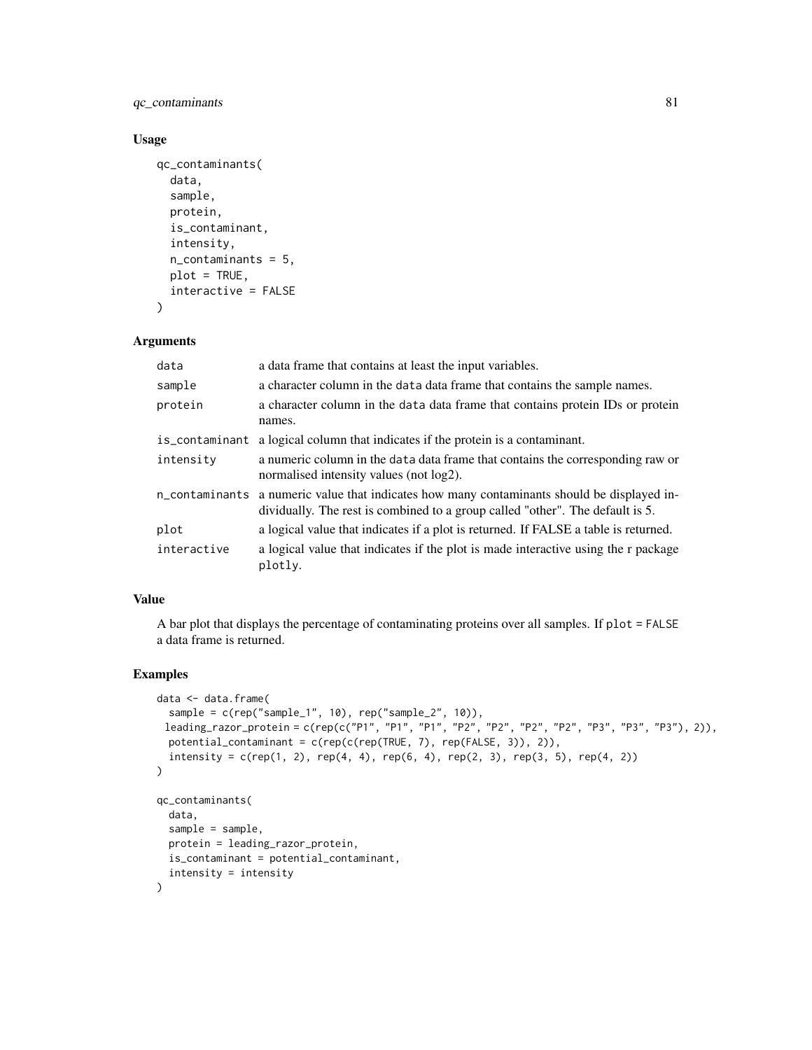### Usage

```
qc_contaminants(
  data,
  sample,
  protein,
  is_contaminant,
  intensity,
  n_contaminants = 5,
  plot = TRUE,
  interactive = FALSE
)
```

### Arguments

| | |
|---|---|
| `data` | a data frame that contains at least the input variables. |
| `sample` | a character column in the `data` data frame that contains the sample names. |
| `protein` | a character column in the `data` data frame that contains protein IDs or protein names. |
| `is_contaminant` | a logical column that indicates if the protein is a contaminant. |
| `intensity` | a numeric column in the `data` data frame that contains the corresponding raw or normalised intensity values (not log2). |
| `n_contaminants` | a numeric value that indicates how many contaminants should be displayed individually. The rest is combined to a group called "other". The default is 5. |
| `plot` | a logical value that indicates if a plot is returned. If FALSE a table is returned. |
| `interactive` | a logical value that indicates if the plot is made interactive using the r package `plotly`. |

### Value

A bar plot that displays the percentage of contaminating proteins over all samples. If `plot = FALSE` a data frame is returned.

### Examples

```
data <- data.frame(
  sample = c(rep("sample_1", 10), rep("sample_2", 10)),
  leading_razor_protein = c(rep(c("P1", "P1", "P1", "P2", "P2", "P2", "P2", "P3", "P3", "P3"), 2)),
  potential_contaminant = c(rep(c(rep(TRUE, 7), rep(FALSE, 3)), 2)),
  intensity = c(rep(1, 2), rep(4, 4), rep(6, 4), rep(2, 3), rep(3, 5), rep(4, 2))
)

qc_contaminants(
  data,
  sample = sample,
  protein = leading_razor_protein,
  is_contaminant = potential_contaminant,
  intensity = intensity
)
```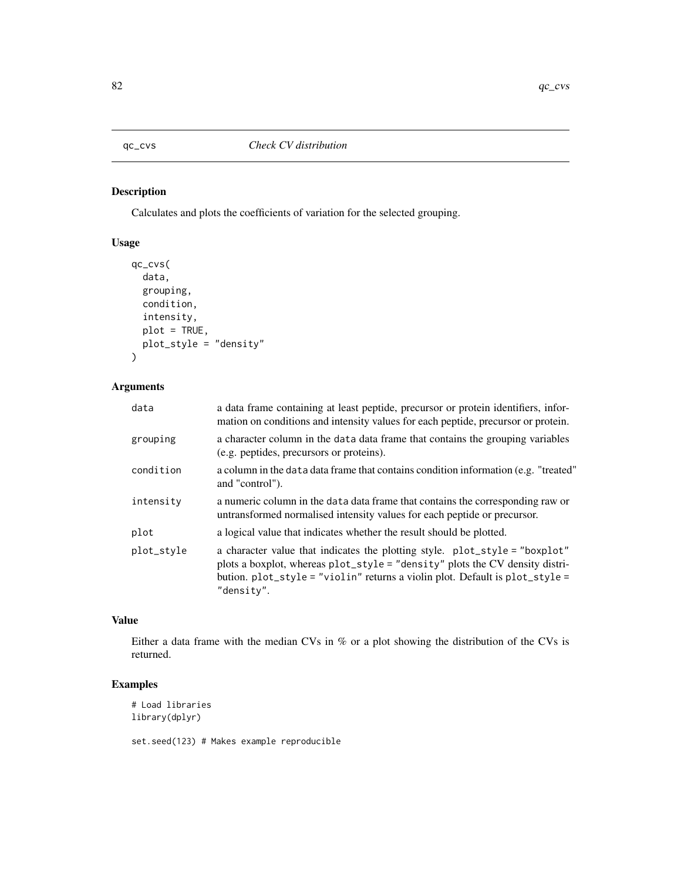# qc_cvs *Check CV distribution*

## Description

Calculates and plots the coefficients of variation for the selected grouping.

## Usage

```
qc_cvs(
  data,
  grouping,
  condition,
  intensity,
  plot = TRUE,
  plot_style = "density"
)
```

## Arguments

| | |
|---|---|
| data | a data frame containing at least peptide, precursor or protein identifiers, information on conditions and intensity values for each peptide, precursor or protein. |
| grouping | a character column in the data data frame that contains the grouping variables (e.g. peptides, precursors or proteins). |
| condition | a column in the data data frame that contains condition information (e.g. "treated" and "control"). |
| intensity | a numeric column in the data data frame that contains the corresponding raw or untransformed normalised intensity values for each peptide or precursor. |
| plot | a logical value that indicates whether the result should be plotted. |
| plot_style | a character value that indicates the plotting style. plot_style = "boxplot" plots a boxplot, whereas plot_style = "density" plots the CV density distribution. plot_style = "violin" returns a violin plot. Default is plot_style = "density". |

## Value

Either a data frame with the median CVs in % or a plot showing the distribution of the CVs is returned.

## Examples

```
# Load libraries
library(dplyr)

set.seed(123) # Makes example reproducible
```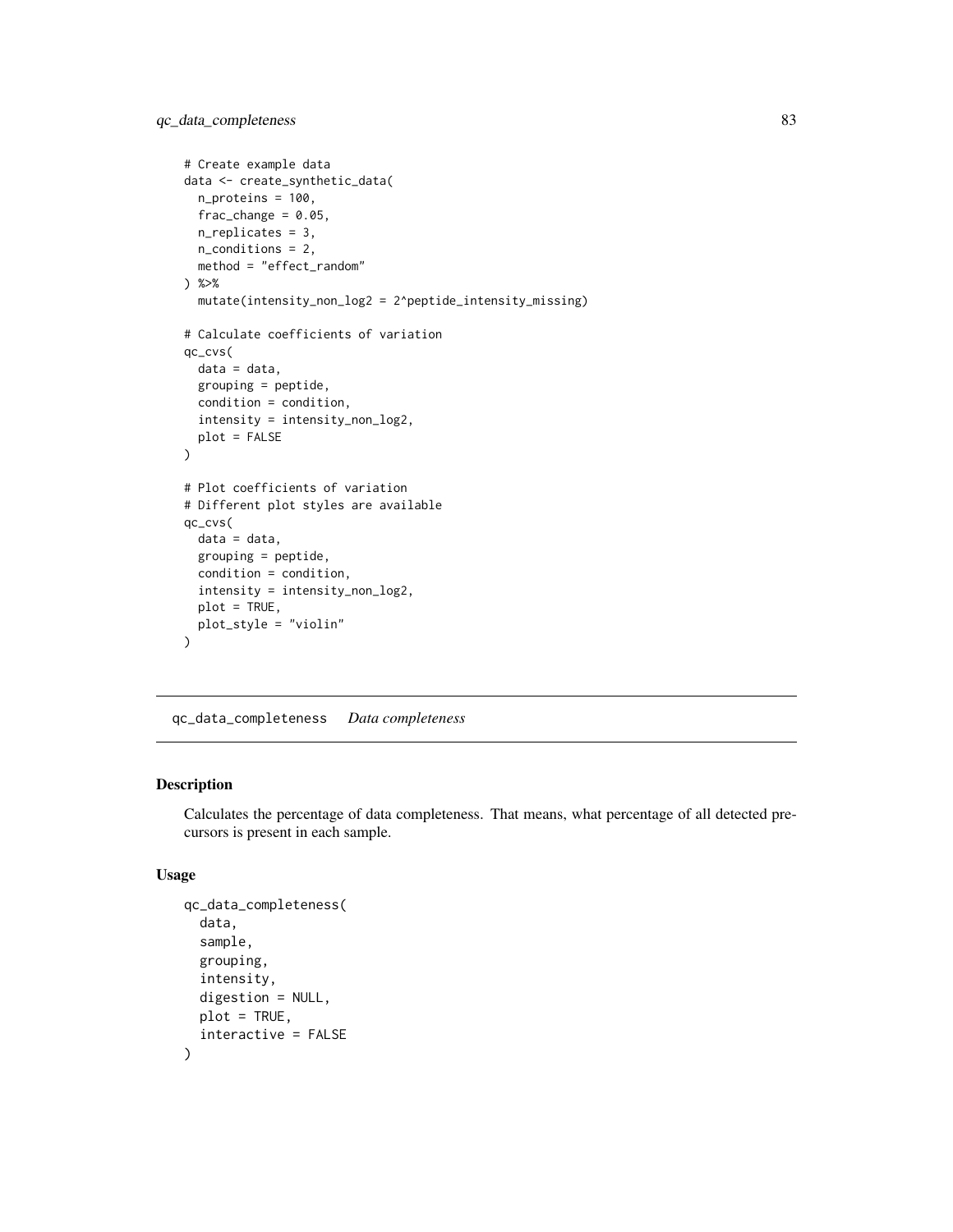```
# Create example data
data <- create_synthetic_data(
  n_proteins = 100,
  frac_change = 0.05,
  n_replicates = 3,
  n_conditions = 2,
  method = "effect_random"
) %>%
  mutate(intensity_non_log2 = 2^peptide_intensity_missing)

# Calculate coefficients of variation
qc_cvs(
  data = data,
  grouping = peptide,
  condition = condition,
  intensity = intensity_non_log2,
  plot = FALSE
)

# Plot coefficients of variation
# Different plot styles are available
qc_cvs(
  data = data,
  grouping = peptide,
  condition = condition,
  intensity = intensity_non_log2,
  plot = TRUE,
  plot_style = "violin"
)
```

## qc_data_completeness *Data completeness*

### Description

Calculates the percentage of data completeness. That means, what percentage of all detected precursors is present in each sample.

### Usage

```
qc_data_completeness(
  data,
  sample,
  grouping,
  intensity,
  digestion = NULL,
  plot = TRUE,
  interactive = FALSE
)
```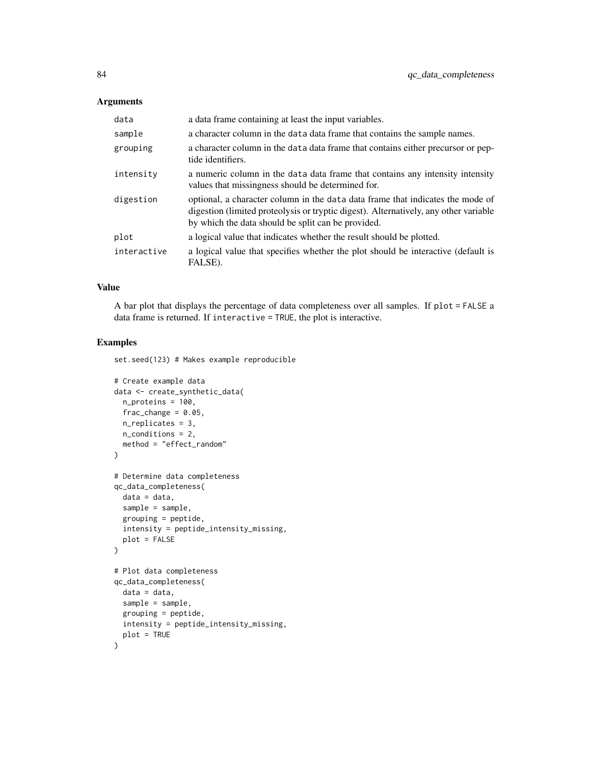## Arguments

| | |
|---|---|
| `data` | a data frame containing at least the input variables. |
| `sample` | a character column in the `data` data frame that contains the sample names. |
| `grouping` | a character column in the `data` data frame that contains either precursor or peptide identifiers. |
| `intensity` | a numeric column in the `data` data frame that contains any intensity intensity values that missingness should be determined for. |
| `digestion` | optional, a character column in the `data` data frame that indicates the mode of digestion (limited proteolysis or tryptic digest). Alternatively, any other variable by which the data should be split can be provided. |
| `plot` | a logical value that indicates whether the result should be plotted. |
| `interactive` | a logical value that specifies whether the plot should be interactive (default is FALSE). |

## Value

A bar plot that displays the percentage of data completeness over all samples. If `plot = FALSE` a data frame is returned. If `interactive = TRUE`, the plot is interactive.

## Examples

```
set.seed(123) # Makes example reproducible

# Create example data
data <- create_synthetic_data(
  n_proteins = 100,
  frac_change = 0.05,
  n_replicates = 3,
  n_conditions = 2,
  method = "effect_random"
)

# Determine data completeness
qc_data_completeness(
  data = data,
  sample = sample,
  grouping = peptide,
  intensity = peptide_intensity_missing,
  plot = FALSE
)

# Plot data completeness
qc_data_completeness(
  data = data,
  sample = sample,
  grouping = peptide,
  intensity = peptide_intensity_missing,
  plot = TRUE
)
```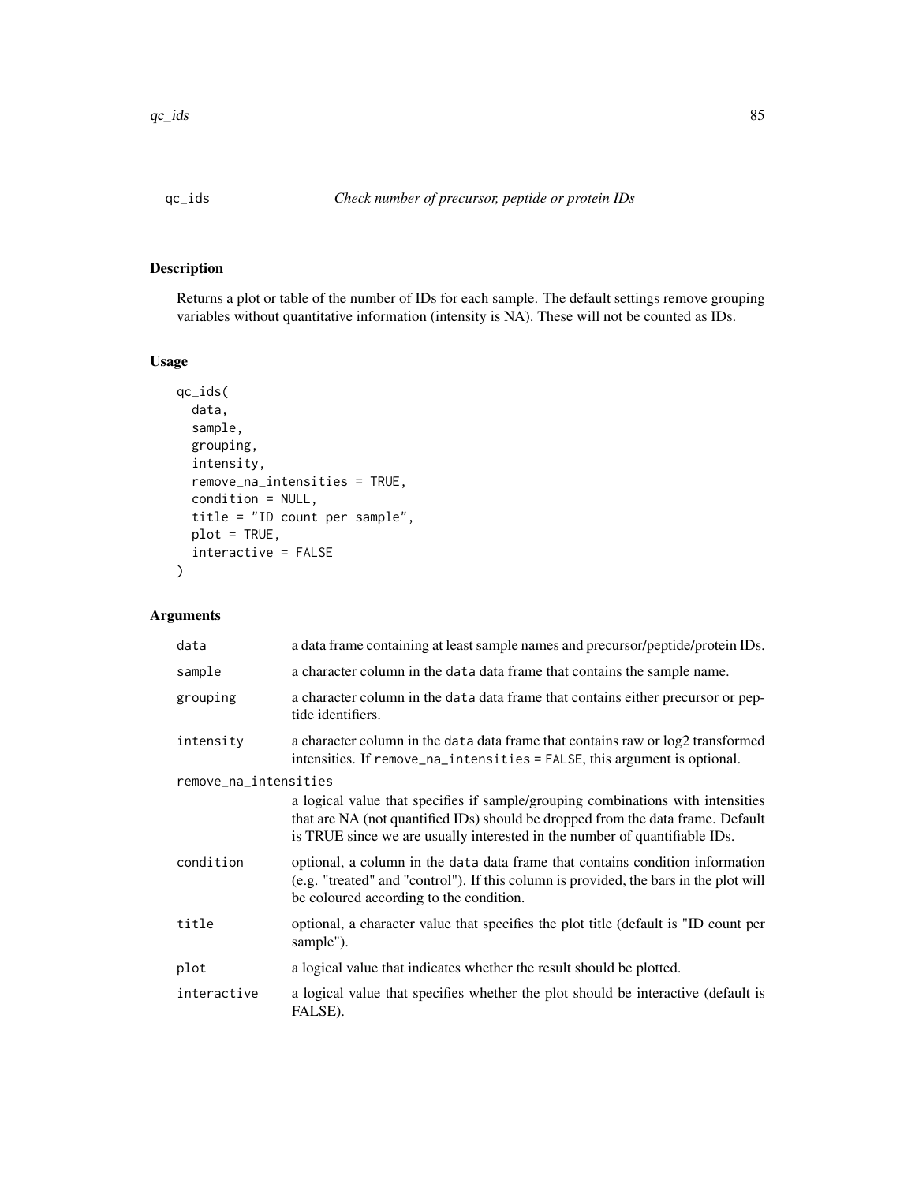## qc_ids — *Check number of precursor, peptide or protein IDs*

### Description

Returns a plot or table of the number of IDs for each sample. The default settings remove grouping variables without quantitative information (intensity is NA). These will not be counted as IDs.

### Usage

```
qc_ids(
  data,
  sample,
  grouping,
  intensity,
  remove_na_intensities = TRUE,
  condition = NULL,
  title = "ID count per sample",
  plot = TRUE,
  interactive = FALSE
)
```

### Arguments

| Argument | Description |
|---|---|
| `data` | a data frame containing at least sample names and precursor/peptide/protein IDs. |
| `sample` | a character column in the `data` data frame that contains the sample name. |
| `grouping` | a character column in the `data` data frame that contains either precursor or peptide identifiers. |
| `intensity` | a character column in the `data` data frame that contains raw or log2 transformed intensities. If `remove_na_intensities = FALSE`, this argument is optional. |
| `remove_na_intensities` | a logical value that specifies if sample/grouping combinations with intensities that are NA (not quantified IDs) should be dropped from the data frame. Default is TRUE since we are usually interested in the number of quantifiable IDs. |
| `condition` | optional, a column in the `data` data frame that contains condition information (e.g. "treated" and "control"). If this column is provided, the bars in the plot will be coloured according to the condition. |
| `title` | optional, a character value that specifies the plot title (default is "ID count per sample"). |
| `plot` | a logical value that indicates whether the result should be plotted. |
| `interactive` | a logical value that specifies whether the plot should be interactive (default is FALSE). |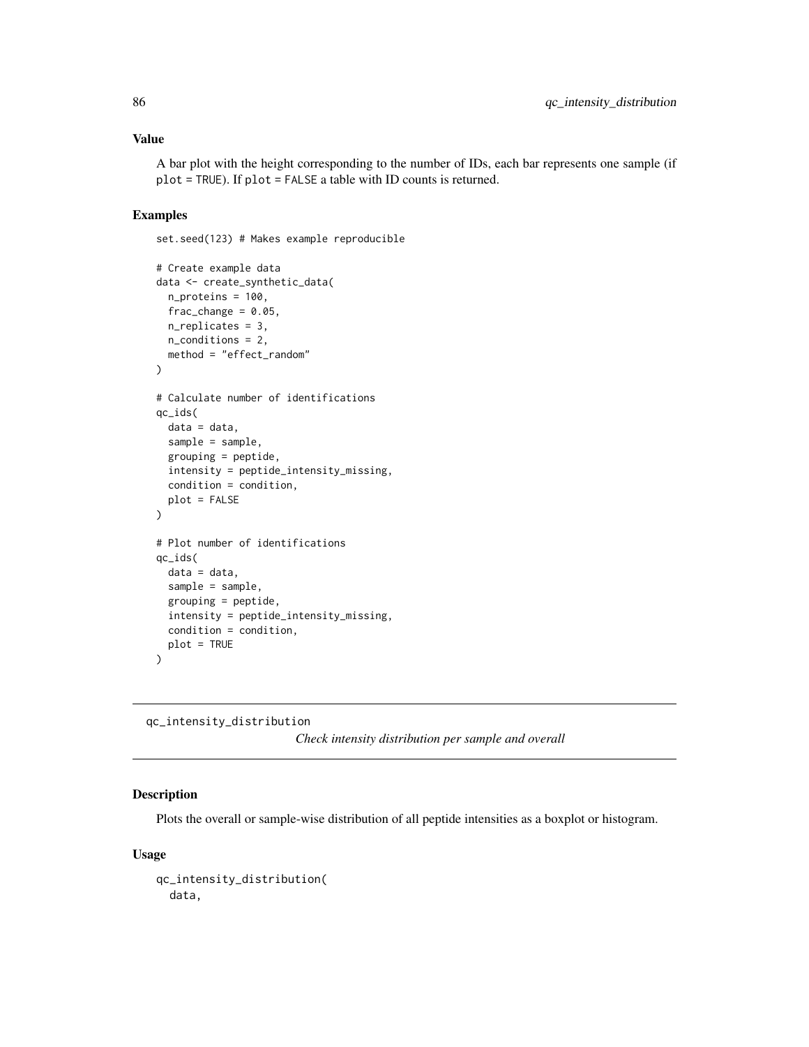### Value

A bar plot with the height corresponding to the number of IDs, each bar represents one sample (if `plot = TRUE`). If `plot = FALSE` a table with ID counts is returned.

### Examples

```
set.seed(123) # Makes example reproducible

# Create example data
data <- create_synthetic_data(
  n_proteins = 100,
  frac_change = 0.05,
  n_replicates = 3,
  n_conditions = 2,
  method = "effect_random"
)

# Calculate number of identifications
qc_ids(
  data = data,
  sample = sample,
  grouping = peptide,
  intensity = peptide_intensity_missing,
  condition = condition,
  plot = FALSE
)

# Plot number of identifications
qc_ids(
  data = data,
  sample = sample,
  grouping = peptide,
  intensity = peptide_intensity_missing,
  condition = condition,
  plot = TRUE
)
```

---

## qc_intensity_distribution

*Check intensity distribution per sample and overall*

### Description

Plots the overall or sample-wise distribution of all peptide intensities as a boxplot or histogram.

### Usage

```
qc_intensity_distribution(
  data,
```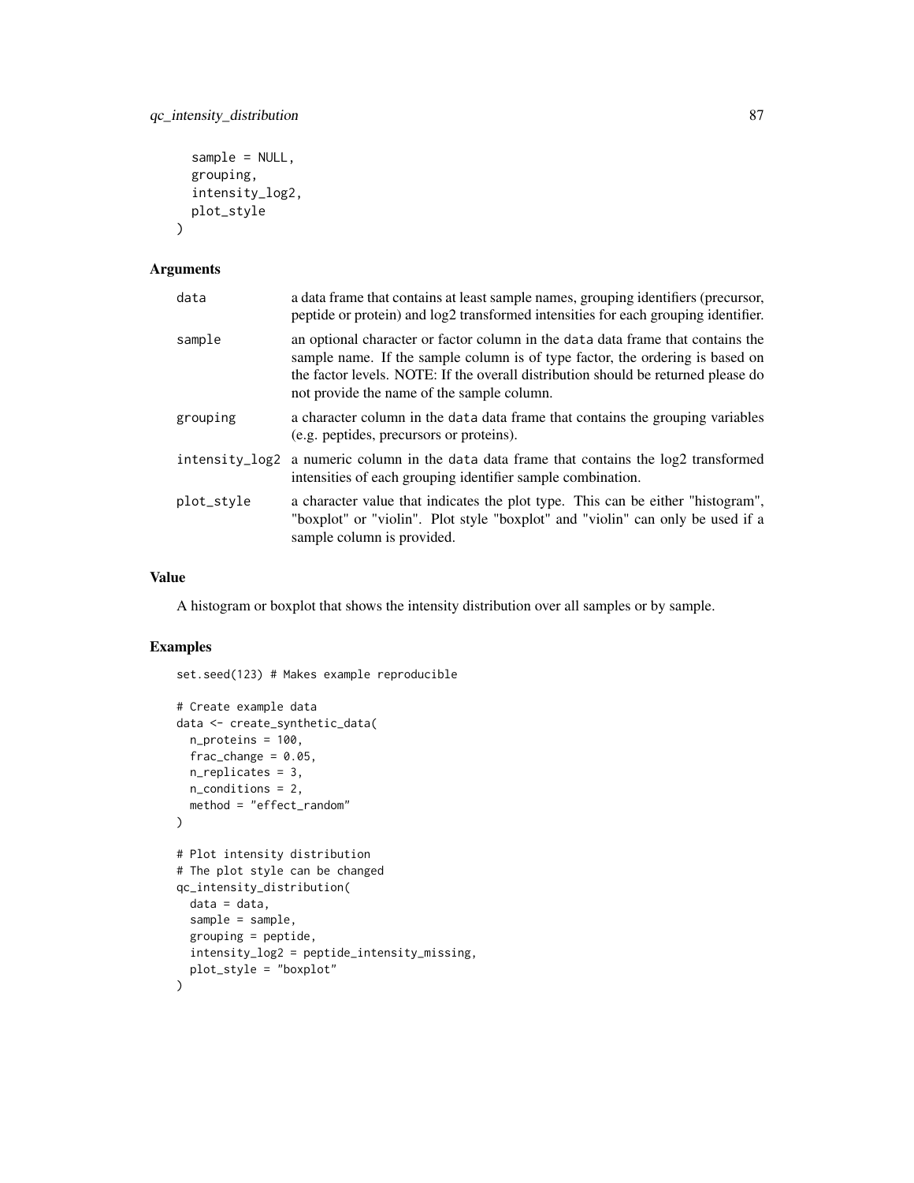```
  sample = NULL,
  grouping,
  intensity_log2,
  plot_style
)
```

### Arguments

| | |
|---|---|
| data | a data frame that contains at least sample names, grouping identifiers (precursor, peptide or protein) and log2 transformed intensities for each grouping identifier. |
| sample | an optional character or factor column in the data data frame that contains the sample name. If the sample column is of type factor, the ordering is based on the factor levels. NOTE: If the overall distribution should be returned please do not provide the name of the sample column. |
| grouping | a character column in the data data frame that contains the grouping variables (e.g. peptides, precursors or proteins). |
| intensity_log2 | a numeric column in the data data frame that contains the log2 transformed intensities of each grouping identifier sample combination. |
| plot_style | a character value that indicates the plot type. This can be either "histogram", "boxplot" or "violin". Plot style "boxplot" and "violin" can only be used if a sample column is provided. |

### Value

A histogram or boxplot that shows the intensity distribution over all samples or by sample.

### Examples

```
set.seed(123) # Makes example reproducible

# Create example data
data <- create_synthetic_data(
  n_proteins = 100,
  frac_change = 0.05,
  n_replicates = 3,
  n_conditions = 2,
  method = "effect_random"
)

# Plot intensity distribution
# The plot style can be changed
qc_intensity_distribution(
  data = data,
  sample = sample,
  grouping = peptide,
  intensity_log2 = peptide_intensity_missing,
  plot_style = "boxplot"
)
```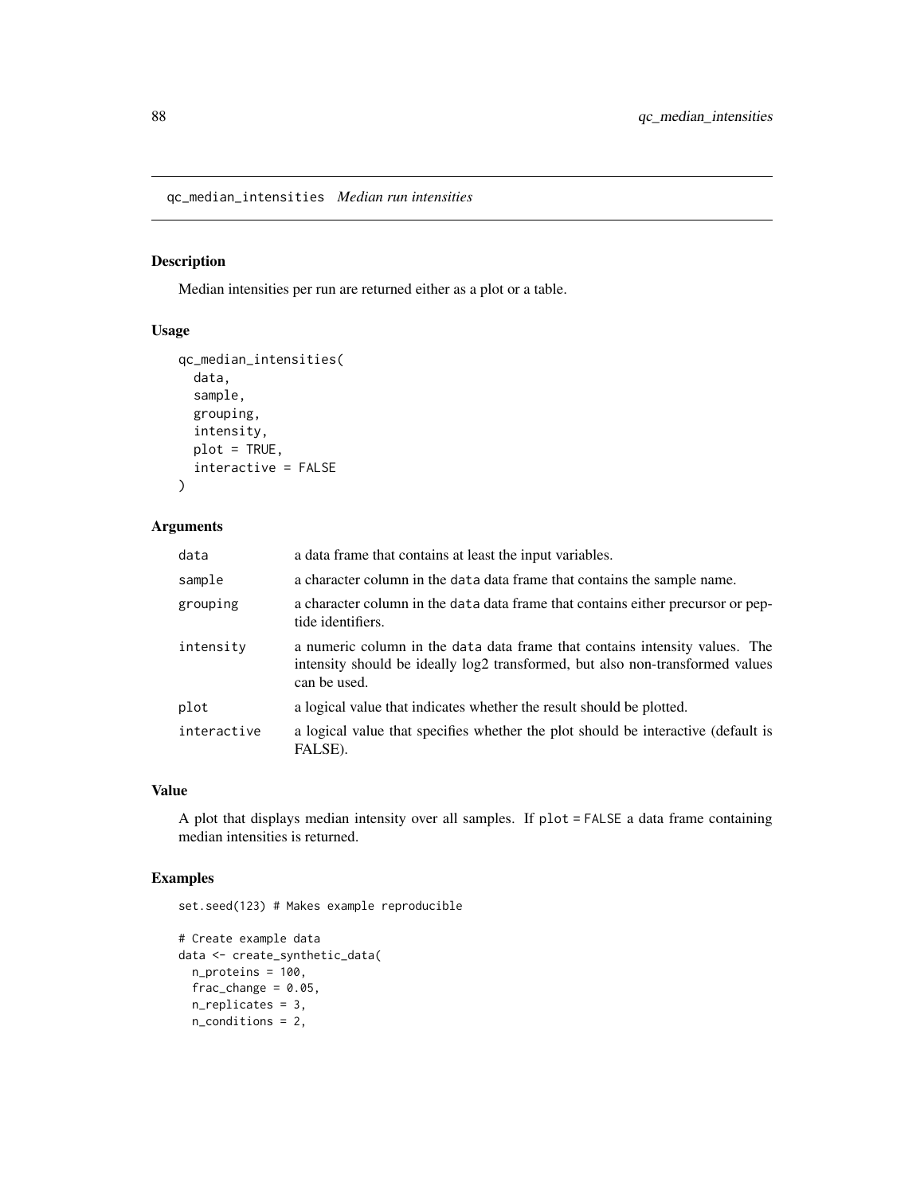## qc_median_intensities *Median run intensities*

### Description

Median intensities per run are returned either as a plot or a table.

### Usage

```
qc_median_intensities(
  data,
  sample,
  grouping,
  intensity,
  plot = TRUE,
  interactive = FALSE
)
```

### Arguments

| | |
|---|---|
| data | a data frame that contains at least the input variables. |
| sample | a character column in the data data frame that contains the sample name. |
| grouping | a character column in the data data frame that contains either precursor or peptide identifiers. |
| intensity | a numeric column in the data data frame that contains intensity values. The intensity should be ideally log2 transformed, but also non-transformed values can be used. |
| plot | a logical value that indicates whether the result should be plotted. |
| interactive | a logical value that specifies whether the plot should be interactive (default is FALSE). |

### Value

A plot that displays median intensity over all samples. If plot = FALSE a data frame containing median intensities is returned.

### Examples

```
set.seed(123) # Makes example reproducible

# Create example data
data <- create_synthetic_data(
  n_proteins = 100,
  frac_change = 0.05,
  n_replicates = 3,
  n_conditions = 2,
```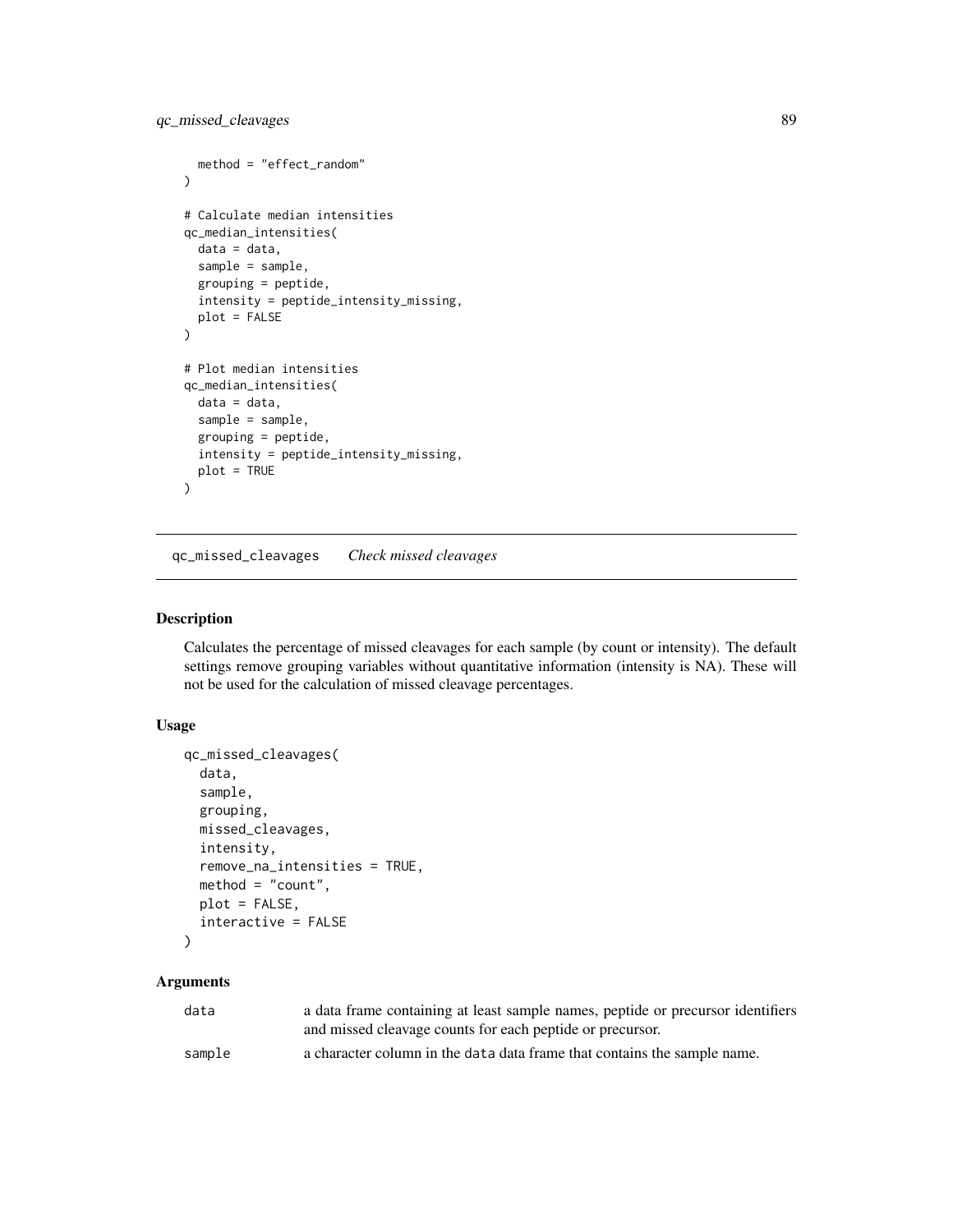```
  method = "effect_random"
)

# Calculate median intensities
qc_median_intensities(
  data = data,
  sample = sample,
  grouping = peptide,
  intensity = peptide_intensity_missing,
  plot = FALSE
)

# Plot median intensities
qc_median_intensities(
  data = data,
  sample = sample,
  grouping = peptide,
  intensity = peptide_intensity_missing,
  plot = TRUE
)
```

## qc_missed_cleavages    *Check missed cleavages*

### Description

Calculates the percentage of missed cleavages for each sample (by count or intensity). The default settings remove grouping variables without quantitative information (intensity is NA). These will not be used for the calculation of missed cleavage percentages.

### Usage

```
qc_missed_cleavages(
  data,
  sample,
  grouping,
  missed_cleavages,
  intensity,
  remove_na_intensities = TRUE,
  method = "count",
  plot = FALSE,
  interactive = FALSE
)
```

### Arguments

| | |
|---|---|
| data | a data frame containing at least sample names, peptide or precursor identifiers and missed cleavage counts for each peptide or precursor. |
| sample | a character column in the data data frame that contains the sample name. |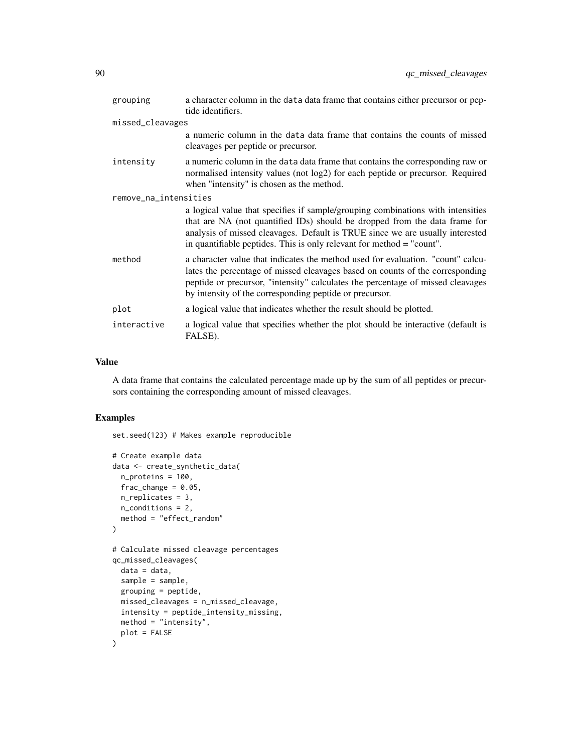| | |
|---|---|
| grouping | a character column in the data data frame that contains either precursor or peptide identifiers. |
| missed_cleavages | a numeric column in the data data frame that contains the counts of missed cleavages per peptide or precursor. |
| intensity | a numeric column in the data data frame that contains the corresponding raw or normalised intensity values (not log2) for each peptide or precursor. Required when "intensity" is chosen as the method. |
| remove_na_intensities | a logical value that specifies if sample/grouping combinations with intensities that are NA (not quantified IDs) should be dropped from the data frame for analysis of missed cleavages. Default is TRUE since we are usually interested in quantifiable peptides. This is only relevant for method = "count". |
| method | a character value that indicates the method used for evaluation. "count" calculates the percentage of missed cleavages based on counts of the corresponding peptide or precursor, "intensity" calculates the percentage of missed cleavages by intensity of the corresponding peptide or precursor. |
| plot | a logical value that indicates whether the result should be plotted. |
| interactive | a logical value that specifies whether the plot should be interactive (default is FALSE). |

## Value

A data frame that contains the calculated percentage made up by the sum of all peptides or precursors containing the corresponding amount of missed cleavages.

## Examples

```
set.seed(123) # Makes example reproducible

# Create example data
data <- create_synthetic_data(
  n_proteins = 100,
  frac_change = 0.05,
  n_replicates = 3,
  n_conditions = 2,
  method = "effect_random"
)

# Calculate missed cleavage percentages
qc_missed_cleavages(
  data = data,
  sample = sample,
  grouping = peptide,
  missed_cleavages = n_missed_cleavage,
  intensity = peptide_intensity_missing,
  method = "intensity",
  plot = FALSE
)
```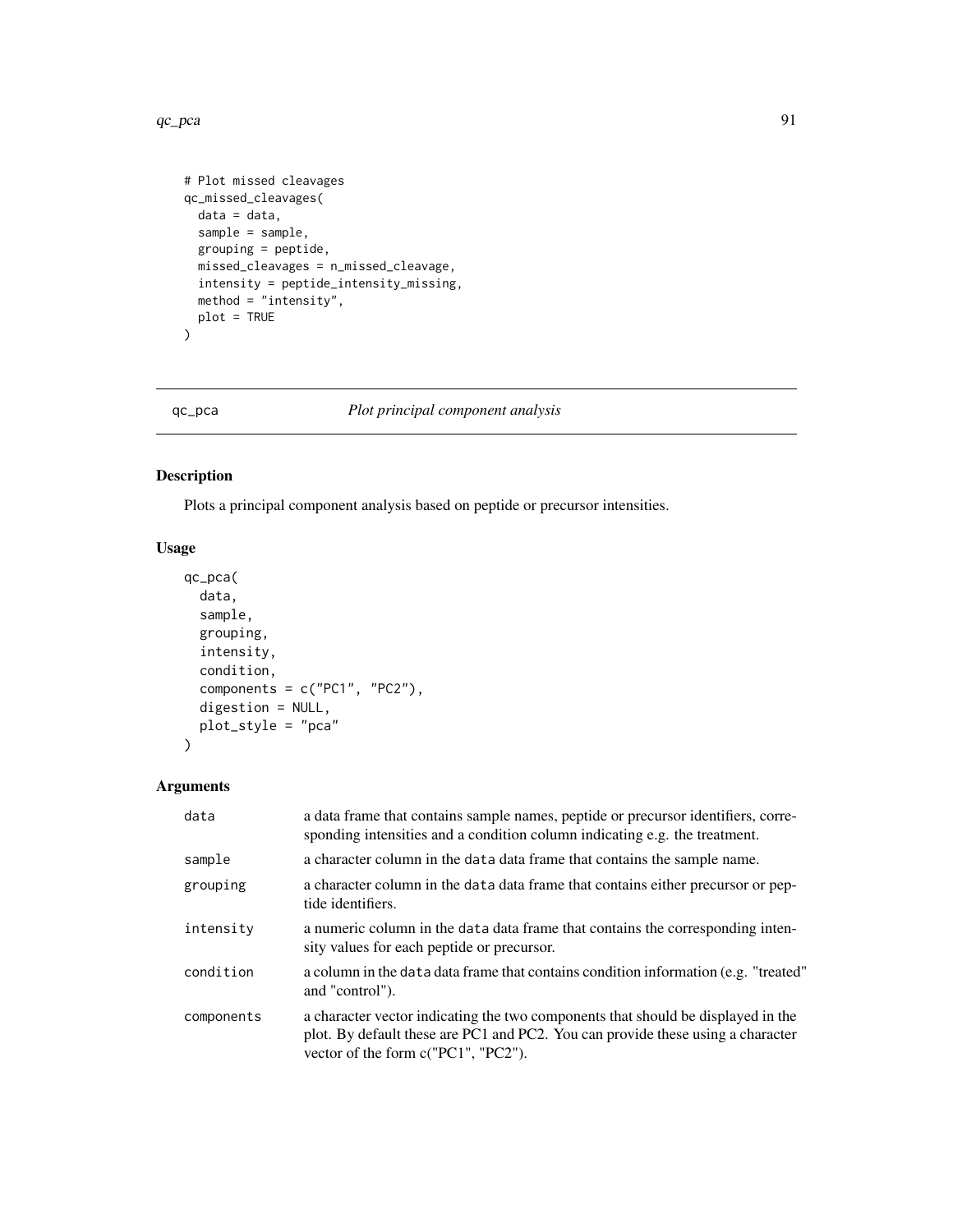```
# Plot missed cleavages
qc_missed_cleavages(
  data = data,
  sample = sample,
  grouping = peptide,
  missed_cleavages = n_missed_cleavage,
  intensity = peptide_intensity_missing,
  method = "intensity",
  plot = TRUE
)
```

---

## qc_pca *Plot principal component analysis*

### Description

Plots a principal component analysis based on peptide or precursor intensities.

### Usage

```
qc_pca(
  data,
  sample,
  grouping,
  intensity,
  condition,
  components = c("PC1", "PC2"),
  digestion = NULL,
  plot_style = "pca"
)
```

### Arguments

| | |
|---|---|
| `data` | a data frame that contains sample names, peptide or precursor identifiers, corresponding intensities and a condition column indicating e.g. the treatment. |
| `sample` | a character column in the `data` data frame that contains the sample name. |
| `grouping` | a character column in the `data` data frame that contains either precursor or peptide identifiers. |
| `intensity` | a numeric column in the `data` data frame that contains the corresponding intensity values for each peptide or precursor. |
| `condition` | a column in the `data` data frame that contains condition information (e.g. "treated" and "control"). |
| `components` | a character vector indicating the two components that should be displayed in the plot. By default these are PC1 and PC2. You can provide these using a character vector of the form c("PC1", "PC2"). |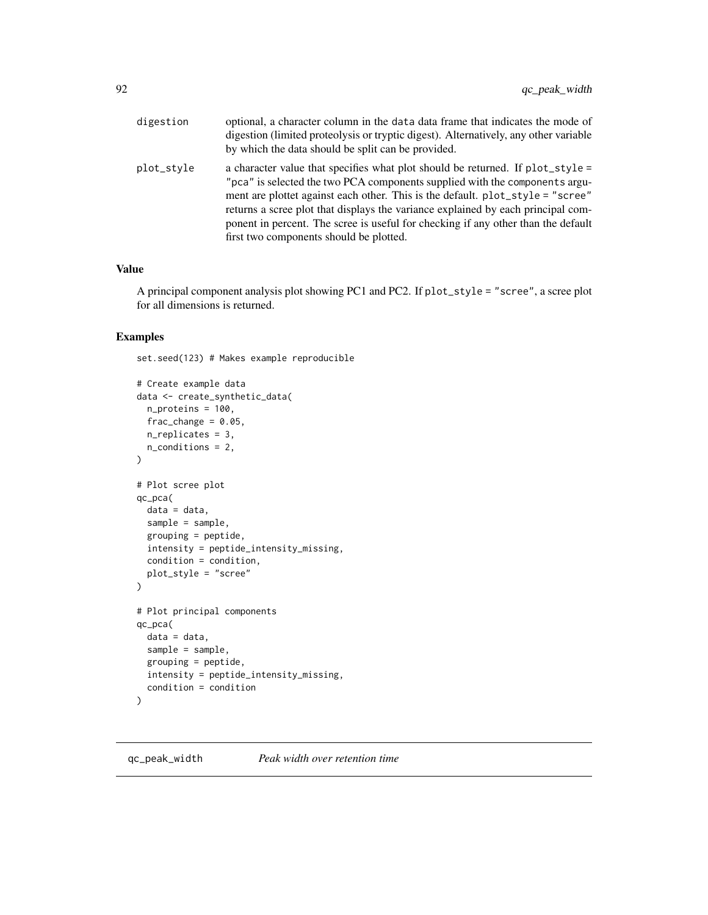| | |
|---|---|
| digestion | optional, a character column in the `data` data frame that indicates the mode of digestion (limited proteolysis or tryptic digest). Alternatively, any other variable by which the data should be split can be provided. |
| plot_style | a character value that specifies what plot should be returned. If `plot_style = "pca"` is selected the two PCA components supplied with the `components` argument are plottet against each other. This is the default. `plot_style = "scree"` returns a scree plot that displays the variance explained by each principal component in percent. The scree is useful for checking if any other than the default first two components should be plotted. |

### Value

A principal component analysis plot showing PC1 and PC2. If `plot_style = "scree"`, a scree plot for all dimensions is returned.

### Examples

```
set.seed(123) # Makes example reproducible

# Create example data
data <- create_synthetic_data(
  n_proteins = 100,
  frac_change = 0.05,
  n_replicates = 3,
  n_conditions = 2,
)

# Plot scree plot
qc_pca(
  data = data,
  sample = sample,
  grouping = peptide,
  intensity = peptide_intensity_missing,
  condition = condition,
  plot_style = "scree"
)

# Plot principal components
qc_pca(
  data = data,
  sample = sample,
  grouping = peptide,
  intensity = peptide_intensity_missing,
  condition = condition
)
```

## qc_peak_width *Peak width over retention time*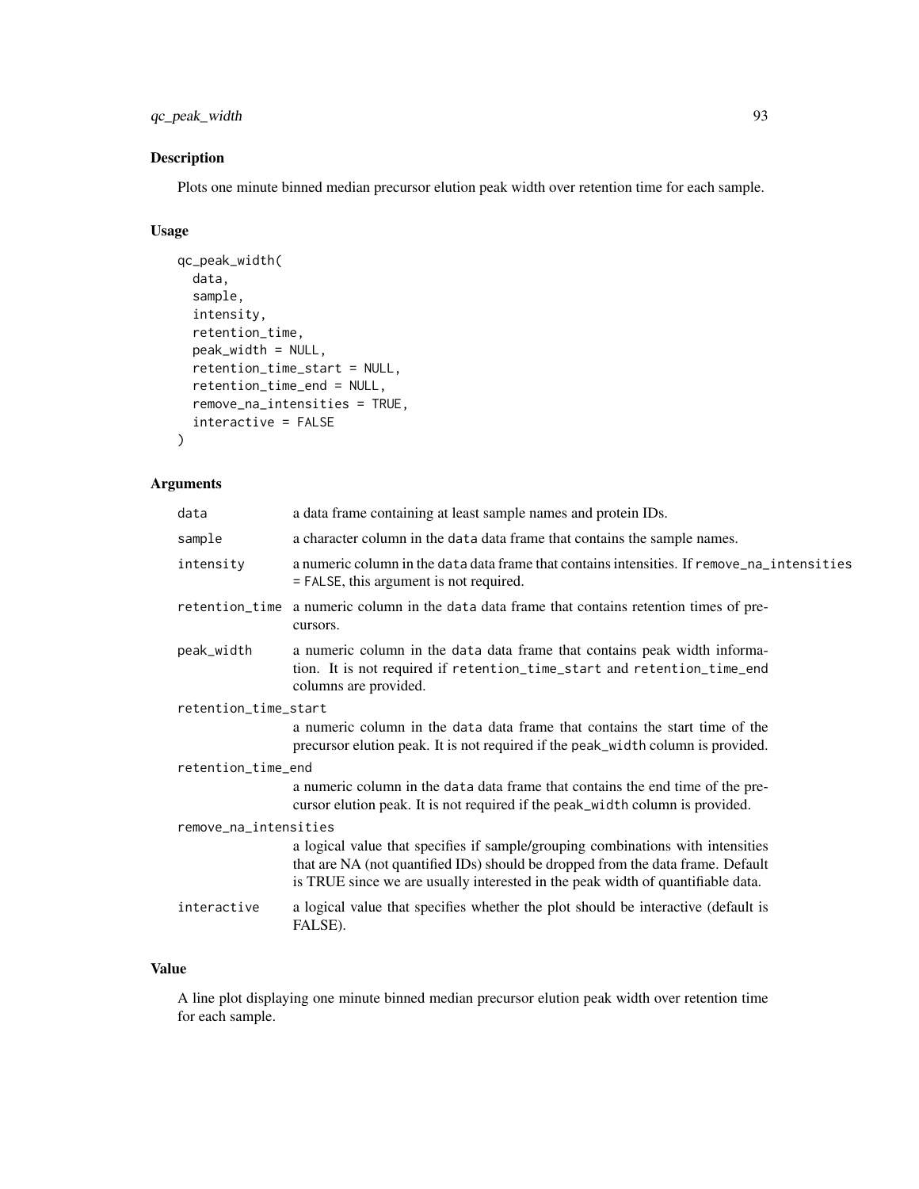## Description

Plots one minute binned median precursor elution peak width over retention time for each sample.

## Usage

```
qc_peak_width(
  data,
  sample,
  intensity,
  retention_time,
  peak_width = NULL,
  retention_time_start = NULL,
  retention_time_end = NULL,
  remove_na_intensities = TRUE,
  interactive = FALSE
)
```

## Arguments

| | |
|---|---|
| `data` | a data frame containing at least sample names and protein IDs. |
| `sample` | a character column in the `data` data frame that contains the sample names. |
| `intensity` | a numeric column in the `data` data frame that contains intensities. If `remove_na_intensities = FALSE`, this argument is not required. |
| `retention_time` | a numeric column in the `data` data frame that contains retention times of precursors. |
| `peak_width` | a numeric column in the `data` data frame that contains peak width information. It is not required if `retention_time_start` and `retention_time_end` columns are provided. |
| `retention_time_start` | a numeric column in the `data` data frame that contains the start time of the precursor elution peak. It is not required if the `peak_width` column is provided. |
| `retention_time_end` | a numeric column in the `data` data frame that contains the end time of the precursor elution peak. It is not required if the `peak_width` column is provided. |
| `remove_na_intensities` | a logical value that specifies if sample/grouping combinations with intensities that are NA (not quantified IDs) should be dropped from the data frame. Default is TRUE since we are usually interested in the peak width of quantifiable data. |
| `interactive` | a logical value that specifies whether the plot should be interactive (default is FALSE). |

## Value

A line plot displaying one minute binned median precursor elution peak width over retention time for each sample.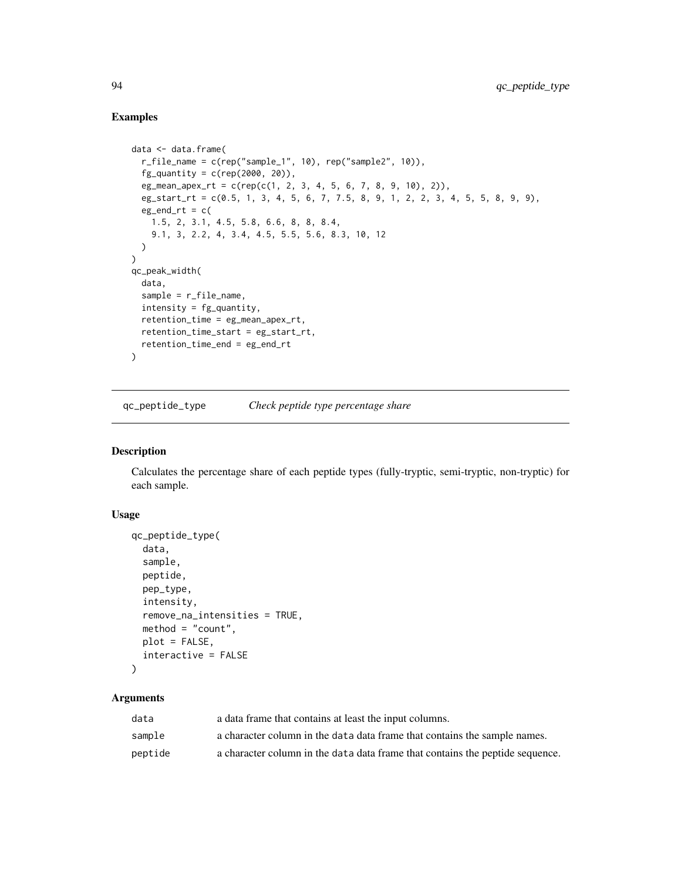## Examples

```
data <- data.frame(
  r_file_name = c(rep("sample_1", 10), rep("sample2", 10)),
  fg_quantity = c(rep(2000, 20)),
  eg_mean_apex_rt = c(rep(c(1, 2, 3, 4, 5, 6, 7, 8, 9, 10), 2)),
  eg_start_rt = c(0.5, 1, 3, 4, 5, 6, 7, 7.5, 8, 9, 1, 2, 2, 3, 4, 5, 5, 8, 9, 9),
  eg_end_rt = c(
    1.5, 2, 3.1, 4.5, 5.8, 6.6, 8, 8, 8.4,
    9.1, 3, 2.2, 4, 3.4, 4.5, 5.5, 5.6, 8.3, 10, 12
  )
)
qc_peak_width(
  data,
  sample = r_file_name,
  intensity = fg_quantity,
  retention_time = eg_mean_apex_rt,
  retention_time_start = eg_start_rt,
  retention_time_end = eg_end_rt
)
```

---

# qc_peptide_type *Check peptide type percentage share*

---

## Description

Calculates the percentage share of each peptide types (fully-tryptic, semi-tryptic, non-tryptic) for each sample.

## Usage

```
qc_peptide_type(
  data,
  sample,
  peptide,
  pep_type,
  intensity,
  remove_na_intensities = TRUE,
  method = "count",
  plot = FALSE,
  interactive = FALSE
)
```

## Arguments

| | |
|---|---|
| data | a data frame that contains at least the input columns. |
| sample | a character column in the data data frame that contains the sample names. |
| peptide | a character column in the data data frame that contains the peptide sequence. |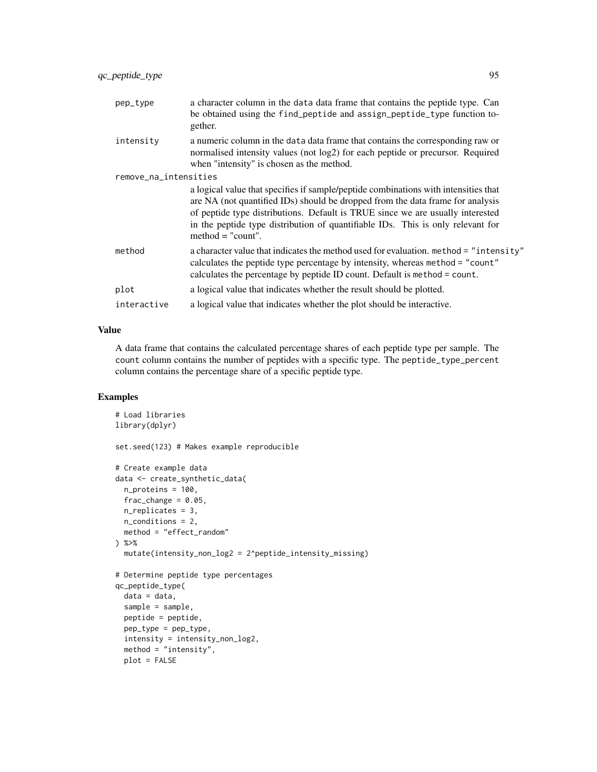| | |
|---|---|
| pep_type | a character column in the data data frame that contains the peptide type. Can be obtained using the find_peptide and assign_peptide_type function together. |
| intensity | a numeric column in the data data frame that contains the corresponding raw or normalised intensity values (not log2) for each peptide or precursor. Required when "intensity" is chosen as the method. |
| remove_na_intensities | a logical value that specifies if sample/peptide combinations with intensities that are NA (not quantified IDs) should be dropped from the data frame for analysis of peptide type distributions. Default is TRUE since we are usually interested in the peptide type distribution of quantifiable IDs. This is only relevant for method = "count". |
| method | a character value that indicates the method used for evaluation. method = "intensity" calculates the peptide type percentage by intensity, whereas method = "count" calculates the percentage by peptide ID count. Default is method = count. |
| plot | a logical value that indicates whether the result should be plotted. |
| interactive | a logical value that indicates whether the plot should be interactive. |

## Value

A data frame that contains the calculated percentage shares of each peptide type per sample. The count column contains the number of peptides with a specific type. The peptide_type_percent column contains the percentage share of a specific peptide type.

## Examples

```
# Load libraries
library(dplyr)

set.seed(123) # Makes example reproducible

# Create example data
data <- create_synthetic_data(
  n_proteins = 100,
  frac_change = 0.05,
  n_replicates = 3,
  n_conditions = 2,
  method = "effect_random"
) %>%
  mutate(intensity_non_log2 = 2^peptide_intensity_missing)

# Determine peptide type percentages
qc_peptide_type(
  data = data,
  sample = sample,
  peptide = peptide,
  pep_type = pep_type,
  intensity = intensity_non_log2,
  method = "intensity",
  plot = FALSE
```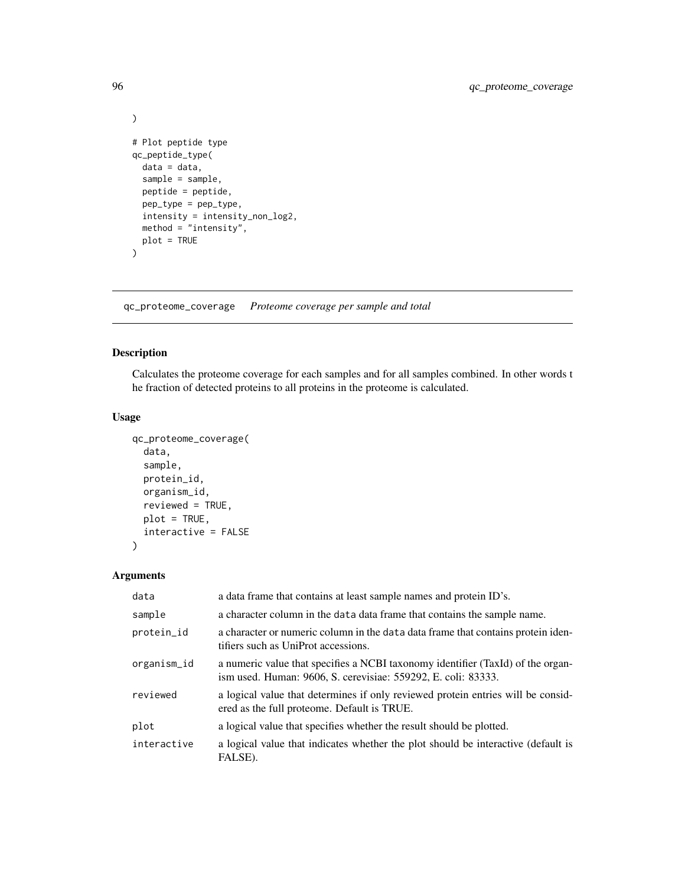```
)

# Plot peptide type
qc_peptide_type(
  data = data,
  sample = sample,
  peptide = peptide,
  pep_type = pep_type,
  intensity = intensity_non_log2,
  method = "intensity",
  plot = TRUE
)
```

## qc_proteome_coverage *Proteome coverage per sample and total*

### Description

Calculates the proteome coverage for each samples and for all samples combined. In other words t he fraction of detected proteins to all proteins in the proteome is calculated.

### Usage

```
qc_proteome_coverage(
  data,
  sample,
  protein_id,
  organism_id,
  reviewed = TRUE,
  plot = TRUE,
  interactive = FALSE
)
```

### Arguments

| | |
|---|---|
| data | a data frame that contains at least sample names and protein ID's. |
| sample | a character column in the data data frame that contains the sample name. |
| protein_id | a character or numeric column in the data data frame that contains protein identifiers such as UniProt accessions. |
| organism_id | a numeric value that specifies a NCBI taxonomy identifier (TaxId) of the organism used. Human: 9606, S. cerevisiae: 559292, E. coli: 83333. |
| reviewed | a logical value that determines if only reviewed protein entries will be considered as the full proteome. Default is TRUE. |
| plot | a logical value that specifies whether the result should be plotted. |
| interactive | a logical value that indicates whether the plot should be interactive (default is FALSE). |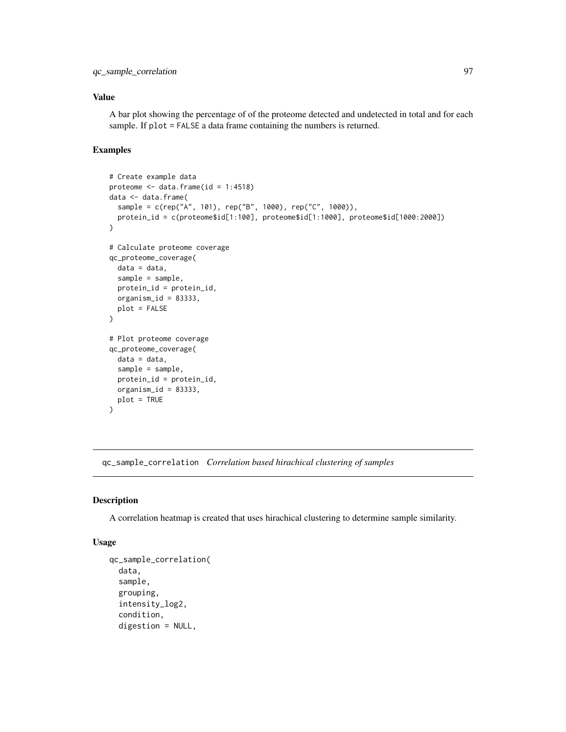### Value

A bar plot showing the percentage of of the proteome detected and undetected in total and for each sample. If `plot = FALSE` a data frame containing the numbers is returned.

### Examples

```
# Create example data
proteome <- data.frame(id = 1:4518)
data <- data.frame(
  sample = c(rep("A", 101), rep("B", 1000), rep("C", 1000)),
  protein_id = c(proteome$id[1:100], proteome$id[1:1000], proteome$id[1000:2000])
)

# Calculate proteome coverage
qc_proteome_coverage(
  data = data,
  sample = sample,
  protein_id = protein_id,
  organism_id = 83333,
  plot = FALSE
)

# Plot proteome coverage
qc_proteome_coverage(
  data = data,
  sample = sample,
  protein_id = protein_id,
  organism_id = 83333,
  plot = TRUE
)
```

---

## qc_sample_correlation *Correlation based hirachical clustering of samples*

---

### Description

A correlation heatmap is created that uses hirachical clustering to determine sample similarity.

### Usage

```
qc_sample_correlation(
  data,
  sample,
  grouping,
  intensity_log2,
  condition,
  digestion = NULL,
```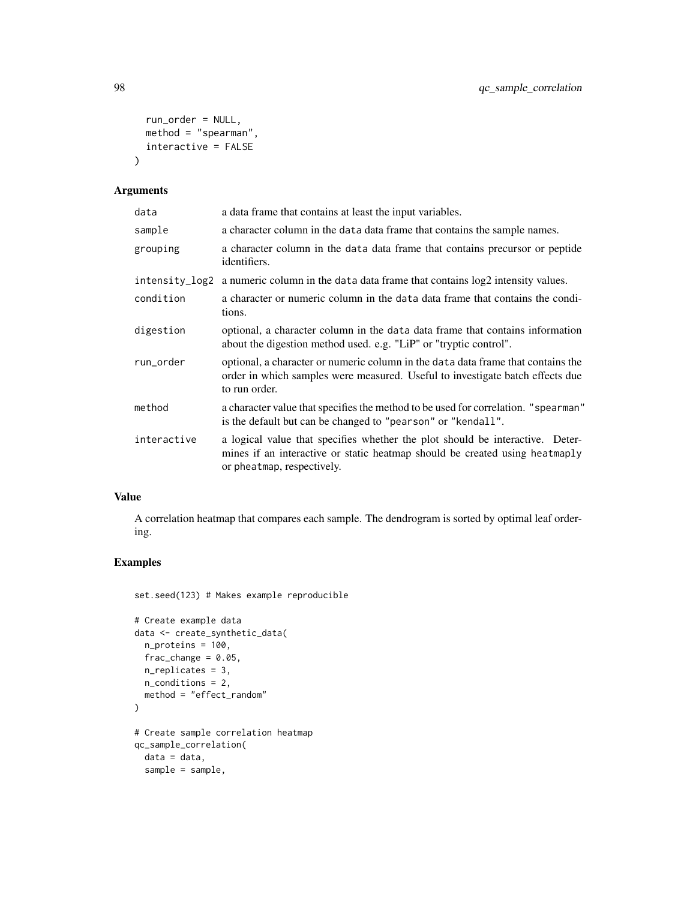```
  run_order = NULL,
  method = "spearman",
  interactive = FALSE
)
```

## Arguments

| | |
|---|---|
| data | a data frame that contains at least the input variables. |
| sample | a character column in the data data frame that contains the sample names. |
| grouping | a character column in the data data frame that contains precursor or peptide identifiers. |
| intensity_log2 | a numeric column in the data data frame that contains log2 intensity values. |
| condition | a character or numeric column in the data data frame that contains the conditions. |
| digestion | optional, a character column in the data data frame that contains information about the digestion method used. e.g. "LiP" or "tryptic control". |
| run_order | optional, a character or numeric column in the data data frame that contains the order in which samples were measured. Useful to investigate batch effects due to run order. |
| method | a character value that specifies the method to be used for correlation. "spearman" is the default but can be changed to "pearson" or "kendall". |
| interactive | a logical value that specifies whether the plot should be interactive. Determines if an interactive or static heatmap should be created using heatmaply or pheatmap, respectively. |

## Value

A correlation heatmap that compares each sample. The dendrogram is sorted by optimal leaf ordering.

## Examples

```
set.seed(123) # Makes example reproducible

# Create example data
data <- create_synthetic_data(
  n_proteins = 100,
  frac_change = 0.05,
  n_replicates = 3,
  n_conditions = 2,
  method = "effect_random"
)

# Create sample correlation heatmap
qc_sample_correlation(
  data = data,
  sample = sample,
```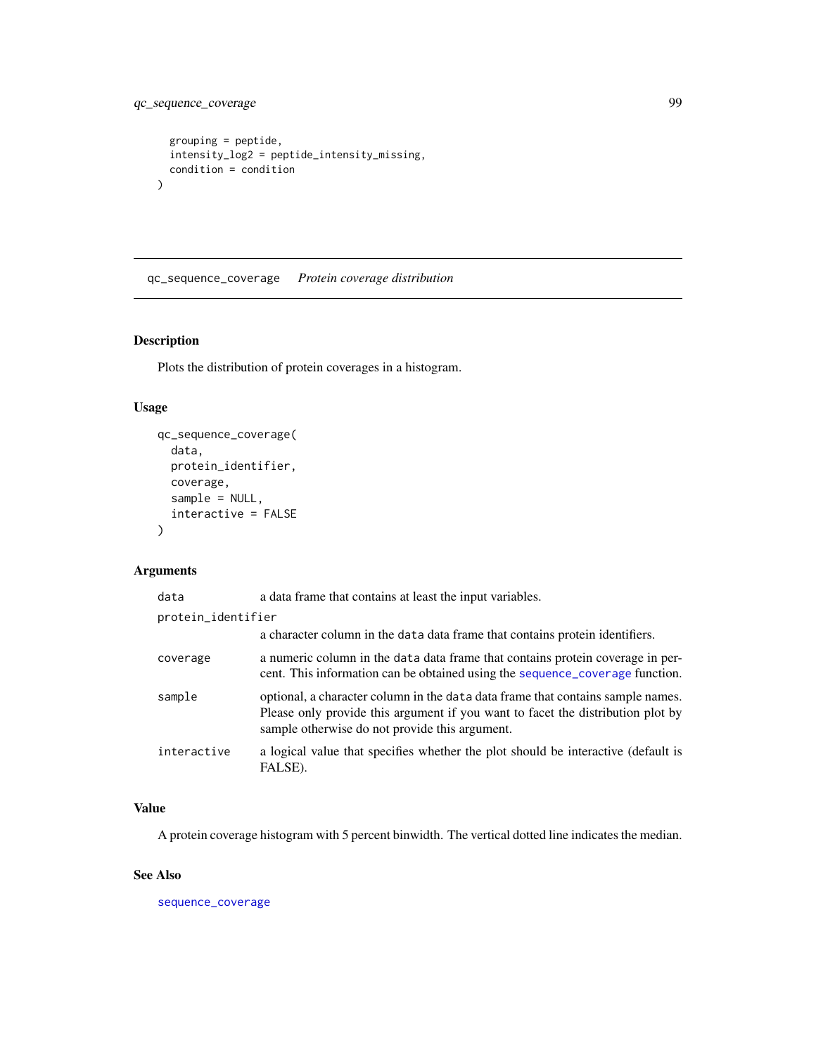```
  grouping = peptide,
  intensity_log2 = peptide_intensity_missing,
  condition = condition
)
```

## qc_sequence_coverage *Protein coverage distribution*

### Description

Plots the distribution of protein coverages in a histogram.

### Usage

```
qc_sequence_coverage(
  data,
  protein_identifier,
  coverage,
  sample = NULL,
  interactive = FALSE
)
```

### Arguments

| | |
|---|---|
| `data` | a data frame that contains at least the input variables. |
| `protein_identifier` | a character column in the `data` data frame that contains protein identifiers. |
| `coverage` | a numeric column in the `data` data frame that contains protein coverage in percent. This information can be obtained using the `sequence_coverage` function. |
| `sample` | optional, a character column in the `data` data frame that contains sample names. Please only provide this argument if you want to facet the distribution plot by sample otherwise do not provide this argument. |
| `interactive` | a logical value that specifies whether the plot should be interactive (default is FALSE). |

### Value

A protein coverage histogram with 5 percent binwidth. The vertical dotted line indicates the median.

### See Also

`sequence_coverage`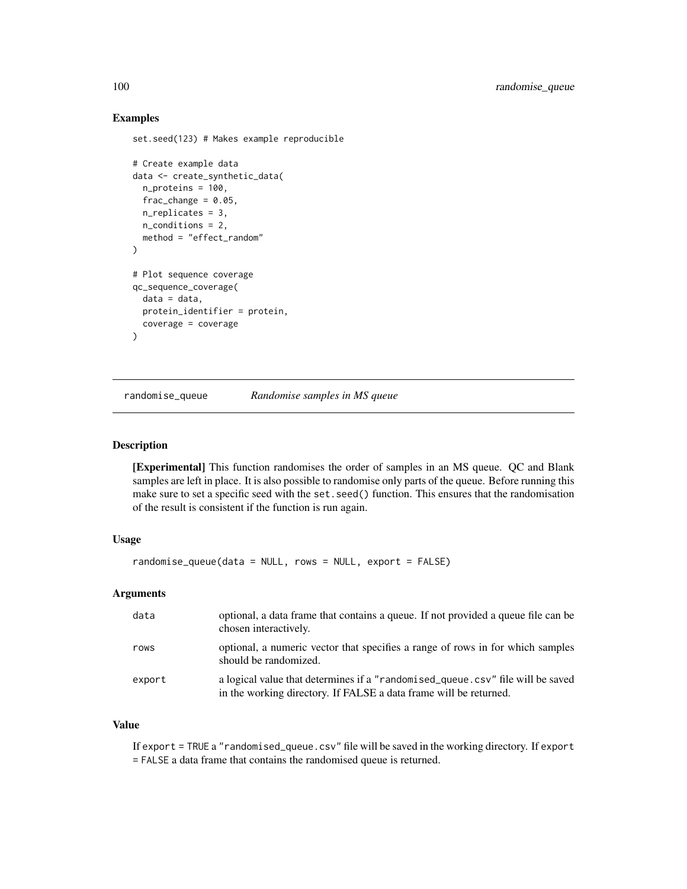## Examples

```
set.seed(123) # Makes example reproducible

# Create example data
data <- create_synthetic_data(
  n_proteins = 100,
  frac_change = 0.05,
  n_replicates = 3,
  n_conditions = 2,
  method = "effect_random"
)

# Plot sequence coverage
qc_sequence_coverage(
  data = data,
  protein_identifier = protein,
  coverage = coverage
)
```

---

# randomise_queue *Randomise samples in MS queue*

---

## Description

**[Experimental]** This function randomises the order of samples in an MS queue. QC and Blank samples are left in place. It is also possible to randomise only parts of the queue. Before running this make sure to set a specific seed with the `set.seed()` function. This ensures that the randomisation of the result is consistent if the function is run again.

## Usage

```
randomise_queue(data = NULL, rows = NULL, export = FALSE)
```

## Arguments

| | |
|---|---|
| data | optional, a data frame that contains a queue. If not provided a queue file can be chosen interactively. |
| rows | optional, a numeric vector that specifies a range of rows in for which samples should be randomized. |
| export | a logical value that determines if a "randomised_queue.csv" file will be saved in the working directory. If FALSE a data frame will be returned. |

## Value

If `export = TRUE` a "randomised_queue.csv" file will be saved in the working directory. If `export = FALSE` a data frame that contains the randomised queue is returned.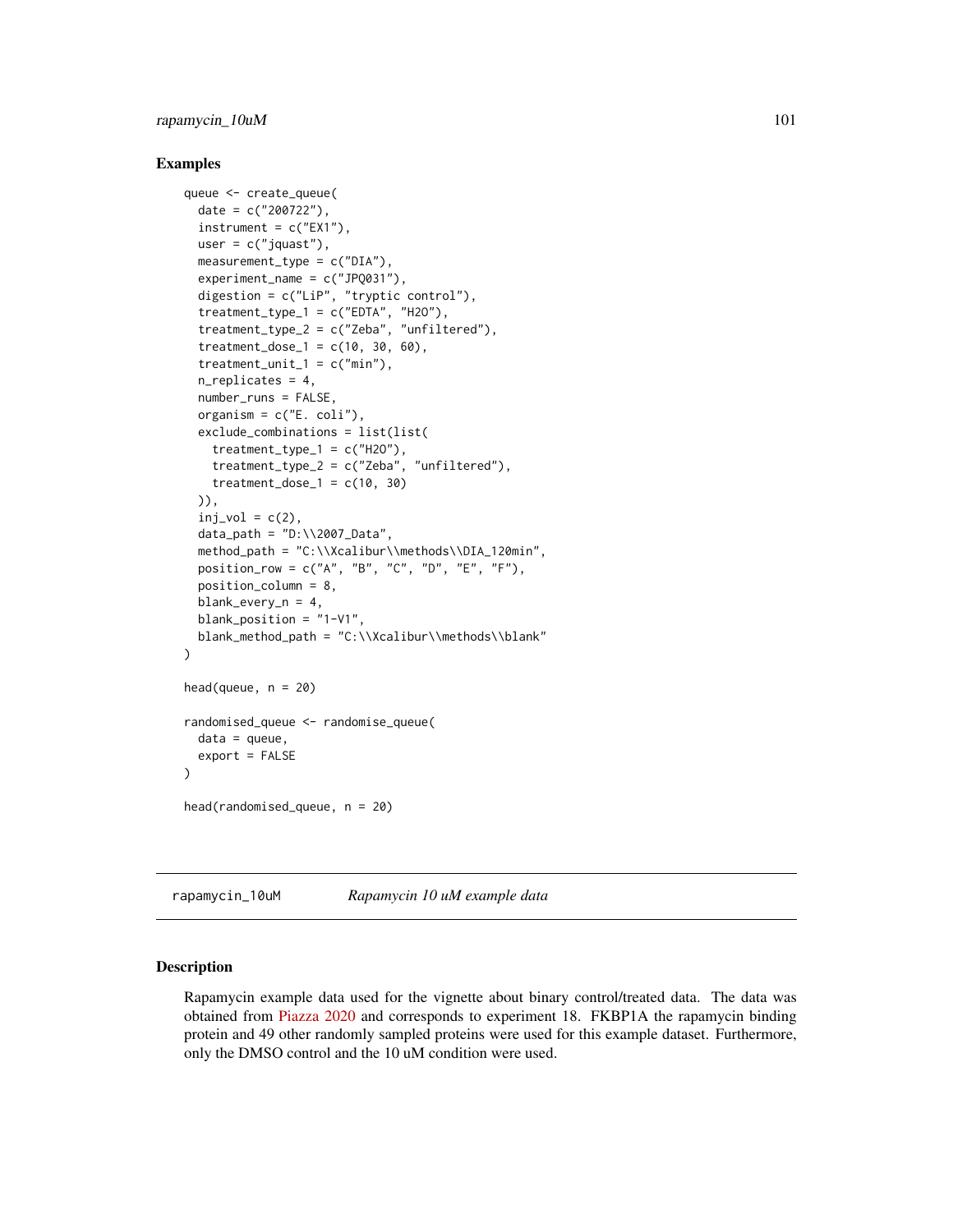## Examples

```
queue <- create_queue(
  date = c("200722"),
  instrument = c("EX1"),
  user = c("jquast"),
  measurement_type = c("DIA"),
  experiment_name = c("JPQ031"),
  digestion = c("LiP", "tryptic control"),
  treatment_type_1 = c("EDTA", "H2O"),
  treatment_type_2 = c("Zeba", "unfiltered"),
  treatment_dose_1 = c(10, 30, 60),
  treatment_unit_1 = c("min"),
  n_replicates = 4,
  number_runs = FALSE,
  organism = c("E. coli"),
  exclude_combinations = list(list(
    treatment_type_1 = c("H2O"),
    treatment_type_2 = c("Zeba", "unfiltered"),
    treatment_dose_1 = c(10, 30)
  )),
  inj_vol = c(2),
  data_path = "D:\\2007_Data",
  method_path = "C:\\Xcalibur\\methods\\DIA_120min",
  position_row = c("A", "B", "C", "D", "E", "F"),
  position_column = 8,
  blank_every_n = 4,
  blank_position = "1-V1",
  blank_method_path = "C:\\Xcalibur\\methods\\blank"
)

head(queue, n = 20)

randomised_queue <- randomise_queue(
  data = queue,
  export = FALSE
)

head(randomised_queue, n = 20)
```

---

# rapamycin_10uM    *Rapamycin 10 uM example data*

---

## Description

Rapamycin example data used for the vignette about binary control/treated data. The data was obtained from Piazza 2020 and corresponds to experiment 18. FKBP1A the rapamycin binding protein and 49 other randomly sampled proteins were used for this example dataset. Furthermore, only the DMSO control and the 10 uM condition were used.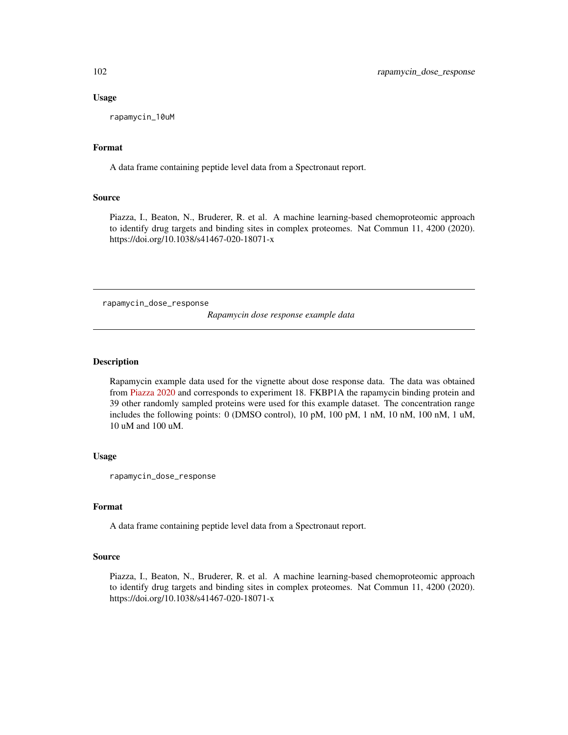### Usage

```
rapamycin_10uM
```

### Format

A data frame containing peptide level data from a Spectronaut report.

### Source

Piazza, I., Beaton, N., Bruderer, R. et al. A machine learning-based chemoproteomic approach to identify drug targets and binding sites in complex proteomes. Nat Commun 11, 4200 (2020). https://doi.org/10.1038/s41467-020-18071-x

---

## rapamycin_dose_response    *Rapamycin dose response example data*

---

### Description

Rapamycin example data used for the vignette about dose response data. The data was obtained from Piazza 2020 and corresponds to experiment 18. FKBP1A the rapamycin binding protein and 39 other randomly sampled proteins were used for this example dataset. The concentration range includes the following points: 0 (DMSO control), 10 pM, 100 pM, 1 nM, 10 nM, 100 nM, 1 uM, 10 uM and 100 uM.

### Usage

```
rapamycin_dose_response
```

### Format

A data frame containing peptide level data from a Spectronaut report.

### Source

Piazza, I., Beaton, N., Bruderer, R. et al. A machine learning-based chemoproteomic approach to identify drug targets and binding sites in complex proteomes. Nat Commun 11, 4200 (2020). https://doi.org/10.1038/s41467-020-18071-x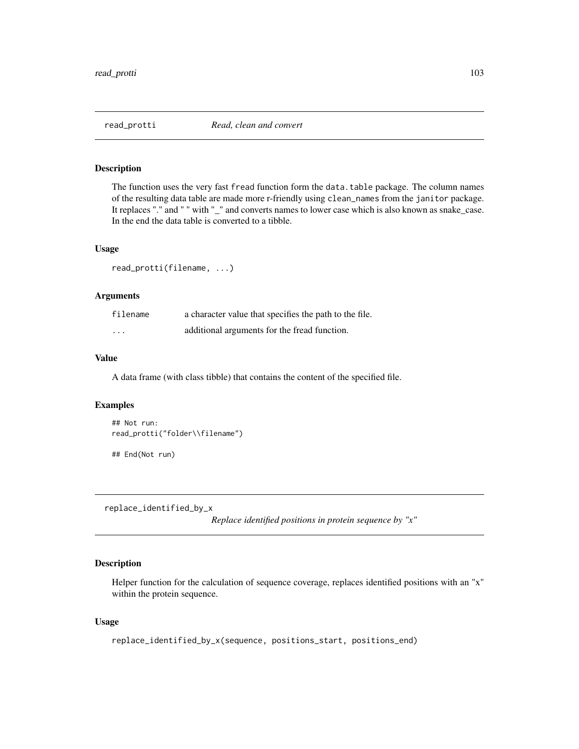## read_protti *Read, clean and convert*

### Description

The function uses the very fast `fread` function form the `data.table` package. The column names of the resulting data table are made more r-friendly using `clean_names` from the `janitor` package. It replaces "." and " " with "_" and converts names to lower case which is also known as snake_case. In the end the data table is converted to a tibble.

### Usage

```
read_protti(filename, ...)
```

### Arguments

| | |
|---|---|
| `filename` | a character value that specifies the path to the file. |
| `...` | additional arguments for the fread function. |

### Value

A data frame (with class tibble) that contains the content of the specified file.

### Examples

```
## Not run:
read_protti("folder\\filename")

## End(Not run)
```

## replace_identified_by_x *Replace identified positions in protein sequence by "x"*

### Description

Helper function for the calculation of sequence coverage, replaces identified positions with an "x" within the protein sequence.

### Usage

```
replace_identified_by_x(sequence, positions_start, positions_end)
```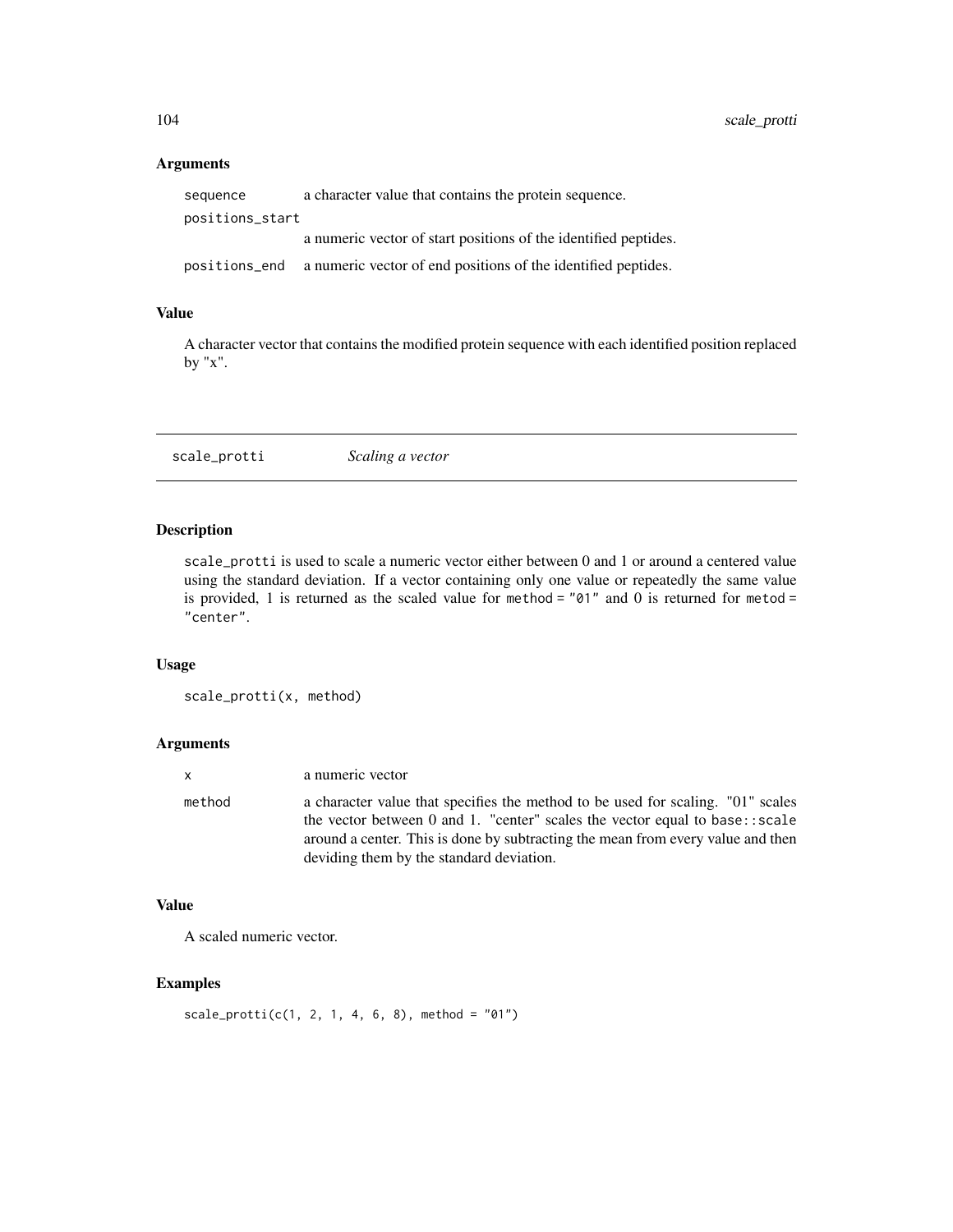### Arguments

| | |
|---|---|
| `sequence` | a character value that contains the protein sequence. |
| `positions_start` | a numeric vector of start positions of the identified peptides. |
| `positions_end` | a numeric vector of end positions of the identified peptides. |

### Value

A character vector that contains the modified protein sequence with each identified position replaced by "x".

## scale_protti — *Scaling a vector*

### Description

`scale_protti` is used to scale a numeric vector either between 0 and 1 or around a centered value using the standard deviation. If a vector containing only one value or repeatedly the same value is provided, 1 is returned as the scaled value for `method = "01"` and 0 is returned for `metod = "center"`.

### Usage

```
scale_protti(x, method)
```

### Arguments

| | |
|---|---|
| `x` | a numeric vector |
| `method` | a character value that specifies the method to be used for scaling. "01" scales the vector between 0 and 1. "center" scales the vector equal to `base::scale` around a center. This is done by subtracting the mean from every value and then deviding them by the standard deviation. |

### Value

A scaled numeric vector.

### Examples

```
scale_protti(c(1, 2, 1, 4, 6, 8), method = "01")
```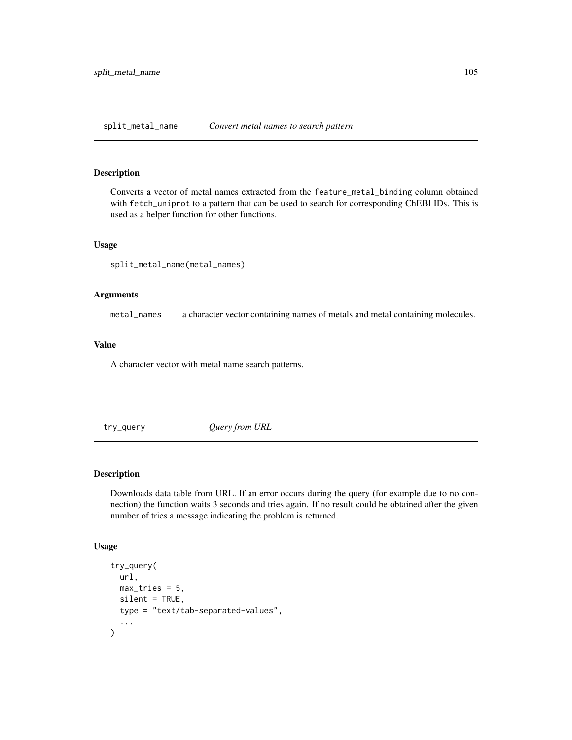## split_metal_name — *Convert metal names to search pattern*

### Description

Converts a vector of metal names extracted from the `feature_metal_binding` column obtained with `fetch_uniprot` to a pattern that can be used to search for corresponding ChEBI IDs. This is used as a helper function for other functions.

### Usage

```
split_metal_name(metal_names)
```

### Arguments

`metal_names` a character vector containing names of metals and metal containing molecules.

### Value

A character vector with metal name search patterns.

## try_query — *Query from URL*

### Description

Downloads data table from URL. If an error occurs during the query (for example due to no connection) the function waits 3 seconds and tries again. If no result could be obtained after the given number of tries a message indicating the problem is returned.

### Usage

```
try_query(
  url,
  max_tries = 5,
  silent = TRUE,
  type = "text/tab-separated-values",
  ...
)
```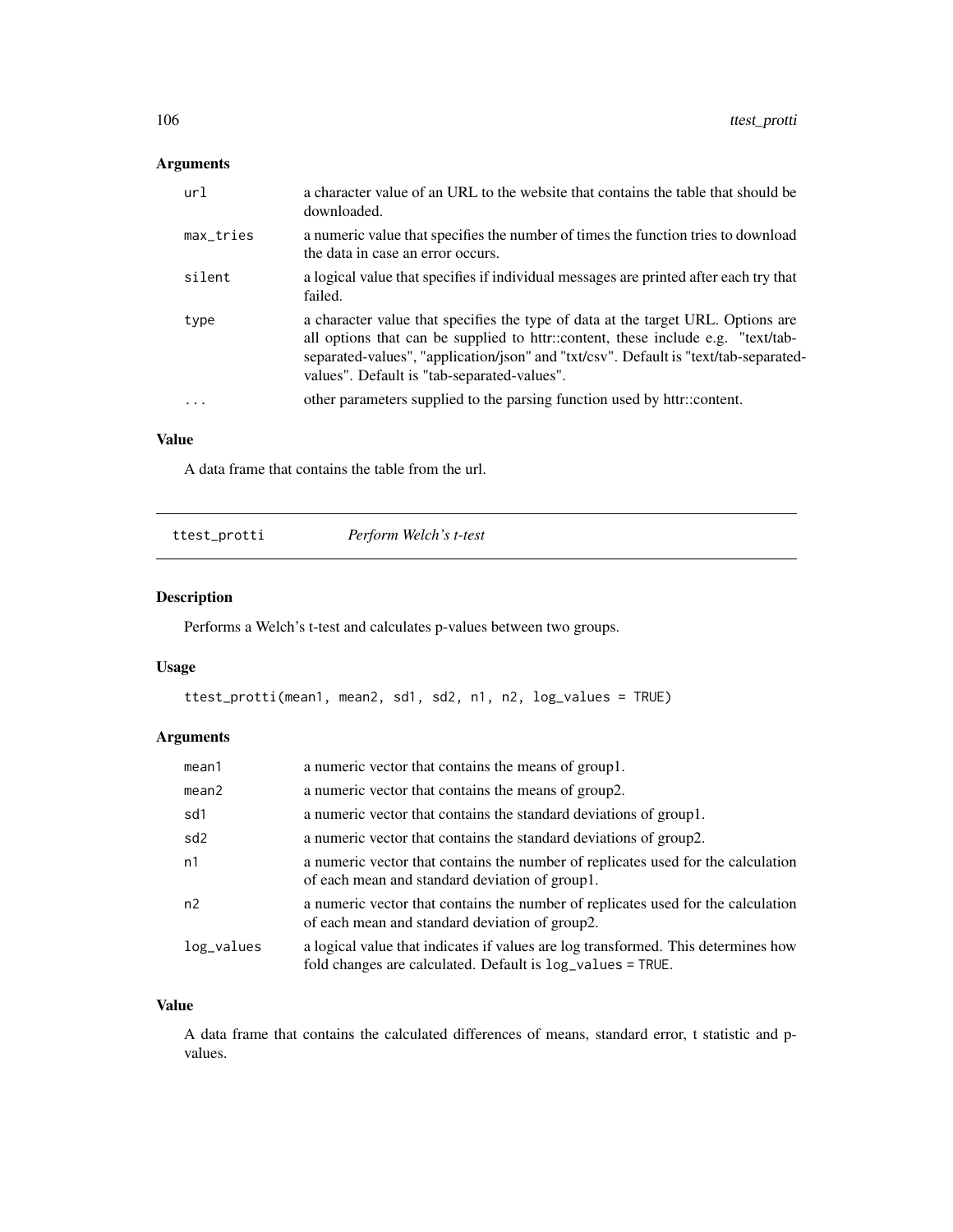## Arguments

| | |
|---|---|
| `url` | a character value of an URL to the website that contains the table that should be downloaded. |
| `max_tries` | a numeric value that specifies the number of times the function tries to download the data in case an error occurs. |
| `silent` | a logical value that specifies if individual messages are printed after each try that failed. |
| `type` | a character value that specifies the type of data at the target URL. Options are all options that can be supplied to httr::content, these include e.g. "text/tab-separated-values", "application/json" and "txt/csv". Default is "text/tab-separated-values". Default is "tab-separated-values". |
| `...` | other parameters supplied to the parsing function used by httr::content. |

## Value

A data frame that contains the table from the url.

---

# `ttest_protti` *Perform Welch's t-test*

## Description

Performs a Welch's t-test and calculates p-values between two groups.

## Usage

```
ttest_protti(mean1, mean2, sd1, sd2, n1, n2, log_values = TRUE)
```

## Arguments

| | |
|---|---|
| `mean1` | a numeric vector that contains the means of group1. |
| `mean2` | a numeric vector that contains the means of group2. |
| `sd1` | a numeric vector that contains the standard deviations of group1. |
| `sd2` | a numeric vector that contains the standard deviations of group2. |
| `n1` | a numeric vector that contains the number of replicates used for the calculation of each mean and standard deviation of group1. |
| `n2` | a numeric vector that contains the number of replicates used for the calculation of each mean and standard deviation of group2. |
| `log_values` | a logical value that indicates if values are log transformed. This determines how fold changes are calculated. Default is `log_values = TRUE`. |

## Value

A data frame that contains the calculated differences of means, standard error, t statistic and p-values.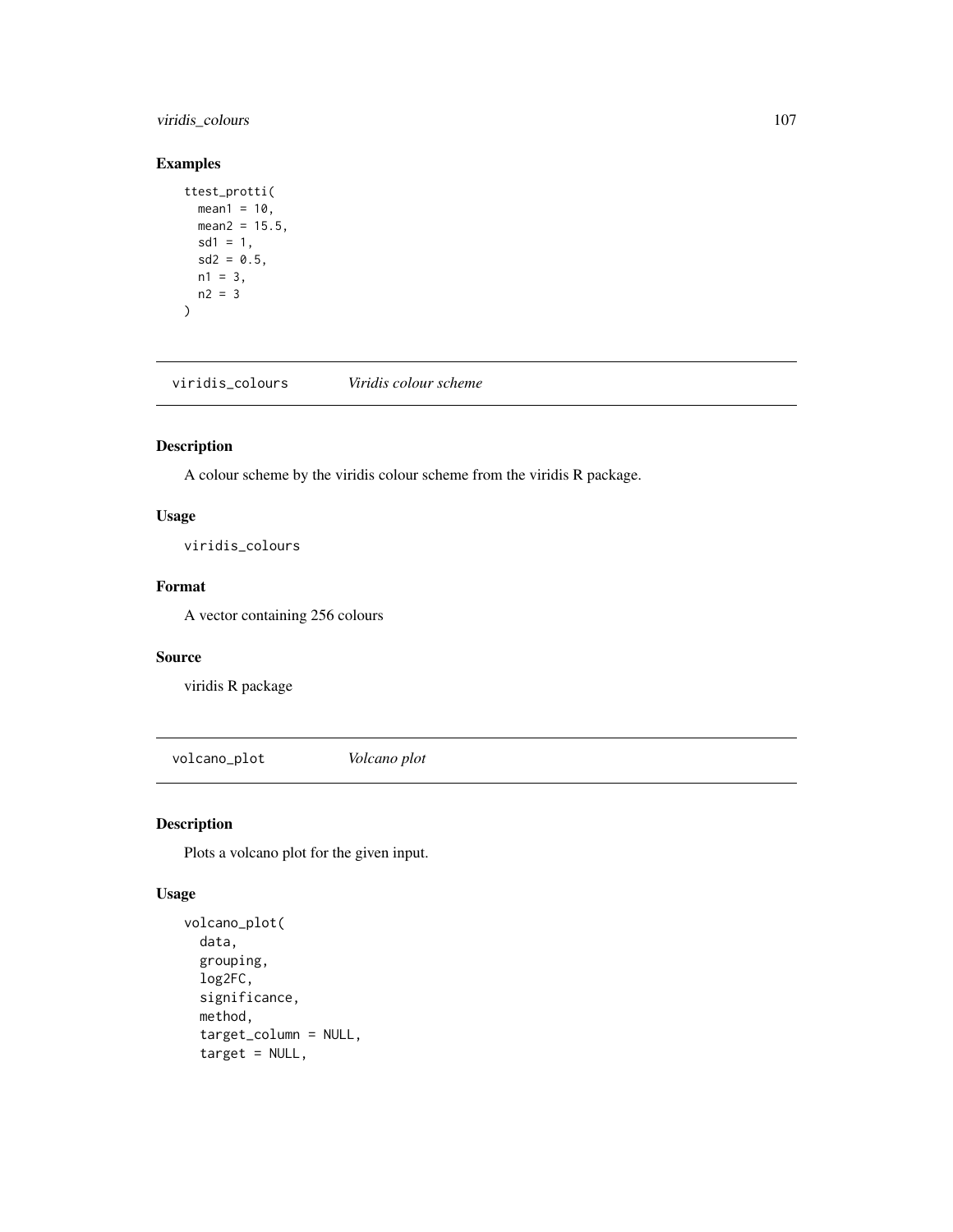## Examples

```
ttest_protti(
  mean1 = 10,
  mean2 = 15.5,
  sd1 = 1,
  sd2 = 0.5,
  n1 = 3,
  n2 = 3
)
```

---

# viridis_colours    *Viridis colour scheme*

## Description

A colour scheme by the viridis colour scheme from the viridis R package.

## Usage

```
viridis_colours
```

## Format

A vector containing 256 colours

## Source

viridis R package

---

# volcano_plot    *Volcano plot*

## Description

Plots a volcano plot for the given input.

## Usage

```
volcano_plot(
  data,
  grouping,
  log2FC,
  significance,
  method,
  target_column = NULL,
  target = NULL,
```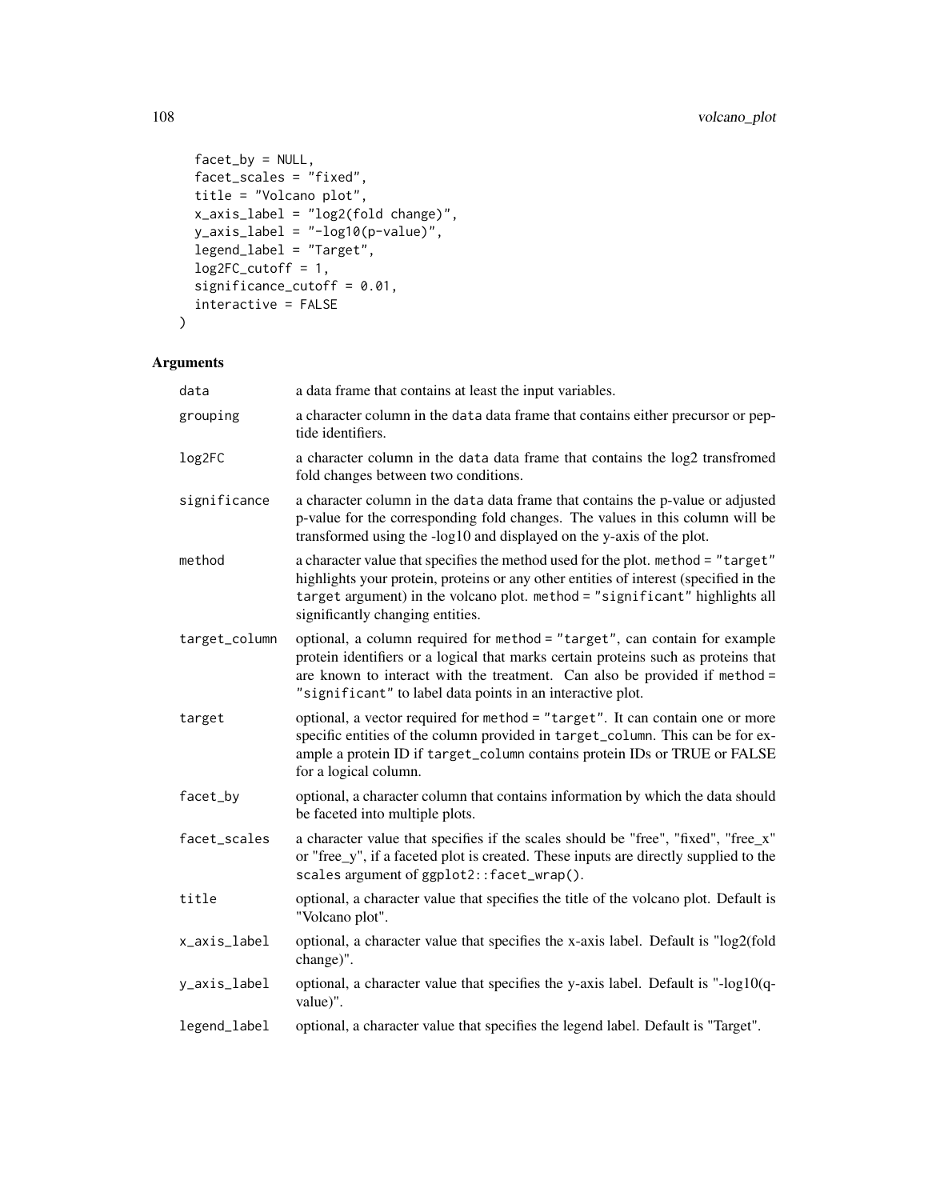```
  facet_by = NULL,
  facet_scales = "fixed",
  title = "Volcano plot",
  x_axis_label = "log2(fold change)",
  y_axis_label = "-log10(p-value)",
  legend_label = "Target",
  log2FC_cutoff = 1,
  significance_cutoff = 0.01,
  interactive = FALSE
)
```

## Arguments

| | |
|---|---|
| `data` | a data frame that contains at least the input variables. |
| `grouping` | a character column in the `data` data frame that contains either precursor or peptide identifiers. |
| `log2FC` | a character column in the `data` data frame that contains the log2 transfromed fold changes between two conditions. |
| `significance` | a character column in the `data` data frame that contains the p-value or adjusted p-value for the corresponding fold changes. The values in this column will be transformed using the -log10 and displayed on the y-axis of the plot. |
| `method` | a character value that specifies the method used for the plot. `method = "target"` highlights your protein, proteins or any other entities of interest (specified in the `target` argument) in the volcano plot. `method = "significant"` highlights all significantly changing entities. |
| `target_column` | optional, a column required for `method = "target"`, can contain for example protein identifiers or a logical that marks certain proteins such as proteins that are known to interact with the treatment. Can also be provided if `method = "significant"` to label data points in an interactive plot. |
| `target` | optional, a vector required for `method = "target"`. It can contain one or more specific entities of the column provided in `target_column`. This can be for example a protein ID if `target_column` contains protein IDs or TRUE or FALSE for a logical column. |
| `facet_by` | optional, a character column that contains information by which the data should be faceted into multiple plots. |
| `facet_scales` | a character value that specifies if the scales should be "free", "fixed", "free_x" or "free_y", if a faceted plot is created. These inputs are directly supplied to the `scales` argument of `ggplot2::facet_wrap()`. |
| `title` | optional, a character value that specifies the title of the volcano plot. Default is "Volcano plot". |
| `x_axis_label` | optional, a character value that specifies the x-axis label. Default is "log2(fold change)". |
| `y_axis_label` | optional, a character value that specifies the y-axis label. Default is "-log10(q-value)". |
| `legend_label` | optional, a character value that specifies the legend label. Default is "Target". |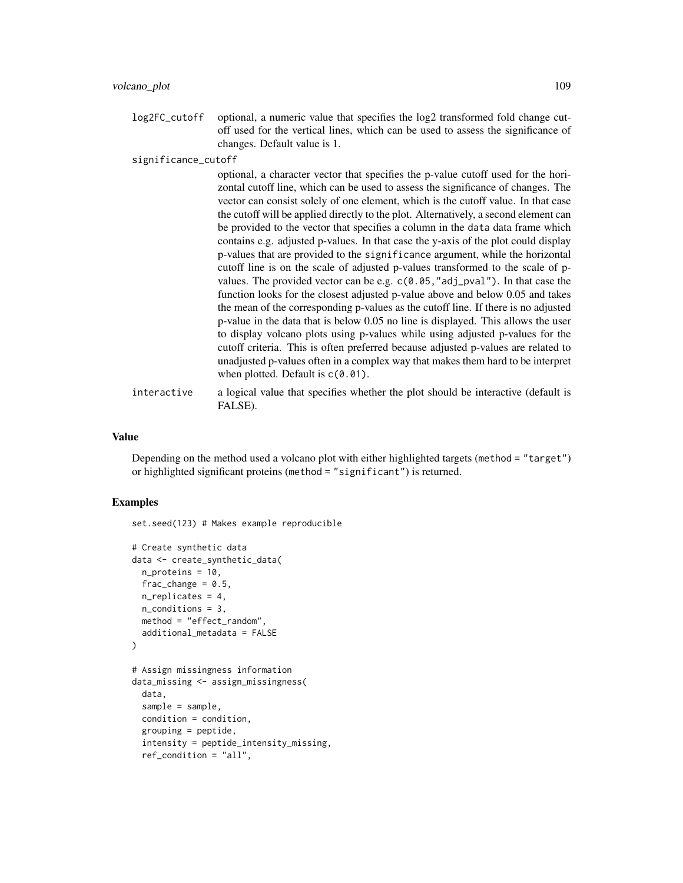log2FC_cutoff optional, a numeric value that specifies the log2 transformed fold change cutoff used for the vertical lines, which can be used to assess the significance of changes. Default value is 1.

significance_cutoff

optional, a character vector that specifies the p-value cutoff used for the horizontal cutoff line, which can be used to assess the significance of changes. The vector can consist solely of one element, which is the cutoff value. In that case the cutoff will be applied directly to the plot. Alternatively, a second element can be provided to the vector that specifies a column in the `data` data frame which contains e.g. adjusted p-values. In that case the y-axis of the plot could display p-values that are provided to the `significance` argument, while the horizontal cutoff line is on the scale of adjusted p-values transformed to the scale of p-values. The provided vector can be e.g. `c(0.05,"adj_pval")`. In that case the function looks for the closest adjusted p-value above and below 0.05 and takes the mean of the corresponding p-values as the cutoff line. If there is no adjusted p-value in the data that is below 0.05 no line is displayed. This allows the user to display volcano plots using p-values while using adjusted p-values for the cutoff criteria. This is often preferred because adjusted p-values are related to unadjusted p-values often in a complex way that makes them hard to be interpret when plotted. Default is `c(0.01)`.

interactive a logical value that specifies whether the plot should be interactive (default is FALSE).

## Value

Depending on the method used a volcano plot with either highlighted targets (`method = "target"`) or highlighted significant proteins (`method = "significant"`) is returned.

## Examples

```
set.seed(123) # Makes example reproducible

# Create synthetic data
data <- create_synthetic_data(
  n_proteins = 10,
  frac_change = 0.5,
  n_replicates = 4,
  n_conditions = 3,
  method = "effect_random",
  additional_metadata = FALSE
)

# Assign missingness information
data_missing <- assign_missingness(
  data,
  sample = sample,
  condition = condition,
  grouping = peptide,
  intensity = peptide_intensity_missing,
  ref_condition = "all",
```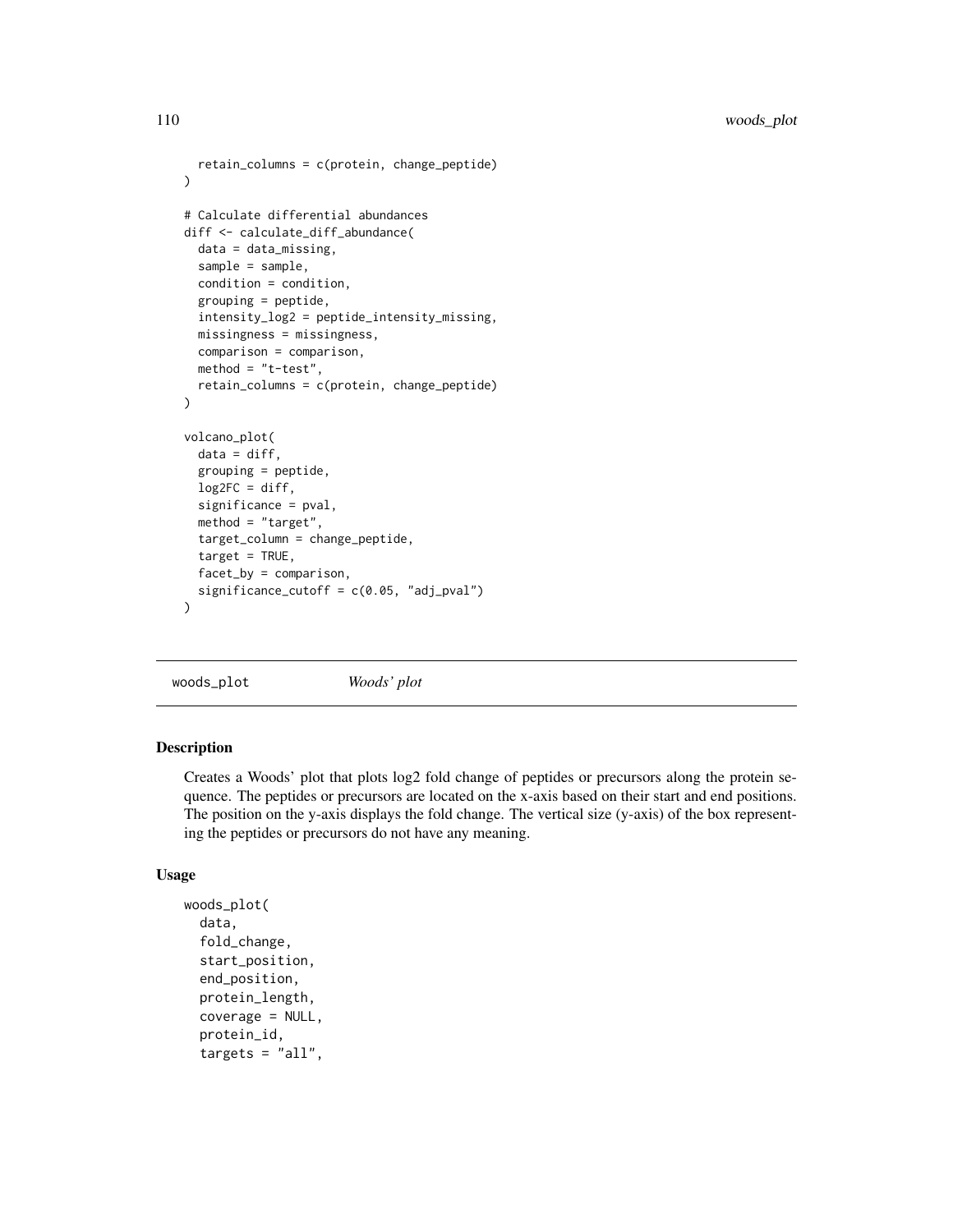```
  retain_columns = c(protein, change_peptide)
)

# Calculate differential abundances
diff <- calculate_diff_abundance(
  data = data_missing,
  sample = sample,
  condition = condition,
  grouping = peptide,
  intensity_log2 = peptide_intensity_missing,
  missingness = missingness,
  comparison = comparison,
  method = "t-test",
  retain_columns = c(protein, change_peptide)
)

volcano_plot(
  data = diff,
  grouping = peptide,
  log2FC = diff,
  significance = pval,
  method = "target",
  target_column = change_peptide,
  target = TRUE,
  facet_by = comparison,
  significance_cutoff = c(0.05, "adj_pval")
)
```

## woods_plot — *Woods' plot*

### Description

Creates a Woods' plot that plots log2 fold change of peptides or precursors along the protein sequence. The peptides or precursors are located on the x-axis based on their start and end positions. The position on the y-axis displays the fold change. The vertical size (y-axis) of the box representing the peptides or precursors do not have any meaning.

### Usage

```
woods_plot(
  data,
  fold_change,
  start_position,
  end_position,
  protein_length,
  coverage = NULL,
  protein_id,
  targets = "all",
```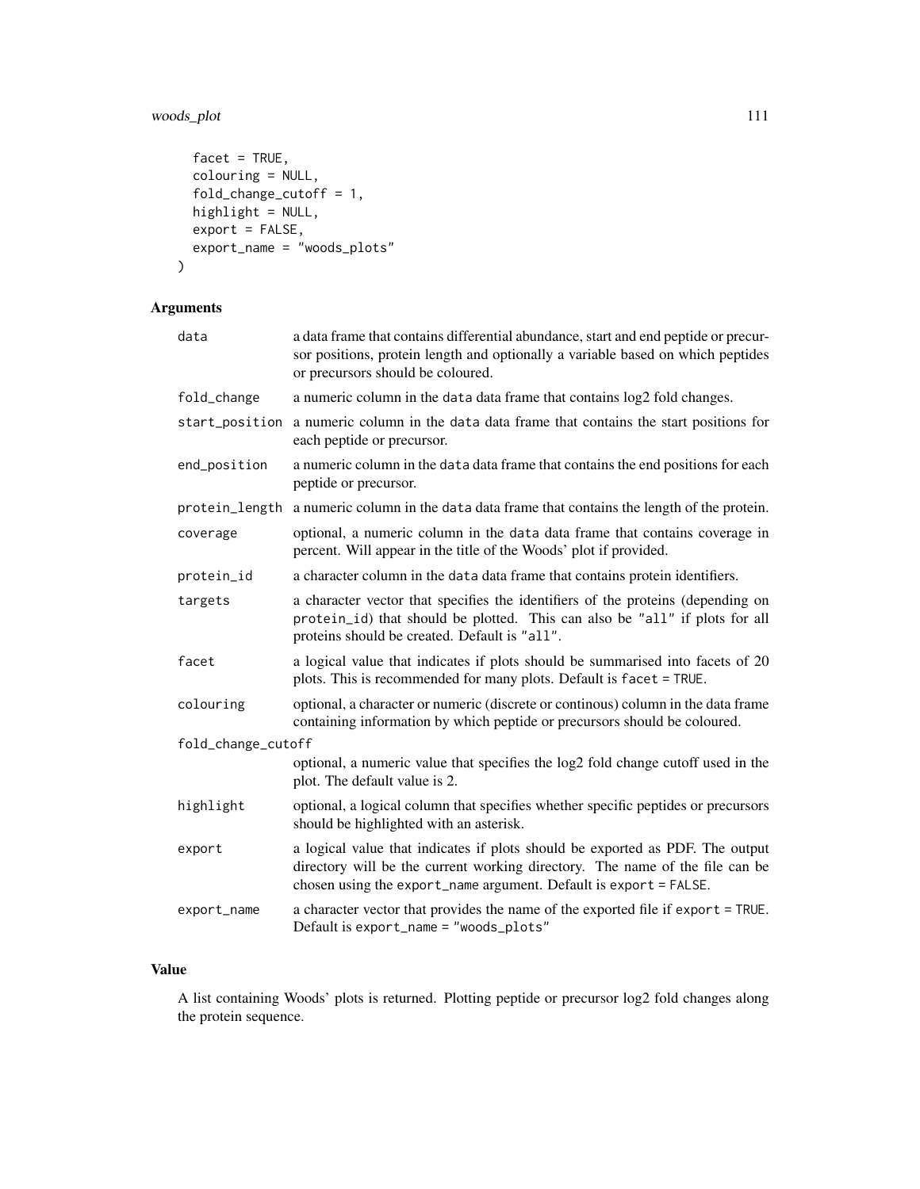```
  facet = TRUE,
  colouring = NULL,
  fold_change_cutoff = 1,
  highlight = NULL,
  export = FALSE,
  export_name = "woods_plots"
)
```

## Arguments

| Argument | Description |
|---|---|
| `data` | a data frame that contains differential abundance, start and end peptide or precursor positions, protein length and optionally a variable based on which peptides or precursors should be coloured. |
| `fold_change` | a numeric column in the `data` data frame that contains log2 fold changes. |
| `start_position` | a numeric column in the `data` data frame that contains the start positions for each peptide or precursor. |
| `end_position` | a numeric column in the `data` data frame that contains the end positions for each peptide or precursor. |
| `protein_length` | a numeric column in the `data` data frame that contains the length of the protein. |
| `coverage` | optional, a numeric column in the `data` data frame that contains coverage in percent. Will appear in the title of the Woods' plot if provided. |
| `protein_id` | a character column in the `data` data frame that contains protein identifiers. |
| `targets` | a character vector that specifies the identifiers of the proteins (depending on `protein_id`) that should be plotted. This can also be `"all"` if plots for all proteins should be created. Default is `"all"`. |
| `facet` | a logical value that indicates if plots should be summarised into facets of 20 plots. This is recommended for many plots. Default is `facet = TRUE`. |
| `colouring` | optional, a character or numeric (discrete or continous) column in the data frame containing information by which peptide or precursors should be coloured. |
| `fold_change_cutoff` | optional, a numeric value that specifies the log2 fold change cutoff used in the plot. The default value is 2. |
| `highlight` | optional, a logical column that specifies whether specific peptides or precursors should be highlighted with an asterisk. |
| `export` | a logical value that indicates if plots should be exported as PDF. The output directory will be the current working directory. The name of the file can be chosen using the `export_name` argument. Default is `export = FALSE`. |
| `export_name` | a character vector that provides the name of the exported file if `export = TRUE`. Default is `export_name = "woods_plots"` |

## Value

A list containing Woods' plots is returned. Plotting peptide or precursor log2 fold changes along the protein sequence.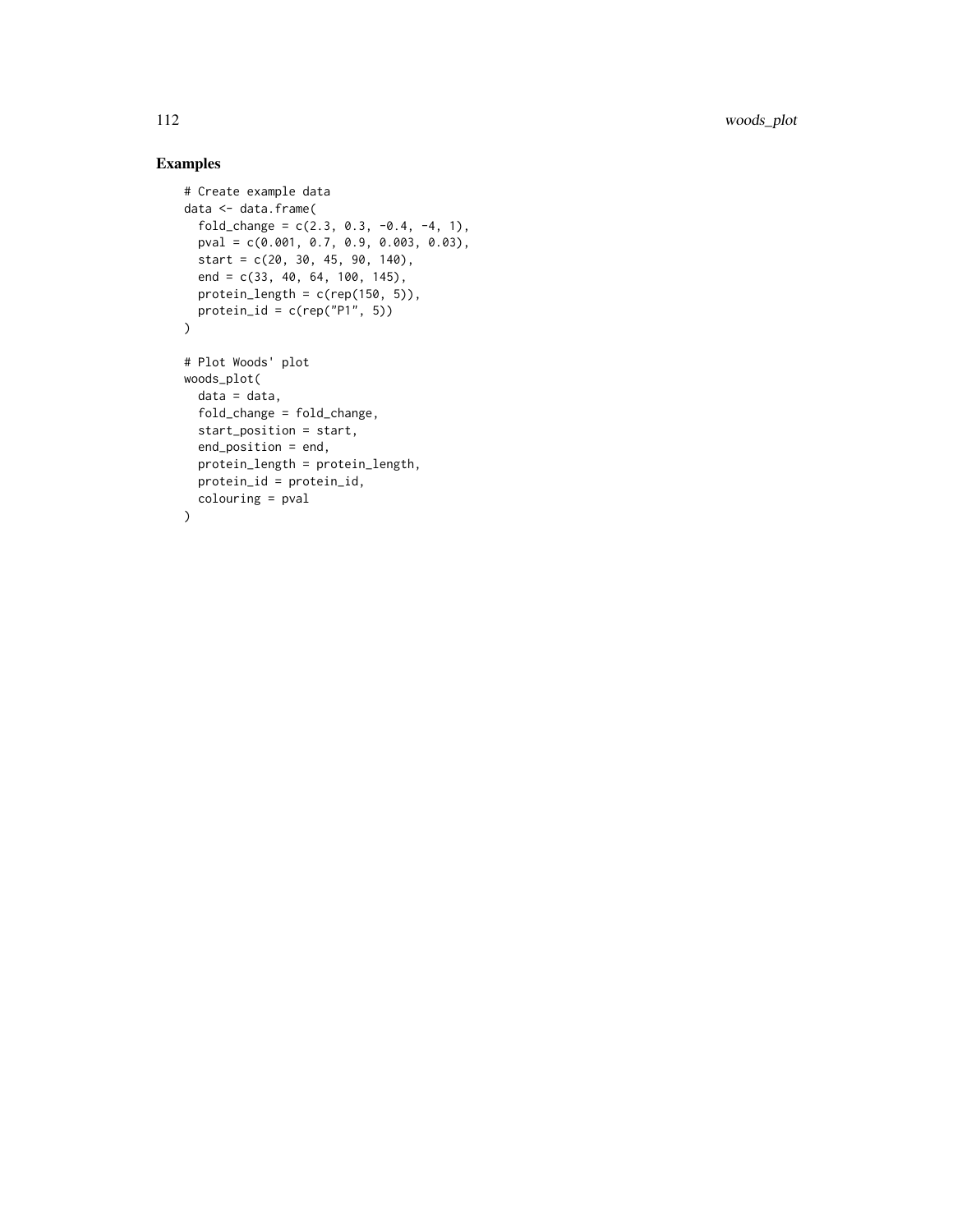## Examples

```
# Create example data
data <- data.frame(
  fold_change = c(2.3, 0.3, -0.4, -4, 1),
  pval = c(0.001, 0.7, 0.9, 0.003, 0.03),
  start = c(20, 30, 45, 90, 140),
  end = c(33, 40, 64, 100, 145),
  protein_length = c(rep(150, 5)),
  protein_id = c(rep("P1", 5))
)

# Plot Woods' plot
woods_plot(
  data = data,
  fold_change = fold_change,
  start_position = start,
  end_position = end,
  protein_length = protein_length,
  protein_id = protein_id,
  colouring = pval
)
```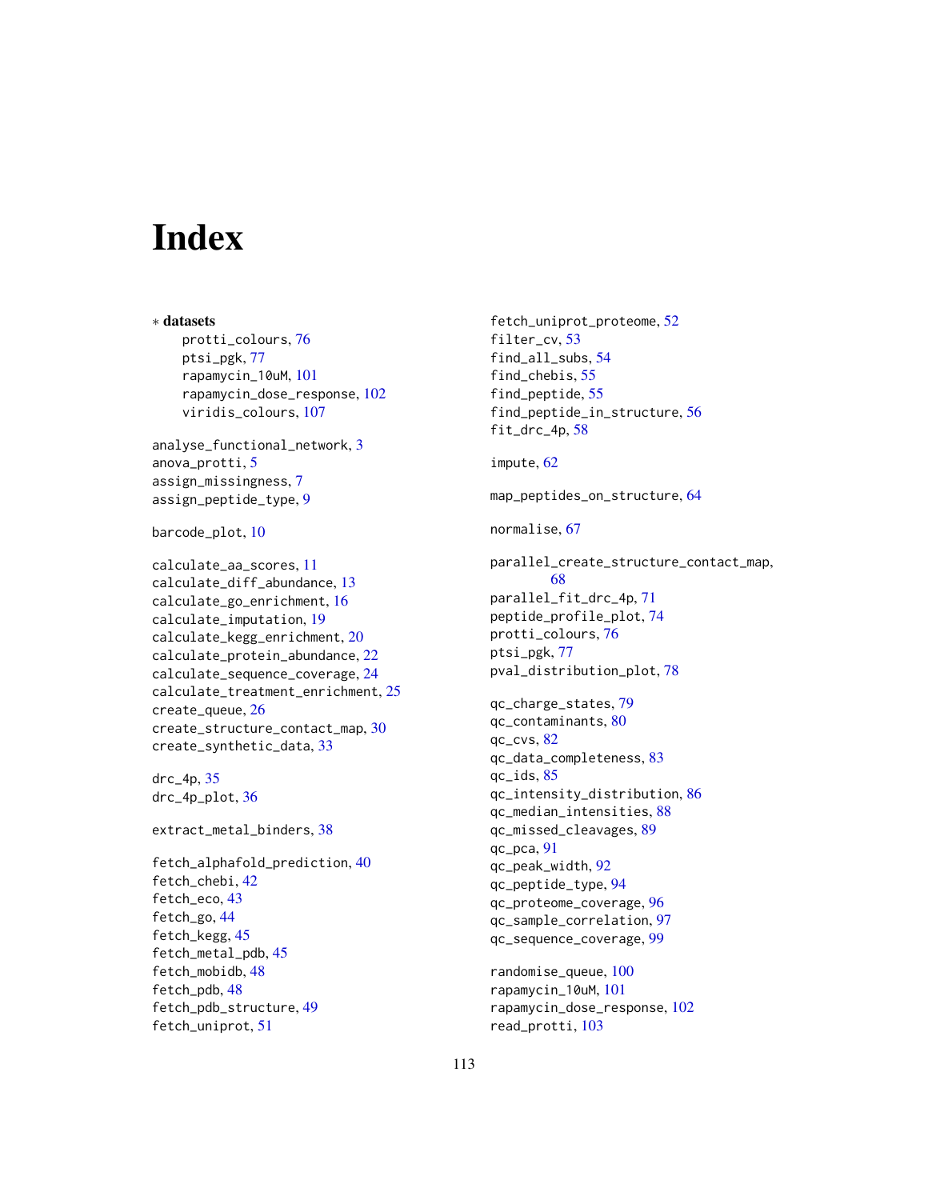# Index

∗ **datasets**

protti_colours, 76
ptsi_pgk, 77
rapamycin_10uM, 101
rapamycin_dose_response, 102
viridis_colours, 107

analyse_functional_network, 3
anova_protti, 5
assign_missingness, 7
assign_peptide_type, 9

barcode_plot, 10

calculate_aa_scores, 11
calculate_diff_abundance, 13
calculate_go_enrichment, 16
calculate_imputation, 19
calculate_kegg_enrichment, 20
calculate_protein_abundance, 22
calculate_sequence_coverage, 24
calculate_treatment_enrichment, 25
create_queue, 26
create_structure_contact_map, 30
create_synthetic_data, 33

drc_4p, 35
drc_4p_plot, 36

extract_metal_binders, 38

fetch_alphafold_prediction, 40
fetch_chebi, 42
fetch_eco, 43
fetch_go, 44
fetch_kegg, 45
fetch_metal_pdb, 45
fetch_mobidb, 48
fetch_pdb, 48
fetch_pdb_structure, 49
fetch_uniprot, 51
fetch_uniprot_proteome, 52
filter_cv, 53
find_all_subs, 54
find_chebis, 55
find_peptide, 55
find_peptide_in_structure, 56
fit_drc_4p, 58

impute, 62

map_peptides_on_structure, 64

normalise, 67

parallel_create_structure_contact_map, 68
parallel_fit_drc_4p, 71
peptide_profile_plot, 74
protti_colours, 76
ptsi_pgk, 77
pval_distribution_plot, 78

qc_charge_states, 79
qc_contaminants, 80
qc_cvs, 82
qc_data_completeness, 83
qc_ids, 85
qc_intensity_distribution, 86
qc_median_intensities, 88
qc_missed_cleavages, 89
qc_pca, 91
qc_peak_width, 92
qc_peptide_type, 94
qc_proteome_coverage, 96
qc_sample_correlation, 97
qc_sequence_coverage, 99

randomise_queue, 100
rapamycin_10uM, 101
rapamycin_dose_response, 102
read_protti, 103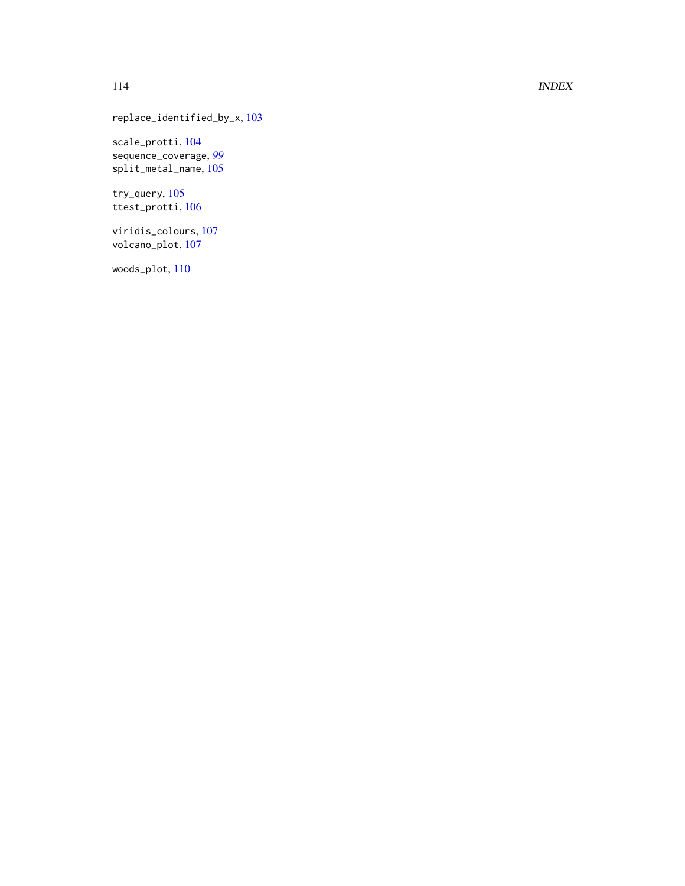replace_identified_by_x, 103

scale_protti, 104
sequence_coverage, *99*
split_metal_name, 105

try_query, 105
ttest_protti, 106

viridis_colours, 107
volcano_plot, 107

woods_plot, 110